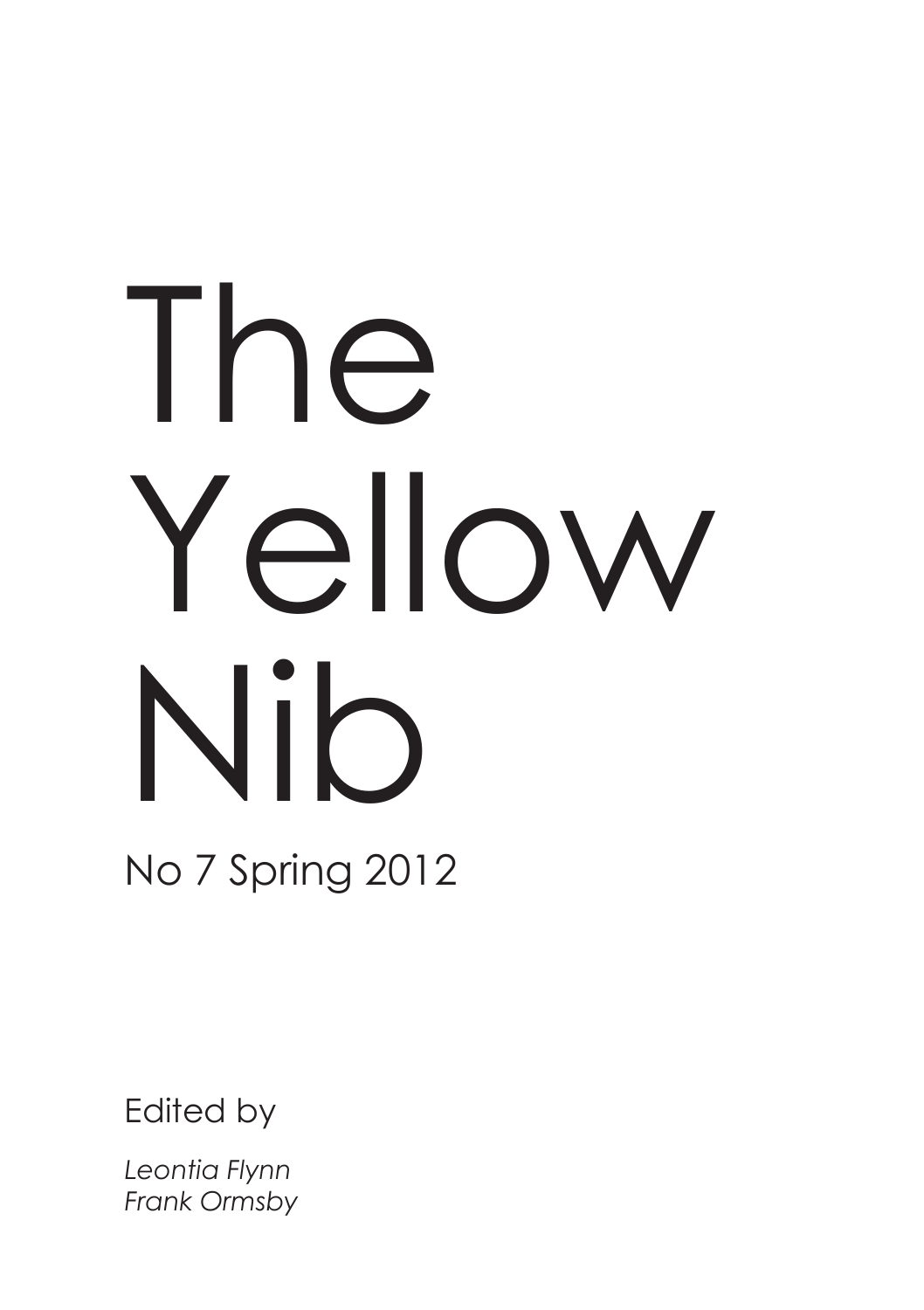# The Yellow Nib

No 7 Spring 2012

Edited by

*Leontia Flynn*
*Frank Ormsby*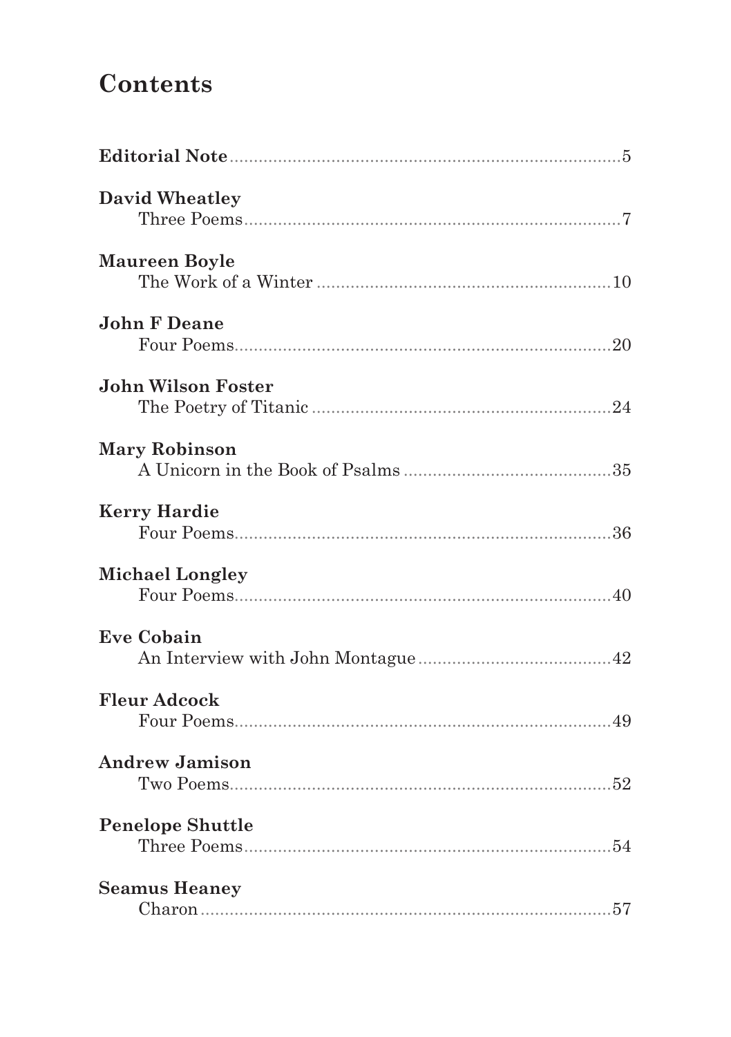# Contents

**Editorial Note** .................... 5

**David Wheatley**
Three Poems .................... 7

**Maureen Boyle**
The Work of a Winter .................... 10

**John F Deane**
Four Poems .................... 20

**John Wilson Foster**
The Poetry of Titanic .................... 24

**Mary Robinson**
A Unicorn in the Book of Psalms .................... 35

**Kerry Hardie**
Four Poems .................... 36

**Michael Longley**
Four Poems .................... 40

**Eve Cobain**
An Interview with John Montague .................... 42

**Fleur Adcock**
Four Poems .................... 49

**Andrew Jamison**
Two Poems .................... 52

**Penelope Shuttle**
Three Poems .................... 54

**Seamus Heaney**
Charon .................... 57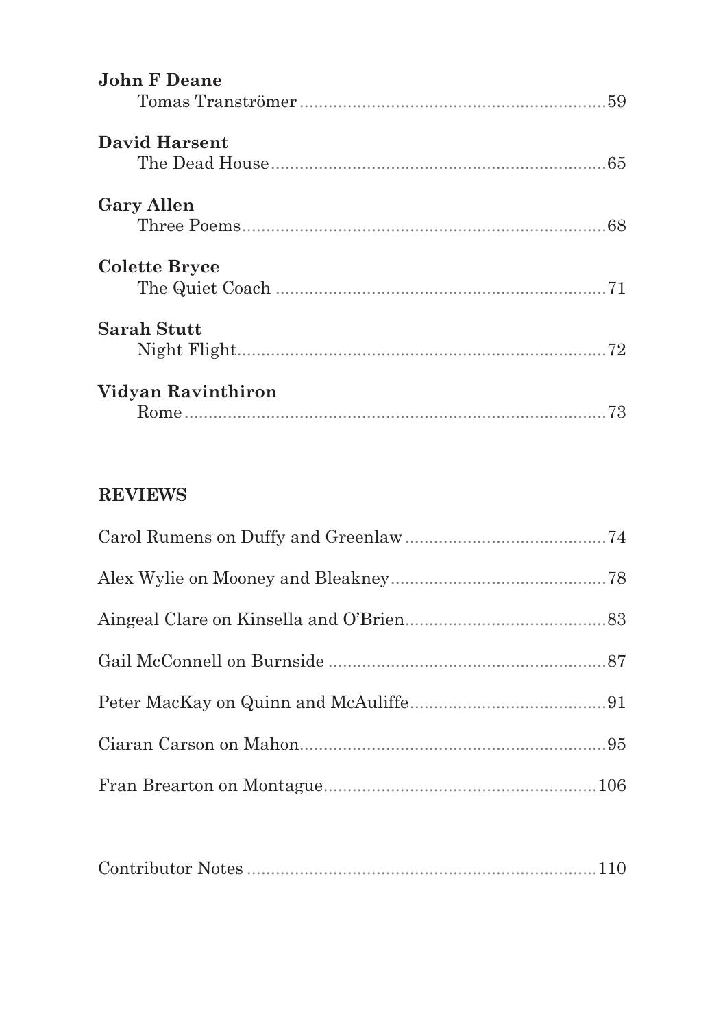**John F Deane**
Tomas Tranströmer ..... 59

**David Harsent**
The Dead House ..... 65

**Gary Allen**
Three Poems ..... 68

**Colette Bryce**
The Quiet Coach ..... 71

**Sarah Stutt**
Night Flight ..... 72

**Vidyan Ravinthiron**
Rome ..... 73

## REVIEWS

Carol Rumens on Duffy and Greenlaw ..... 74

Alex Wylie on Mooney and Bleakney ..... 78

Aingeal Clare on Kinsella and O'Brien ..... 83

Gail McConnell on Burnside ..... 87

Peter MacKay on Quinn and McAuliffe ..... 91

Ciaran Carson on Mahon ..... 95

Fran Brearton on Montague ..... 106

Contributor Notes ..... 110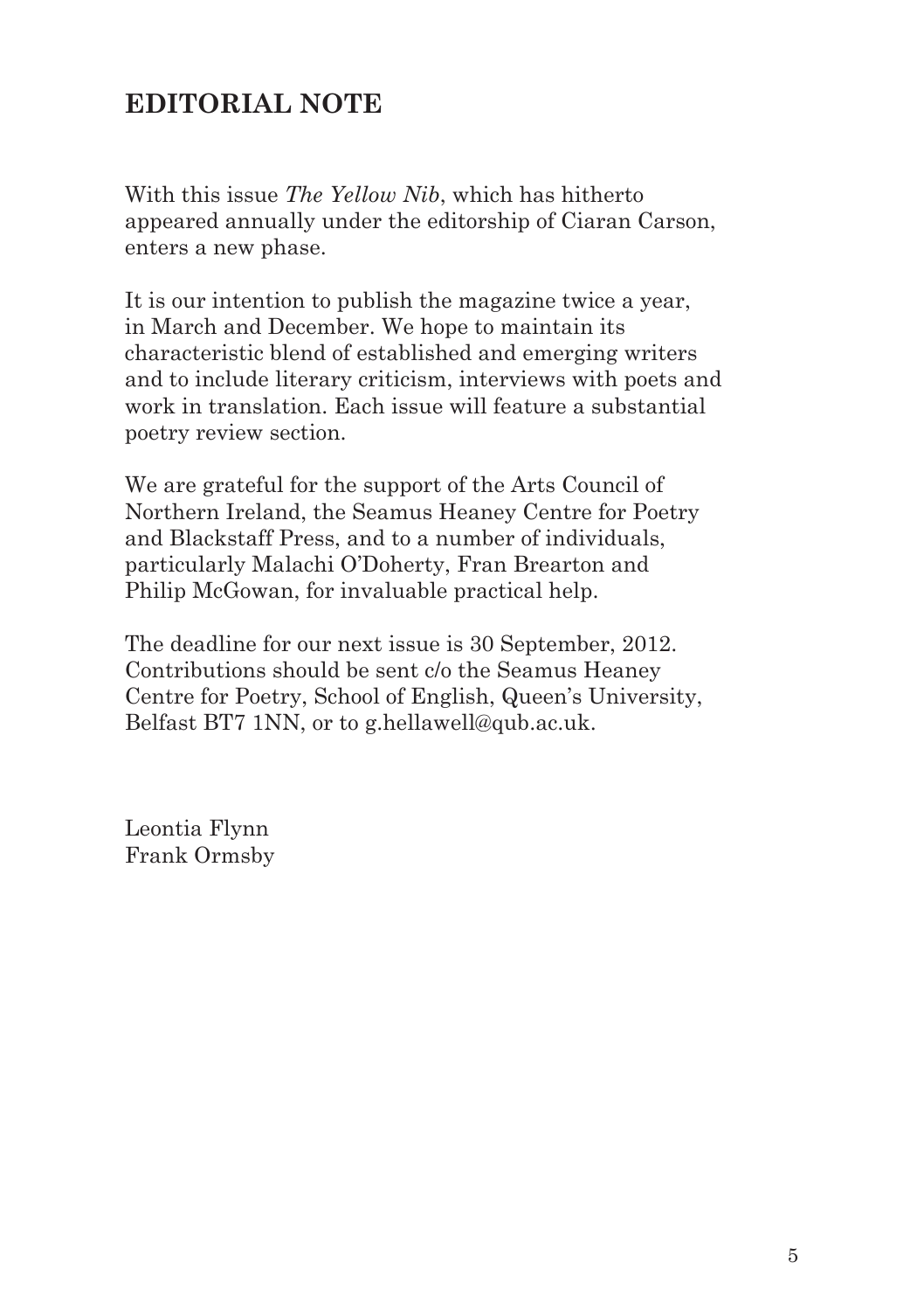## EDITORIAL NOTE

With this issue *The Yellow Nib*, which has hitherto appeared annually under the editorship of Ciaran Carson, enters a new phase.

It is our intention to publish the magazine twice a year, in March and December. We hope to maintain its characteristic blend of established and emerging writers and to include literary criticism, interviews with poets and work in translation. Each issue will feature a substantial poetry review section.

We are grateful for the support of the Arts Council of Northern Ireland, the Seamus Heaney Centre for Poetry and Blackstaff Press, and to a number of individuals, particularly Malachi O'Doherty, Fran Brearton and Philip McGowan, for invaluable practical help.

The deadline for our next issue is 30 September, 2012. Contributions should be sent c/o the Seamus Heaney Centre for Poetry, School of English, Queen's University, Belfast BT7 1NN, or to g.hellawell@qub.ac.uk.

Leontia Flynn
Frank Ormsby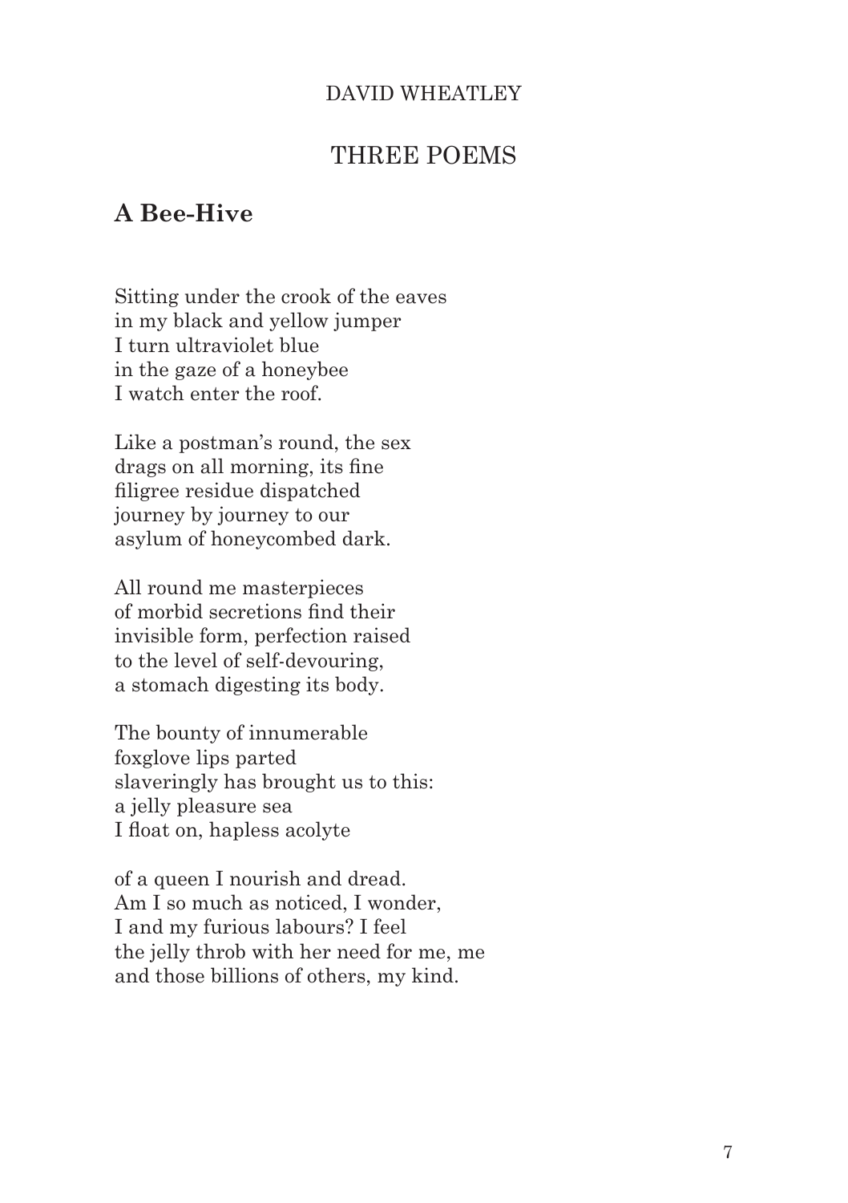DAVID WHEATLEY

# THREE POEMS

## A Bee-Hive

Sitting under the crook of the eaves  
in my black and yellow jumper  
I turn ultraviolet blue  
in the gaze of a honeybee  
I watch enter the roof.

Like a postman's round, the sex  
drags on all morning, its fine  
filigree residue dispatched  
journey by journey to our  
asylum of honeycombed dark.

All round me masterpieces  
of morbid secretions find their  
invisible form, perfection raised  
to the level of self-devouring,  
a stomach digesting its body.

The bounty of innumerable  
foxglove lips parted  
slaveringly has brought us to this:  
a jelly pleasure sea  
I float on, hapless acolyte

of a queen I nourish and dread.  
Am I so much as noticed, I wonder,  
I and my furious labours? I feel  
the jelly throb with her need for me, me  
and those billions of others, my kind.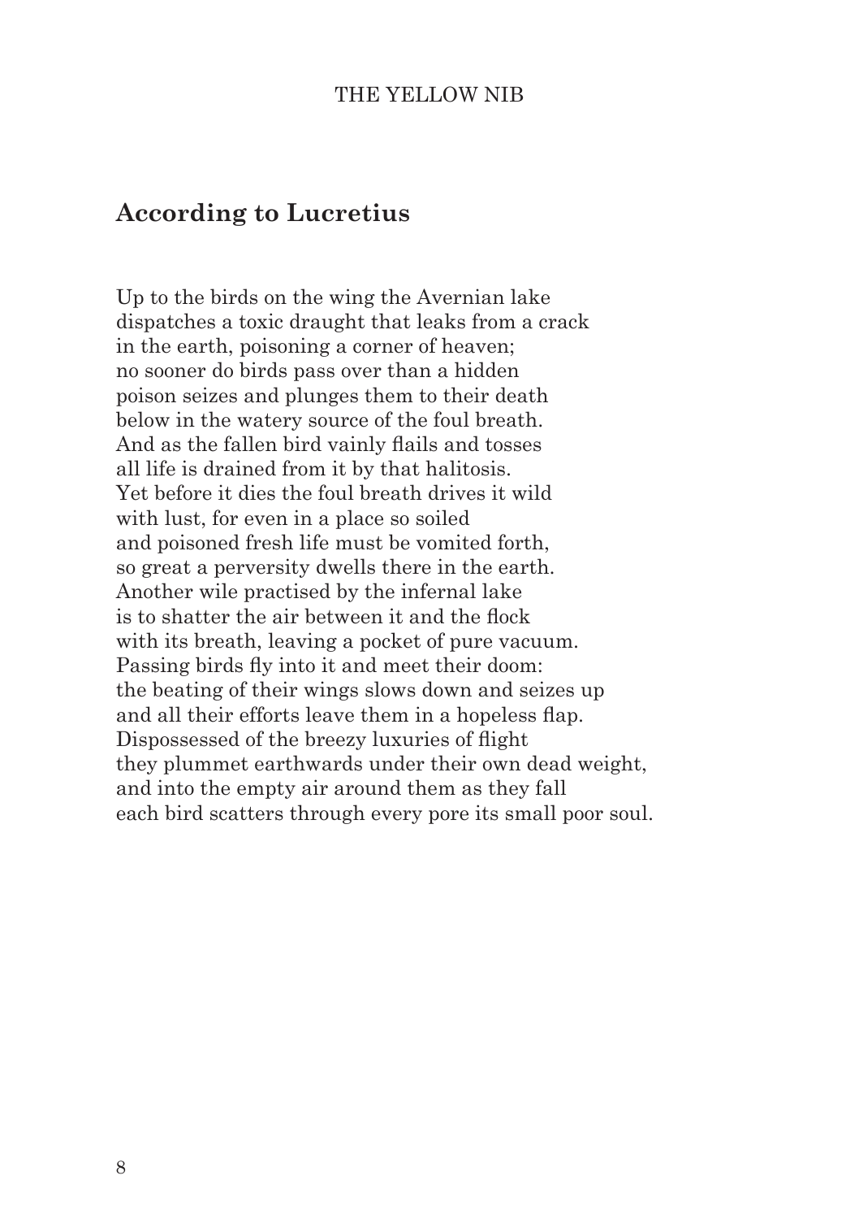## According to Lucretius

Up to the birds on the wing the Avernian lake  
dispatches a toxic draught that leaks from a crack  
in the earth, poisoning a corner of heaven;  
no sooner do birds pass over than a hidden  
poison seizes and plunges them to their death  
below in the watery source of the foul breath.  
And as the fallen bird vainly flails and tosses  
all life is drained from it by that halitosis.  
Yet before it dies the foul breath drives it wild  
with lust, for even in a place so soiled  
and poisoned fresh life must be vomited forth,  
so great a perversity dwells there in the earth.  
Another wile practised by the infernal lake  
is to shatter the air between it and the flock  
with its breath, leaving a pocket of pure vacuum.  
Passing birds fly into it and meet their doom:  
the beating of their wings slows down and seizes up  
and all their efforts leave them in a hopeless flap.  
Dispossessed of the breezy luxuries of flight  
they plummet earthwards under their own dead weight,  
and into the empty air around them as they fall  
each bird scatters through every pore its small poor soul.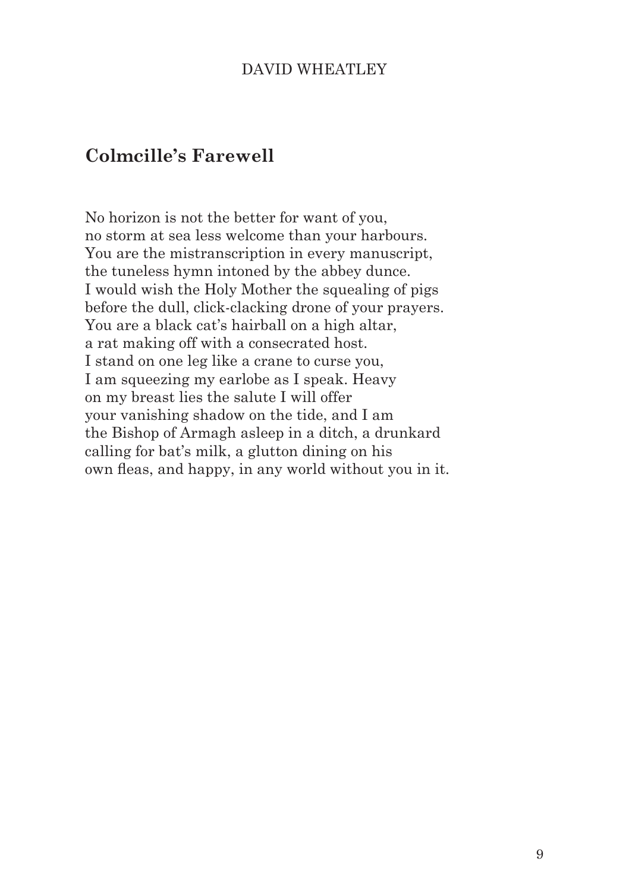DAVID WHEATLEY

## Colmcille's Farewell

No horizon is not the better for want of you,  
no storm at sea less welcome than your harbours.  
You are the mistranscription in every manuscript,  
the tuneless hymn intoned by the abbey dunce.  
I would wish the Holy Mother the squealing of pigs  
before the dull, click-clacking drone of your prayers.  
You are a black cat's hairball on a high altar,  
a rat making off with a consecrated host.  
I stand on one leg like a crane to curse you,  
I am squeezing my earlobe as I speak. Heavy  
on my breast lies the salute I will offer  
your vanishing shadow on the tide, and I am  
the Bishop of Armagh asleep in a ditch, a drunkard  
calling for bat's milk, a glutton dining on his  
own fleas, and happy, in any world without you in it.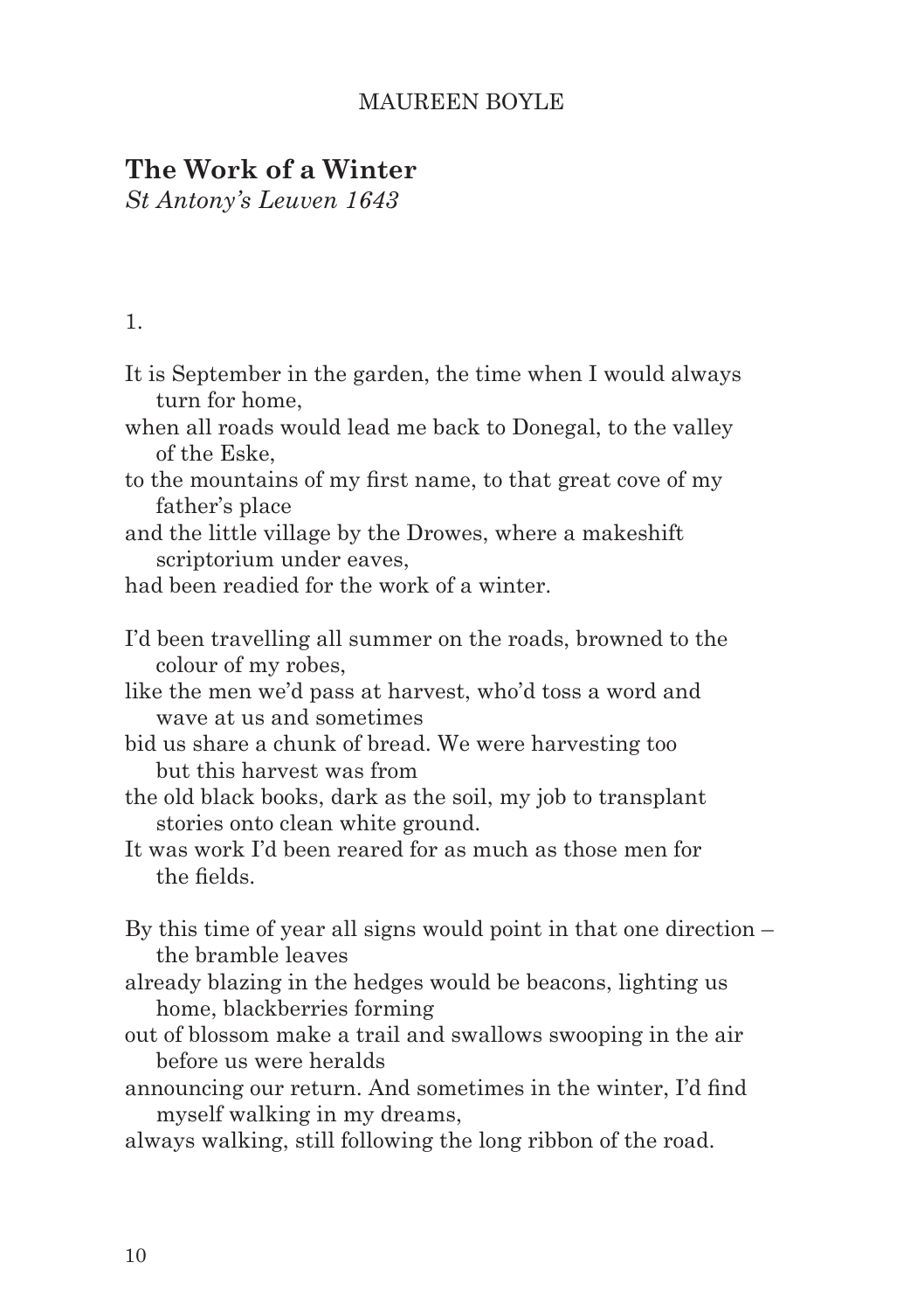MAUREEN BOYLE

## The Work of a Winter

*St Antony's Leuven 1643*

1.

It is September in the garden, the time when I would always turn for home,
when all roads would lead me back to Donegal, to the valley of the Eske,
to the mountains of my first name, to that great cove of my father's place
and the little village by the Drowes, where a makeshift scriptorium under eaves,
had been readied for the work of a winter.

I'd been travelling all summer on the roads, browned to the colour of my robes,
like the men we'd pass at harvest, who'd toss a word and wave at us and sometimes
bid us share a chunk of bread. We were harvesting too but this harvest was from
the old black books, dark as the soil, my job to transplant stories onto clean white ground.
It was work I'd been reared for as much as those men for the fields.

By this time of year all signs would point in that one direction – the bramble leaves
already blazing in the hedges would be beacons, lighting us home, blackberries forming
out of blossom make a trail and swallows swooping in the air before us were heralds
announcing our return. And sometimes in the winter, I'd find myself walking in my dreams,
always walking, still following the long ribbon of the road.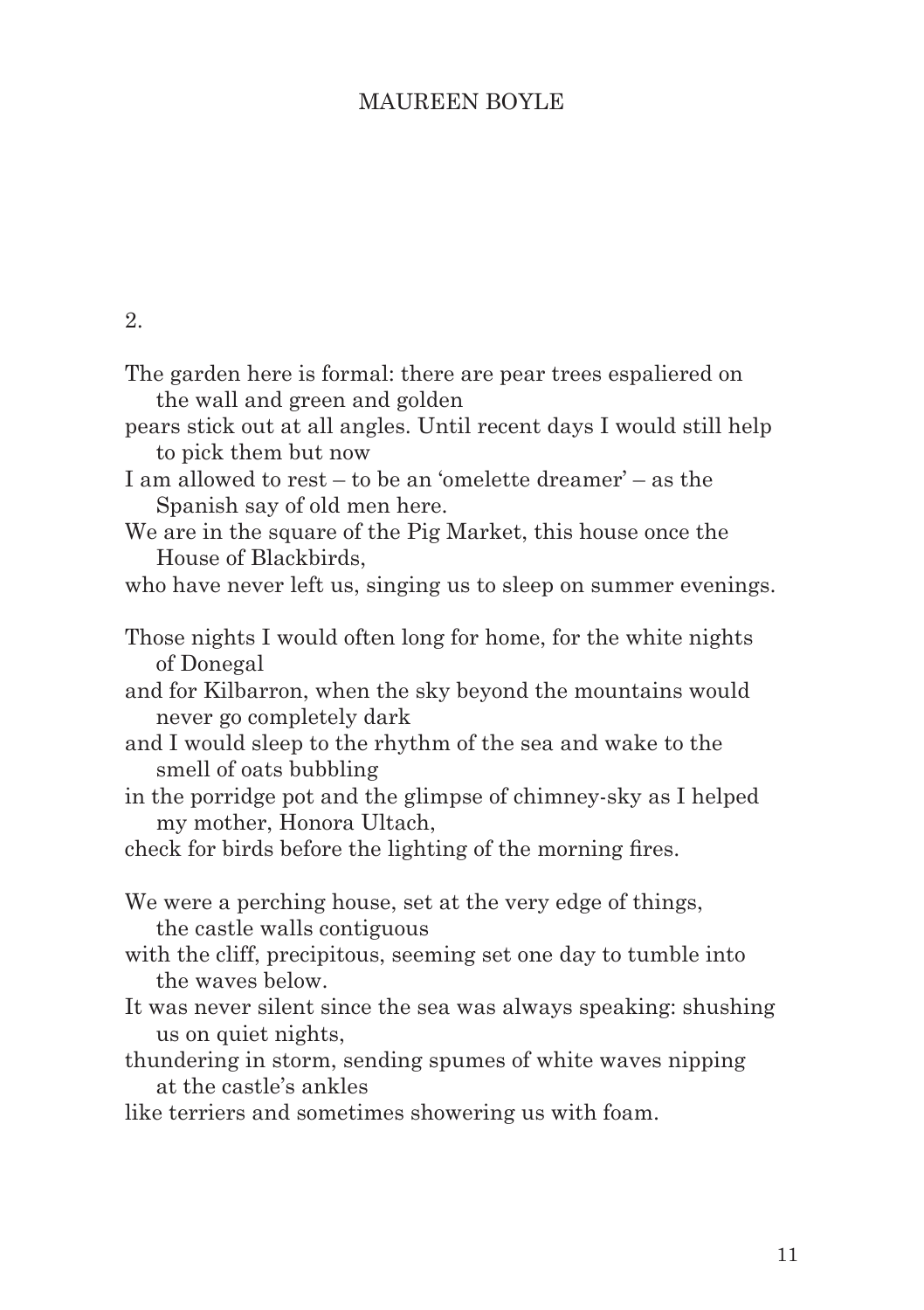2.

The garden here is formal: there are pear trees espaliered on the wall and green and golden
pears stick out at all angles. Until recent days I would still help to pick them but now
I am allowed to rest – to be an 'omelette dreamer' – as the Spanish say of old men here.
We are in the square of the Pig Market, this house once the House of Blackbirds,
who have never left us, singing us to sleep on summer evenings.

Those nights I would often long for home, for the white nights of Donegal
and for Kilbarron, when the sky beyond the mountains would never go completely dark
and I would sleep to the rhythm of the sea and wake to the smell of oats bubbling
in the porridge pot and the glimpse of chimney-sky as I helped my mother, Honora Ultach,
check for birds before the lighting of the morning fires.

We were a perching house, set at the very edge of things, the castle walls contiguous
with the cliff, precipitous, seeming set one day to tumble into the waves below.
It was never silent since the sea was always speaking: shushing us on quiet nights,
thundering in storm, sending spumes of white waves nipping at the castle's ankles
like terriers and sometimes showering us with foam.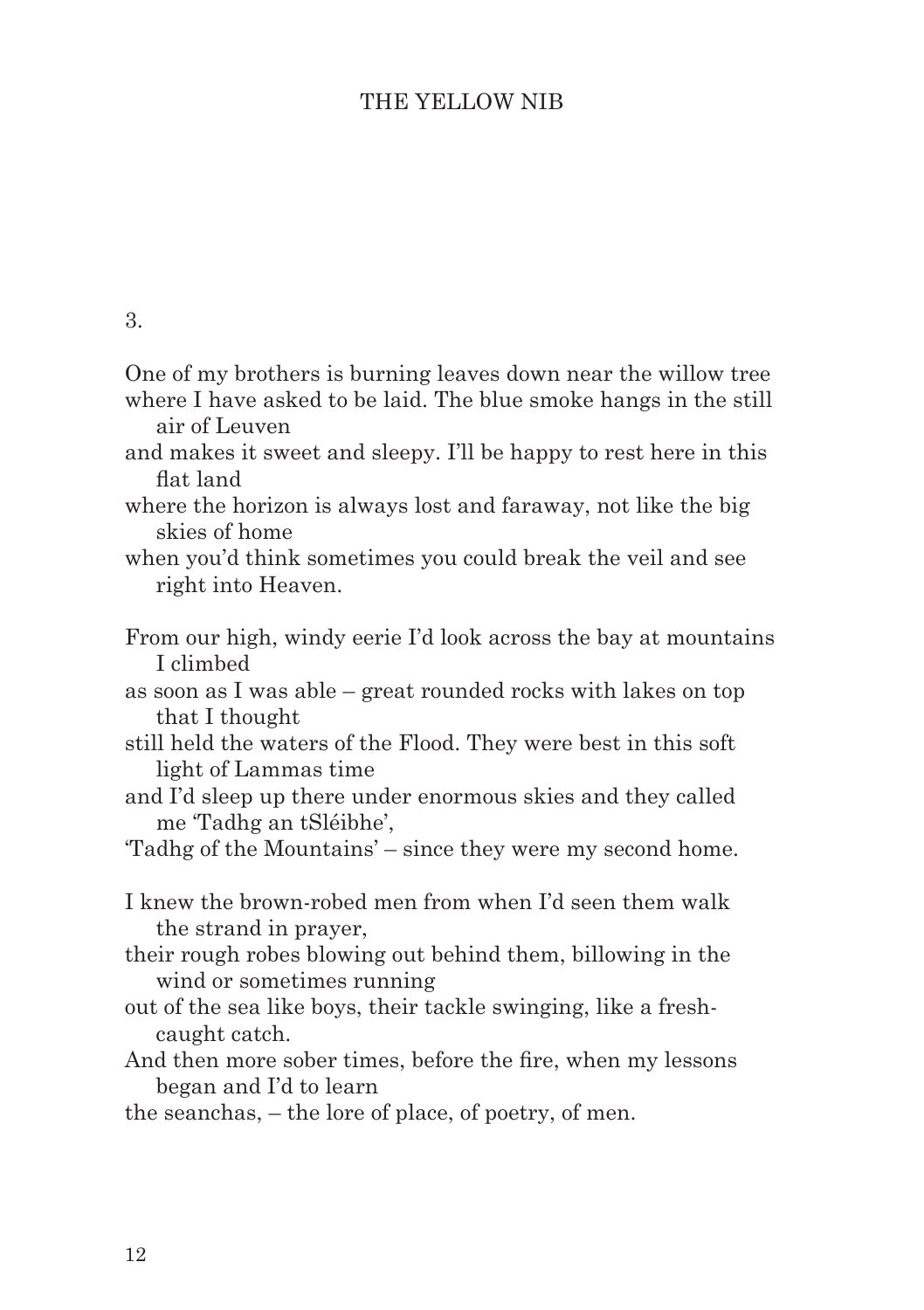3.

One of my brothers is burning leaves down near the willow tree
where I have asked to be laid. The blue smoke hangs in the still air of Leuven
and makes it sweet and sleepy. I'll be happy to rest here in this flat land
where the horizon is always lost and faraway, not like the big skies of home
when you'd think sometimes you could break the veil and see right into Heaven.

From our high, windy eerie I'd look across the bay at mountains I climbed
as soon as I was able – great rounded rocks with lakes on top that I thought
still held the waters of the Flood. They were best in this soft light of Lammas time
and I'd sleep up there under enormous skies and they called me 'Tadhg an tSléibhe',
'Tadhg of the Mountains' – since they were my second home.

I knew the brown-robed men from when I'd seen them walk the strand in prayer,
their rough robes blowing out behind them, billowing in the wind or sometimes running
out of the sea like boys, their tackle swinging, like a fresh-caught catch.
And then more sober times, before the fire, when my lessons began and I'd to learn
the seanchas, – the lore of place, of poetry, of men.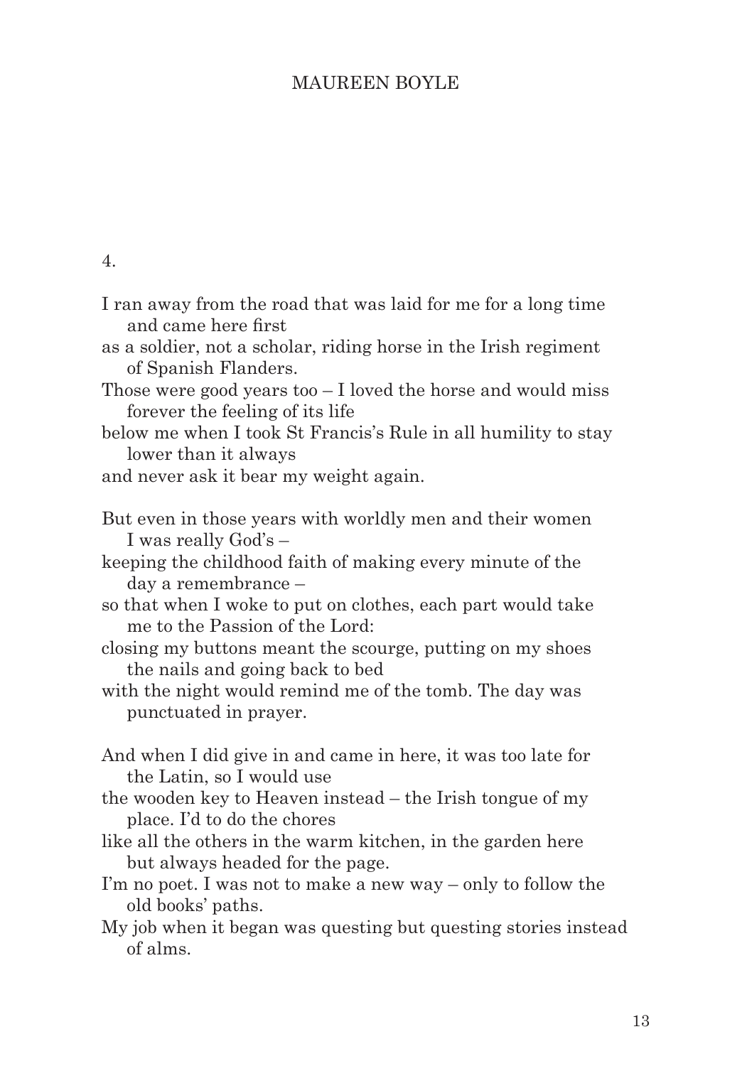4.

I ran away from the road that was laid for me for a long time and came here first  
as a soldier, not a scholar, riding horse in the Irish regiment of Spanish Flanders.  
Those were good years too – I loved the horse and would miss forever the feeling of its life  
below me when I took St Francis's Rule in all humility to stay lower than it always  
and never ask it bear my weight again.

But even in those years with worldly men and their women I was really God's –  
keeping the childhood faith of making every minute of the day a remembrance –  
so that when I woke to put on clothes, each part would take me to the Passion of the Lord:  
closing my buttons meant the scourge, putting on my shoes the nails and going back to bed  
with the night would remind me of the tomb. The day was punctuated in prayer.

And when I did give in and came in here, it was too late for the Latin, so I would use  
the wooden key to Heaven instead – the Irish tongue of my place. I'd to do the chores  
like all the others in the warm kitchen, in the garden here but always headed for the page.  
I'm no poet. I was not to make a new way – only to follow the old books' paths.  
My job when it began was questing but questing stories instead of alms.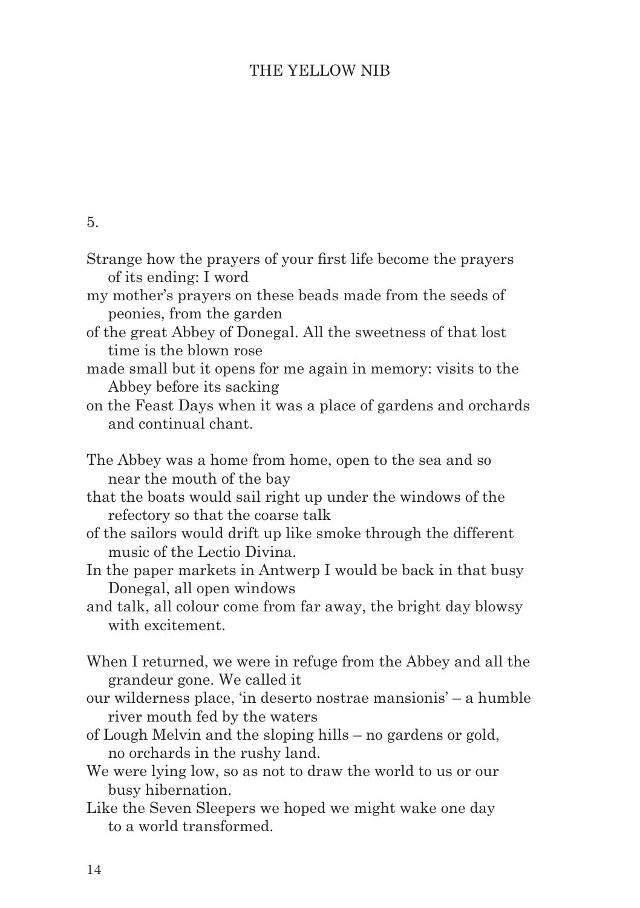5.

Strange how the prayers of your first life become the prayers of its ending: I word
my mother's prayers on these beads made from the seeds of peonies, from the garden
of the great Abbey of Donegal. All the sweetness of that lost time is the blown rose
made small but it opens for me again in memory: visits to the Abbey before its sacking
on the Feast Days when it was a place of gardens and orchards and continual chant.

The Abbey was a home from home, open to the sea and so near the mouth of the bay
that the boats would sail right up under the windows of the refectory so that the coarse talk
of the sailors would drift up like smoke through the different music of the Lectio Divina.
In the paper markets in Antwerp I would be back in that busy Donegal, all open windows
and talk, all colour come from far away, the bright day blowsy with excitement.

When I returned, we were in refuge from the Abbey and all the grandeur gone. We called it
our wilderness place, 'in deserto nostrae mansionis' – a humble river mouth fed by the waters
of Lough Melvin and the sloping hills – no gardens or gold, no orchards in the rushy land.
We were lying low, so as not to draw the world to us or our busy hibernation.
Like the Seven Sleepers we hoped we might wake one day to a world transformed.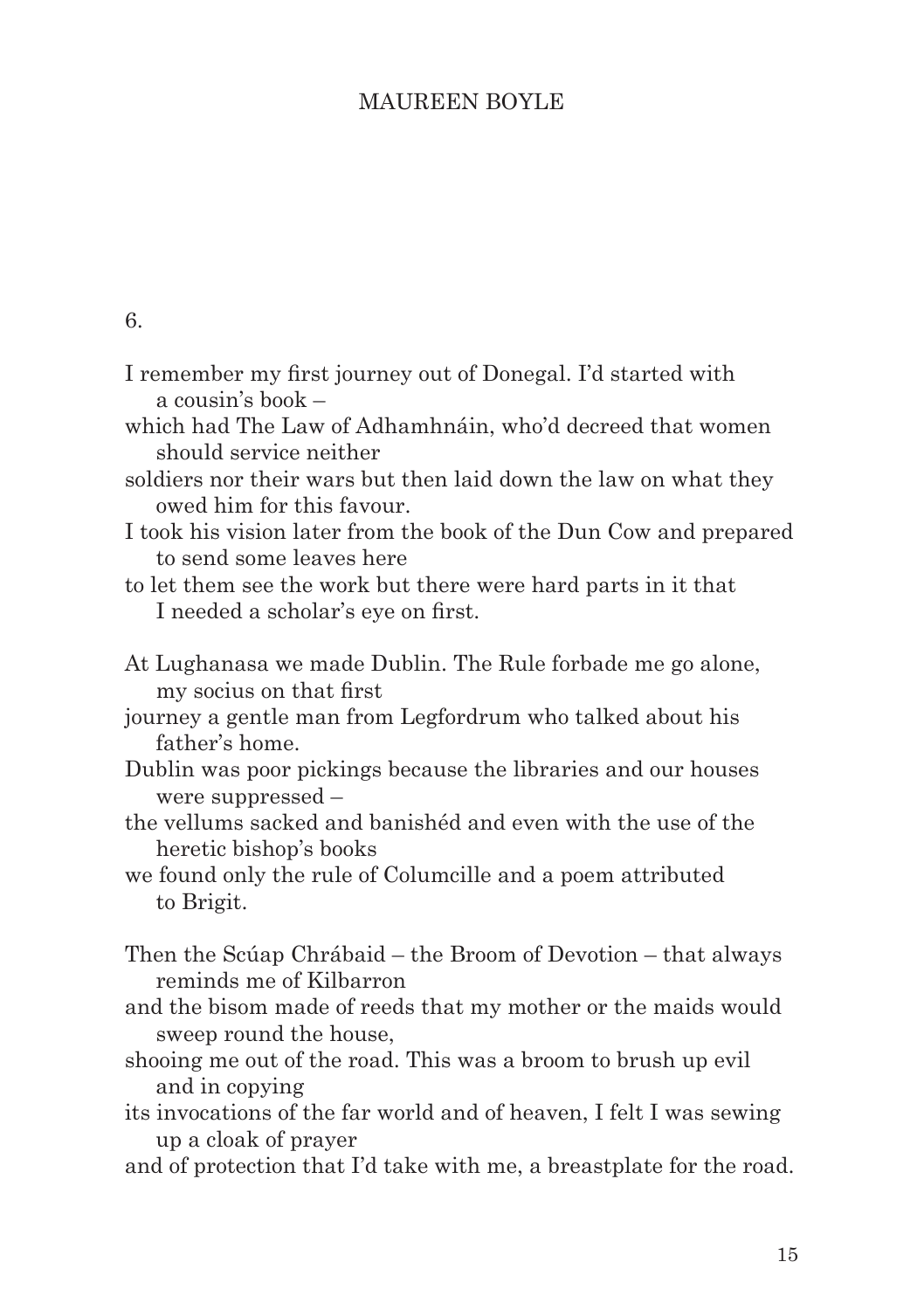6.

I remember my first journey out of Donegal. I'd started with a cousin's book –
which had The Law of Adhamhnáin, who'd decreed that women should service neither
soldiers nor their wars but then laid down the law on what they owed him for this favour.
I took his vision later from the book of the Dun Cow and prepared to send some leaves here
to let them see the work but there were hard parts in it that I needed a scholar's eye on first.

At Lughanasa we made Dublin. The Rule forbade me go alone, my socius on that first
journey a gentle man from Legfordrum who talked about his father's home.
Dublin was poor pickings because the libraries and our houses were suppressed –
the vellums sacked and banishéd and even with the use of the heretic bishop's books
we found only the rule of Columcille and a poem attributed to Brigit.

Then the Scúap Chrábaid – the Broom of Devotion – that always reminds me of Kilbarron
and the bisom made of reeds that my mother or the maids would sweep round the house,
shooing me out of the road. This was a broom to brush up evil and in copying
its invocations of the far world and of heaven, I felt I was sewing up a cloak of prayer
and of protection that I'd take with me, a breastplate for the road.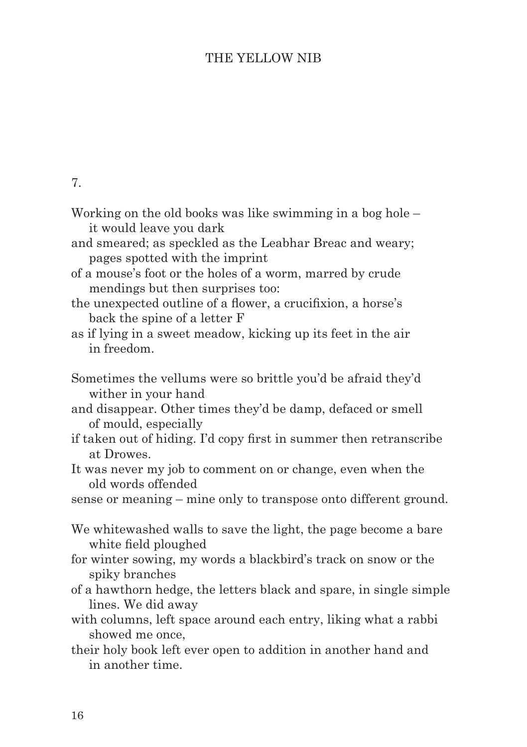7.

Working on the old books was like swimming in a bog hole – it would leave you dark
and smeared; as speckled as the Leabhar Breac and weary; pages spotted with the imprint
of a mouse's foot or the holes of a worm, marred by crude mendings but then surprises too:
the unexpected outline of a flower, a crucifixion, a horse's back the spine of a letter F
as if lying in a sweet meadow, kicking up its feet in the air in freedom.

Sometimes the vellums were so brittle you'd be afraid they'd wither in your hand
and disappear. Other times they'd be damp, defaced or smell of mould, especially
if taken out of hiding. I'd copy first in summer then retranscribe at Drowes.
It was never my job to comment on or change, even when the old words offended
sense or meaning – mine only to transpose onto different ground.

We whitewashed walls to save the light, the page become a bare white field ploughed
for winter sowing, my words a blackbird's track on snow or the spiky branches
of a hawthorn hedge, the letters black and spare, in single simple lines. We did away
with columns, left space around each entry, liking what a rabbi showed me once,
their holy book left ever open to addition in another hand and in another time.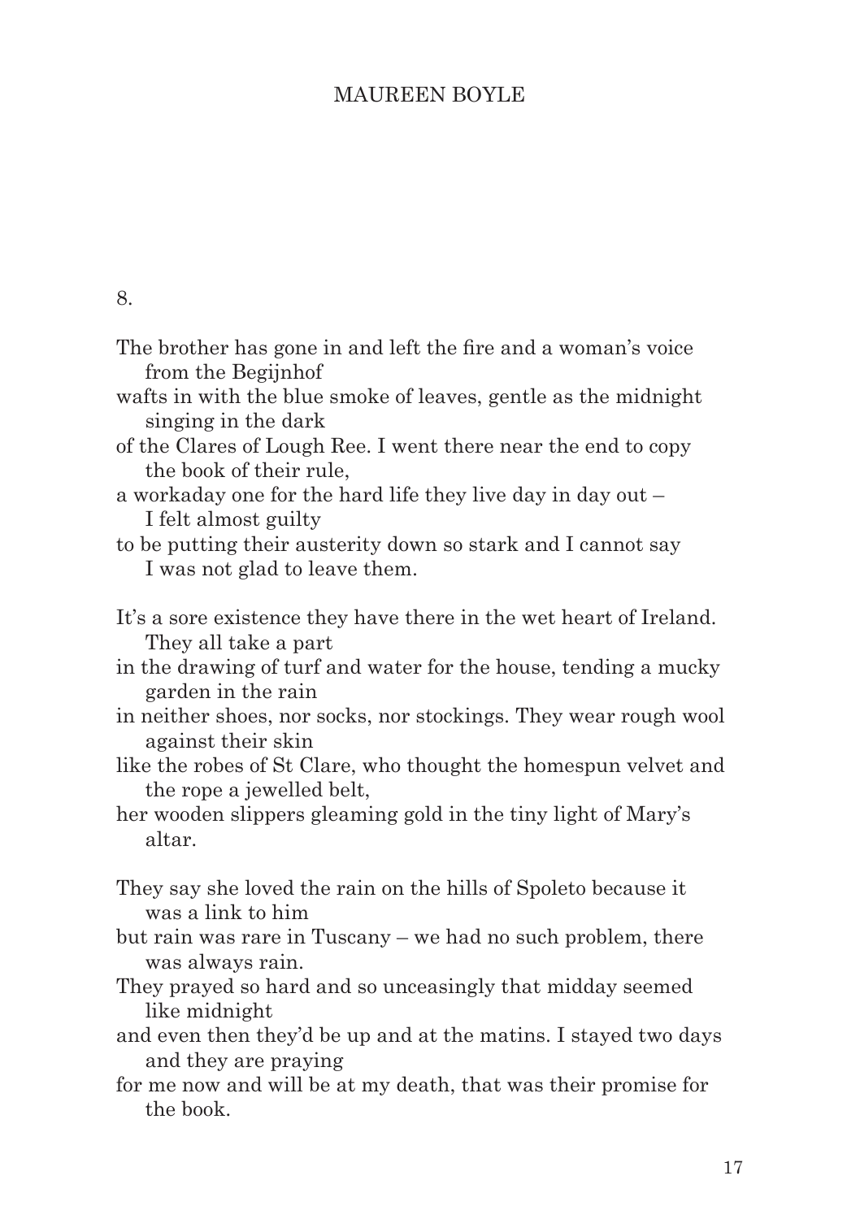8.

The brother has gone in and left the fire and a woman's voice from the Begijnhof
wafts in with the blue smoke of leaves, gentle as the midnight singing in the dark
of the Clares of Lough Ree. I went there near the end to copy the book of their rule,
a workaday one for the hard life they live day in day out – I felt almost guilty
to be putting their austerity down so stark and I cannot say I was not glad to leave them.

It's a sore existence they have there in the wet heart of Ireland. They all take a part
in the drawing of turf and water for the house, tending a mucky garden in the rain
in neither shoes, nor socks, nor stockings. They wear rough wool against their skin
like the robes of St Clare, who thought the homespun velvet and the rope a jewelled belt,
her wooden slippers gleaming gold in the tiny light of Mary's altar.

They say she loved the rain on the hills of Spoleto because it was a link to him
but rain was rare in Tuscany – we had no such problem, there was always rain.
They prayed so hard and so unceasingly that midday seemed like midnight
and even then they'd be up and at the matins. I stayed two days and they are praying
for me now and will be at my death, that was their promise for the book.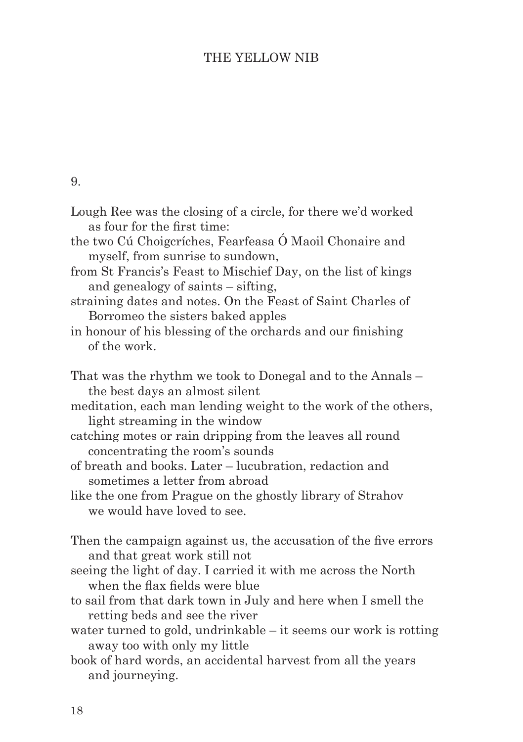9.

Lough Ree was the closing of a circle, for there we'd worked as four for the first time:
the two Cú Choigcríches, Fearfeasa Ó Maoil Chonaire and myself, from sunrise to sundown,
from St Francis's Feast to Mischief Day, on the list of kings and genealogy of saints – sifting,
straining dates and notes. On the Feast of Saint Charles of Borromeo the sisters baked apples
in honour of his blessing of the orchards and our finishing of the work.

That was the rhythm we took to Donegal and to the Annals – the best days an almost silent
meditation, each man lending weight to the work of the others, light streaming in the window
catching motes or rain dripping from the leaves all round concentrating the room's sounds
of breath and books. Later – lucubration, redaction and sometimes a letter from abroad
like the one from Prague on the ghostly library of Strahov we would have loved to see.

Then the campaign against us, the accusation of the five errors and that great work still not
seeing the light of day. I carried it with me across the North when the flax fields were blue
to sail from that dark town in July and here when I smell the retting beds and see the river
water turned to gold, undrinkable – it seems our work is rotting away too with only my little
book of hard words, an accidental harvest from all the years and journeying.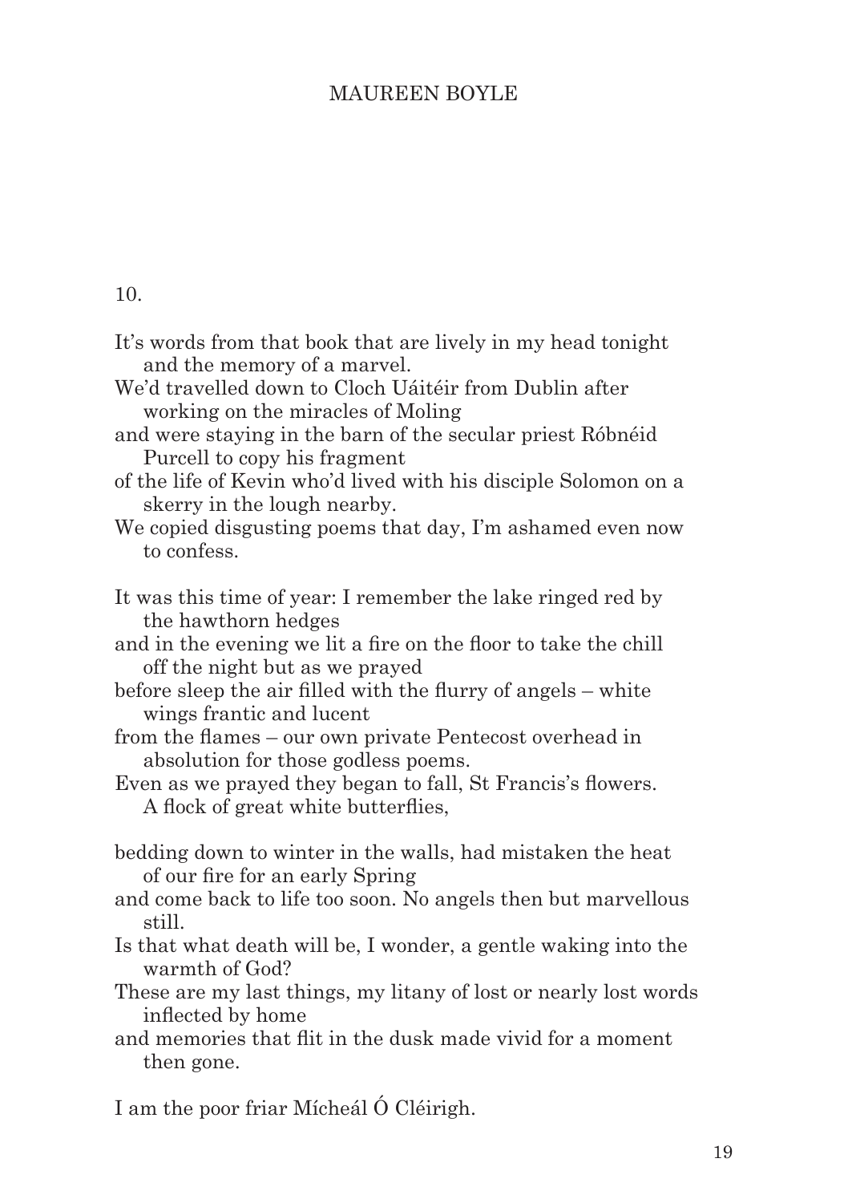10.

It's words from that book that are lively in my head tonight and the memory of a marvel.
We'd travelled down to Cloch Uáitéir from Dublin after working on the miracles of Moling
and were staying in the barn of the secular priest Róbnéid Purcell to copy his fragment
of the life of Kevin who'd lived with his disciple Solomon on a skerry in the lough nearby.
We copied disgusting poems that day, I'm ashamed even now to confess.

It was this time of year: I remember the lake ringed red by the hawthorn hedges
and in the evening we lit a fire on the floor to take the chill off the night but as we prayed
before sleep the air filled with the flurry of angels – white wings frantic and lucent
from the flames – our own private Pentecost overhead in absolution for those godless poems.
Even as we prayed they began to fall, St Francis's flowers. A flock of great white butterflies,

bedding down to winter in the walls, had mistaken the heat of our fire for an early Spring
and come back to life too soon. No angels then but marvellous still.
Is that what death will be, I wonder, a gentle waking into the warmth of God?
These are my last things, my litany of lost or nearly lost words inflected by home
and memories that flit in the dusk made vivid for a moment then gone.

I am the poor friar Mícheál Ó Cléirigh.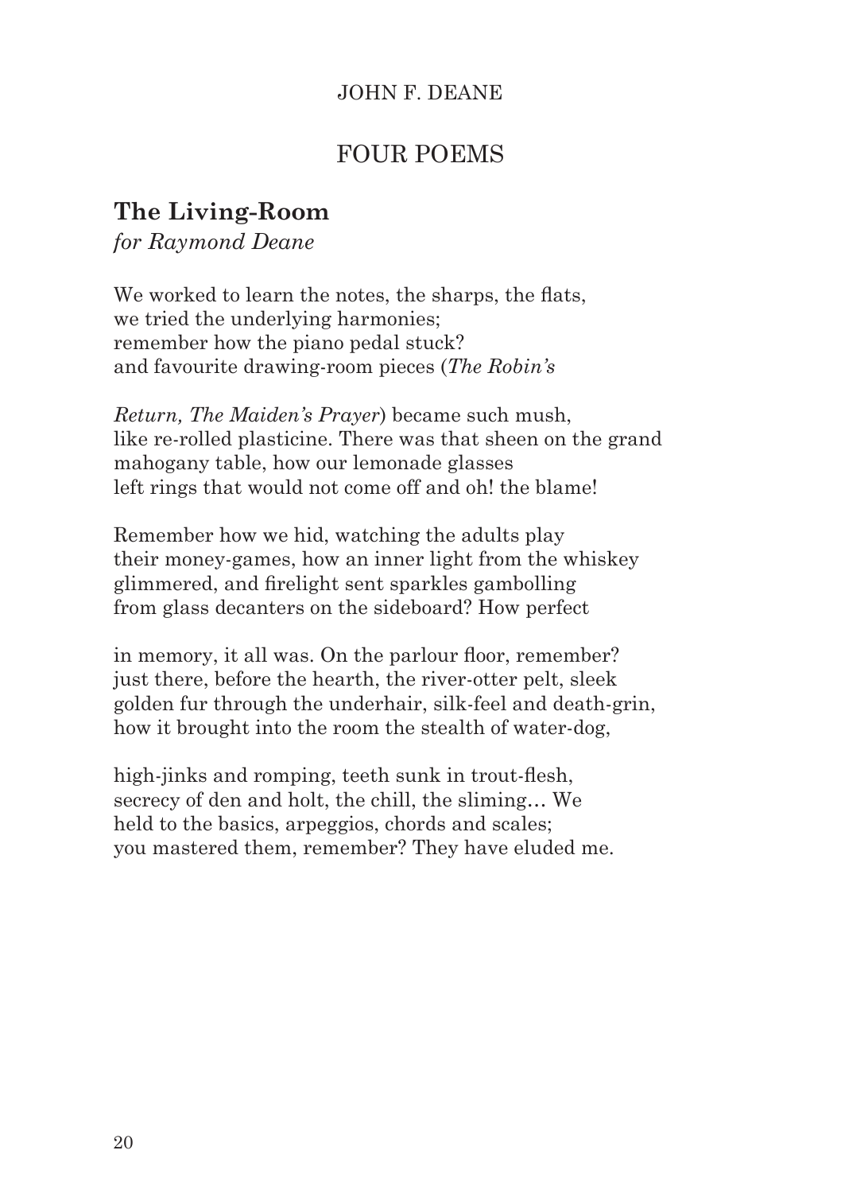JOHN F. DEANE

# FOUR POEMS

## The Living-Room

*for Raymond Deane*

We worked to learn the notes, the sharps, the flats,  
we tried the underlying harmonies;  
remember how the piano pedal stuck?  
and favourite drawing-room pieces (*The Robin's*

*Return, The Maiden's Prayer*) became such mush,  
like re-rolled plasticine. There was that sheen on the grand  
mahogany table, how our lemonade glasses  
left rings that would not come off and oh! the blame!

Remember how we hid, watching the adults play  
their money-games, how an inner light from the whiskey  
glimmered, and firelight sent sparkles gambolling  
from glass decanters on the sideboard? How perfect

in memory, it all was. On the parlour floor, remember?  
just there, before the hearth, the river-otter pelt, sleek  
golden fur through the underhair, silk-feel and death-grin,  
how it brought into the room the stealth of water-dog,

high-jinks and romping, teeth sunk in trout-flesh,  
secrecy of den and holt, the chill, the sliming… We  
held to the basics, arpeggios, chords and scales;  
you mastered them, remember? They have eluded me.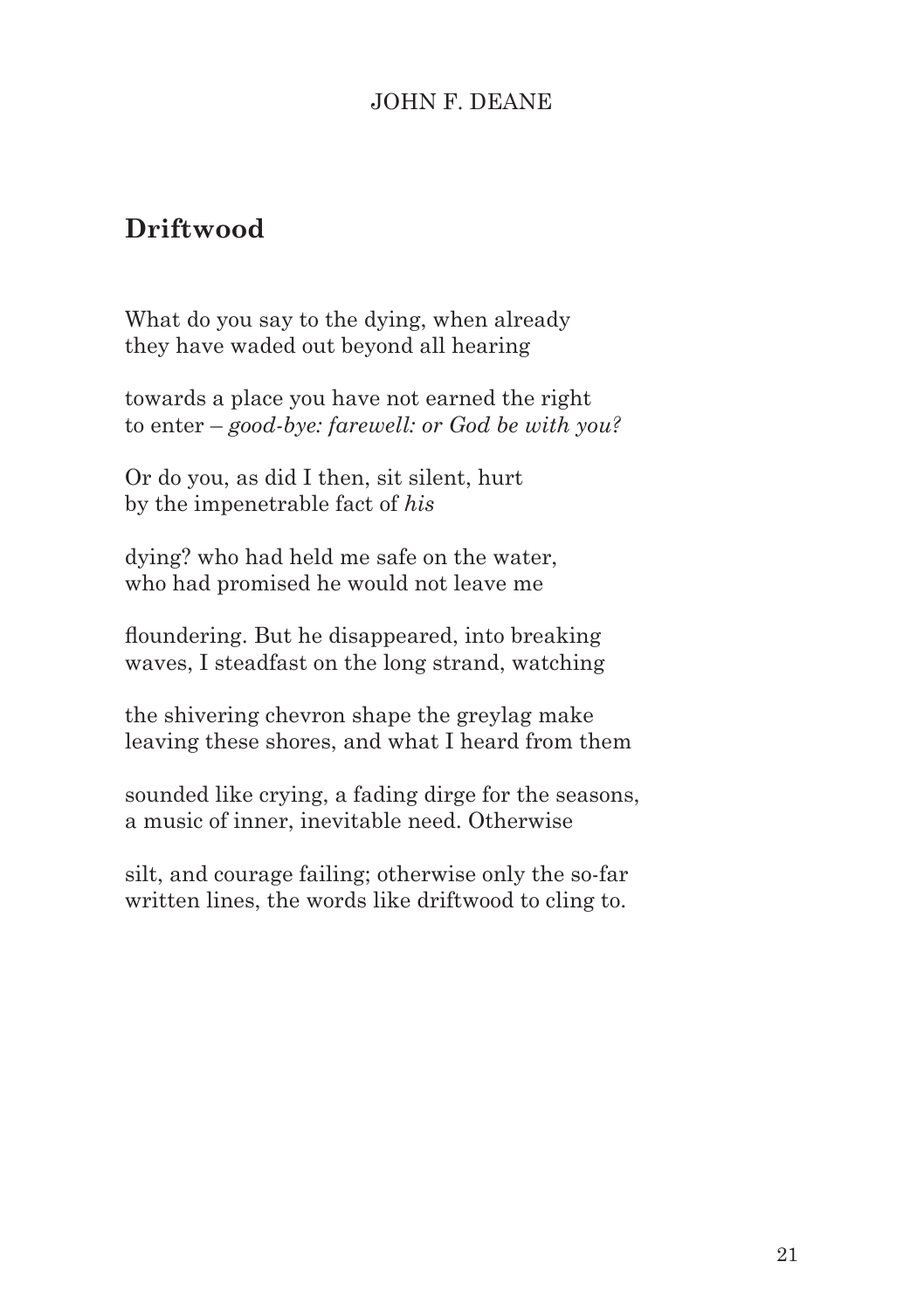JOHN F. DEANE

## Driftwood

What do you say to the dying, when already
they have waded out beyond all hearing

towards a place you have not earned the right
to enter – *good-bye: farewell: or God be with you?*

Or do you, as did I then, sit silent, hurt
by the impenetrable fact of *his*

dying? who had held me safe on the water,
who had promised he would not leave me

floundering. But he disappeared, into breaking
waves, I steadfast on the long strand, watching

the shivering chevron shape the greylag make
leaving these shores, and what I heard from them

sounded like crying, a fading dirge for the seasons,
a music of inner, inevitable need. Otherwise

silt, and courage failing; otherwise only the so-far
written lines, the words like driftwood to cling to.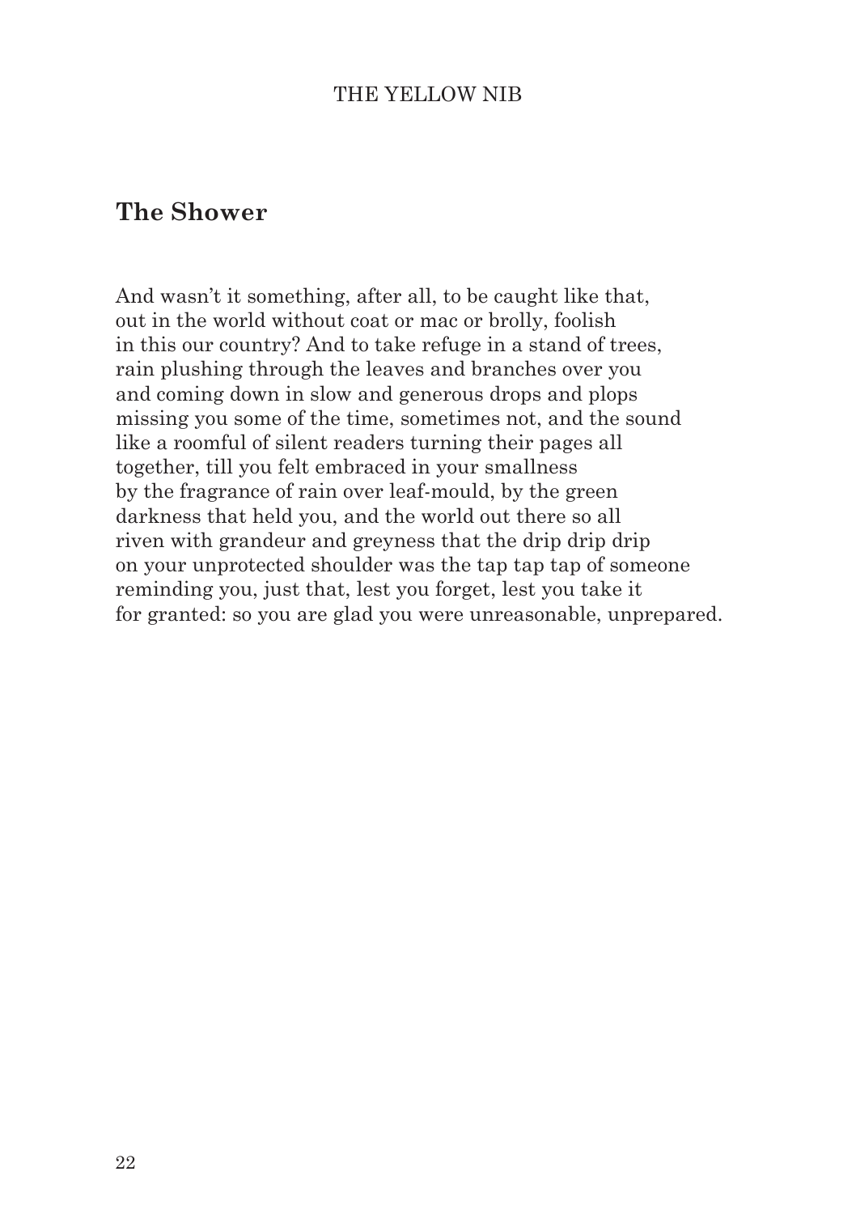## The Shower

And wasn't it something, after all, to be caught like that,
out in the world without coat or mac or brolly, foolish
in this our country? And to take refuge in a stand of trees,
rain plushing through the leaves and branches over you
and coming down in slow and generous drops and plops
missing you some of the time, sometimes not, and the sound
like a roomful of silent readers turning their pages all
together, till you felt embraced in your smallness
by the fragrance of rain over leaf-mould, by the green
darkness that held you, and the world out there so all
riven with grandeur and greyness that the drip drip drip
on your unprotected shoulder was the tap tap tap of someone
reminding you, just that, lest you forget, lest you take it
for granted: so you are glad you were unreasonable, unprepared.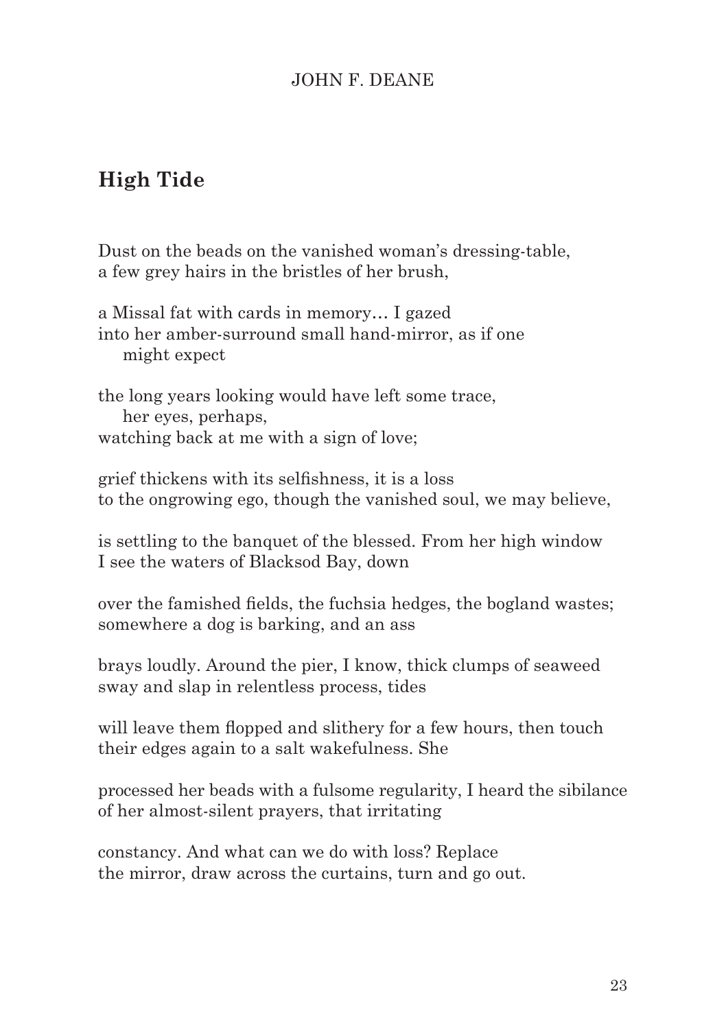JOHN F. DEANE

## High Tide

Dust on the beads on the vanished woman's dressing-table,  
a few grey hairs in the bristles of her brush,

a Missal fat with cards in memory… I gazed  
into her amber-surround small hand-mirror, as if one  
    might expect

the long years looking would have left some trace,  
    her eyes, perhaps,  
watching back at me with a sign of love;

grief thickens with its selfishness, it is a loss  
to the ongrowing ego, though the vanished soul, we may believe,

is settling to the banquet of the blessed. From her high window  
I see the waters of Blacksod Bay, down

over the famished fields, the fuchsia hedges, the bogland wastes;  
somewhere a dog is barking, and an ass

brays loudly. Around the pier, I know, thick clumps of seaweed  
sway and slap in relentless process, tides

will leave them flopped and slithery for a few hours, then touch  
their edges again to a salt wakefulness. She

processed her beads with a fulsome regularity, I heard the sibilance  
of her almost-silent prayers, that irritating

constancy. And what can we do with loss? Replace  
the mirror, draw across the curtains, turn and go out.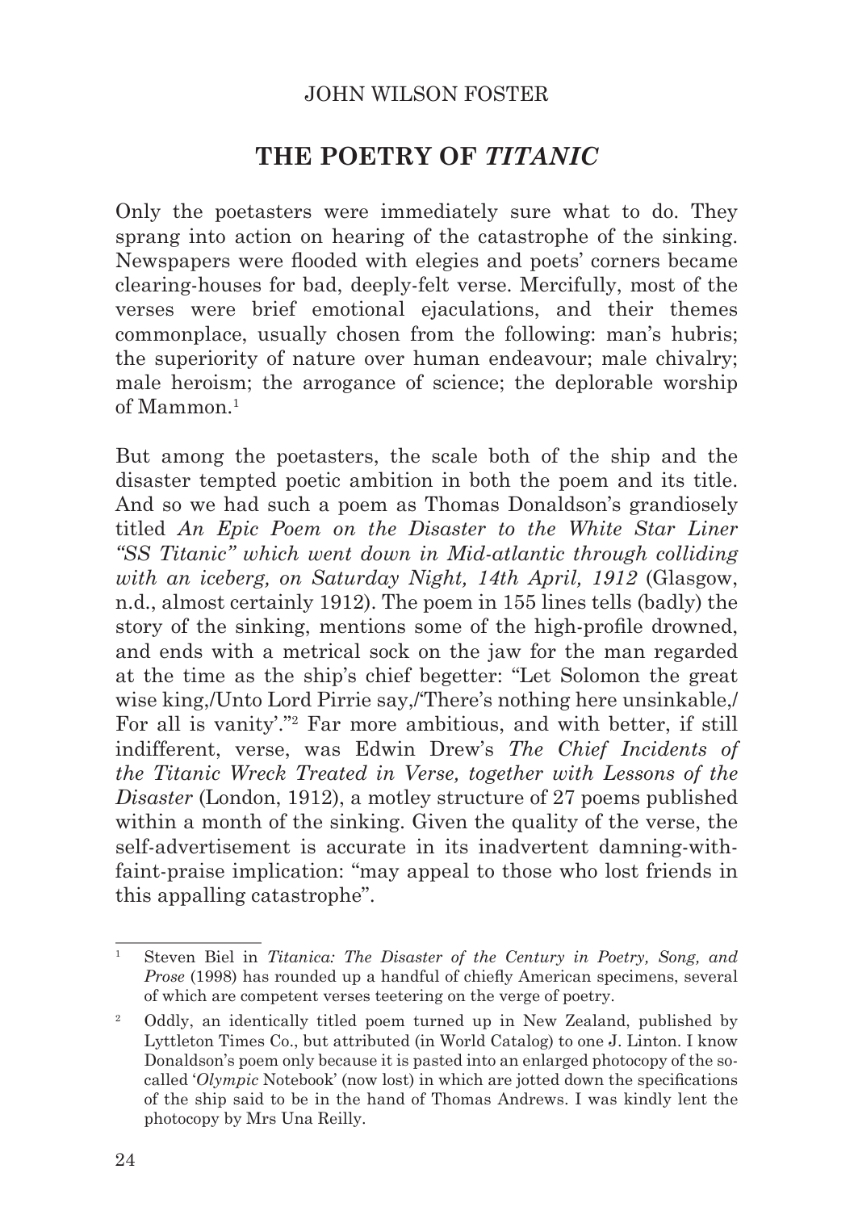JOHN WILSON FOSTER

# THE POETRY OF *TITANIC*

Only the poetasters were immediately sure what to do. They sprang into action on hearing of the catastrophe of the sinking. Newspapers were flooded with elegies and poets' corners became clearing-houses for bad, deeply-felt verse. Mercifully, most of the verses were brief emotional ejaculations, and their themes commonplace, usually chosen from the following: man's hubris; the superiority of nature over human endeavour; male chivalry; male heroism; the arrogance of science; the deplorable worship of Mammon.[1]

But among the poetasters, the scale both of the ship and the disaster tempted poetic ambition in both the poem and its title. And so we had such a poem as Thomas Donaldson's grandiosely titled *An Epic Poem on the Disaster to the White Star Liner "SS Titanic" which went down in Mid-atlantic through colliding with an iceberg, on Saturday Night, 14th April, 1912* (Glasgow, n.d., almost certainly 1912). The poem in 155 lines tells (badly) the story of the sinking, mentions some of the high-profile drowned, and ends with a metrical sock on the jaw for the man regarded at the time as the ship's chief begetter: "Let Solomon the great wise king,/Unto Lord Pirrie say,/'There's nothing here unsinkable,/ For all is vanity'."[2] Far more ambitious, and with better, if still indifferent, verse, was Edwin Drew's *The Chief Incidents of the Titanic Wreck Treated in Verse, together with Lessons of the Disaster* (London, 1912), a motley structure of 27 poems published within a month of the sinking. Given the quality of the verse, the self-advertisement is accurate in its inadvertent damning-with-faint-praise implication: "may appeal to those who lost friends in this appalling catastrophe".

---

[1] Steven Biel in *Titanica: The Disaster of the Century in Poetry, Song, and Prose* (1998) has rounded up a handful of chiefly American specimens, several of which are competent verses teetering on the verge of poetry.

[2] Oddly, an identically titled poem turned up in New Zealand, published by Lyttleton Times Co., but attributed (in World Catalog) to one J. Linton. I know Donaldson's poem only because it is pasted into an enlarged photocopy of the so-called '*Olympic* Notebook' (now lost) in which are jotted down the specifications of the ship said to be in the hand of Thomas Andrews. I was kindly lent the photocopy by Mrs Una Reilly.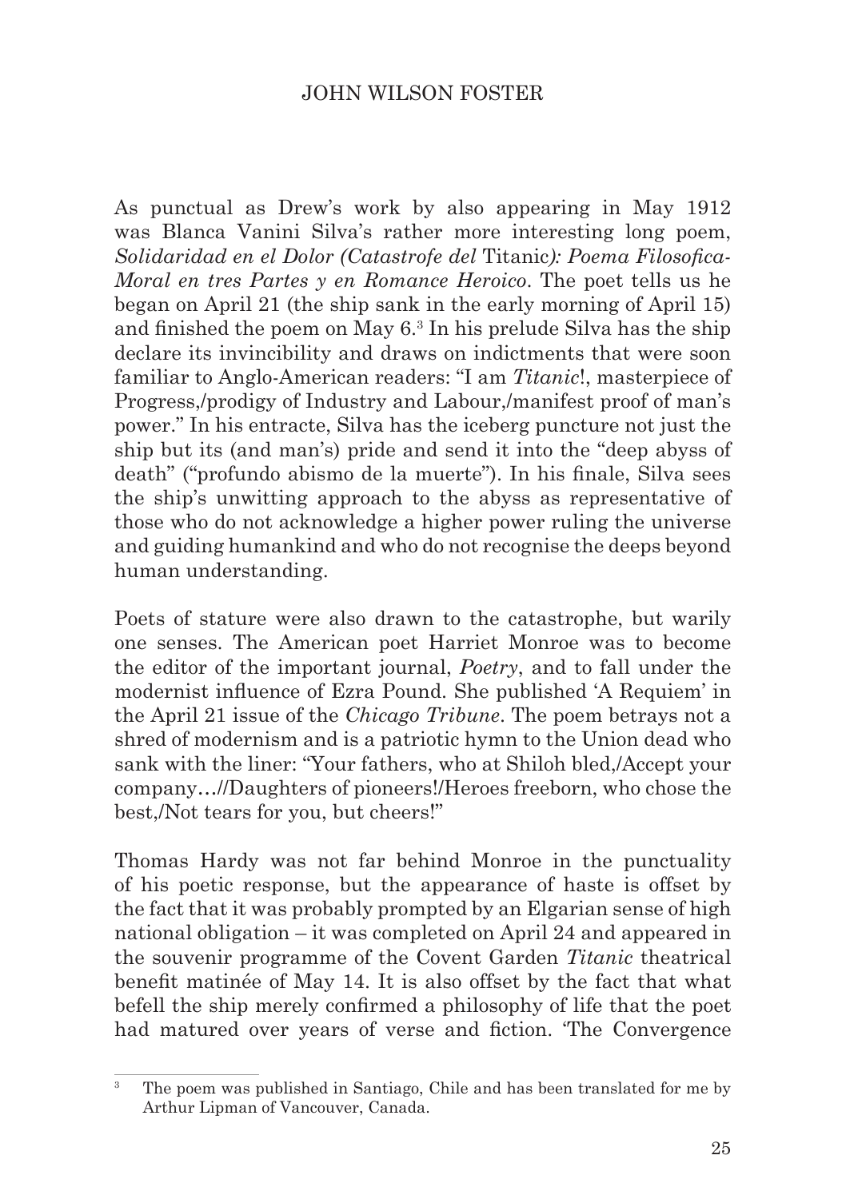As punctual as Drew's work by also appearing in May 1912 was Blanca Vanini Silva's rather more interesting long poem, *Solidaridad en el Dolor (Catastrofe del* Titanic*): Poema Filosofica-Moral en tres Partes y en Romance Heroico*. The poet tells us he began on April 21 (the ship sank in the early morning of April 15) and finished the poem on May 6.[3] In his prelude Silva has the ship declare its invincibility and draws on indictments that were soon familiar to Anglo-American readers: "I am *Titanic*!, masterpiece of Progress,/prodigy of Industry and Labour,/manifest proof of man's power." In his entracte, Silva has the iceberg puncture not just the ship but its (and man's) pride and send it into the "deep abyss of death" ("profundo abismo de la muerte"). In his finale, Silva sees the ship's unwitting approach to the abyss as representative of those who do not acknowledge a higher power ruling the universe and guiding humankind and who do not recognise the deeps beyond human understanding.

Poets of stature were also drawn to the catastrophe, but warily one senses. The American poet Harriet Monroe was to become the editor of the important journal, *Poetry*, and to fall under the modernist influence of Ezra Pound. She published 'A Requiem' in the April 21 issue of the *Chicago Tribune*. The poem betrays not a shred of modernism and is a patriotic hymn to the Union dead who sank with the liner: "Your fathers, who at Shiloh bled,/Accept your company…//Daughters of pioneers!/Heroes freeborn, who chose the best,/Not tears for you, but cheers!"

Thomas Hardy was not far behind Monroe in the punctuality of his poetic response, but the appearance of haste is offset by the fact that it was probably prompted by an Elgarian sense of high national obligation – it was completed on April 24 and appeared in the souvenir programme of the Covent Garden *Titanic* theatrical benefit matinée of May 14. It is also offset by the fact that what befell the ship merely confirmed a philosophy of life that the poet had matured over years of verse and fiction. 'The Convergence

[3] The poem was published in Santiago, Chile and has been translated for me by Arthur Lipman of Vancouver, Canada.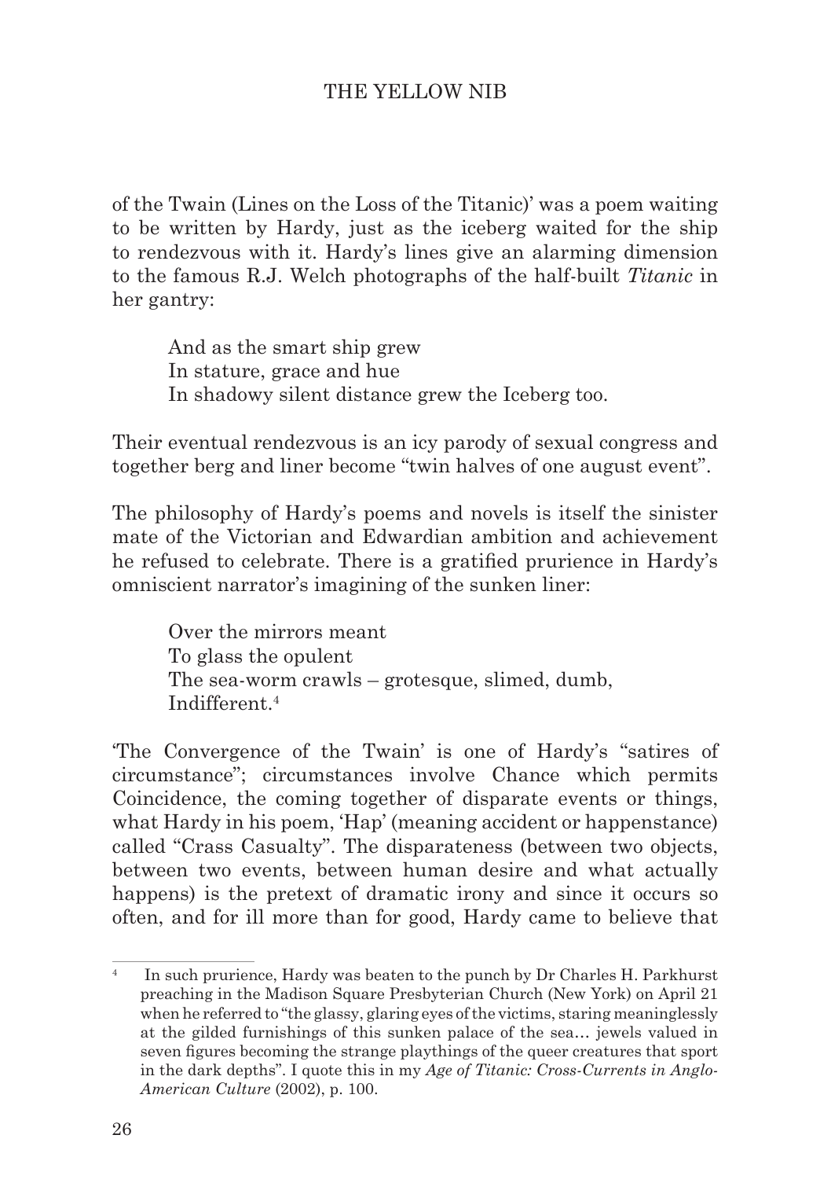of the Twain (Lines on the Loss of the Titanic)' was a poem waiting to be written by Hardy, just as the iceberg waited for the ship to rendezvous with it. Hardy's lines give an alarming dimension to the famous R.J. Welch photographs of the half-built *Titanic* in her gantry:

> And as the smart ship grew
> In stature, grace and hue
> In shadowy silent distance grew the Iceberg too.

Their eventual rendezvous is an icy parody of sexual congress and together berg and liner become "twin halves of one august event".

The philosophy of Hardy's poems and novels is itself the sinister mate of the Victorian and Edwardian ambition and achievement he refused to celebrate. There is a gratified prurience in Hardy's omniscient narrator's imagining of the sunken liner:

> Over the mirrors meant
> To glass the opulent
> The sea-worm crawls – grotesque, slimed, dumb,
> Indifferent.[4]

'The Convergence of the Twain' is one of Hardy's "satires of circumstance"; circumstances involve Chance which permits Coincidence, the coming together of disparate events or things, what Hardy in his poem, 'Hap' (meaning accident or happenstance) called "Crass Casualty". The disparateness (between two objects, between two events, between human desire and what actually happens) is the pretext of dramatic irony and since it occurs so often, and for ill more than for good, Hardy came to believe that

---

[4] In such prurience, Hardy was beaten to the punch by Dr Charles H. Parkhurst preaching in the Madison Square Presbyterian Church (New York) on April 21 when he referred to "the glassy, glaring eyes of the victims, staring meaninglessly at the gilded furnishings of this sunken palace of the sea… jewels valued in seven figures becoming the strange playthings of the queer creatures that sport in the dark depths". I quote this in my *Age of Titanic: Cross-Currents in Anglo-American Culture* (2002), p. 100.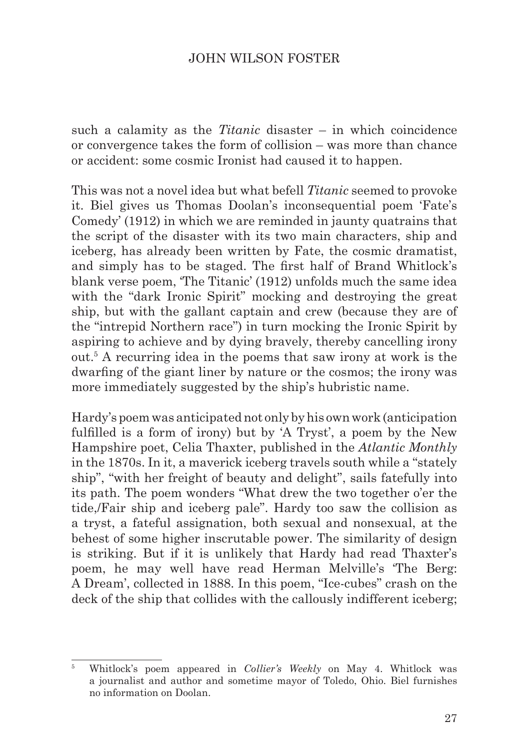such a calamity as the *Titanic* disaster – in which coincidence or convergence takes the form of collision – was more than chance or accident: some cosmic Ironist had caused it to happen.

This was not a novel idea but what befell *Titanic* seemed to provoke it. Biel gives us Thomas Doolan's inconsequential poem 'Fate's Comedy' (1912) in which we are reminded in jaunty quatrains that the script of the disaster with its two main characters, ship and iceberg, has already been written by Fate, the cosmic dramatist, and simply has to be staged. The first half of Brand Whitlock's blank verse poem, 'The Titanic' (1912) unfolds much the same idea with the "dark Ironic Spirit" mocking and destroying the great ship, but with the gallant captain and crew (because they are of the "intrepid Northern race") in turn mocking the Ironic Spirit by aspiring to achieve and by dying bravely, thereby cancelling irony out.[5] A recurring idea in the poems that saw irony at work is the dwarfing of the giant liner by nature or the cosmos; the irony was more immediately suggested by the ship's hubristic name.

Hardy's poem was anticipated not only by his own work (anticipation fulfilled is a form of irony) but by 'A Tryst', a poem by the New Hampshire poet, Celia Thaxter, published in the *Atlantic Monthly* in the 1870s. In it, a maverick iceberg travels south while a "stately ship", "with her freight of beauty and delight", sails fatefully into its path. The poem wonders "What drew the two together o'er the tide,/Fair ship and iceberg pale". Hardy too saw the collision as a tryst, a fateful assignation, both sexual and nonsexual, at the behest of some higher inscrutable power. The similarity of design is striking. But if it is unlikely that Hardy had read Thaxter's poem, he may well have read Herman Melville's 'The Berg: A Dream', collected in 1888. In this poem, "Ice-cubes" crash on the deck of the ship that collides with the callously indifferent iceberg;

---

[5] Whitlock's poem appeared in *Collier's Weekly* on May 4. Whitlock was a journalist and author and sometime mayor of Toledo, Ohio. Biel furnishes no information on Doolan.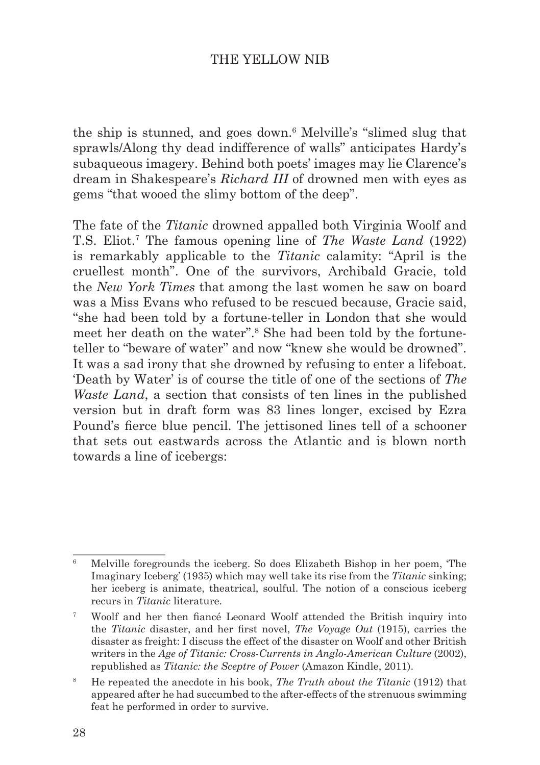the ship is stunned, and goes down.[6] Melville's "slimed slug that sprawls/Along thy dead indifference of walls" anticipates Hardy's subaqueous imagery. Behind both poets' images may lie Clarence's dream in Shakespeare's *Richard III* of drowned men with eyes as gems "that wooed the slimy bottom of the deep".

The fate of the *Titanic* drowned appalled both Virginia Woolf and T.S. Eliot.[7] The famous opening line of *The Waste Land* (1922) is remarkably applicable to the *Titanic* calamity: "April is the cruellest month". One of the survivors, Archibald Gracie, told the *New York Times* that among the last women he saw on board was a Miss Evans who refused to be rescued because, Gracie said, "she had been told by a fortune-teller in London that she would meet her death on the water".[8] She had been told by the fortune-teller to "beware of water" and now "knew she would be drowned". It was a sad irony that she drowned by refusing to enter a lifeboat. 'Death by Water' is of course the title of one of the sections of *The Waste Land*, a section that consists of ten lines in the published version but in draft form was 83 lines longer, excised by Ezra Pound's fierce blue pencil. The jettisoned lines tell of a schooner that sets out eastwards across the Atlantic and is blown north towards a line of icebergs:

---

[6] Melville foregrounds the iceberg. So does Elizabeth Bishop in her poem, 'The Imaginary Iceberg' (1935) which may well take its rise from the *Titanic* sinking; her iceberg is animate, theatrical, soulful. The notion of a conscious iceberg recurs in *Titanic* literature.

[7] Woolf and her then fiancé Leonard Woolf attended the British inquiry into the *Titanic* disaster, and her first novel, *The Voyage Out* (1915), carries the disaster as freight: I discuss the effect of the disaster on Woolf and other British writers in the *Age of Titanic: Cross-Currents in Anglo-American Culture* (2002), republished as *Titanic: the Sceptre of Power* (Amazon Kindle, 2011).

[8] He repeated the anecdote in his book, *The Truth about the Titanic* (1912) that appeared after he had succumbed to the after-effects of the strenuous swimming feat he performed in order to survive.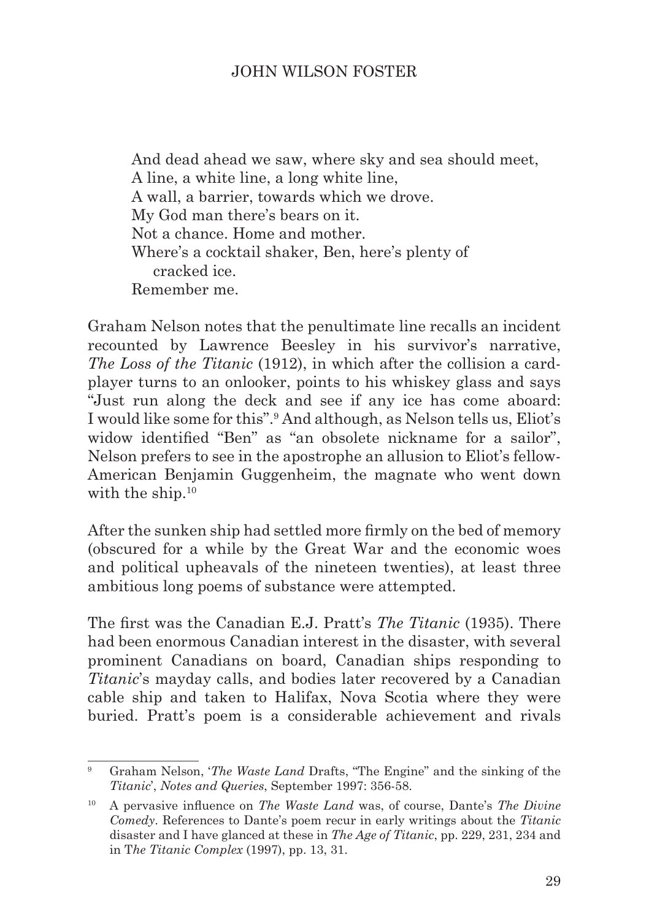> And dead ahead we saw, where sky and sea should meet,
> A line, a white line, a long white line,
> A wall, a barrier, towards which we drove.
> My God man there's bears on it.
> Not a chance. Home and mother.
> Where's a cocktail shaker, Ben, here's plenty of
>     cracked ice.
> Remember me.

Graham Nelson notes that the penultimate line recalls an incident recounted by Lawrence Beesley in his survivor's narrative, *The Loss of the Titanic* (1912), in which after the collision a card-player turns to an onlooker, points to his whiskey glass and says "Just run along the deck and see if any ice has come aboard: I would like some for this".[9] And although, as Nelson tells us, Eliot's widow identified "Ben" as "an obsolete nickname for a sailor", Nelson prefers to see in the apostrophe an allusion to Eliot's fellow-American Benjamin Guggenheim, the magnate who went down with the ship.[10]

After the sunken ship had settled more firmly on the bed of memory (obscured for a while by the Great War and the economic woes and political upheavals of the nineteen twenties), at least three ambitious long poems of substance were attempted.

The first was the Canadian E.J. Pratt's *The Titanic* (1935). There had been enormous Canadian interest in the disaster, with several prominent Canadians on board, Canadian ships responding to *Titanic*'s mayday calls, and bodies later recovered by a Canadian cable ship and taken to Halifax, Nova Scotia where they were buried. Pratt's poem is a considerable achievement and rivals

---

[9] Graham Nelson, '*The Waste Land* Drafts, "The Engine" and the sinking of the *Titanic*', *Notes and Queries*, September 1997: 356-58.

[10] A pervasive influence on *The Waste Land* was, of course, Dante's *The Divine Comedy*. References to Dante's poem recur in early writings about the *Titanic* disaster and I have glanced at these in *The Age of Titanic*, pp. 229, 231, 234 and in T*he Titanic Complex* (1997), pp. 13, 31.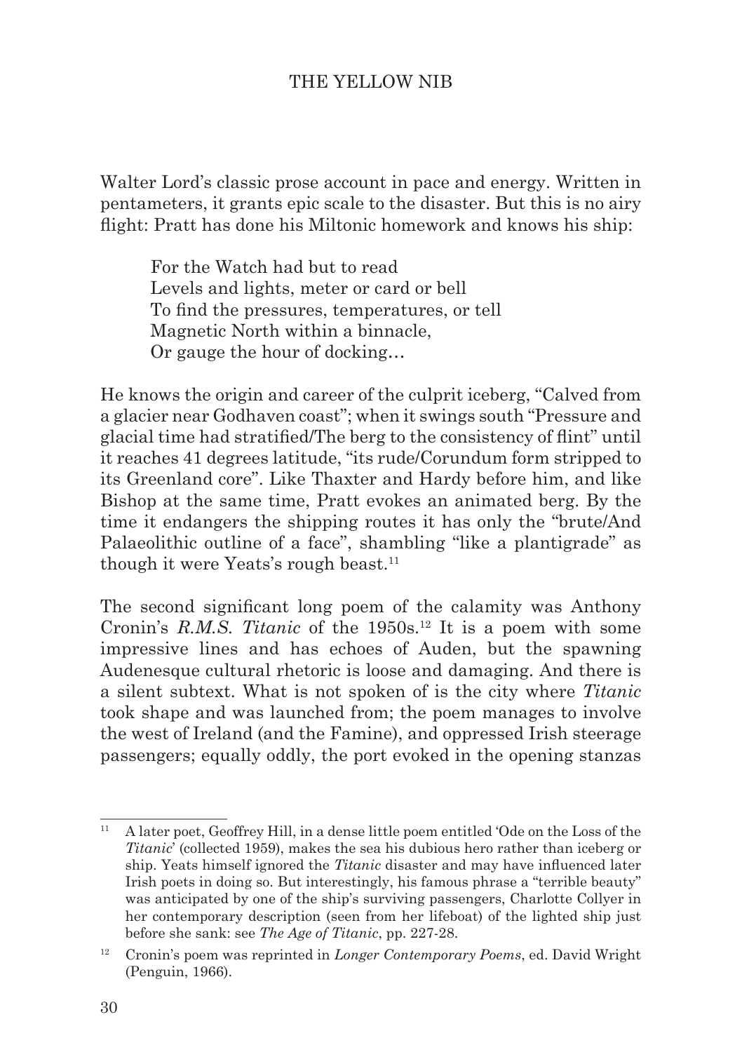Walter Lord's classic prose account in pace and energy. Written in pentameters, it grants epic scale to the disaster. But this is no airy flight: Pratt has done his Miltonic homework and knows his ship:

> For the Watch had but to read
> Levels and lights, meter or card or bell
> To find the pressures, temperatures, or tell
> Magnetic North within a binnacle,
> Or gauge the hour of docking…

He knows the origin and career of the culprit iceberg, "Calved from a glacier near Godhaven coast"; when it swings south "Pressure and glacial time had stratified/The berg to the consistency of flint" until it reaches 41 degrees latitude, "its rude/Corundum form stripped to its Greenland core". Like Thaxter and Hardy before him, and like Bishop at the same time, Pratt evokes an animated berg. By the time it endangers the shipping routes it has only the "brute/And Palaeolithic outline of a face", shambling "like a plantigrade" as though it were Yeats's rough beast.[11]

The second significant long poem of the calamity was Anthony Cronin's *R.M.S. Titanic* of the 1950s.[12] It is a poem with some impressive lines and has echoes of Auden, but the spawning Audenesque cultural rhetoric is loose and damaging. And there is a silent subtext. What is not spoken of is the city where *Titanic* took shape and was launched from; the poem manages to involve the west of Ireland (and the Famine), and oppressed Irish steerage passengers; equally oddly, the port evoked in the opening stanzas

---

[11] A later poet, Geoffrey Hill, in a dense little poem entitled 'Ode on the Loss of the *Titanic*' (collected 1959), makes the sea his dubious hero rather than iceberg or ship. Yeats himself ignored the *Titanic* disaster and may have influenced later Irish poets in doing so. But interestingly, his famous phrase a "terrible beauty" was anticipated by one of the ship's surviving passengers, Charlotte Collyer in her contemporary description (seen from her lifeboat) of the lighted ship just before she sank: see *The Age of Titanic*, pp. 227-28.

[12] Cronin's poem was reprinted in *Longer Contemporary Poems*, ed. David Wright (Penguin, 1966).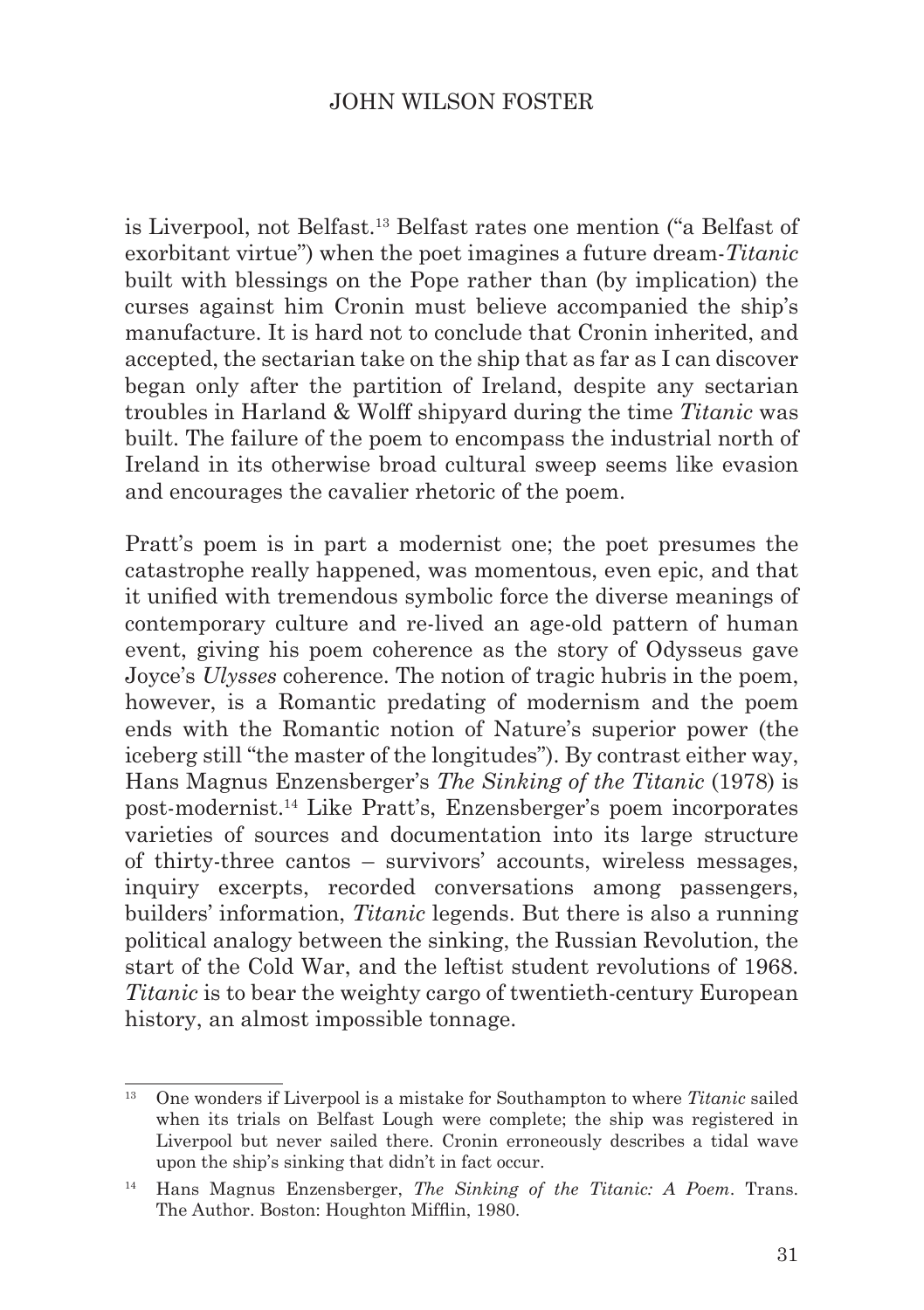is Liverpool, not Belfast.[13] Belfast rates one mention ("a Belfast of exorbitant virtue") when the poet imagines a future dream-*Titanic* built with blessings on the Pope rather than (by implication) the curses against him Cronin must believe accompanied the ship's manufacture. It is hard not to conclude that Cronin inherited, and accepted, the sectarian take on the ship that as far as I can discover began only after the partition of Ireland, despite any sectarian troubles in Harland & Wolff shipyard during the time *Titanic* was built. The failure of the poem to encompass the industrial north of Ireland in its otherwise broad cultural sweep seems like evasion and encourages the cavalier rhetoric of the poem.

Pratt's poem is in part a modernist one; the poet presumes the catastrophe really happened, was momentous, even epic, and that it unified with tremendous symbolic force the diverse meanings of contemporary culture and re-lived an age-old pattern of human event, giving his poem coherence as the story of Odysseus gave Joyce's *Ulysses* coherence. The notion of tragic hubris in the poem, however, is a Romantic predating of modernism and the poem ends with the Romantic notion of Nature's superior power (the iceberg still "the master of the longitudes"). By contrast either way, Hans Magnus Enzensberger's *The Sinking of the Titanic* (1978) is post-modernist.[14] Like Pratt's, Enzensberger's poem incorporates varieties of sources and documentation into its large structure of thirty-three cantos – survivors' accounts, wireless messages, inquiry excerpts, recorded conversations among passengers, builders' information, *Titanic* legends. But there is also a running political analogy between the sinking, the Russian Revolution, the start of the Cold War, and the leftist student revolutions of 1968. *Titanic* is to bear the weighty cargo of twentieth-century European history, an almost impossible tonnage.

---

[13] One wonders if Liverpool is a mistake for Southampton to where *Titanic* sailed when its trials on Belfast Lough were complete; the ship was registered in Liverpool but never sailed there. Cronin erroneously describes a tidal wave upon the ship's sinking that didn't in fact occur.

[14] Hans Magnus Enzensberger, *The Sinking of the Titanic: A Poem*. Trans. The Author. Boston: Houghton Mifflin, 1980.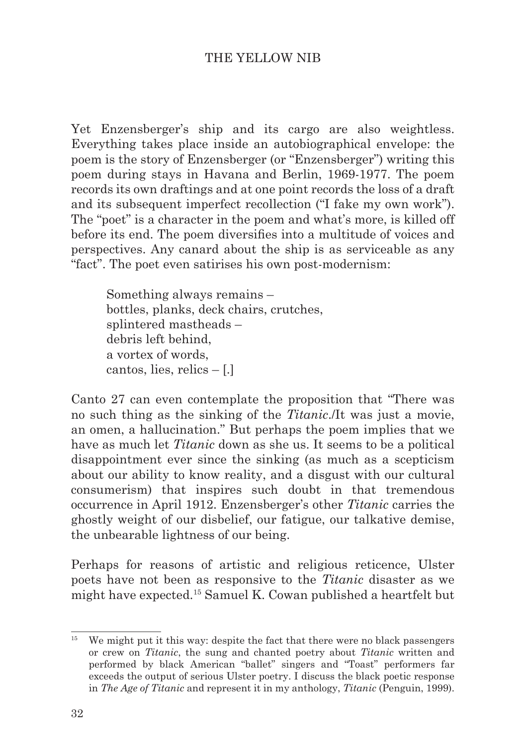Yet Enzensberger's ship and its cargo are also weightless. Everything takes place inside an autobiographical envelope: the poem is the story of Enzensberger (or "Enzensberger") writing this poem during stays in Havana and Berlin, 1969-1977. The poem records its own draftings and at one point records the loss of a draft and its subsequent imperfect recollection ("I fake my own work"). The "poet" is a character in the poem and what's more, is killed off before its end. The poem diversifies into a multitude of voices and perspectives. Any canard about the ship is as serviceable as any "fact". The poet even satirises his own post-modernism:

> Something always remains –
> bottles, planks, deck chairs, crutches,
> splintered mastheads –
> debris left behind,
> a vortex of words,
> cantos, lies, relics – [.]

Canto 27 can even contemplate the proposition that "There was no such thing as the sinking of the *Titanic*./It was just a movie, an omen, a hallucination." But perhaps the poem implies that we have as much let *Titanic* down as she us. It seems to be a political disappointment ever since the sinking (as much as a scepticism about our ability to know reality, and a disgust with our cultural consumerism) that inspires such doubt in that tremendous occurrence in April 1912. Enzensberger's other *Titanic* carries the ghostly weight of our disbelief, our fatigue, our talkative demise, the unbearable lightness of our being.

Perhaps for reasons of artistic and religious reticence, Ulster poets have not been as responsive to the *Titanic* disaster as we might have expected.[15] Samuel K. Cowan published a heartfelt but

---

[15] We might put it this way: despite the fact that there were no black passengers or crew on *Titanic*, the sung and chanted poetry about *Titanic* written and performed by black American "ballet" singers and "Toast" performers far exceeds the output of serious Ulster poetry. I discuss the black poetic response in *The Age of Titanic* and represent it in my anthology, *Titanic* (Penguin, 1999).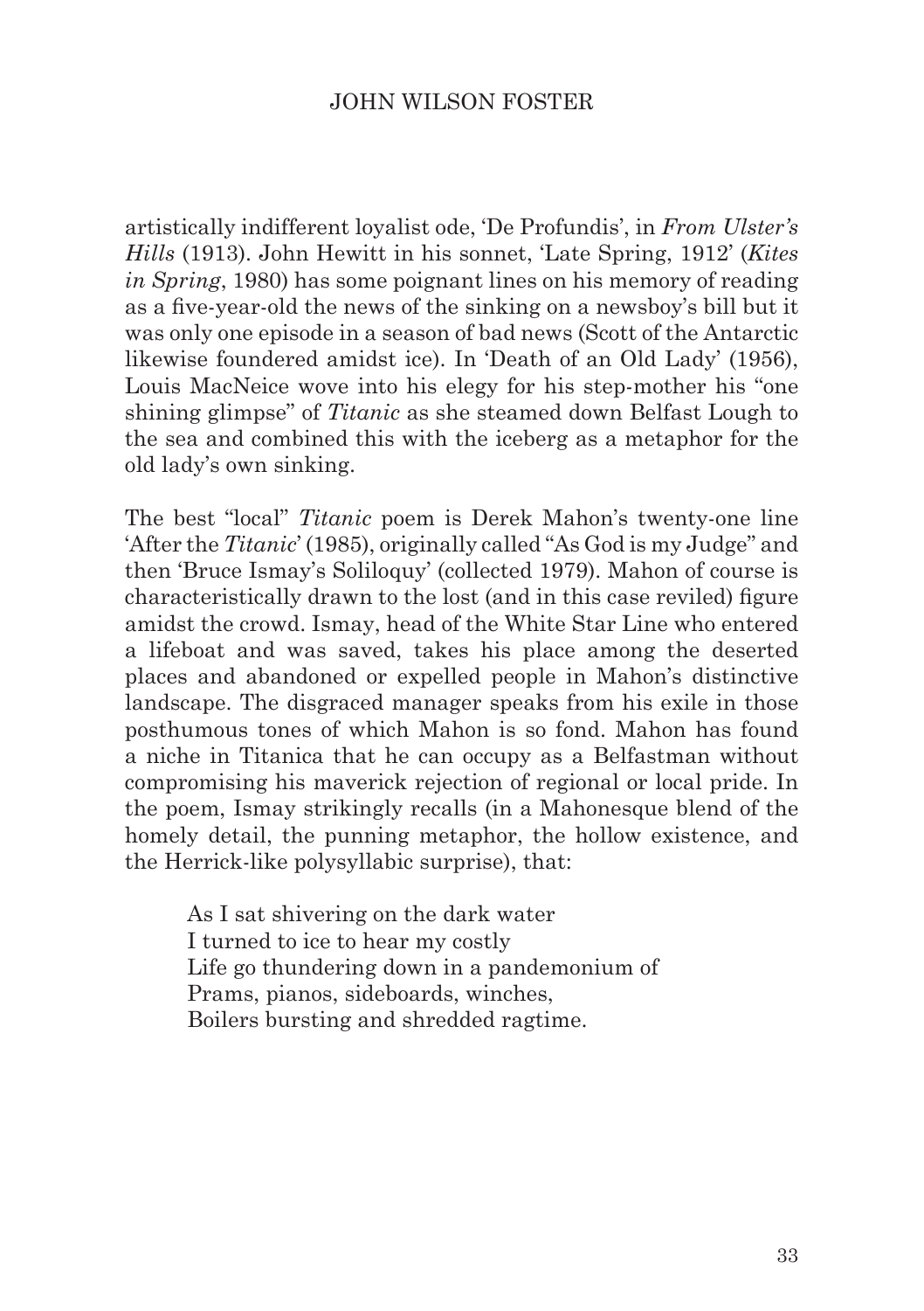artistically indifferent loyalist ode, 'De Profundis', in *From Ulster's Hills* (1913). John Hewitt in his sonnet, 'Late Spring, 1912' (*Kites in Spring*, 1980) has some poignant lines on his memory of reading as a five-year-old the news of the sinking on a newsboy's bill but it was only one episode in a season of bad news (Scott of the Antarctic likewise foundered amidst ice). In 'Death of an Old Lady' (1956), Louis MacNeice wove into his elegy for his step-mother his "one shining glimpse" of *Titanic* as she steamed down Belfast Lough to the sea and combined this with the iceberg as a metaphor for the old lady's own sinking.

The best "local" *Titanic* poem is Derek Mahon's twenty-one line 'After the *Titanic*' (1985), originally called "As God is my Judge" and then 'Bruce Ismay's Soliloquy' (collected 1979). Mahon of course is characteristically drawn to the lost (and in this case reviled) figure amidst the crowd. Ismay, head of the White Star Line who entered a lifeboat and was saved, takes his place among the deserted places and abandoned or expelled people in Mahon's distinctive landscape. The disgraced manager speaks from his exile in those posthumous tones of which Mahon is so fond. Mahon has found a niche in Titanica that he can occupy as a Belfastman without compromising his maverick rejection of regional or local pride. In the poem, Ismay strikingly recalls (in a Mahonesque blend of the homely detail, the punning metaphor, the hollow existence, and the Herrick-like polysyllabic surprise), that:

> As I sat shivering on the dark water  
> I turned to ice to hear my costly  
> Life go thundering down in a pandemonium of  
> Prams, pianos, sideboards, winches,  
> Boilers bursting and shredded ragtime.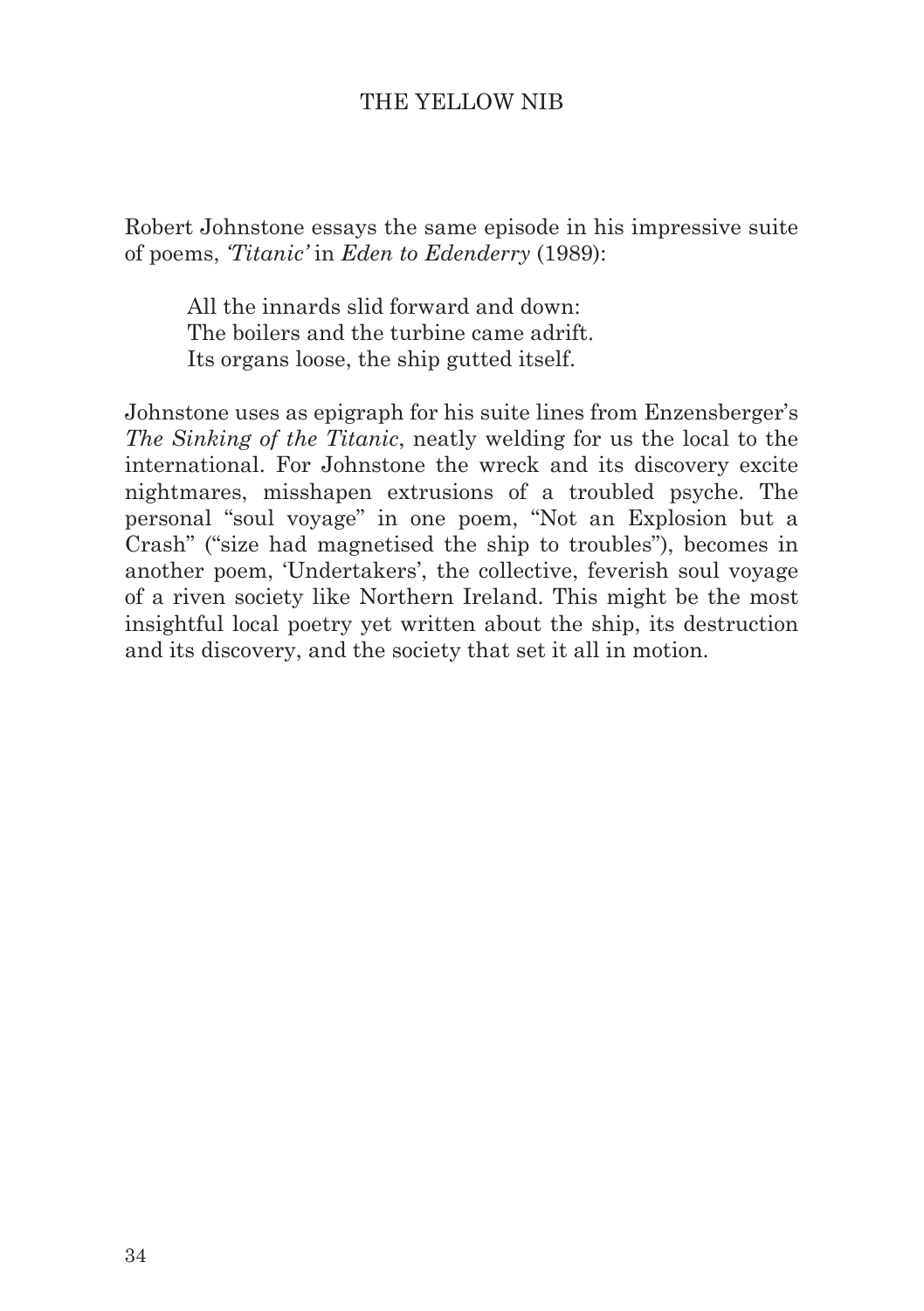Robert Johnstone essays the same episode in his impressive suite of poems, *'Titanic'* in *Eden to Edenderry* (1989):

> All the innards slid forward and down:  
> The boilers and the turbine came adrift.  
> Its organs loose, the ship gutted itself.

Johnstone uses as epigraph for his suite lines from Enzensberger's *The Sinking of the Titanic*, neatly welding for us the local to the international. For Johnstone the wreck and its discovery excite nightmares, misshapen extrusions of a troubled psyche. The personal "soul voyage" in one poem, "Not an Explosion but a Crash" ("size had magnetised the ship to troubles"), becomes in another poem, 'Undertakers', the collective, feverish soul voyage of a riven society like Northern Ireland. This might be the most insightful local poetry yet written about the ship, its destruction and its discovery, and the society that set it all in motion.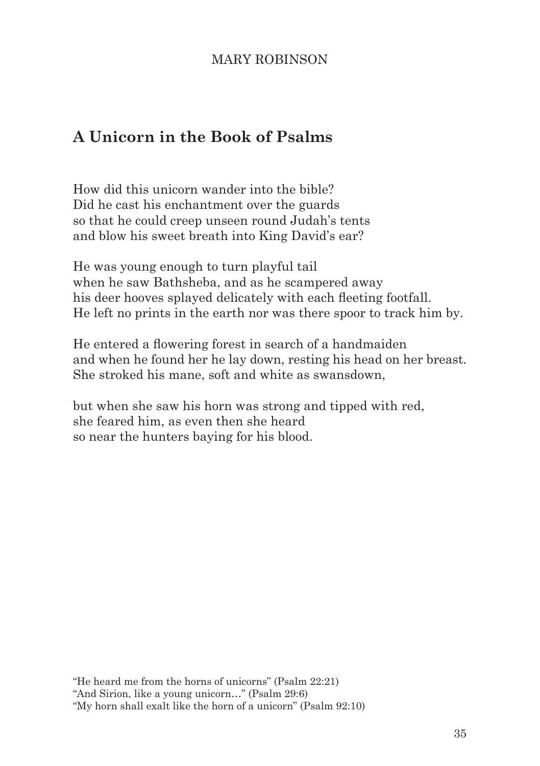MARY ROBINSON

## A Unicorn in the Book of Psalms

How did this unicorn wander into the bible?  
Did he cast his enchantment over the guards  
so that he could creep unseen round Judah's tents  
and blow his sweet breath into King David's ear?

He was young enough to turn playful tail  
when he saw Bathsheba, and as he scampered away  
his deer hooves splayed delicately with each fleeting footfall.  
He left no prints in the earth nor was there spoor to track him by.

He entered a flowering forest in search of a handmaiden  
and when he found her he lay down, resting his head on her breast.  
She stroked his mane, soft and white as swansdown,

but when she saw his horn was strong and tipped with red,  
she feared him, as even then she heard  
so near the hunters baying for his blood.

"He heard me from the horns of unicorns" (Psalm 22:21)  
"And Sirion, like a young unicorn…" (Psalm 29:6)  
"My horn shall exalt like the horn of a unicorn" (Psalm 92:10)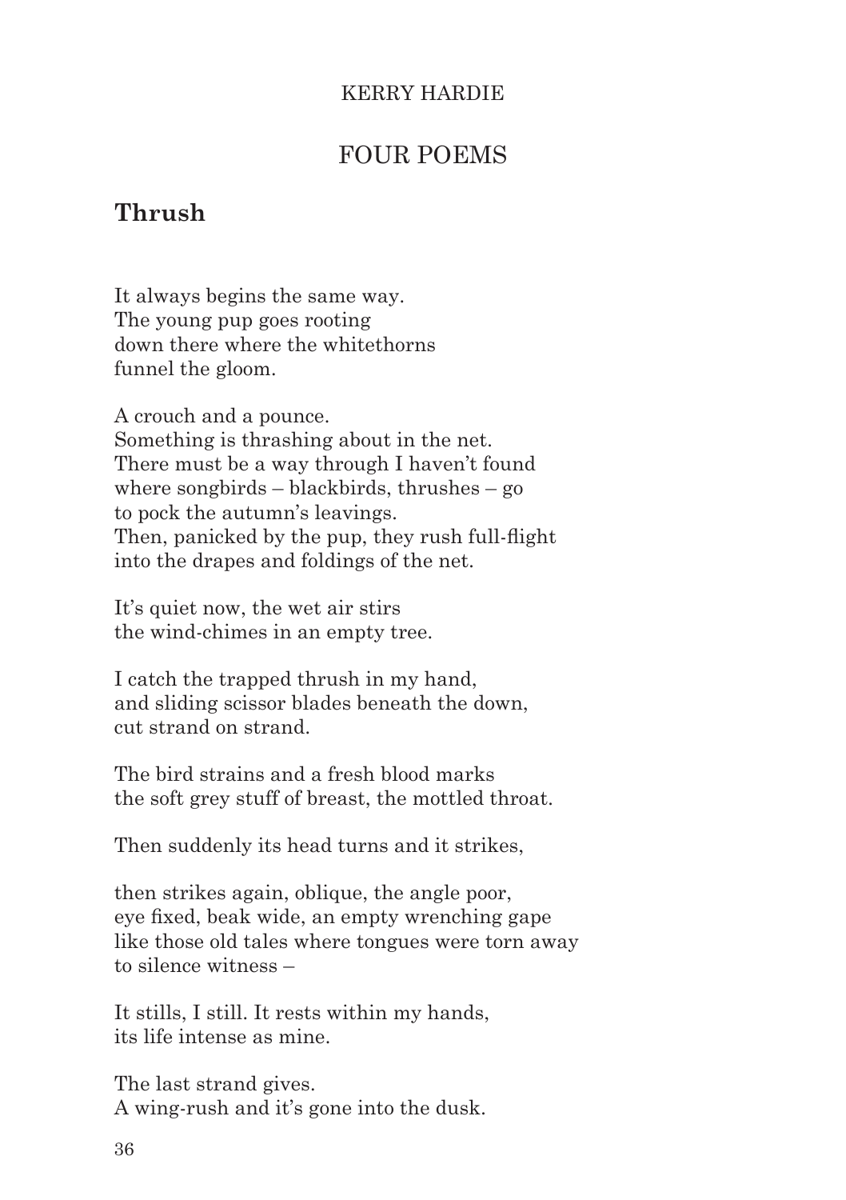KERRY HARDIE

# FOUR POEMS

## Thrush

It always begins the same way.  
The young pup goes rooting  
down there where the whitethorns  
funnel the gloom.

A crouch and a pounce.  
Something is thrashing about in the net.  
There must be a way through I haven't found  
where songbirds – blackbirds, thrushes – go  
to pock the autumn's leavings.  
Then, panicked by the pup, they rush full-flight  
into the drapes and foldings of the net.

It's quiet now, the wet air stirs  
the wind-chimes in an empty tree.

I catch the trapped thrush in my hand,  
and sliding scissor blades beneath the down,  
cut strand on strand.

The bird strains and a fresh blood marks  
the soft grey stuff of breast, the mottled throat.

Then suddenly its head turns and it strikes,

then strikes again, oblique, the angle poor,  
eye fixed, beak wide, an empty wrenching gape  
like those old tales where tongues were torn away  
to silence witness –

It stills, I still. It rests within my hands,  
its life intense as mine.

The last strand gives.  
A wing-rush and it's gone into the dusk.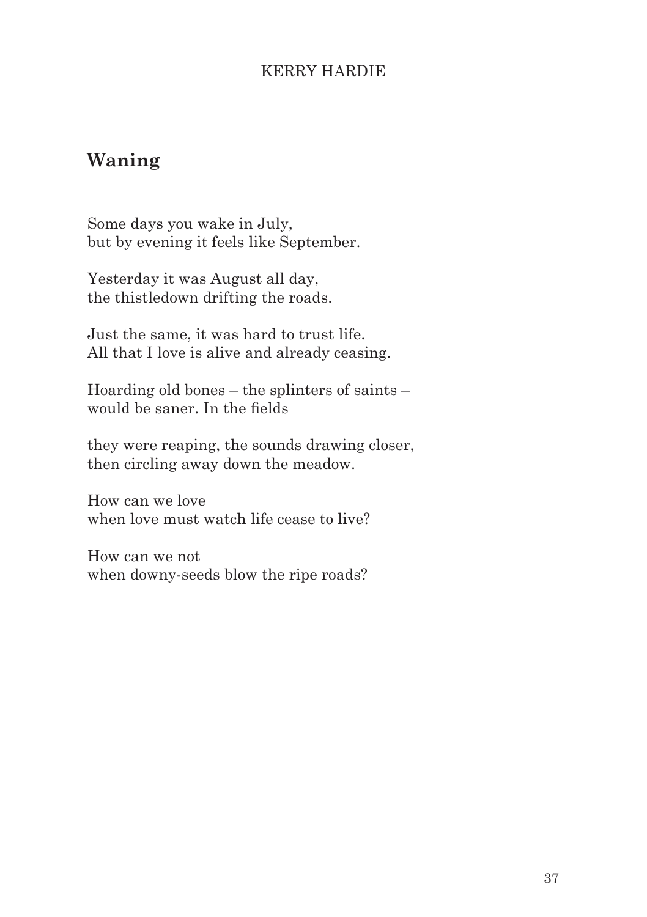KERRY HARDIE

## Waning

Some days you wake in July,
but by evening it feels like September.

Yesterday it was August all day,
the thistledown drifting the roads.

Just the same, it was hard to trust life.
All that I love is alive and already ceasing.

Hoarding old bones – the splinters of saints –
would be saner. In the fields

they were reaping, the sounds drawing closer,
then circling away down the meadow.

How can we love
when love must watch life cease to live?

How can we not
when downy-seeds blow the ripe roads?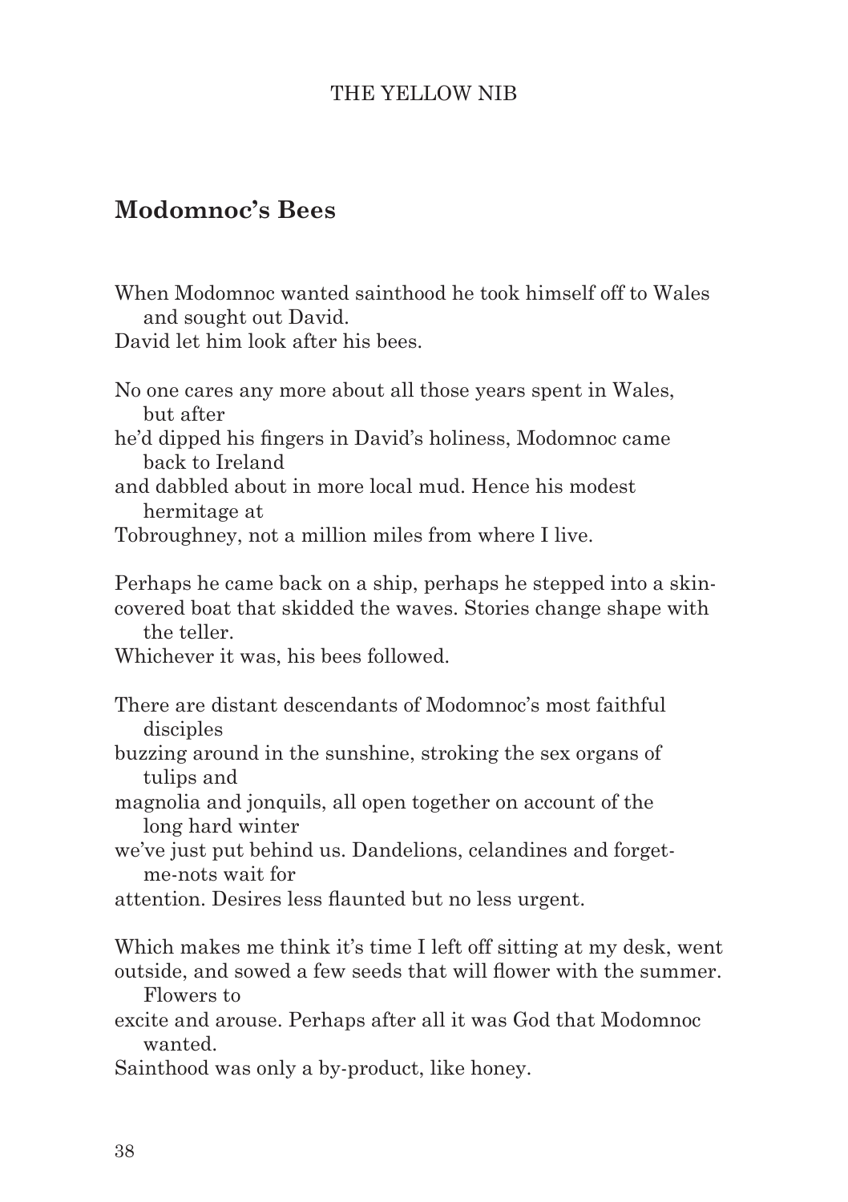## Modomnoc's Bees

When Modomnoc wanted sainthood he took himself off to Wales and sought out David.
David let him look after his bees.

No one cares any more about all those years spent in Wales, but after
he'd dipped his fingers in David's holiness, Modomnoc came back to Ireland
and dabbled about in more local mud. Hence his modest hermitage at
Tobroughney, not a million miles from where I live.

Perhaps he came back on a ship, perhaps he stepped into a skin-covered boat that skidded the waves. Stories change shape with the teller.
Whichever it was, his bees followed.

There are distant descendants of Modomnoc's most faithful disciples
buzzing around in the sunshine, stroking the sex organs of tulips and
magnolia and jonquils, all open together on account of the long hard winter
we've just put behind us. Dandelions, celandines and forget-me-nots wait for
attention. Desires less flaunted but no less urgent.

Which makes me think it's time I left off sitting at my desk, went outside, and sowed a few seeds that will flower with the summer. Flowers to
excite and arouse. Perhaps after all it was God that Modomnoc wanted.
Sainthood was only a by-product, like honey.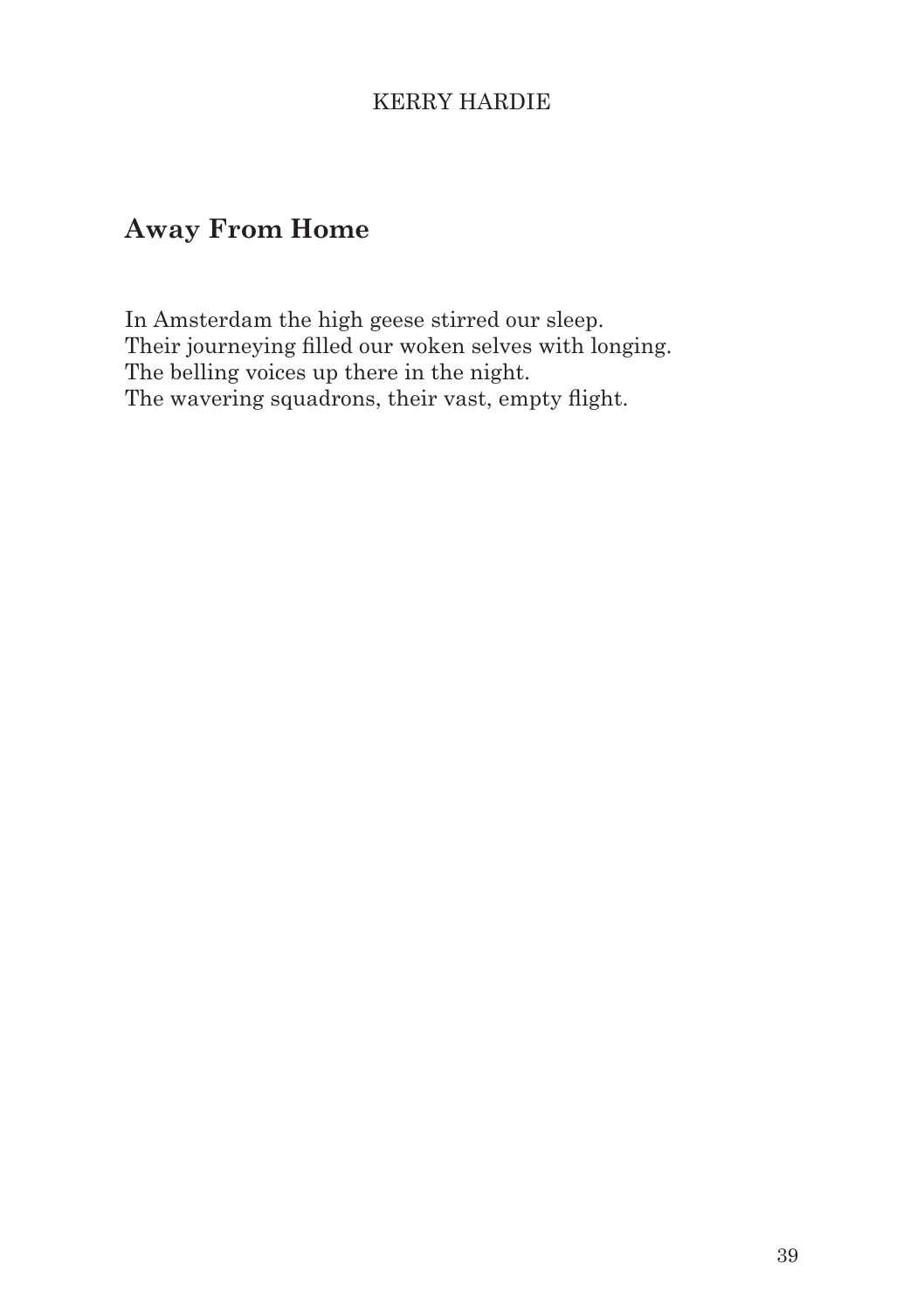KERRY HARDIE

## Away From Home

In Amsterdam the high geese stirred our sleep.  
Their journeying filled our woken selves with longing.  
The belling voices up there in the night.  
The wavering squadrons, their vast, empty flight.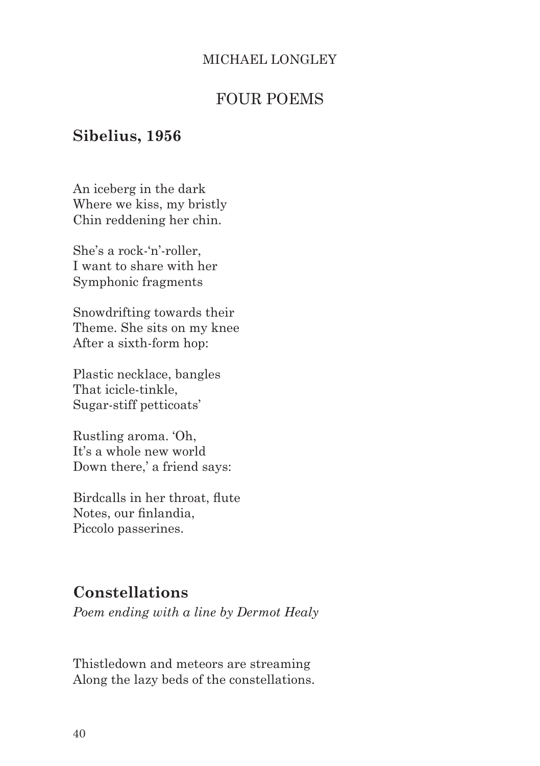MICHAEL LONGLEY

# FOUR POEMS

## Sibelius, 1956

An iceberg in the dark  
Where we kiss, my bristly  
Chin reddening her chin.

She's a rock-'n'-roller,  
I want to share with her  
Symphonic fragments

Snowdrifting towards their  
Theme. She sits on my knee  
After a sixth-form hop:

Plastic necklace, bangles  
That icicle-tinkle,  
Sugar-stiff petticoats'

Rustling aroma. 'Oh,  
It's a whole new world  
Down there,' a friend says:

Birdcalls in her throat, flute  
Notes, our finlandia,  
Piccolo passerines.

## Constellations

*Poem ending with a line by Dermot Healy*

Thistledown and meteors are streaming  
Along the lazy beds of the constellations.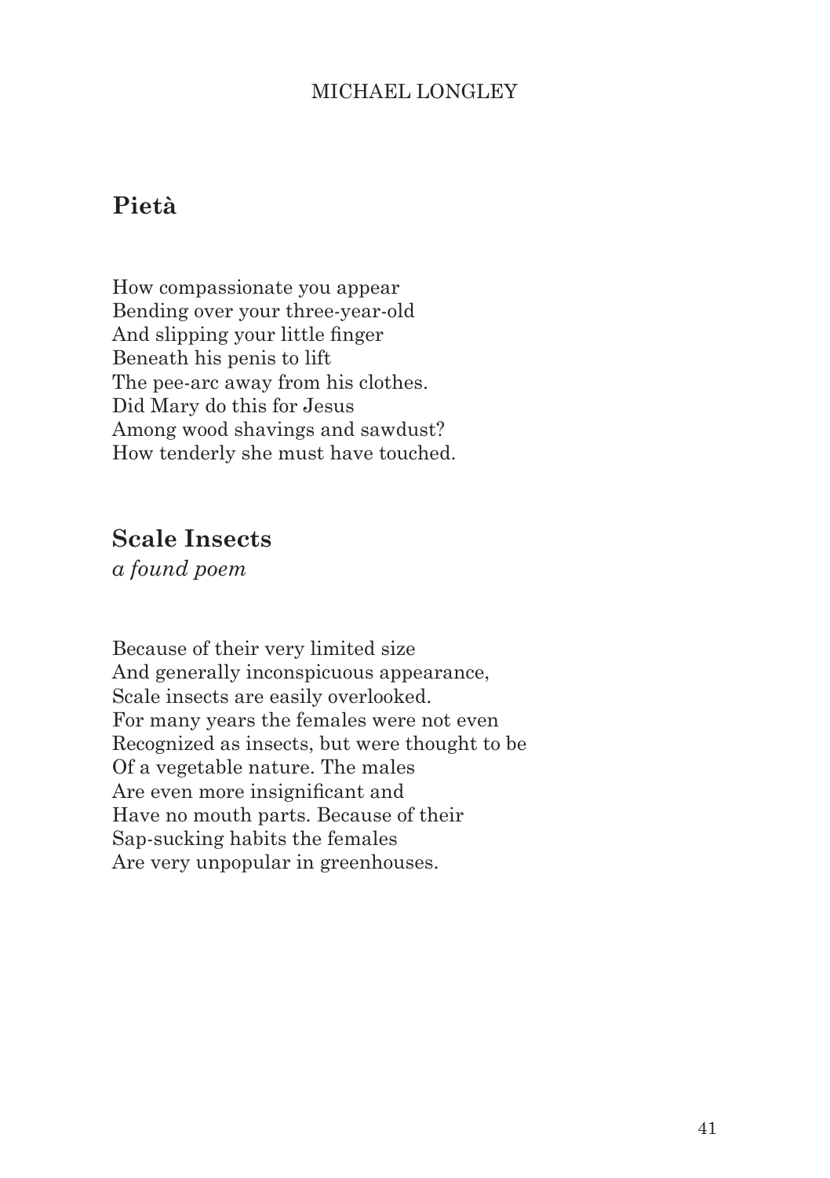MICHAEL LONGLEY

## Pietà

How compassionate you appear
Bending over your three-year-old
And slipping your little finger
Beneath his penis to lift
The pee-arc away from his clothes.
Did Mary do this for Jesus
Among wood shavings and sawdust?
How tenderly she must have touched.

## Scale Insects

*a found poem*

Because of their very limited size
And generally inconspicuous appearance,
Scale insects are easily overlooked.
For many years the females were not even
Recognized as insects, but were thought to be
Of a vegetable nature. The males
Are even more insignificant and
Have no mouth parts. Because of their
Sap-sucking habits the females
Are very unpopular in greenhouses.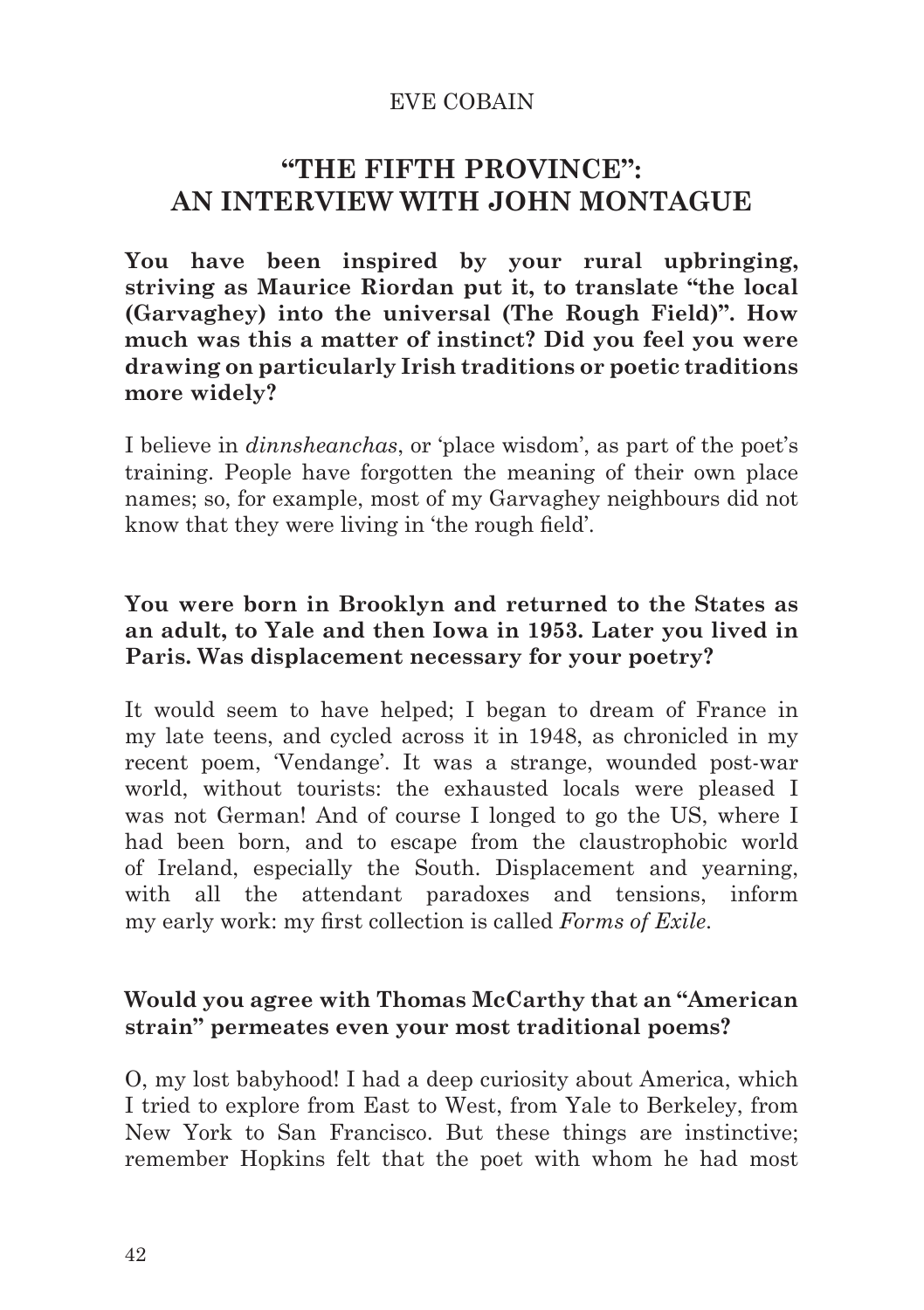EVE COBAIN

# "THE FIFTH PROVINCE": AN INTERVIEW WITH JOHN MONTAGUE

**You have been inspired by your rural upbringing, striving as Maurice Riordan put it, to translate "the local (Garvaghey) into the universal (The Rough Field)". How much was this a matter of instinct? Did you feel you were drawing on particularly Irish traditions or poetic traditions more widely?**

I believe in *dinnsheanchas*, or 'place wisdom', as part of the poet's training. People have forgotten the meaning of their own place names; so, for example, most of my Garvaghey neighbours did not know that they were living in 'the rough field'.

**You were born in Brooklyn and returned to the States as an adult, to Yale and then Iowa in 1953. Later you lived in Paris. Was displacement necessary for your poetry?**

It would seem to have helped; I began to dream of France in my late teens, and cycled across it in 1948, as chronicled in my recent poem, 'Vendange'. It was a strange, wounded post-war world, without tourists: the exhausted locals were pleased I was not German! And of course I longed to go the US, where I had been born, and to escape from the claustrophobic world of Ireland, especially the South. Displacement and yearning, with all the attendant paradoxes and tensions, inform my early work: my first collection is called *Forms of Exile*.

**Would you agree with Thomas McCarthy that an "American strain" permeates even your most traditional poems?**

O, my lost babyhood! I had a deep curiosity about America, which I tried to explore from East to West, from Yale to Berkeley, from New York to San Francisco. But these things are instinctive; remember Hopkins felt that the poet with whom he had most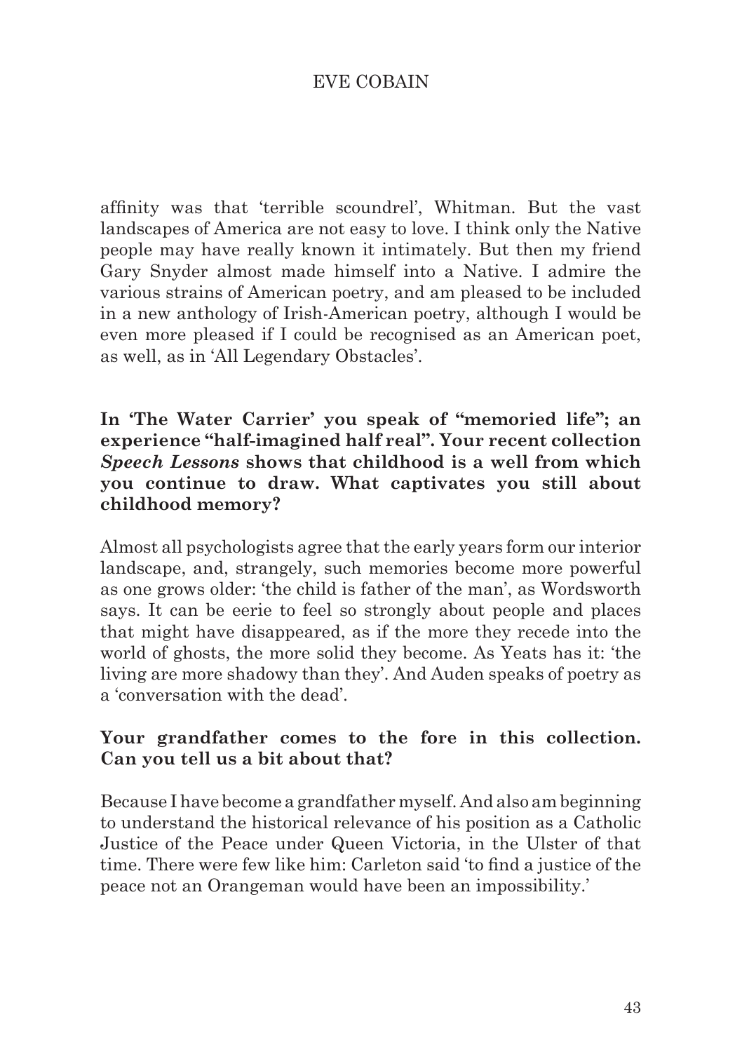affinity was that 'terrible scoundrel', Whitman. But the vast landscapes of America are not easy to love. I think only the Native people may have really known it intimately. But then my friend Gary Snyder almost made himself into a Native. I admire the various strains of American poetry, and am pleased to be included in a new anthology of Irish-American poetry, although I would be even more pleased if I could be recognised as an American poet, as well, as in 'All Legendary Obstacles'.

**In 'The Water Carrier' you speak of "memoried life"; an experience "half-imagined half real". Your recent collection *Speech Lessons* shows that childhood is a well from which you continue to draw. What captivates you still about childhood memory?**

Almost all psychologists agree that the early years form our interior landscape, and, strangely, such memories become more powerful as one grows older: 'the child is father of the man', as Wordsworth says. It can be eerie to feel so strongly about people and places that might have disappeared, as if the more they recede into the world of ghosts, the more solid they become. As Yeats has it: 'the living are more shadowy than they'. And Auden speaks of poetry as a 'conversation with the dead'.

**Your grandfather comes to the fore in this collection. Can you tell us a bit about that?**

Because I have become a grandfather myself. And also am beginning to understand the historical relevance of his position as a Catholic Justice of the Peace under Queen Victoria, in the Ulster of that time. There were few like him: Carleton said 'to find a justice of the peace not an Orangeman would have been an impossibility.'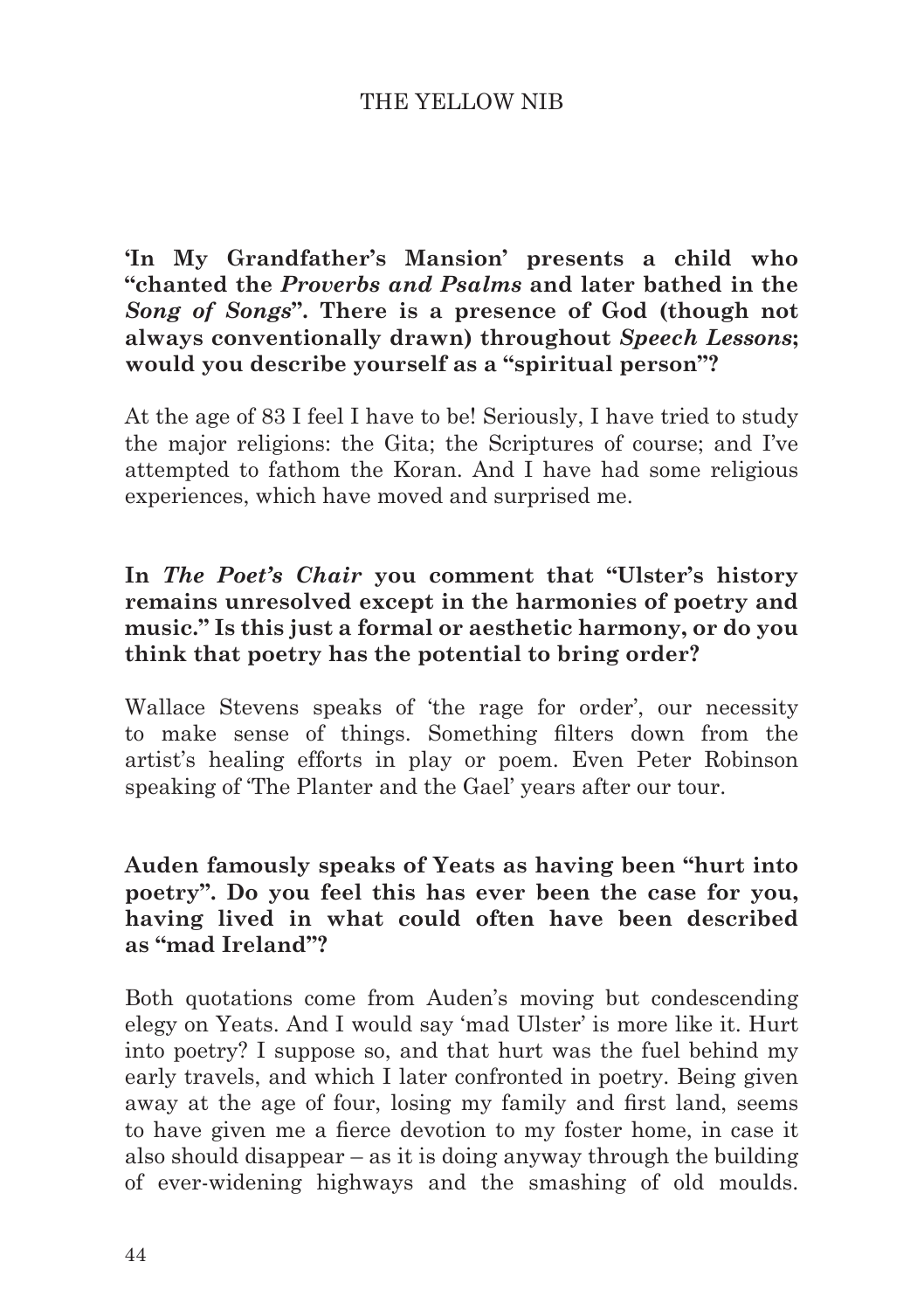**'In My Grandfather's Mansion' presents a child who "chanted the *Proverbs and Psalms* and later bathed in the *Song of Songs*". There is a presence of God (though not always conventionally drawn) throughout *Speech Lessons*; would you describe yourself as a "spiritual person"?**

At the age of 83 I feel I have to be! Seriously, I have tried to study the major religions: the Gita; the Scriptures of course; and I've attempted to fathom the Koran. And I have had some religious experiences, which have moved and surprised me.

**In *The Poet's Chair* you comment that "Ulster's history remains unresolved except in the harmonies of poetry and music." Is this just a formal or aesthetic harmony, or do you think that poetry has the potential to bring order?**

Wallace Stevens speaks of 'the rage for order', our necessity to make sense of things. Something filters down from the artist's healing efforts in play or poem. Even Peter Robinson speaking of 'The Planter and the Gael' years after our tour.

**Auden famously speaks of Yeats as having been "hurt into poetry". Do you feel this has ever been the case for you, having lived in what could often have been described as "mad Ireland"?**

Both quotations come from Auden's moving but condescending elegy on Yeats. And I would say 'mad Ulster' is more like it. Hurt into poetry? I suppose so, and that hurt was the fuel behind my early travels, and which I later confronted in poetry. Being given away at the age of four, losing my family and first land, seems to have given me a fierce devotion to my foster home, in case it also should disappear – as it is doing anyway through the building of ever-widening highways and the smashing of old moulds.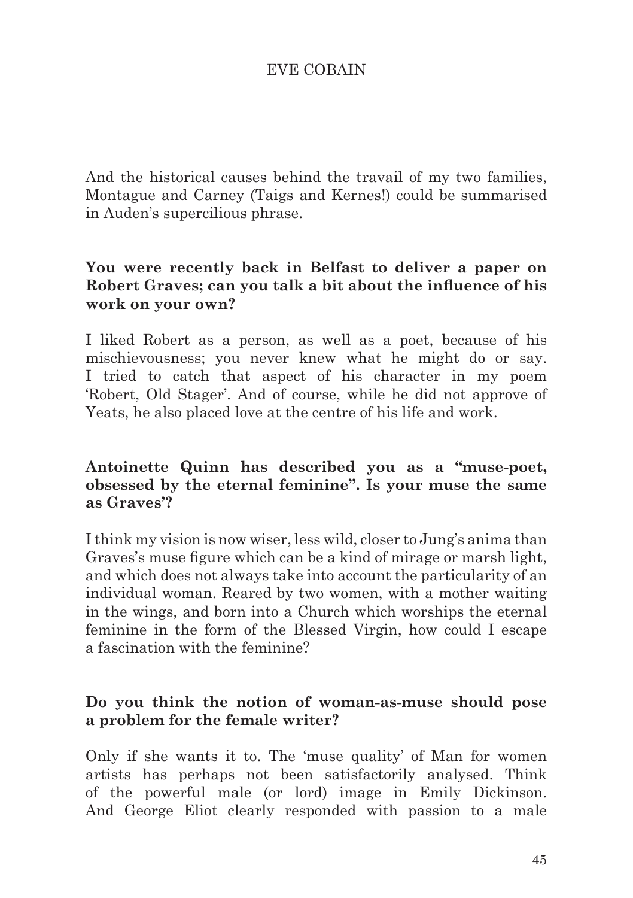And the historical causes behind the travail of my two families, Montague and Carney (Taigs and Kernes!) could be summarised in Auden's supercilious phrase.

**You were recently back in Belfast to deliver a paper on Robert Graves; can you talk a bit about the influence of his work on your own?**

I liked Robert as a person, as well as a poet, because of his mischievousness; you never knew what he might do or say. I tried to catch that aspect of his character in my poem 'Robert, Old Stager'. And of course, while he did not approve of Yeats, he also placed love at the centre of his life and work.

**Antoinette Quinn has described you as a "muse-poet, obsessed by the eternal feminine". Is your muse the same as Graves'?**

I think my vision is now wiser, less wild, closer to Jung's anima than Graves's muse figure which can be a kind of mirage or marsh light, and which does not always take into account the particularity of an individual woman. Reared by two women, with a mother waiting in the wings, and born into a Church which worships the eternal feminine in the form of the Blessed Virgin, how could I escape a fascination with the feminine?

**Do you think the notion of woman-as-muse should pose a problem for the female writer?**

Only if she wants it to. The 'muse quality' of Man for women artists has perhaps not been satisfactorily analysed. Think of the powerful male (or lord) image in Emily Dickinson. And George Eliot clearly responded with passion to a male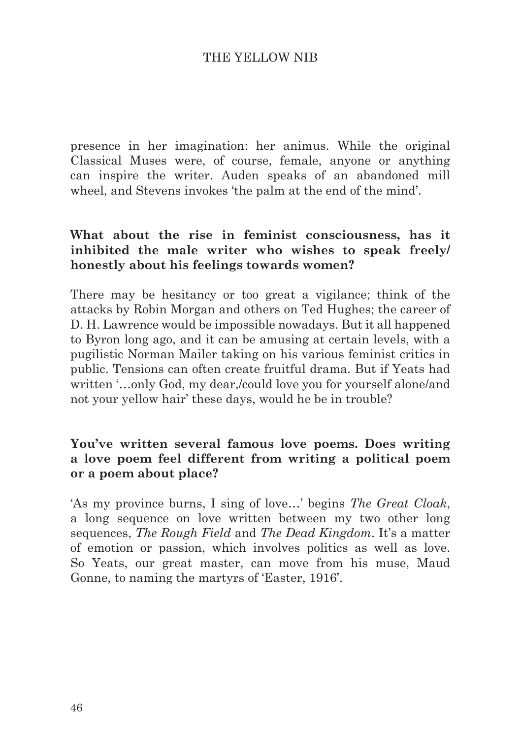presence in her imagination: her animus. While the original Classical Muses were, of course, female, anyone or anything can inspire the writer. Auden speaks of an abandoned mill wheel, and Stevens invokes 'the palm at the end of the mind'.

**What about the rise in feminist consciousness, has it inhibited the male writer who wishes to speak freely/ honestly about his feelings towards women?**

There may be hesitancy or too great a vigilance; think of the attacks by Robin Morgan and others on Ted Hughes; the career of D. H. Lawrence would be impossible nowadays. But it all happened to Byron long ago, and it can be amusing at certain levels, with a pugilistic Norman Mailer taking on his various feminist critics in public. Tensions can often create fruitful drama. But if Yeats had written '…only God, my dear,/could love you for yourself alone/and not your yellow hair' these days, would he be in trouble?

**You've written several famous love poems. Does writing a love poem feel different from writing a political poem or a poem about place?**

'As my province burns, I sing of love…' begins *The Great Cloak*, a long sequence on love written between my two other long sequences, *The Rough Field* and *The Dead Kingdom*. It's a matter of emotion or passion, which involves politics as well as love. So Yeats, our great master, can move from his muse, Maud Gonne, to naming the martyrs of 'Easter, 1916'.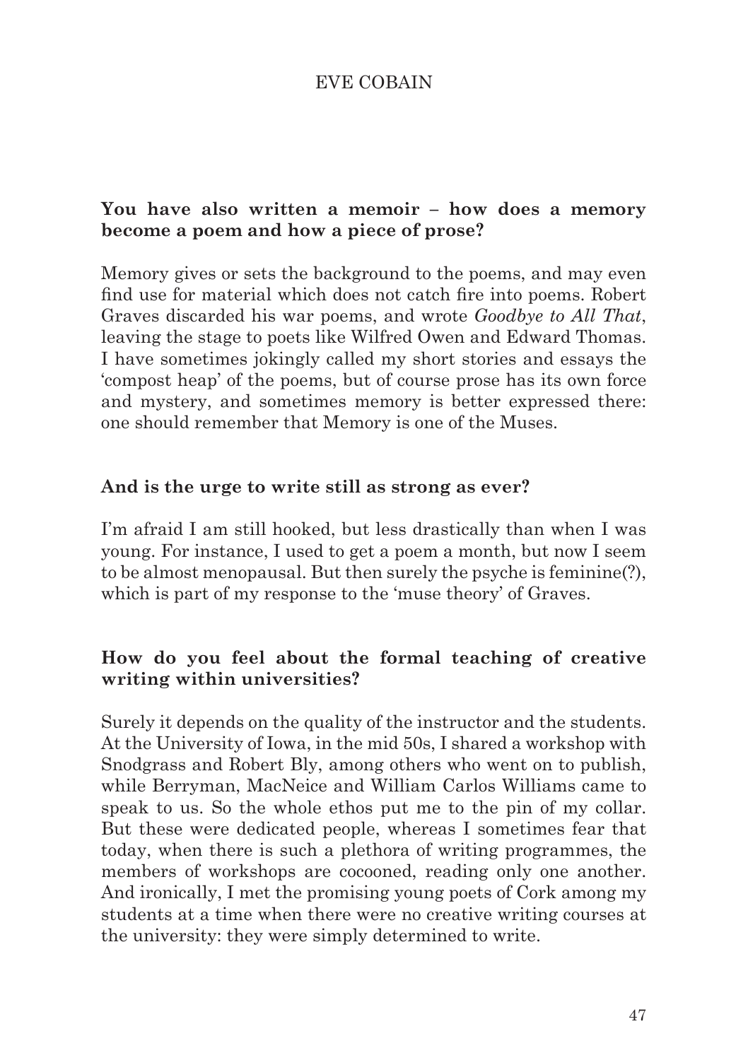**You have also written a memoir – how does a memory become a poem and how a piece of prose?**

Memory gives or sets the background to the poems, and may even find use for material which does not catch fire into poems. Robert Graves discarded his war poems, and wrote *Goodbye to All That*, leaving the stage to poets like Wilfred Owen and Edward Thomas. I have sometimes jokingly called my short stories and essays the 'compost heap' of the poems, but of course prose has its own force and mystery, and sometimes memory is better expressed there: one should remember that Memory is one of the Muses.

**And is the urge to write still as strong as ever?**

I'm afraid I am still hooked, but less drastically than when I was young. For instance, I used to get a poem a month, but now I seem to be almost menopausal. But then surely the psyche is feminine(?), which is part of my response to the 'muse theory' of Graves.

**How do you feel about the formal teaching of creative writing within universities?**

Surely it depends on the quality of the instructor and the students. At the University of Iowa, in the mid 50s, I shared a workshop with Snodgrass and Robert Bly, among others who went on to publish, while Berryman, MacNeice and William Carlos Williams came to speak to us. So the whole ethos put me to the pin of my collar. But these were dedicated people, whereas I sometimes fear that today, when there is such a plethora of writing programmes, the members of workshops are cocooned, reading only one another. And ironically, I met the promising young poets of Cork among my students at a time when there were no creative writing courses at the university: they were simply determined to write.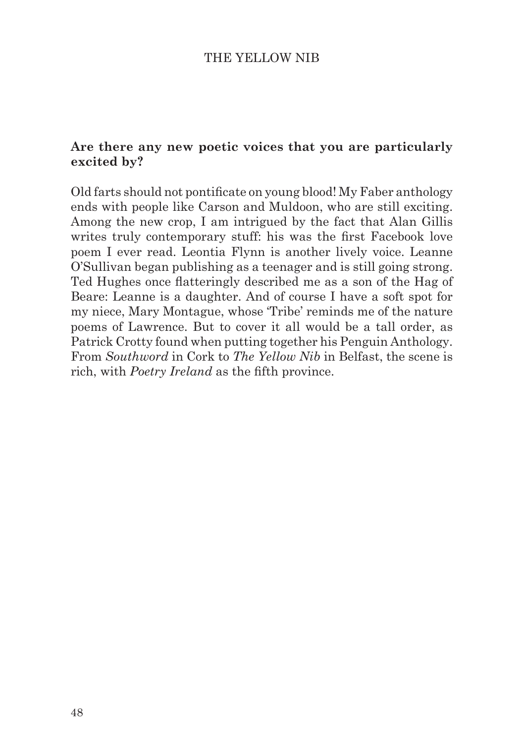**Are there any new poetic voices that you are particularly excited by?**

Old farts should not pontificate on young blood! My Faber anthology ends with people like Carson and Muldoon, who are still exciting. Among the new crop, I am intrigued by the fact that Alan Gillis writes truly contemporary stuff: his was the first Facebook love poem I ever read. Leontia Flynn is another lively voice. Leanne O'Sullivan began publishing as a teenager and is still going strong. Ted Hughes once flatteringly described me as a son of the Hag of Beare: Leanne is a daughter. And of course I have a soft spot for my niece, Mary Montague, whose 'Tribe' reminds me of the nature poems of Lawrence. But to cover it all would be a tall order, as Patrick Crotty found when putting together his Penguin Anthology. From *Southword* in Cork to *The Yellow Nib* in Belfast, the scene is rich, with *Poetry Ireland* as the fifth province.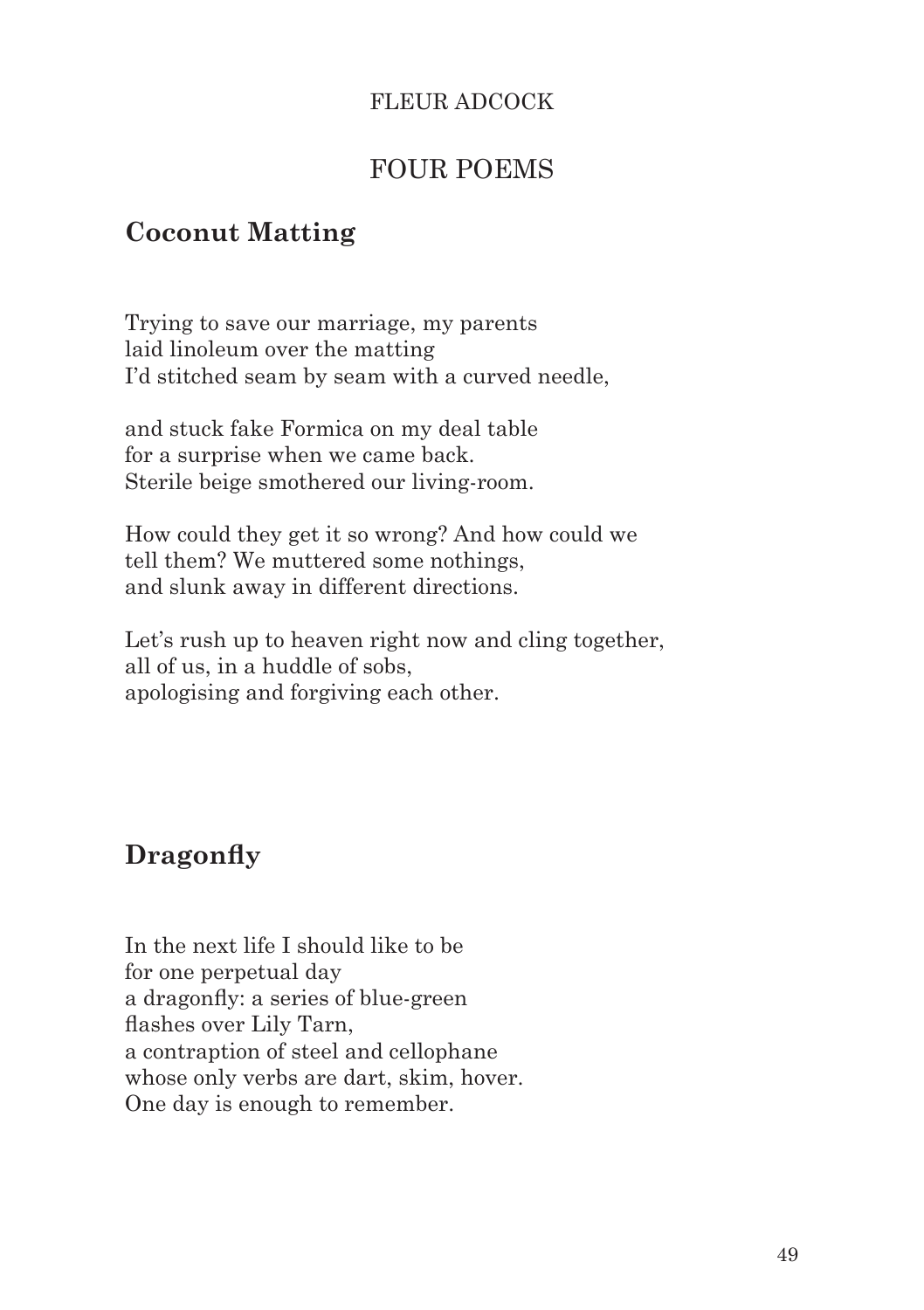FLEUR ADCOCK

# FOUR POEMS

## Coconut Matting

Trying to save our marriage, my parents  
laid linoleum over the matting  
I'd stitched seam by seam with a curved needle,

and stuck fake Formica on my deal table  
for a surprise when we came back.  
Sterile beige smothered our living-room.

How could they get it so wrong? And how could we  
tell them? We muttered some nothings,  
and slunk away in different directions.

Let's rush up to heaven right now and cling together,  
all of us, in a huddle of sobs,  
apologising and forgiving each other.

## Dragonfly

In the next life I should like to be  
for one perpetual day  
a dragonfly: a series of blue-green  
flashes over Lily Tarn,  
a contraption of steel and cellophane  
whose only verbs are dart, skim, hover.  
One day is enough to remember.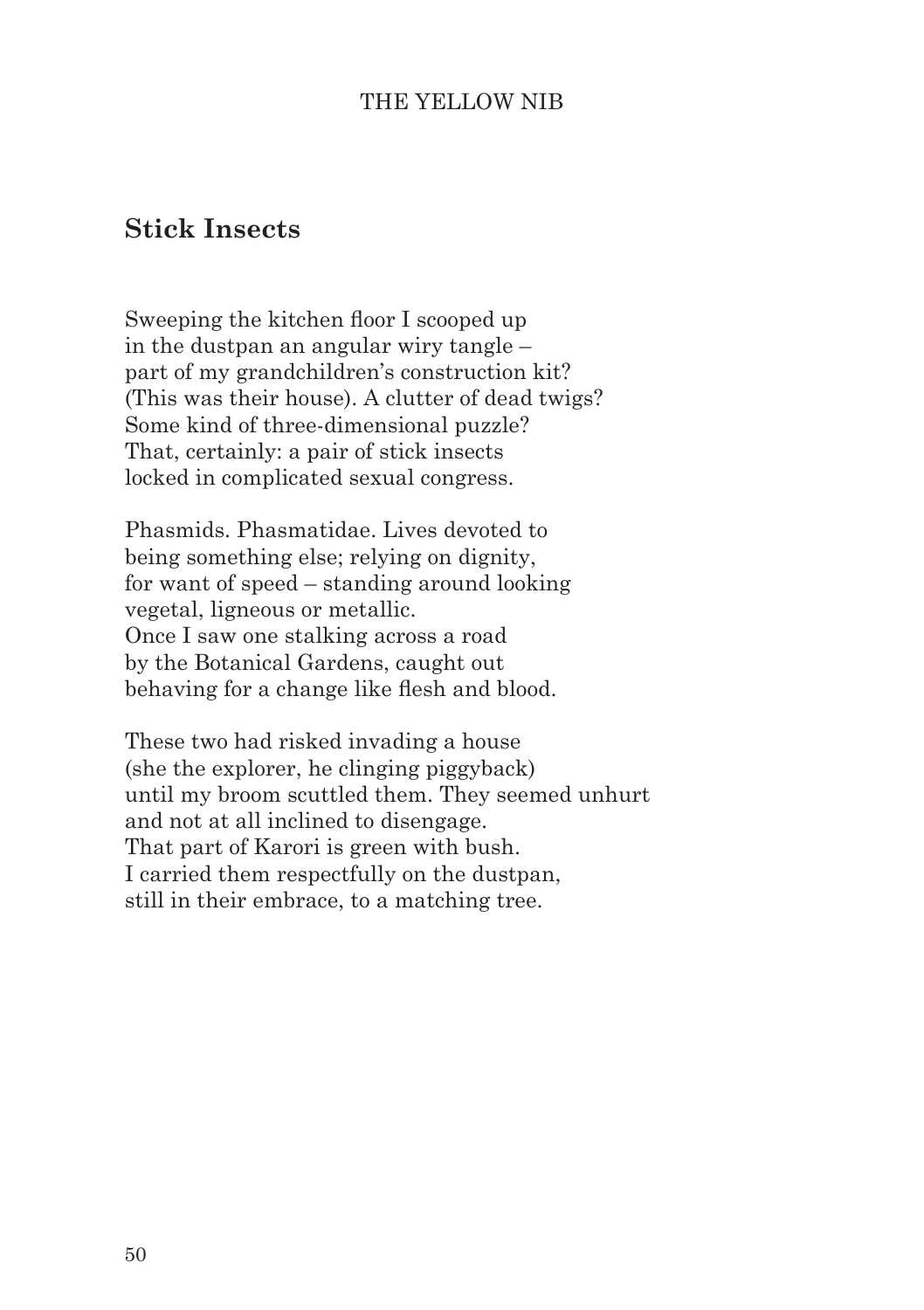## Stick Insects

Sweeping the kitchen floor I scooped up
in the dustpan an angular wiry tangle –
part of my grandchildren's construction kit?
(This was their house). A clutter of dead twigs?
Some kind of three-dimensional puzzle?
That, certainly: a pair of stick insects
locked in complicated sexual congress.

Phasmids. Phasmatidae. Lives devoted to
being something else; relying on dignity,
for want of speed – standing around looking
vegetal, ligneous or metallic.
Once I saw one stalking across a road
by the Botanical Gardens, caught out
behaving for a change like flesh and blood.

These two had risked invading a house
(she the explorer, he clinging piggyback)
until my broom scuttled them. They seemed unhurt
and not at all inclined to disengage.
That part of Karori is green with bush.
I carried them respectfully on the dustpan,
still in their embrace, to a matching tree.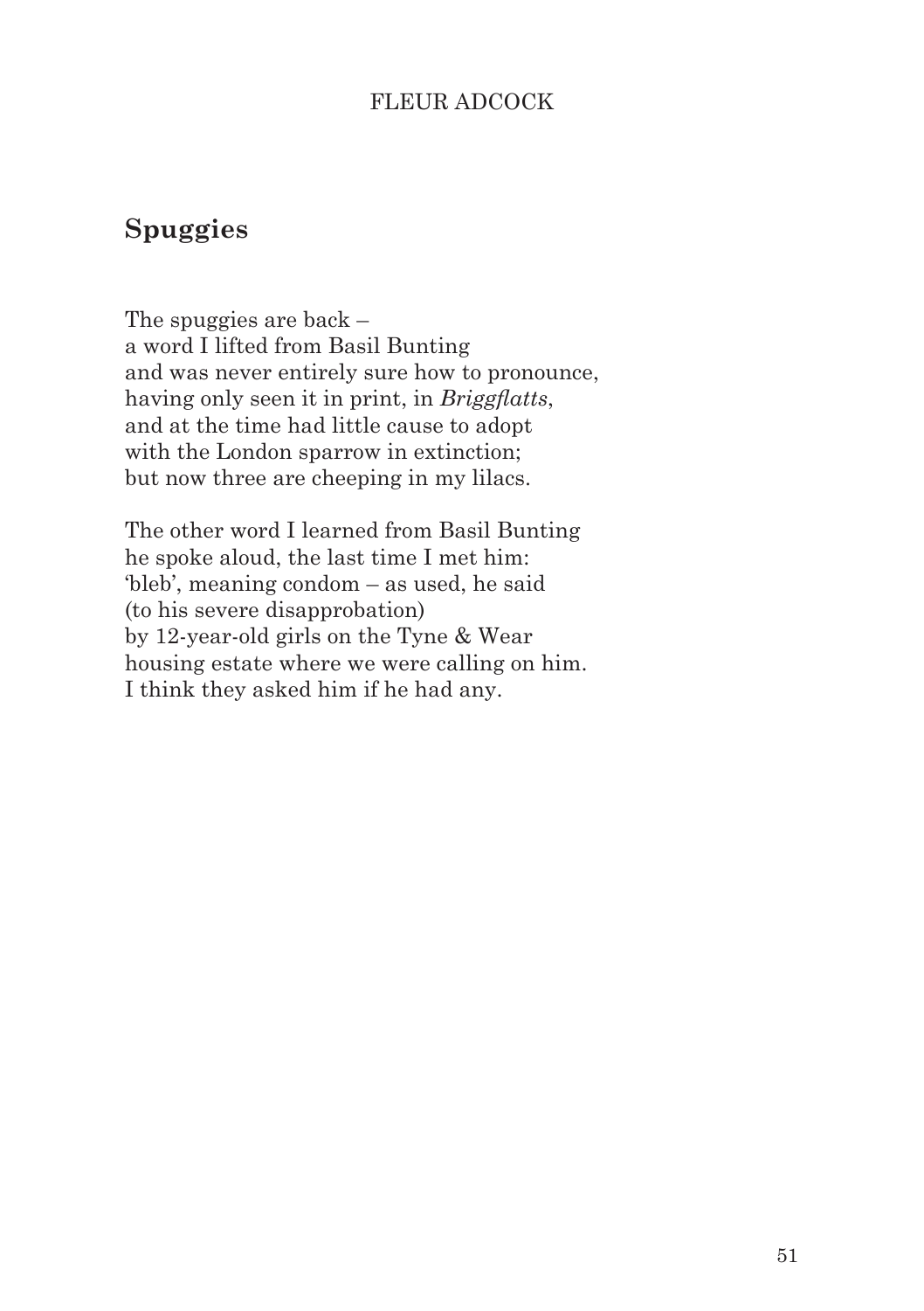FLEUR ADCOCK

## Spuggies

The spuggies are back –  
a word I lifted from Basil Bunting  
and was never entirely sure how to pronounce,  
having only seen it in print, in *Briggflatts*,  
and at the time had little cause to adopt  
with the London sparrow in extinction;  
but now three are cheeping in my lilacs.

The other word I learned from Basil Bunting  
he spoke aloud, the last time I met him:  
'bleb', meaning condom – as used, he said  
(to his severe disapprobation)  
by 12-year-old girls on the Tyne & Wear  
housing estate where we were calling on him.  
I think they asked him if he had any.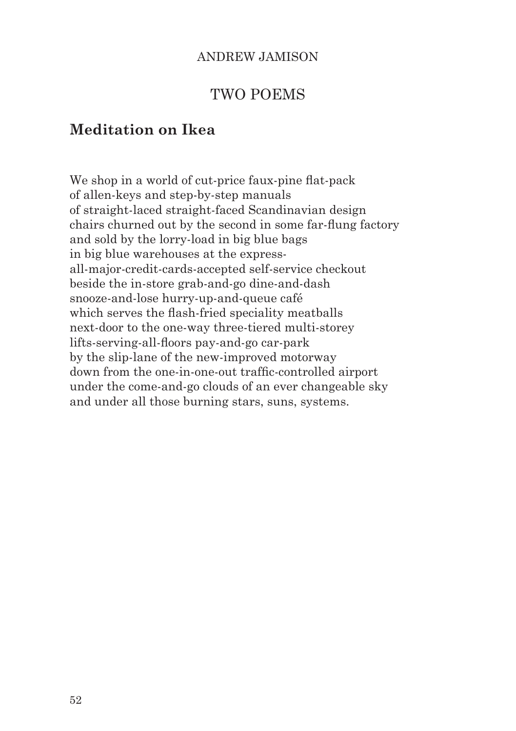ANDREW JAMISON

## TWO POEMS

### Meditation on Ikea

We shop in a world of cut-price faux-pine flat-pack  
of allen-keys and step-by-step manuals  
of straight-laced straight-faced Scandinavian design  
chairs churned out by the second in some far-flung factory  
and sold by the lorry-load in big blue bags  
in big blue warehouses at the express-  
all-major-credit-cards-accepted self-service checkout  
beside the in-store grab-and-go dine-and-dash  
snooze-and-lose hurry-up-and-queue café  
which serves the flash-fried speciality meatballs  
next-door to the one-way three-tiered multi-storey  
lifts-serving-all-floors pay-and-go car-park  
by the slip-lane of the new-improved motorway  
down from the one-in-one-out traffic-controlled airport  
under the come-and-go clouds of an ever changeable sky  
and under all those burning stars, suns, systems.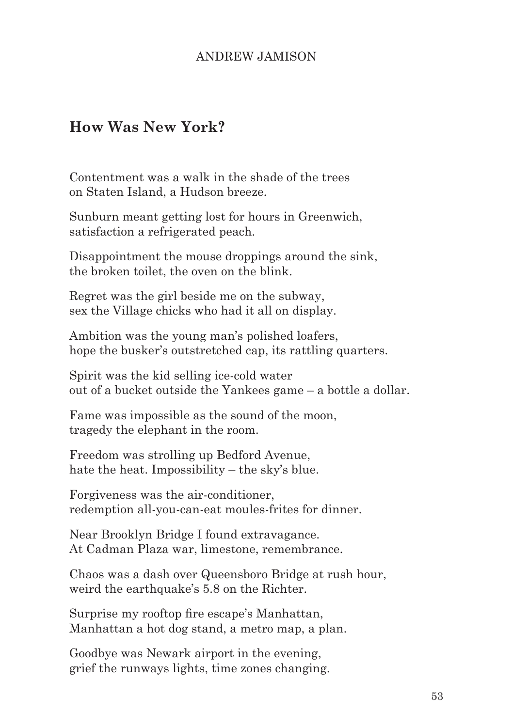ANDREW JAMISON

## How Was New York?

Contentment was a walk in the shade of the trees
on Staten Island, a Hudson breeze.

Sunburn meant getting lost for hours in Greenwich,
satisfaction a refrigerated peach.

Disappointment the mouse droppings around the sink,
the broken toilet, the oven on the blink.

Regret was the girl beside me on the subway,
sex the Village chicks who had it all on display.

Ambition was the young man's polished loafers,
hope the busker's outstretched cap, its rattling quarters.

Spirit was the kid selling ice-cold water
out of a bucket outside the Yankees game – a bottle a dollar.

Fame was impossible as the sound of the moon,
tragedy the elephant in the room.

Freedom was strolling up Bedford Avenue,
hate the heat. Impossibility – the sky's blue.

Forgiveness was the air-conditioner,
redemption all-you-can-eat moules-frites for dinner.

Near Brooklyn Bridge I found extravagance.
At Cadman Plaza war, limestone, remembrance.

Chaos was a dash over Queensboro Bridge at rush hour,
weird the earthquake's 5.8 on the Richter.

Surprise my rooftop fire escape's Manhattan,
Manhattan a hot dog stand, a metro map, a plan.

Goodbye was Newark airport in the evening,
grief the runways lights, time zones changing.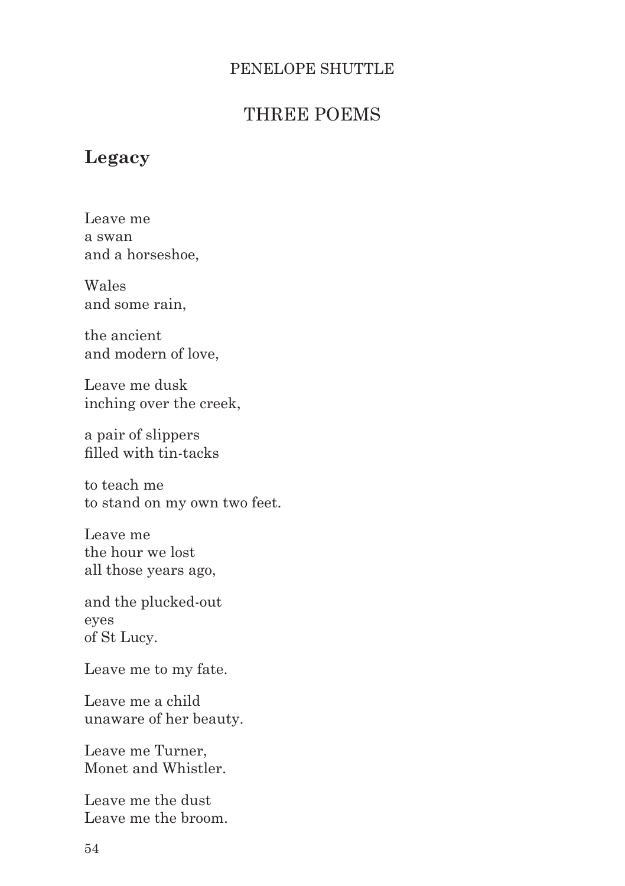PENELOPE SHUTTLE

# THREE POEMS

## Legacy

Leave me  
a swan  
and a horseshoe,

Wales  
and some rain,

the ancient  
and modern of love,

Leave me dusk  
inching over the creek,

a pair of slippers  
filled with tin-tacks

to teach me  
to stand on my own two feet.

Leave me  
the hour we lost  
all those years ago,

and the plucked-out  
eyes  
of St Lucy.

Leave me to my fate.

Leave me a child  
unaware of her beauty.

Leave me Turner,  
Monet and Whistler.

Leave me the dust  
Leave me the broom.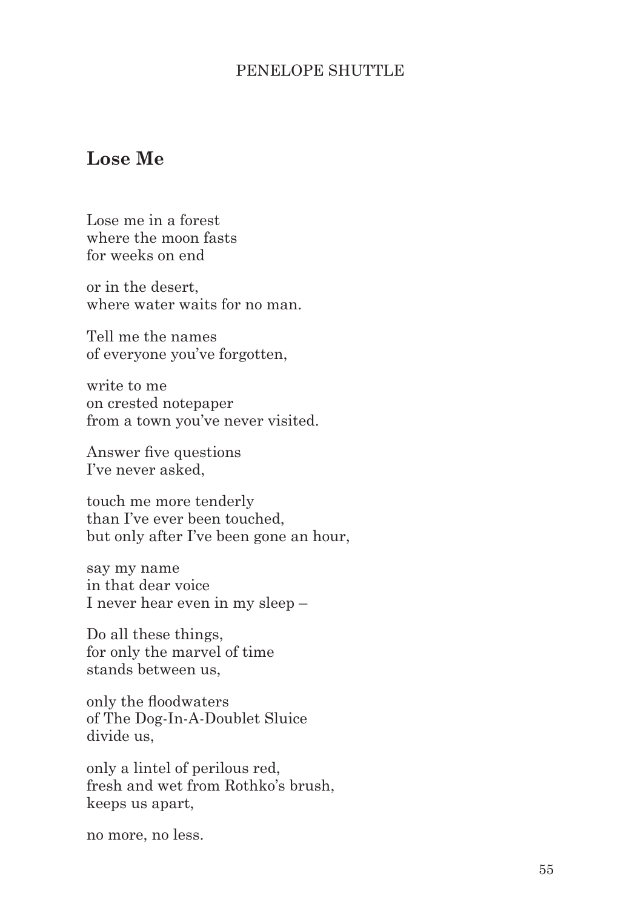PENELOPE SHUTTLE

## Lose Me

Lose me in a forest  
where the moon fasts  
for weeks on end

or in the desert,  
where water waits for no man.

Tell me the names  
of everyone you've forgotten,

write to me  
on crested notepaper  
from a town you've never visited.

Answer five questions  
I've never asked,

touch me more tenderly  
than I've ever been touched,  
but only after I've been gone an hour,

say my name  
in that dear voice  
I never hear even in my sleep –

Do all these things,  
for only the marvel of time  
stands between us,

only the floodwaters  
of The Dog-In-A-Doublet Sluice  
divide us,

only a lintel of perilous red,  
fresh and wet from Rothko's brush,  
keeps us apart,

no more, no less.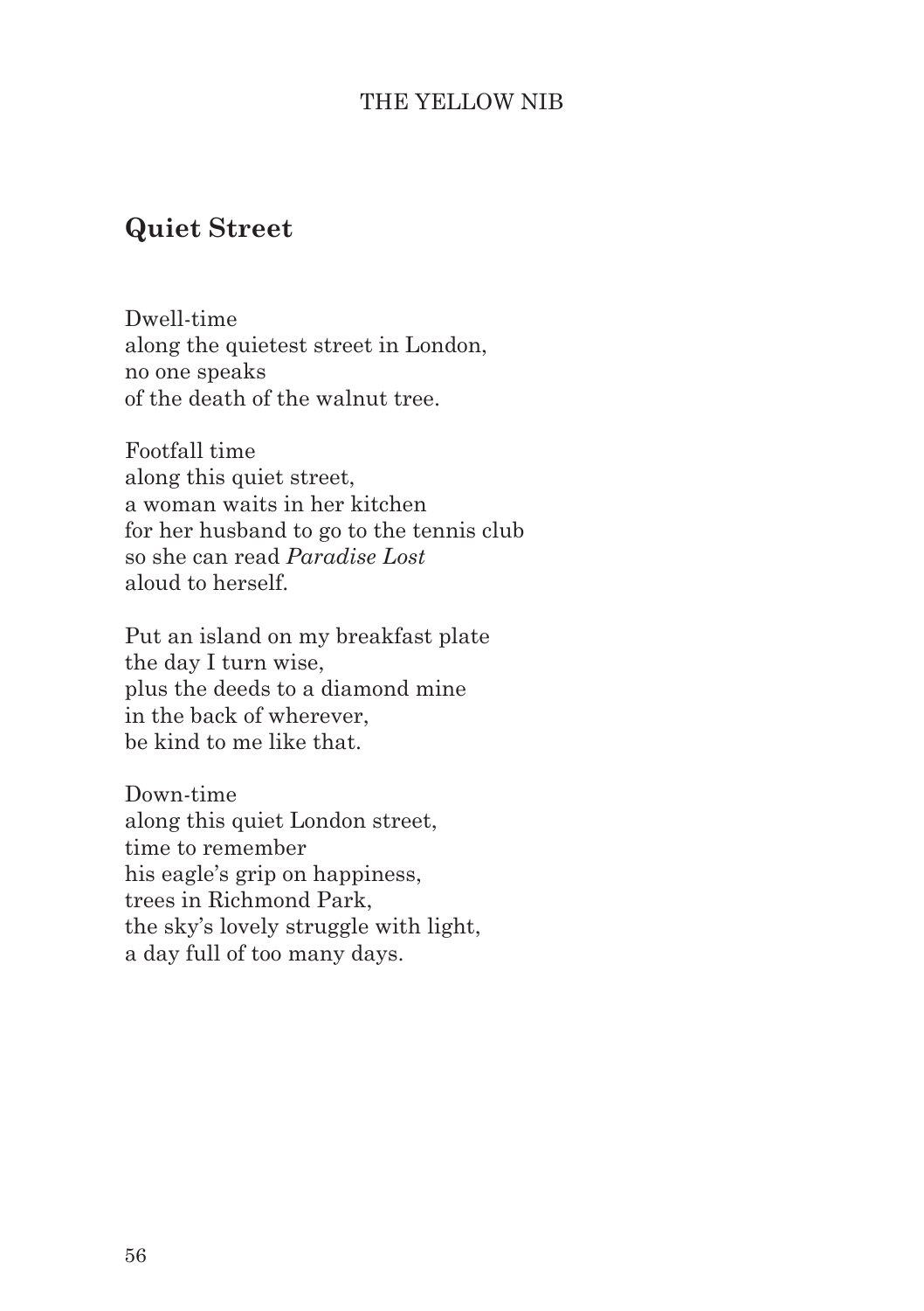## Quiet Street

Dwell-time  
along the quietest street in London,  
no one speaks  
of the death of the walnut tree.

Footfall time  
along this quiet street,  
a woman waits in her kitchen  
for her husband to go to the tennis club  
so she can read *Paradise Lost*  
aloud to herself.

Put an island on my breakfast plate  
the day I turn wise,  
plus the deeds to a diamond mine  
in the back of wherever,  
be kind to me like that.

Down-time  
along this quiet London street,  
time to remember  
his eagle's grip on happiness,  
trees in Richmond Park,  
the sky's lovely struggle with light,  
a day full of too many days.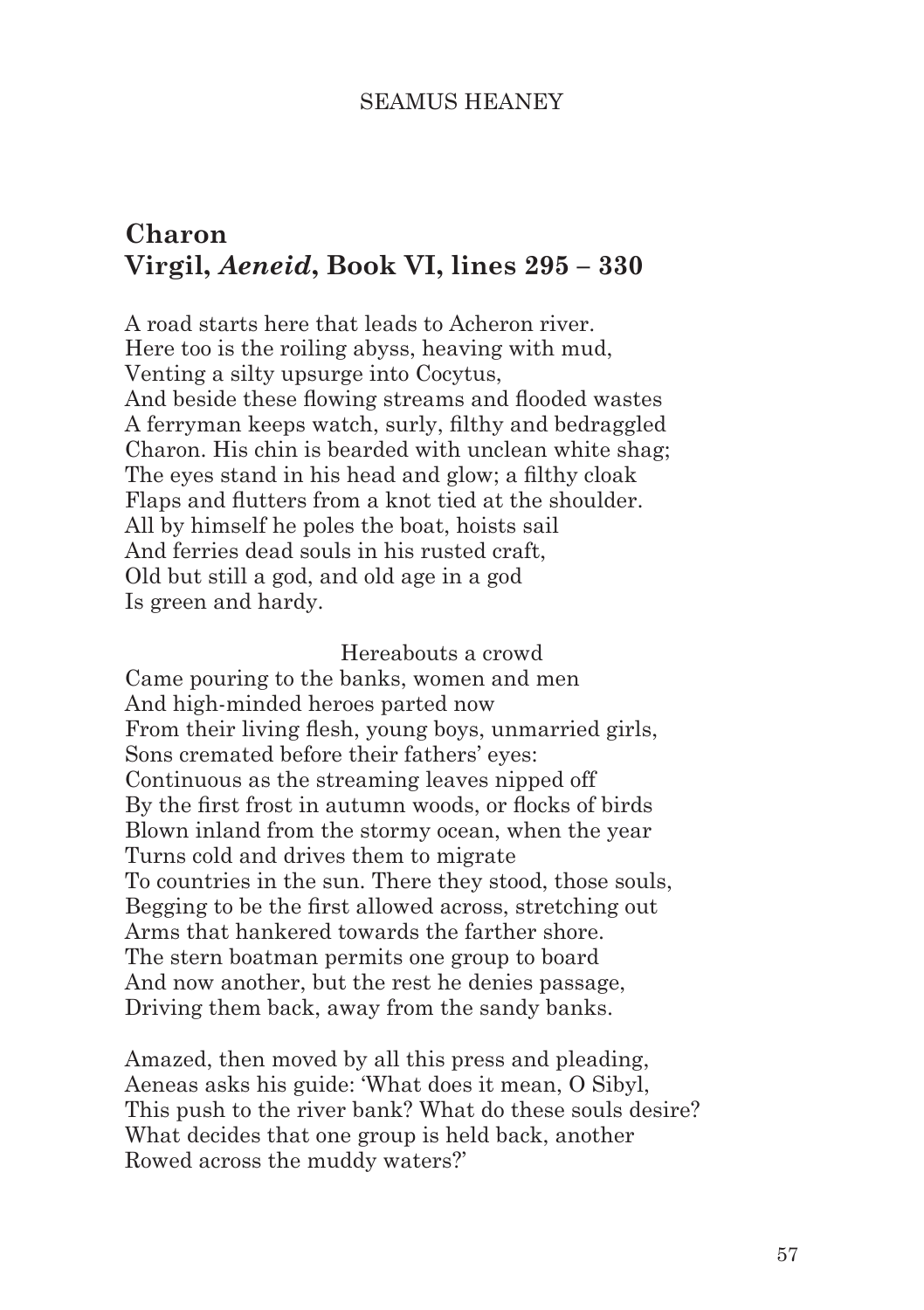SEAMUS HEANEY

## Charon
## Virgil, *Aeneid*, Book VI, lines 295 – 330

A road starts here that leads to Acheron river.
Here too is the roiling abyss, heaving with mud,
Venting a silty upsurge into Cocytus,
And beside these flowing streams and flooded wastes
A ferryman keeps watch, surly, filthy and bedraggled
Charon. His chin is bearded with unclean white shag;
The eyes stand in his head and glow; a filthy cloak
Flaps and flutters from a knot tied at the shoulder.
All by himself he poles the boat, hoists sail
And ferries dead souls in his rusted craft,
Old but still a god, and old age in a god
Is green and hardy.

Hereabouts a crowd
Came pouring to the banks, women and men
And high-minded heroes parted now
From their living flesh, young boys, unmarried girls,
Sons cremated before their fathers' eyes:
Continuous as the streaming leaves nipped off
By the first frost in autumn woods, or flocks of birds
Blown inland from the stormy ocean, when the year
Turns cold and drives them to migrate
To countries in the sun. There they stood, those souls,
Begging to be the first allowed across, stretching out
Arms that hankered towards the farther shore.
The stern boatman permits one group to board
And now another, but the rest he denies passage,
Driving them back, away from the sandy banks.

Amazed, then moved by all this press and pleading,
Aeneas asks his guide: 'What does it mean, O Sibyl,
This push to the river bank? What do these souls desire?
What decides that one group is held back, another
Rowed across the muddy waters?'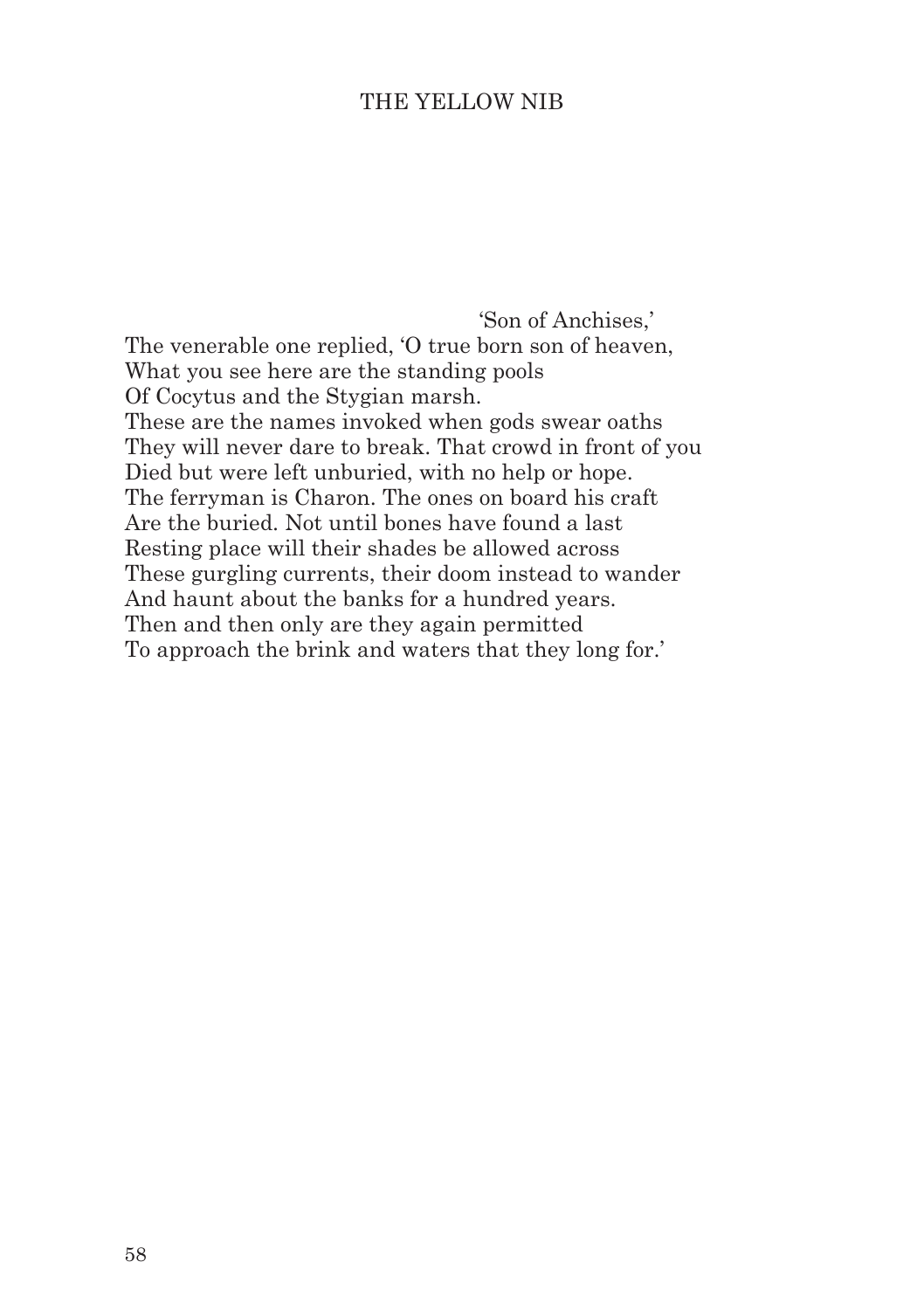'Son of Anchises,'
The venerable one replied, 'O true born son of heaven,
What you see here are the standing pools
Of Cocytus and the Stygian marsh.
These are the names invoked when gods swear oaths
They will never dare to break. That crowd in front of you
Died but were left unburied, with no help or hope.
The ferryman is Charon. The ones on board his craft
Are the buried. Not until bones have found a last
Resting place will their shades be allowed across
These gurgling currents, their doom instead to wander
And haunt about the banks for a hundred years.
Then and then only are they again permitted
To approach the brink and waters that they long for.'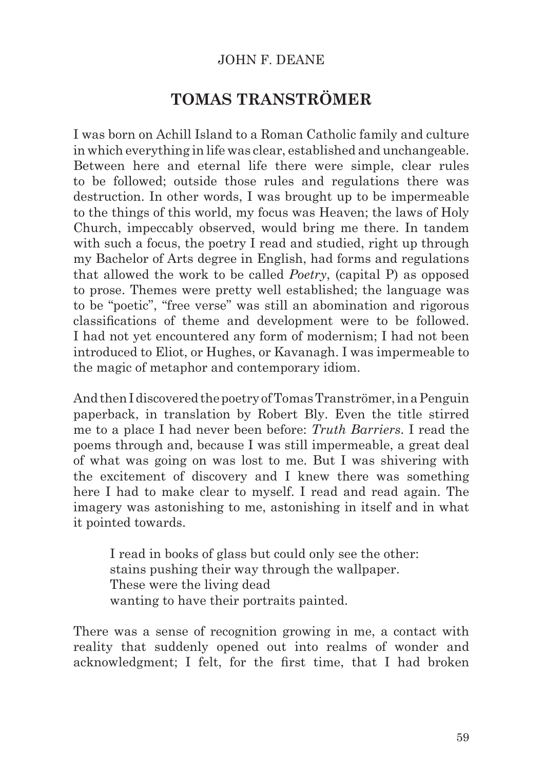JOHN F. DEANE

# TOMAS TRANSTRÖMER

I was born on Achill Island to a Roman Catholic family and culture in which everything in life was clear, established and unchangeable. Between here and eternal life there were simple, clear rules to be followed; outside those rules and regulations there was destruction. In other words, I was brought up to be impermeable to the things of this world, my focus was Heaven; the laws of Holy Church, impeccably observed, would bring me there. In tandem with such a focus, the poetry I read and studied, right up through my Bachelor of Arts degree in English, had forms and regulations that allowed the work to be called *Poetry*, (capital P) as opposed to prose. Themes were pretty well established; the language was to be "poetic", "free verse" was still an abomination and rigorous classifications of theme and development were to be followed. I had not yet encountered any form of modernism; I had not been introduced to Eliot, or Hughes, or Kavanagh. I was impermeable to the magic of metaphor and contemporary idiom.

And then I discovered the poetry of Tomas Tranströmer, in a Penguin paperback, in translation by Robert Bly. Even the title stirred me to a place I had never been before: *Truth Barriers*. I read the poems through and, because I was still impermeable, a great deal of what was going on was lost to me. But I was shivering with the excitement of discovery and I knew there was something here I had to make clear to myself. I read and read again. The imagery was astonishing to me, astonishing in itself and in what it pointed towards.

> I read in books of glass but could only see the other:
> stains pushing their way through the wallpaper.
> These were the living dead
> wanting to have their portraits painted.

There was a sense of recognition growing in me, a contact with reality that suddenly opened out into realms of wonder and acknowledgment; I felt, for the first time, that I had broken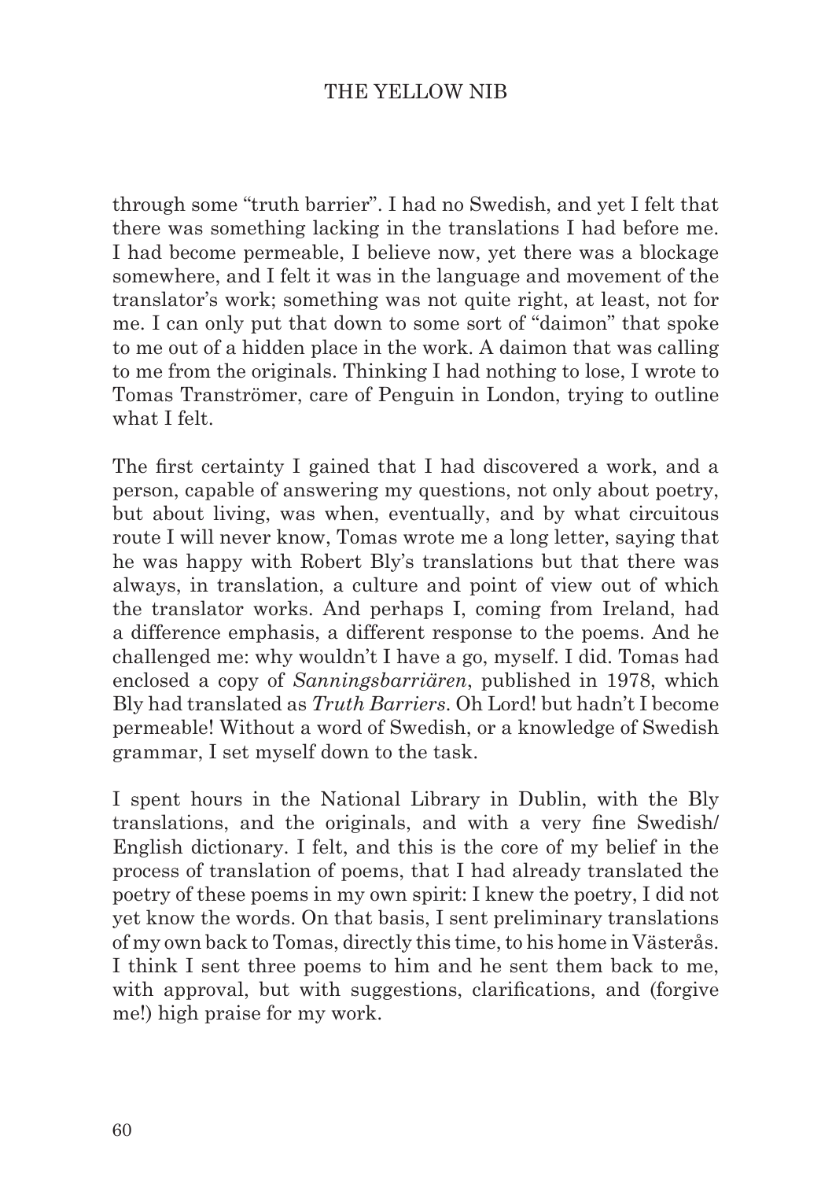through some "truth barrier". I had no Swedish, and yet I felt that there was something lacking in the translations I had before me. I had become permeable, I believe now, yet there was a blockage somewhere, and I felt it was in the language and movement of the translator's work; something was not quite right, at least, not for me. I can only put that down to some sort of "daimon" that spoke to me out of a hidden place in the work. A daimon that was calling to me from the originals. Thinking I had nothing to lose, I wrote to Tomas Tranströmer, care of Penguin in London, trying to outline what I felt.

The first certainty I gained that I had discovered a work, and a person, capable of answering my questions, not only about poetry, but about living, was when, eventually, and by what circuitous route I will never know, Tomas wrote me a long letter, saying that he was happy with Robert Bly's translations but that there was always, in translation, a culture and point of view out of which the translator works. And perhaps I, coming from Ireland, had a difference emphasis, a different response to the poems. And he challenged me: why wouldn't I have a go, myself. I did. Tomas had enclosed a copy of *Sanningsbarriären*, published in 1978, which Bly had translated as *Truth Barriers*. Oh Lord! but hadn't I become permeable! Without a word of Swedish, or a knowledge of Swedish grammar, I set myself down to the task.

I spent hours in the National Library in Dublin, with the Bly translations, and the originals, and with a very fine Swedish/English dictionary. I felt, and this is the core of my belief in the process of translation of poems, that I had already translated the poetry of these poems in my own spirit: I knew the poetry, I did not yet know the words. On that basis, I sent preliminary translations of my own back to Tomas, directly this time, to his home in Västerås. I think I sent three poems to him and he sent them back to me, with approval, but with suggestions, clarifications, and (forgive me!) high praise for my work.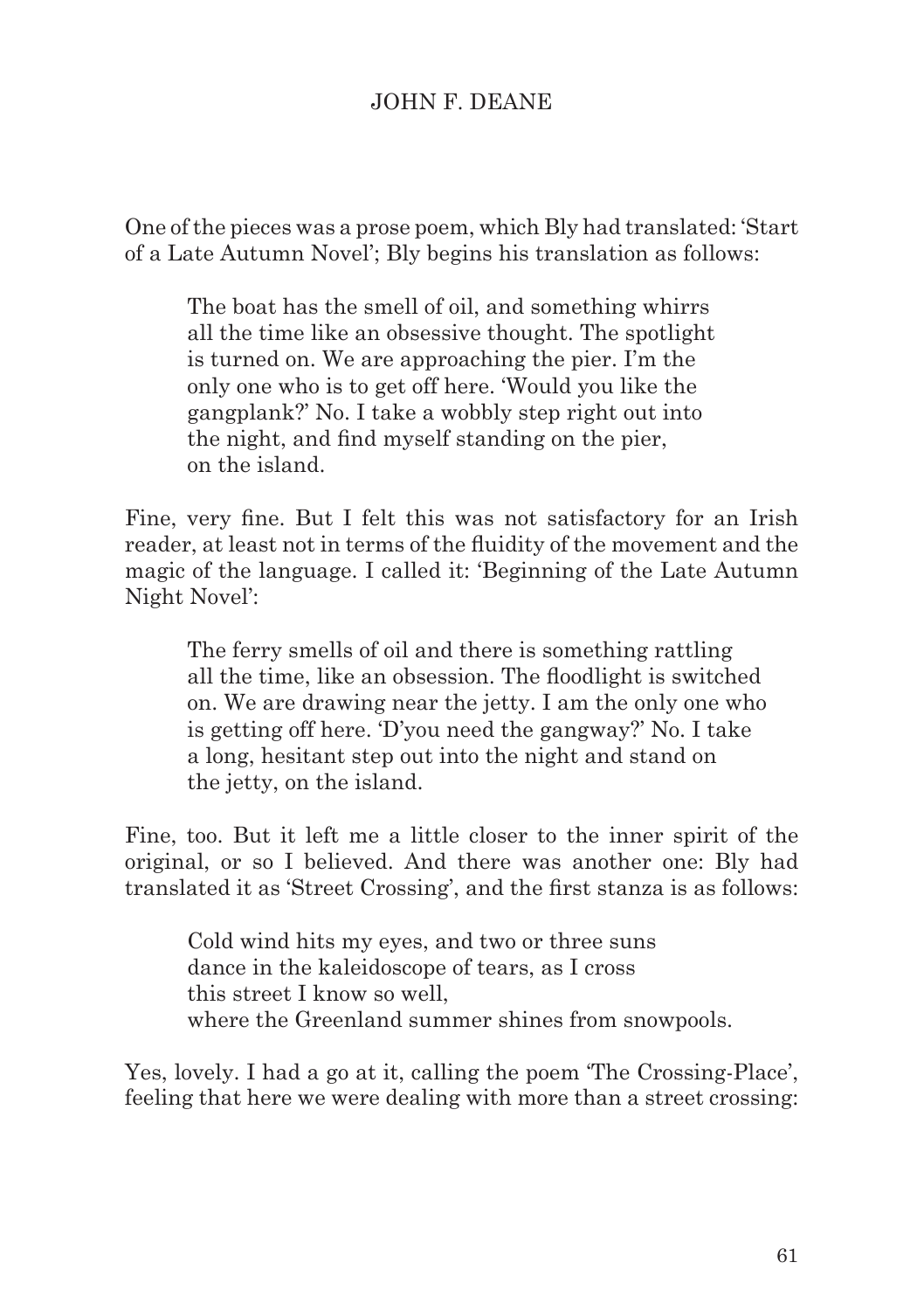One of the pieces was a prose poem, which Bly had translated: 'Start of a Late Autumn Novel'; Bly begins his translation as follows:

> The boat has the smell of oil, and something whirrs
> all the time like an obsessive thought. The spotlight
> is turned on. We are approaching the pier. I'm the
> only one who is to get off here. 'Would you like the
> gangplank?' No. I take a wobbly step right out into
> the night, and find myself standing on the pier,
> on the island.

Fine, very fine. But I felt this was not satisfactory for an Irish reader, at least not in terms of the fluidity of the movement and the magic of the language. I called it: 'Beginning of the Late Autumn Night Novel':

> The ferry smells of oil and there is something rattling
> all the time, like an obsession. The floodlight is switched
> on. We are drawing near the jetty. I am the only one who
> is getting off here. 'D'you need the gangway?' No. I take
> a long, hesitant step out into the night and stand on
> the jetty, on the island.

Fine, too. But it left me a little closer to the inner spirit of the original, or so I believed. And there was another one: Bly had translated it as 'Street Crossing', and the first stanza is as follows:

> Cold wind hits my eyes, and two or three suns
> dance in the kaleidoscope of tears, as I cross
> this street I know so well,
> where the Greenland summer shines from snowpools.

Yes, lovely. I had a go at it, calling the poem 'The Crossing-Place', feeling that here we were dealing with more than a street crossing: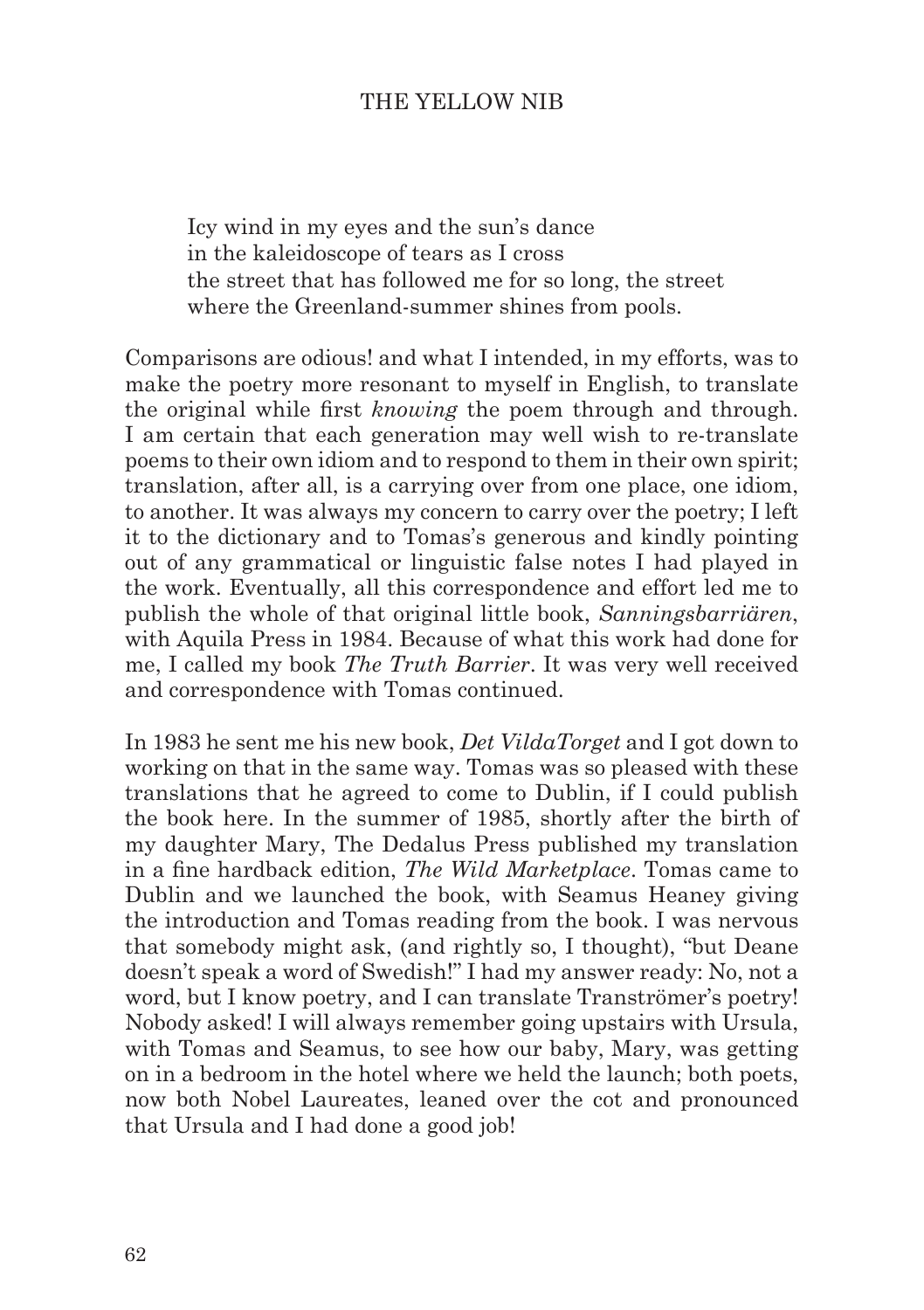> Icy wind in my eyes and the sun's dance
> in the kaleidoscope of tears as I cross
> the street that has followed me for so long, the street
> where the Greenland-summer shines from pools.

Comparisons are odious! and what I intended, in my efforts, was to make the poetry more resonant to myself in English, to translate the original while first *knowing* the poem through and through. I am certain that each generation may well wish to re-translate poems to their own idiom and to respond to them in their own spirit; translation, after all, is a carrying over from one place, one idiom, to another. It was always my concern to carry over the poetry; I left it to the dictionary and to Tomas's generous and kindly pointing out of any grammatical or linguistic false notes I had played in the work. Eventually, all this correspondence and effort led me to publish the whole of that original little book, *Sanningsbarriären*, with Aquila Press in 1984. Because of what this work had done for me, I called my book *The Truth Barrier*. It was very well received and correspondence with Tomas continued.

In 1983 he sent me his new book, *Det VildaTorget* and I got down to working on that in the same way. Tomas was so pleased with these translations that he agreed to come to Dublin, if I could publish the book here. In the summer of 1985, shortly after the birth of my daughter Mary, The Dedalus Press published my translation in a fine hardback edition, *The Wild Marketplace*. Tomas came to Dublin and we launched the book, with Seamus Heaney giving the introduction and Tomas reading from the book. I was nervous that somebody might ask, (and rightly so, I thought), "but Deane doesn't speak a word of Swedish!" I had my answer ready: No, not a word, but I know poetry, and I can translate Tranströmer's poetry! Nobody asked! I will always remember going upstairs with Ursula, with Tomas and Seamus, to see how our baby, Mary, was getting on in a bedroom in the hotel where we held the launch; both poets, now both Nobel Laureates, leaned over the cot and pronounced that Ursula and I had done a good job!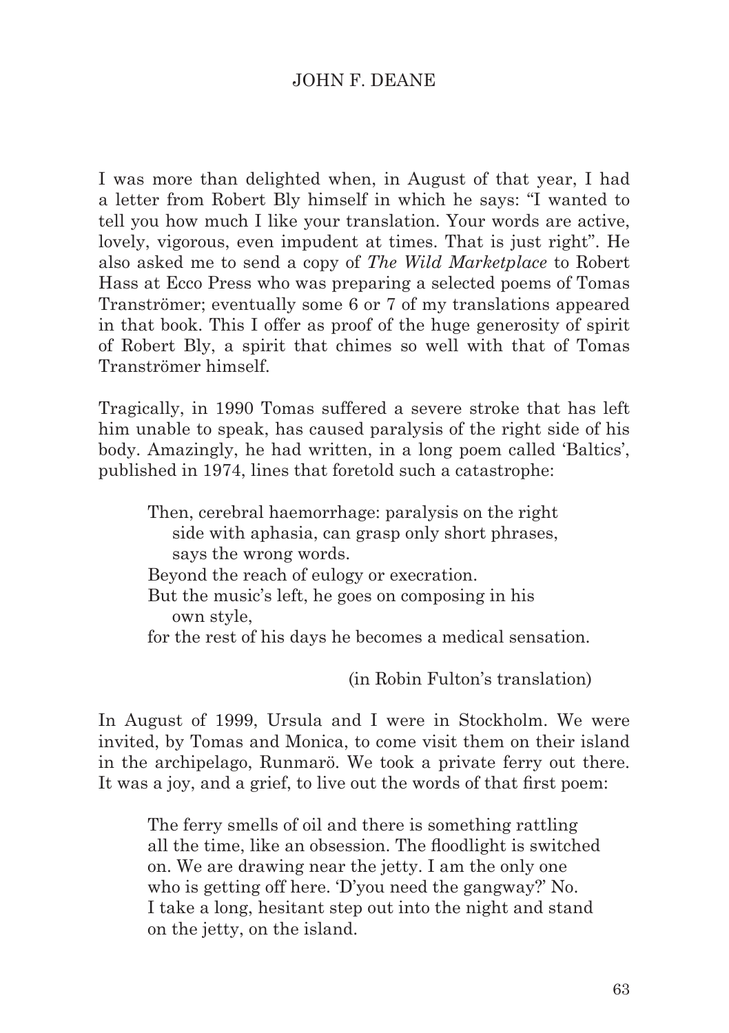I was more than delighted when, in August of that year, I had a letter from Robert Bly himself in which he says: "I wanted to tell you how much I like your translation. Your words are active, lovely, vigorous, even impudent at times. That is just right". He also asked me to send a copy of *The Wild Marketplace* to Robert Hass at Ecco Press who was preparing a selected poems of Tomas Tranströmer; eventually some 6 or 7 of my translations appeared in that book. This I offer as proof of the huge generosity of spirit of Robert Bly, a spirit that chimes so well with that of Tomas Tranströmer himself.

Tragically, in 1990 Tomas suffered a severe stroke that has left him unable to speak, has caused paralysis of the right side of his body. Amazingly, he had written, in a long poem called 'Baltics', published in 1974, lines that foretold such a catastrophe:

> Then, cerebral haemorrhage: paralysis on the right
> side with aphasia, can grasp only short phrases,
> says the wrong words.
> Beyond the reach of eulogy or execration.
> But the music's left, he goes on composing in his
> own style,
> for the rest of his days he becomes a medical sensation.
>
> (in Robin Fulton's translation)

In August of 1999, Ursula and I were in Stockholm. We were invited, by Tomas and Monica, to come visit them on their island in the archipelago, Runmarö. We took a private ferry out there. It was a joy, and a grief, to live out the words of that first poem:

> The ferry smells of oil and there is something rattling
> all the time, like an obsession. The floodlight is switched
> on. We are drawing near the jetty. I am the only one
> who is getting off here. 'D'you need the gangway?' No.
> I take a long, hesitant step out into the night and stand
> on the jetty, on the island.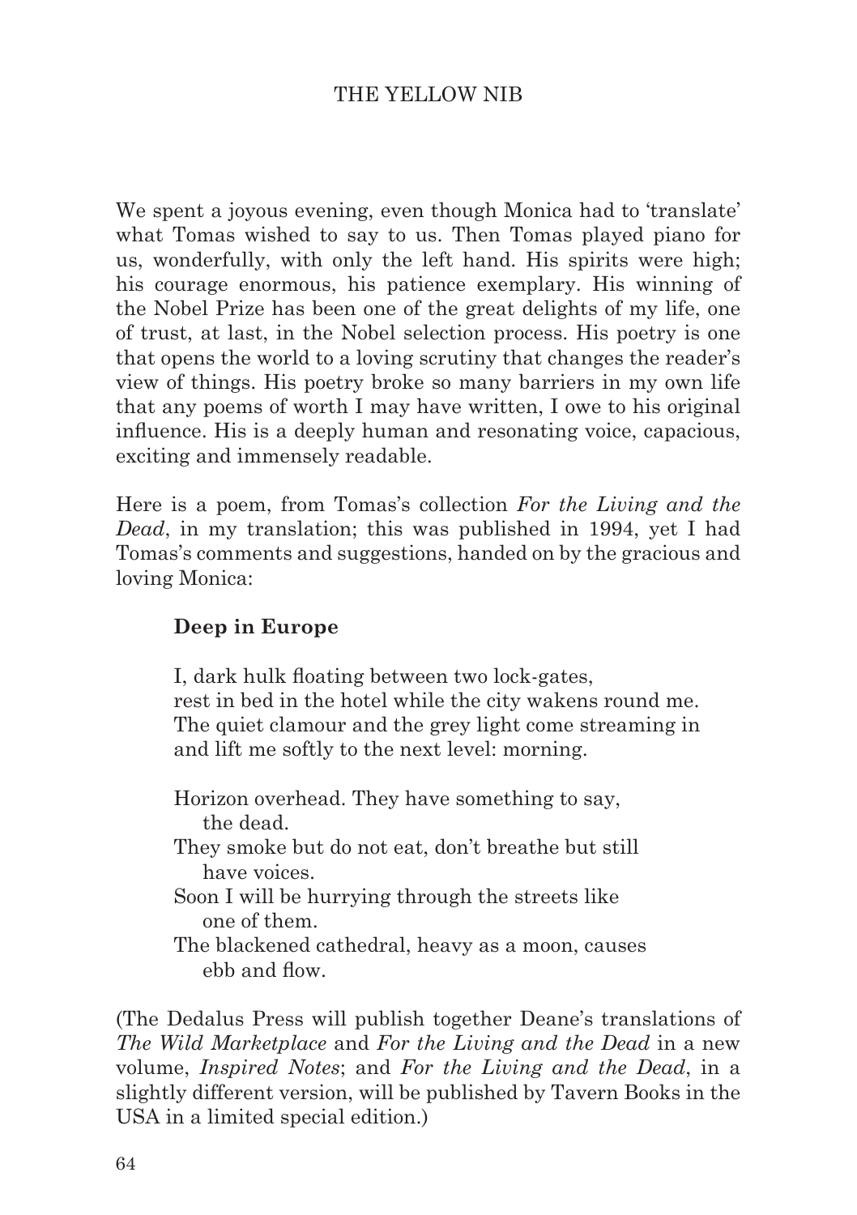We spent a joyous evening, even though Monica had to 'translate' what Tomas wished to say to us. Then Tomas played piano for us, wonderfully, with only the left hand. His spirits were high; his courage enormous, his patience exemplary. His winning of the Nobel Prize has been one of the great delights of my life, one of trust, at last, in the Nobel selection process. His poetry is one that opens the world to a loving scrutiny that changes the reader's view of things. His poetry broke so many barriers in my own life that any poems of worth I may have written, I owe to his original influence. His is a deeply human and resonating voice, capacious, exciting and immensely readable.

Here is a poem, from Tomas's collection *For the Living and the Dead*, in my translation; this was published in 1994, yet I had Tomas's comments and suggestions, handed on by the gracious and loving Monica:

**Deep in Europe**

I, dark hulk floating between two lock-gates,
rest in bed in the hotel while the city wakens round me.
The quiet clamour and the grey light come streaming in
and lift me softly to the next level: morning.

Horizon overhead. They have something to say,
 the dead.
They smoke but do not eat, don't breathe but still
 have voices.
Soon I will be hurrying through the streets like
 one of them.
The blackened cathedral, heavy as a moon, causes
 ebb and flow.

(The Dedalus Press will publish together Deane's translations of *The Wild Marketplace* and *For the Living and the Dead* in a new volume, *Inspired Notes*; and *For the Living and the Dead*, in a slightly different version, will be published by Tavern Books in the USA in a limited special edition.)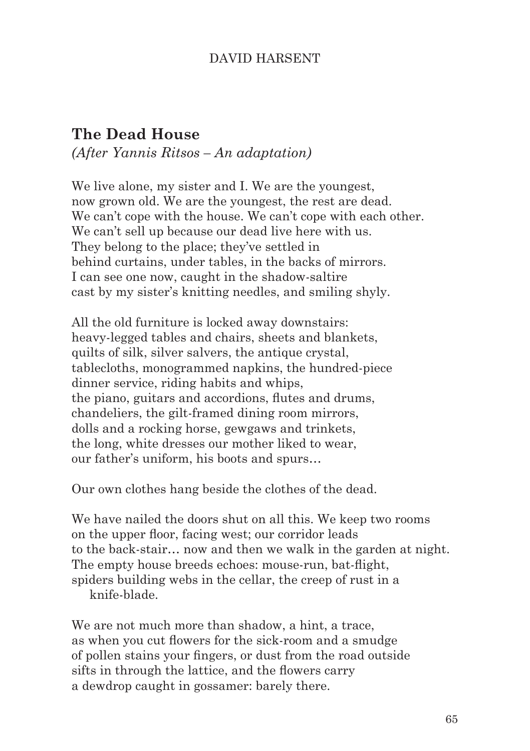DAVID HARSENT

## The Dead House

*(After Yannis Ritsos – An adaptation)*

We live alone, my sister and I. We are the youngest,
now grown old. We are the youngest, the rest are dead.
We can't cope with the house. We can't cope with each other.
We can't sell up because our dead live here with us.
They belong to the place; they've settled in
behind curtains, under tables, in the backs of mirrors.
I can see one now, caught in the shadow-saltire
cast by my sister's knitting needles, and smiling shyly.

All the old furniture is locked away downstairs:
heavy-legged tables and chairs, sheets and blankets,
quilts of silk, silver salvers, the antique crystal,
tablecloths, monogrammed napkins, the hundred-piece
dinner service, riding habits and whips,
the piano, guitars and accordions, flutes and drums,
chandeliers, the gilt-framed dining room mirrors,
dolls and a rocking horse, gewgaws and trinkets,
the long, white dresses our mother liked to wear,
our father's uniform, his boots and spurs…

Our own clothes hang beside the clothes of the dead.

We have nailed the doors shut on all this. We keep two rooms
on the upper floor, facing west; our corridor leads
to the back-stair… now and then we walk in the garden at night.
The empty house breeds echoes: mouse-run, bat-flight,
spiders building webs in the cellar, the creep of rust in a
knife-blade.

We are not much more than shadow, a hint, a trace,
as when you cut flowers for the sick-room and a smudge
of pollen stains your fingers, or dust from the road outside
sifts in through the lattice, and the flowers carry
a dewdrop caught in gossamer: barely there.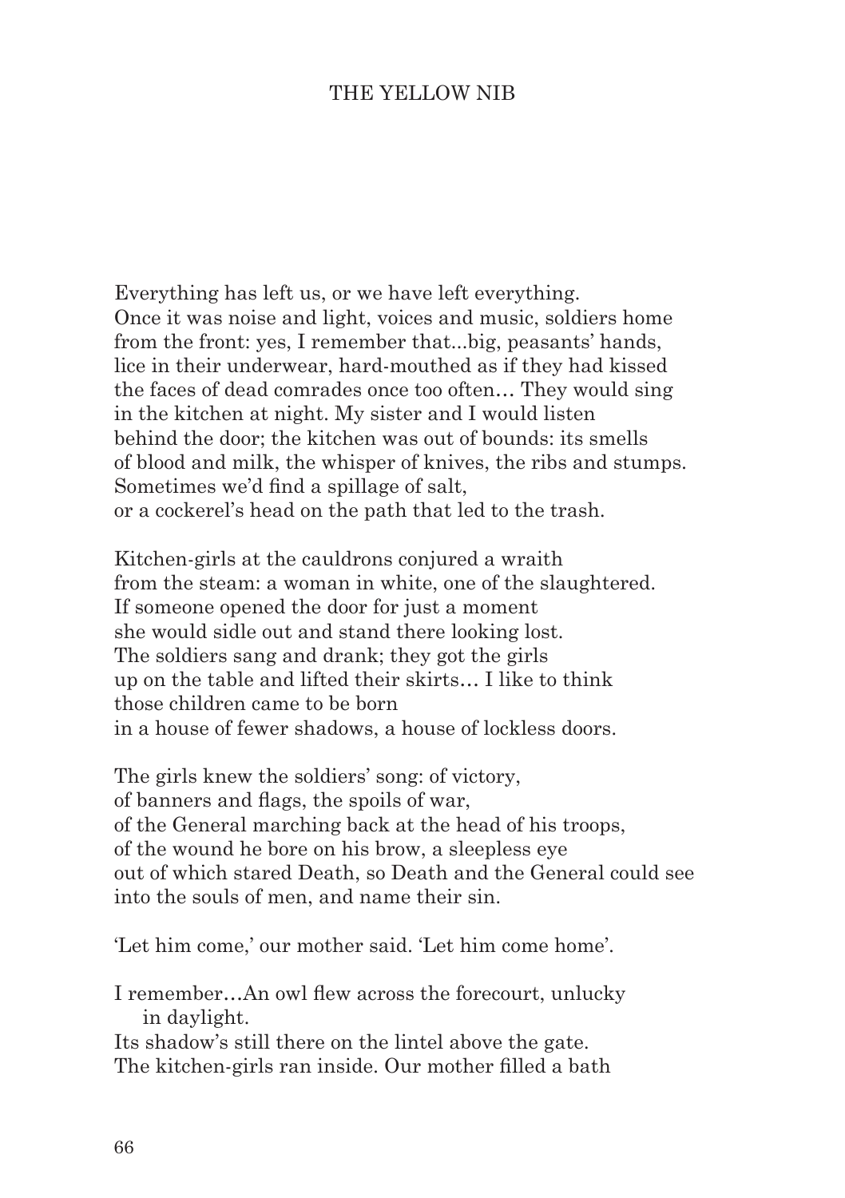# THE YELLOW NIB

Everything has left us, or we have left everything.
Once it was noise and light, voices and music, soldiers home
from the front: yes, I remember that...big, peasants' hands,
lice in their underwear, hard-mouthed as if they had kissed
the faces of dead comrades once too often… They would sing
in the kitchen at night. My sister and I would listen
behind the door; the kitchen was out of bounds: its smells
of blood and milk, the whisper of knives, the ribs and stumps.
Sometimes we'd find a spillage of salt,
or a cockerel's head on the path that led to the trash.

Kitchen-girls at the cauldrons conjured a wraith
from the steam: a woman in white, one of the slaughtered.
If someone opened the door for just a moment
she would sidle out and stand there looking lost.
The soldiers sang and drank; they got the girls
up on the table and lifted their skirts… I like to think
those children came to be born
in a house of fewer shadows, a house of lockless doors.

The girls knew the soldiers' song: of victory,
of banners and flags, the spoils of war,
of the General marching back at the head of his troops,
of the wound he bore on his brow, a sleepless eye
out of which stared Death, so Death and the General could see
into the souls of men, and name their sin.

'Let him come,' our mother said. 'Let him come home'.

I remember…An owl flew across the forecourt, unlucky
in daylight.
Its shadow's still there on the lintel above the gate.
The kitchen-girls ran inside. Our mother filled a bath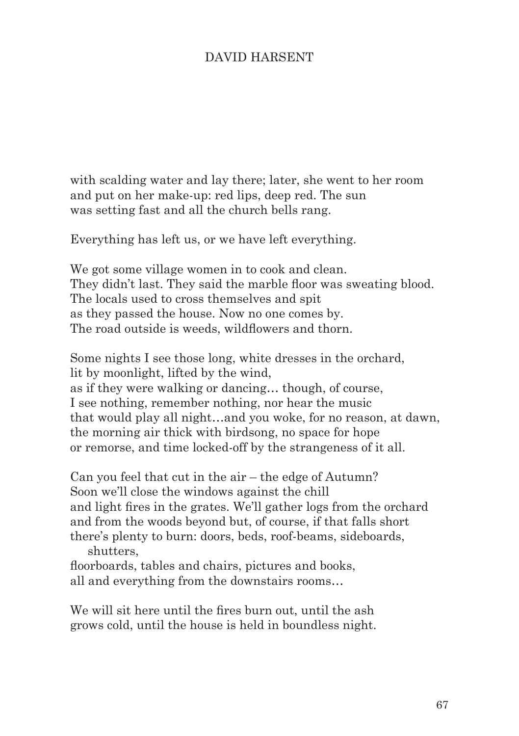with scalding water and lay there; later, she went to her room
and put on her make-up: red lips, deep red. The sun
was setting fast and all the church bells rang.

Everything has left us, or we have left everything.

We got some village women in to cook and clean.
They didn't last. They said the marble floor was sweating blood.
The locals used to cross themselves and spit
as they passed the house. Now no one comes by.
The road outside is weeds, wildflowers and thorn.

Some nights I see those long, white dresses in the orchard,
lit by moonlight, lifted by the wind,
as if they were walking or dancing… though, of course,
I see nothing, remember nothing, nor hear the music
that would play all night…and you woke, for no reason, at dawn,
the morning air thick with birdsong, no space for hope
or remorse, and time locked-off by the strangeness of it all.

Can you feel that cut in the air – the edge of Autumn?
Soon we'll close the windows against the chill
and light fires in the grates. We'll gather logs from the orchard
and from the woods beyond but, of course, if that falls short
there's plenty to burn: doors, beds, roof-beams, sideboards,
 shutters,
floorboards, tables and chairs, pictures and books,
all and everything from the downstairs rooms…

We will sit here until the fires burn out, until the ash
grows cold, until the house is held in boundless night.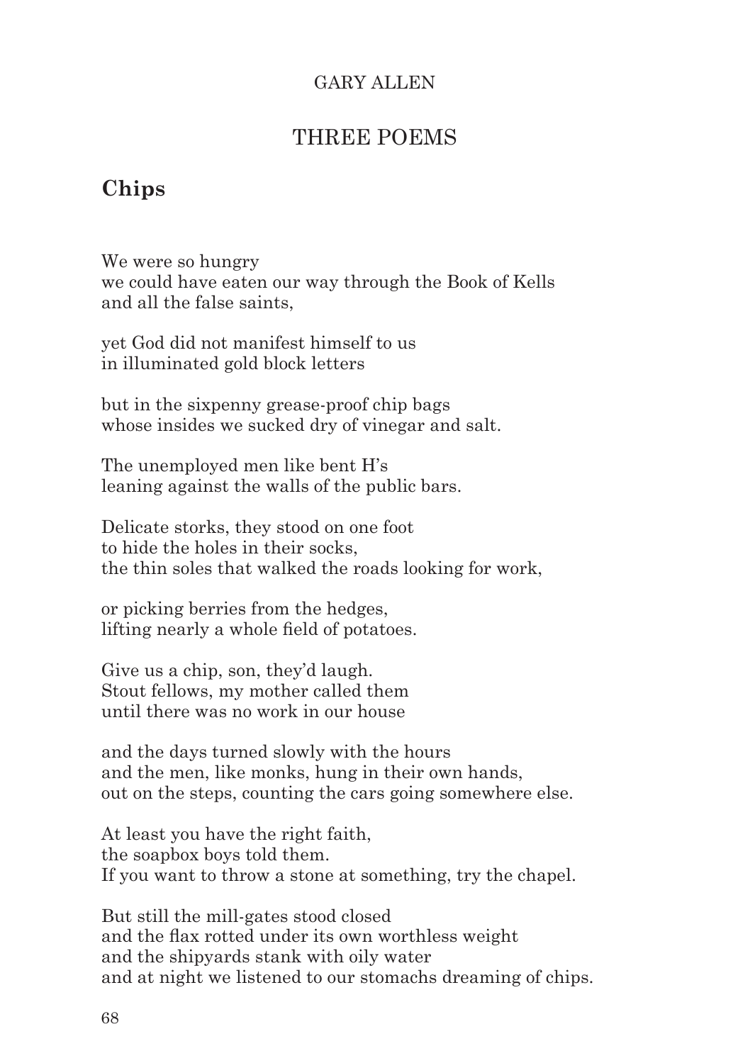GARY ALLEN

# THREE POEMS

## Chips

We were so hungry  
we could have eaten our way through the Book of Kells  
and all the false saints,

yet God did not manifest himself to us  
in illuminated gold block letters

but in the sixpenny grease-proof chip bags  
whose insides we sucked dry of vinegar and salt.

The unemployed men like bent H's  
leaning against the walls of the public bars.

Delicate storks, they stood on one foot  
to hide the holes in their socks,  
the thin soles that walked the roads looking for work,

or picking berries from the hedges,  
lifting nearly a whole field of potatoes.

Give us a chip, son, they'd laugh.  
Stout fellows, my mother called them  
until there was no work in our house

and the days turned slowly with the hours  
and the men, like monks, hung in their own hands,  
out on the steps, counting the cars going somewhere else.

At least you have the right faith,  
the soapbox boys told them.  
If you want to throw a stone at something, try the chapel.

But still the mill-gates stood closed  
and the flax rotted under its own worthless weight  
and the shipyards stank with oily water  
and at night we listened to our stomachs dreaming of chips.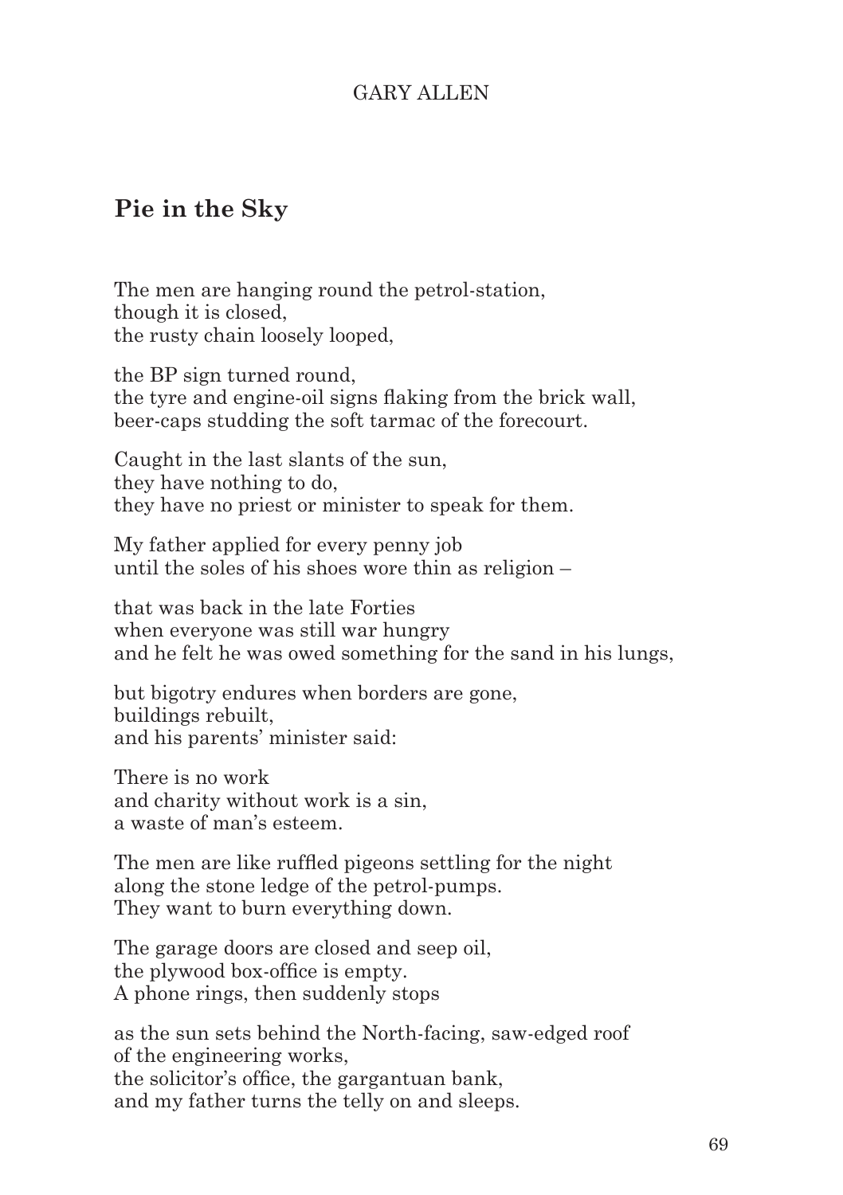GARY ALLEN

## Pie in the Sky

The men are hanging round the petrol-station,
though it is closed,
the rusty chain loosely looped,

the BP sign turned round,
the tyre and engine-oil signs flaking from the brick wall,
beer-caps studding the soft tarmac of the forecourt.

Caught in the last slants of the sun,
they have nothing to do,
they have no priest or minister to speak for them.

My father applied for every penny job
until the soles of his shoes wore thin as religion –

that was back in the late Forties
when everyone was still war hungry
and he felt he was owed something for the sand in his lungs,

but bigotry endures when borders are gone,
buildings rebuilt,
and his parents' minister said:

There is no work
and charity without work is a sin,
a waste of man's esteem.

The men are like ruffled pigeons settling for the night
along the stone ledge of the petrol-pumps.
They want to burn everything down.

The garage doors are closed and seep oil,
the plywood box-office is empty.
A phone rings, then suddenly stops

as the sun sets behind the North-facing, saw-edged roof
of the engineering works,
the solicitor's office, the gargantuan bank,
and my father turns the telly on and sleeps.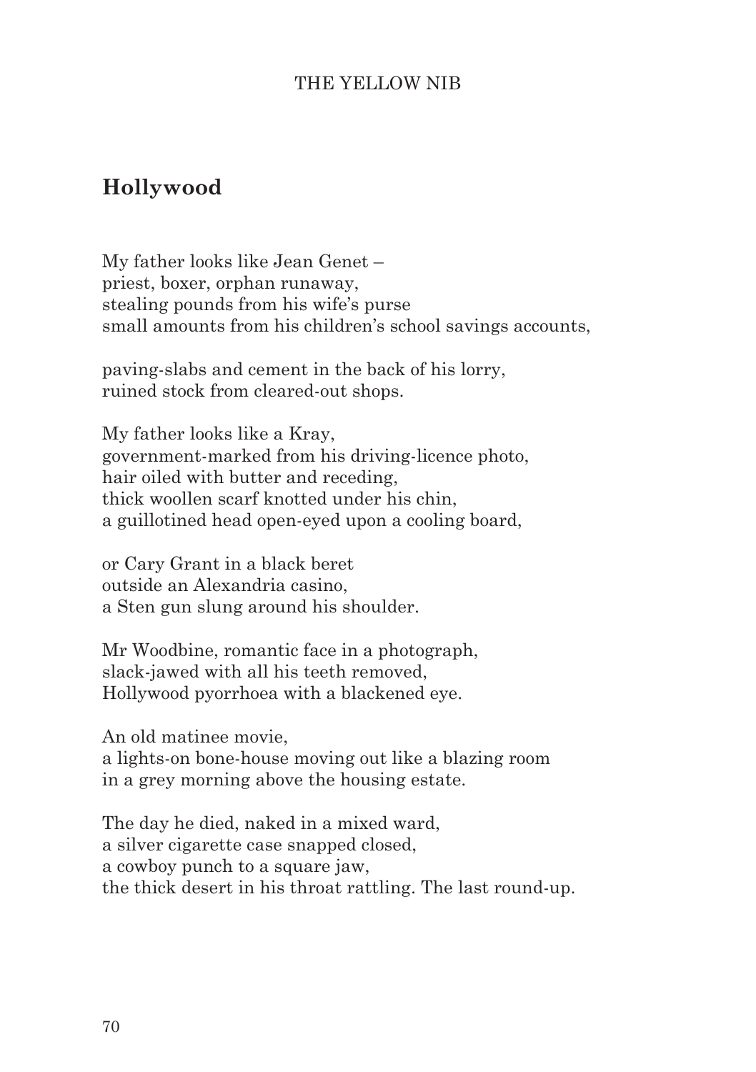## Hollywood

My father looks like Jean Genet –
priest, boxer, orphan runaway,
stealing pounds from his wife's purse
small amounts from his children's school savings accounts,

paving-slabs and cement in the back of his lorry,
ruined stock from cleared-out shops.

My father looks like a Kray,
government-marked from his driving-licence photo,
hair oiled with butter and receding,
thick woollen scarf knotted under his chin,
a guillotined head open-eyed upon a cooling board,

or Cary Grant in a black beret
outside an Alexandria casino,
a Sten gun slung around his shoulder.

Mr Woodbine, romantic face in a photograph,
slack-jawed with all his teeth removed,
Hollywood pyorrhoea with a blackened eye.

An old matinee movie,
a lights-on bone-house moving out like a blazing room
in a grey morning above the housing estate.

The day he died, naked in a mixed ward,
a silver cigarette case snapped closed,
a cowboy punch to a square jaw,
the thick desert in his throat rattling. The last round-up.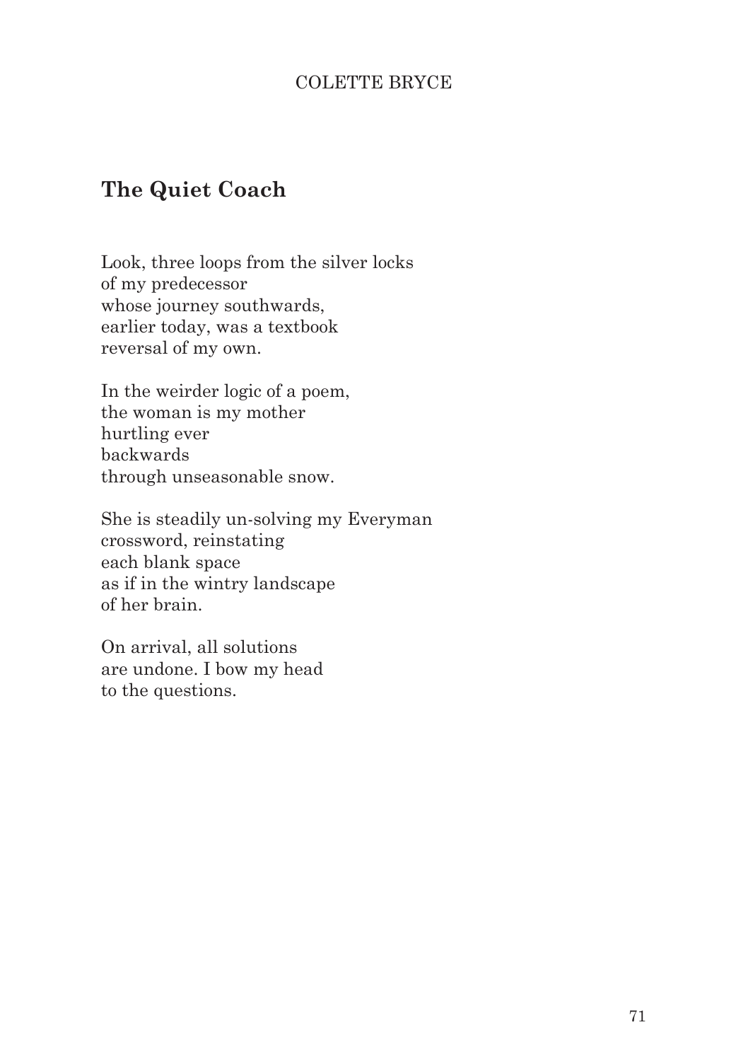COLETTE BRYCE

## The Quiet Coach

Look, three loops from the silver locks  
of my predecessor  
whose journey southwards,  
earlier today, was a textbook  
reversal of my own.

In the weirder logic of a poem,  
the woman is my mother  
hurtling ever  
backwards  
through unseasonable snow.

She is steadily un-solving my Everyman  
crossword, reinstating  
each blank space  
as if in the wintry landscape  
of her brain.

On arrival, all solutions  
are undone. I bow my head  
to the questions.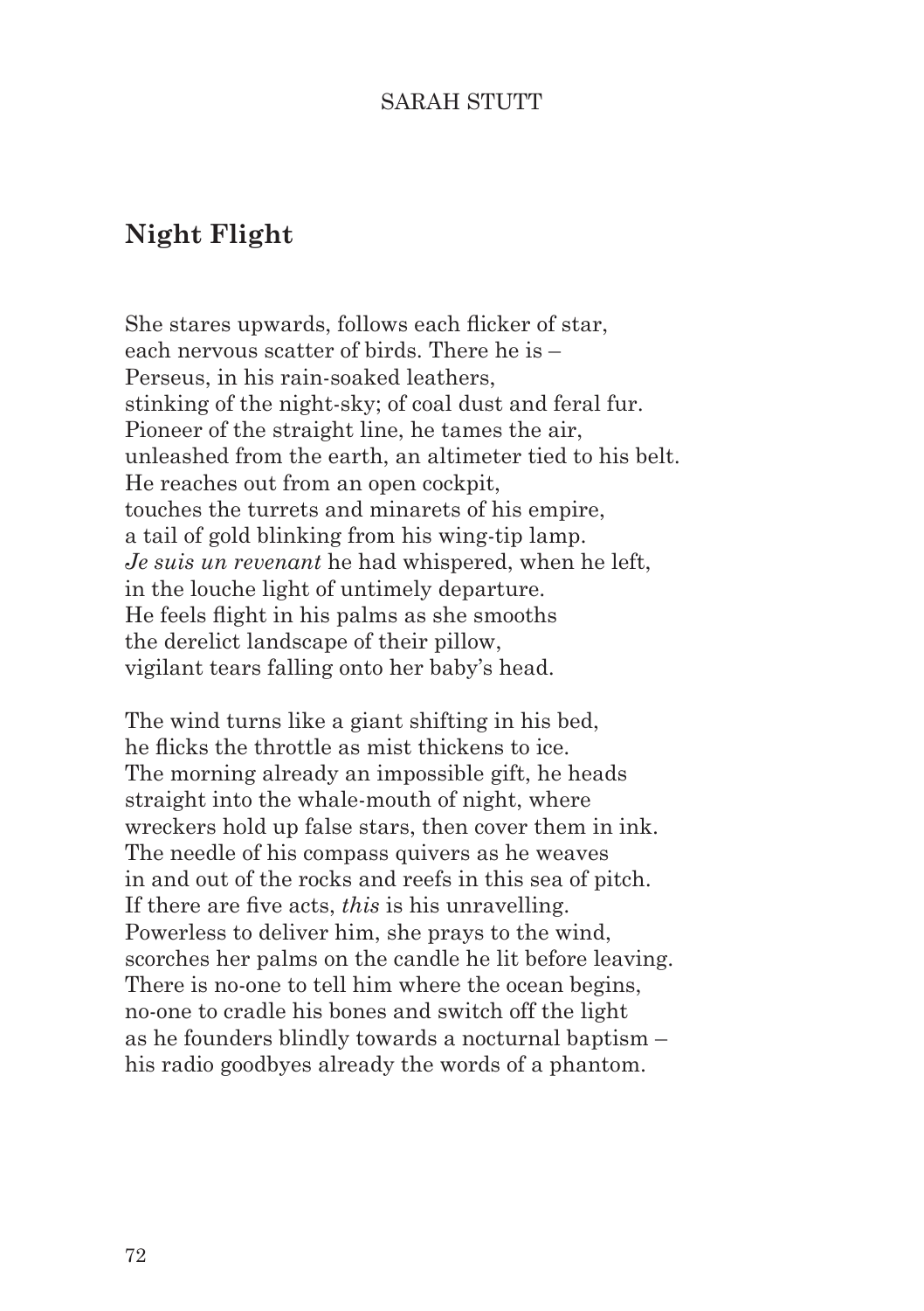SARAH STUTT

## Night Flight

She stares upwards, follows each flicker of star,  
each nervous scatter of birds. There he is –  
Perseus, in his rain-soaked leathers,  
stinking of the night-sky; of coal dust and feral fur.  
Pioneer of the straight line, he tames the air,  
unleashed from the earth, an altimeter tied to his belt.  
He reaches out from an open cockpit,  
touches the turrets and minarets of his empire,  
a tail of gold blinking from his wing-tip lamp.  
*Je suis un revenant* he had whispered, when he left,  
in the louche light of untimely departure.  
He feels flight in his palms as she smooths  
the derelict landscape of their pillow,  
vigilant tears falling onto her baby's head.

The wind turns like a giant shifting in his bed,  
he flicks the throttle as mist thickens to ice.  
The morning already an impossible gift, he heads  
straight into the whale-mouth of night, where  
wreckers hold up false stars, then cover them in ink.  
The needle of his compass quivers as he weaves  
in and out of the rocks and reefs in this sea of pitch.  
If there are five acts, *this* is his unravelling.  
Powerless to deliver him, she prays to the wind,  
scorches her palms on the candle he lit before leaving.  
There is no-one to tell him where the ocean begins,  
no-one to cradle his bones and switch off the light  
as he founders blindly towards a nocturnal baptism –  
his radio goodbyes already the words of a phantom.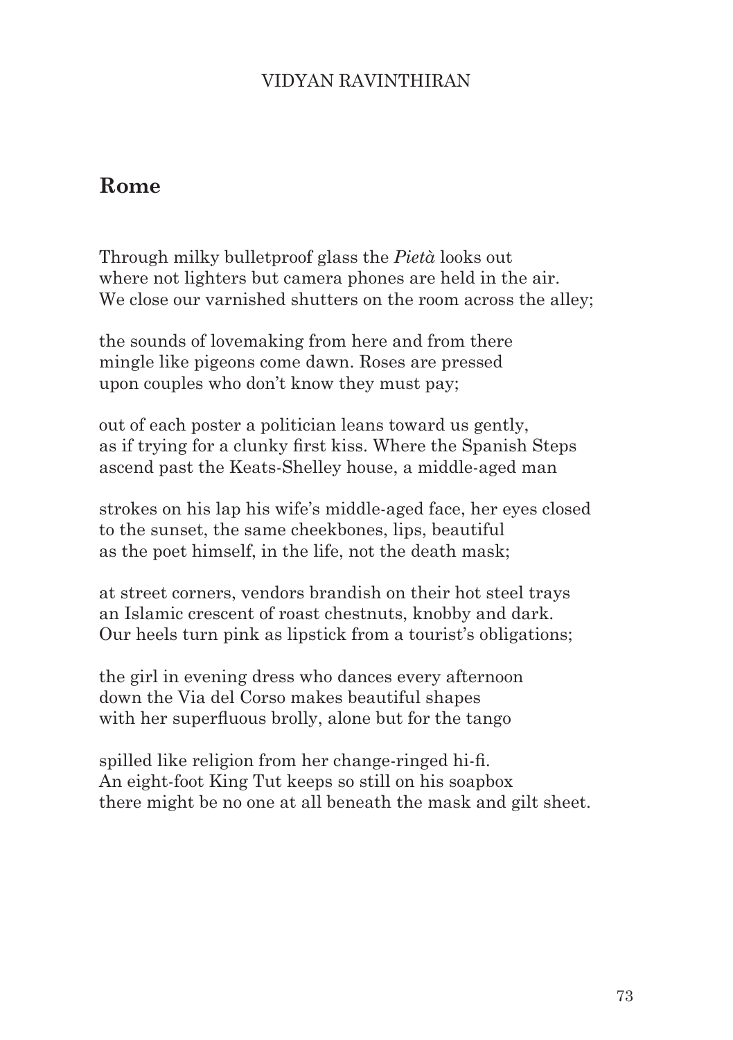VIDYAN RAVINTHIRAN

## Rome

Through milky bulletproof glass the *Pietà* looks out  
where not lighters but camera phones are held in the air.  
We close our varnished shutters on the room across the alley;

the sounds of lovemaking from here and from there  
mingle like pigeons come dawn. Roses are pressed  
upon couples who don't know they must pay;

out of each poster a politician leans toward us gently,  
as if trying for a clunky first kiss. Where the Spanish Steps  
ascend past the Keats-Shelley house, a middle-aged man

strokes on his lap his wife's middle-aged face, her eyes closed  
to the sunset, the same cheekbones, lips, beautiful  
as the poet himself, in the life, not the death mask;

at street corners, vendors brandish on their hot steel trays  
an Islamic crescent of roast chestnuts, knobby and dark.  
Our heels turn pink as lipstick from a tourist's obligations;

the girl in evening dress who dances every afternoon  
down the Via del Corso makes beautiful shapes  
with her superfluous brolly, alone but for the tango

spilled like religion from her change-ringed hi-fi.  
An eight-foot King Tut keeps so still on his soapbox  
there might be no one at all beneath the mask and gilt sheet.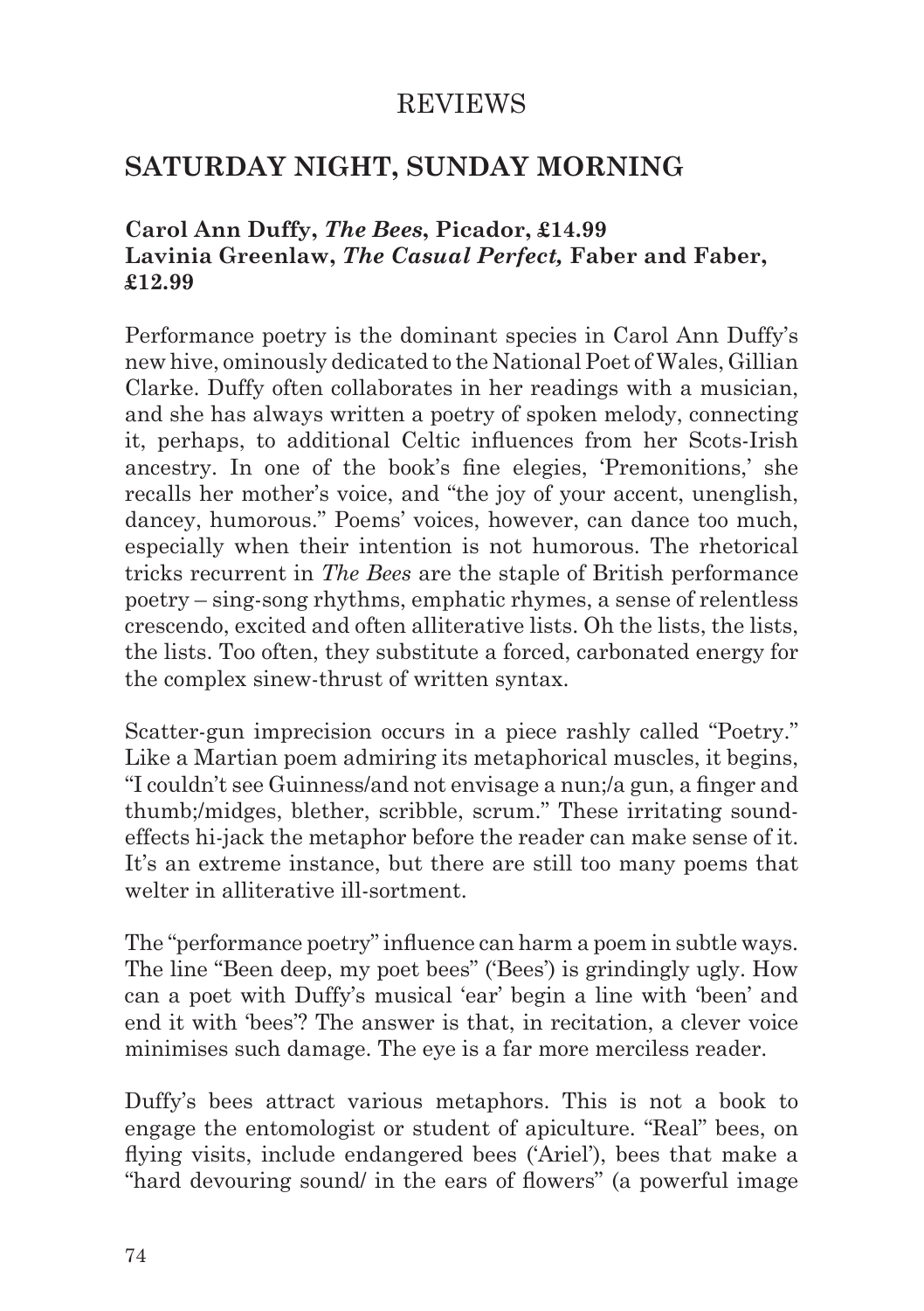# REVIEWS

## SATURDAY NIGHT, SUNDAY MORNING

**Carol Ann Duffy, *The Bees*, Picador, £14.99**
**Lavinia Greenlaw, *The Casual Perfect,* Faber and Faber, £12.99**

Performance poetry is the dominant species in Carol Ann Duffy's new hive, ominously dedicated to the National Poet of Wales, Gillian Clarke. Duffy often collaborates in her readings with a musician, and she has always written a poetry of spoken melody, connecting it, perhaps, to additional Celtic influences from her Scots-Irish ancestry. In one of the book's fine elegies, 'Premonitions,' she recalls her mother's voice, and "the joy of your accent, unenglish, dancey, humorous." Poems' voices, however, can dance too much, especially when their intention is not humorous. The rhetorical tricks recurrent in *The Bees* are the staple of British performance poetry – sing-song rhythms, emphatic rhymes, a sense of relentless crescendo, excited and often alliterative lists. Oh the lists, the lists, the lists. Too often, they substitute a forced, carbonated energy for the complex sinew-thrust of written syntax.

Scatter-gun imprecision occurs in a piece rashly called "Poetry." Like a Martian poem admiring its metaphorical muscles, it begins, "I couldn't see Guinness/and not envisage a nun;/a gun, a finger and thumb;/midges, blether, scribble, scrum." These irritating sound-effects hi-jack the metaphor before the reader can make sense of it. It's an extreme instance, but there are still too many poems that welter in alliterative ill-sortment.

The "performance poetry" influence can harm a poem in subtle ways. The line "Been deep, my poet bees" ('Bees') is grindingly ugly. How can a poet with Duffy's musical 'ear' begin a line with 'been' and end it with 'bees'? The answer is that, in recitation, a clever voice minimises such damage. The eye is a far more merciless reader.

Duffy's bees attract various metaphors. This is not a book to engage the entomologist or student of apiculture. "Real" bees, on flying visits, include endangered bees ('Ariel'), bees that make a "hard devouring sound/ in the ears of flowers" (a powerful image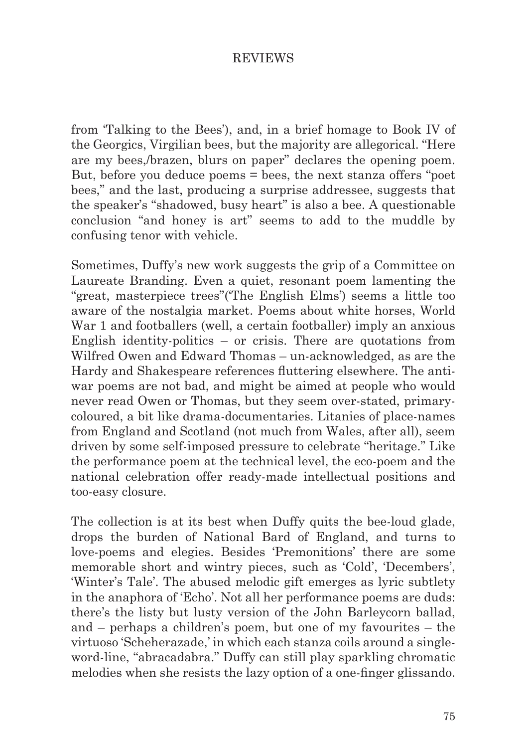from 'Talking to the Bees'), and, in a brief homage to Book IV of the Georgics, Virgilian bees, but the majority are allegorical. "Here are my bees,/brazen, blurs on paper" declares the opening poem. But, before you deduce poems = bees, the next stanza offers "poet bees," and the last, producing a surprise addressee, suggests that the speaker's "shadowed, busy heart" is also a bee. A questionable conclusion "and honey is art" seems to add to the muddle by confusing tenor with vehicle.

Sometimes, Duffy's new work suggests the grip of a Committee on Laureate Branding. Even a quiet, resonant poem lamenting the "great, masterpiece trees"('The English Elms') seems a little too aware of the nostalgia market. Poems about white horses, World War 1 and footballers (well, a certain footballer) imply an anxious English identity-politics – or crisis. There are quotations from Wilfred Owen and Edward Thomas – un-acknowledged, as are the Hardy and Shakespeare references fluttering elsewhere. The anti-war poems are not bad, and might be aimed at people who would never read Owen or Thomas, but they seem over-stated, primary-coloured, a bit like drama-documentaries. Litanies of place-names from England and Scotland (not much from Wales, after all), seem driven by some self-imposed pressure to celebrate "heritage." Like the performance poem at the technical level, the eco-poem and the national celebration offer ready-made intellectual positions and too-easy closure.

The collection is at its best when Duffy quits the bee-loud glade, drops the burden of National Bard of England, and turns to love-poems and elegies. Besides 'Premonitions' there are some memorable short and wintry pieces, such as 'Cold', 'Decembers', 'Winter's Tale'. The abused melodic gift emerges as lyric subtlety in the anaphora of 'Echo'. Not all her performance poems are duds: there's the listy but lusty version of the John Barleycorn ballad, and – perhaps a children's poem, but one of my favourites – the virtuoso 'Scheherazade,' in which each stanza coils around a single-word-line, "abracadabra." Duffy can still play sparkling chromatic melodies when she resists the lazy option of a one-finger glissando.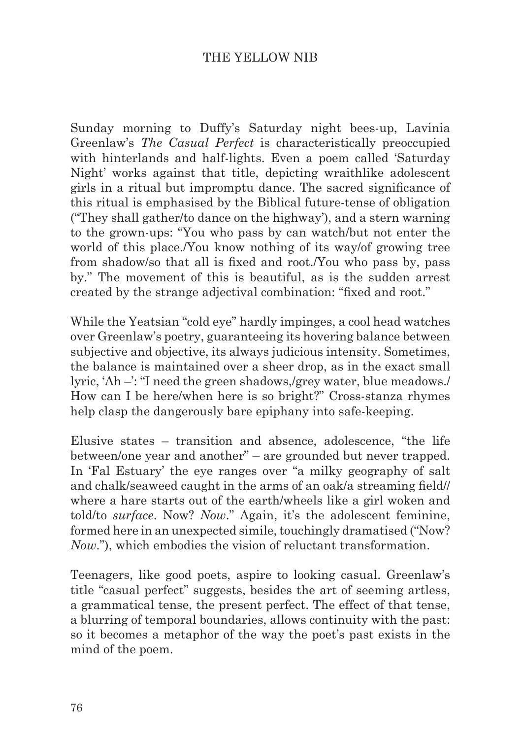Sunday morning to Duffy's Saturday night bees-up, Lavinia Greenlaw's *The Casual Perfect* is characteristically preoccupied with hinterlands and half-lights. Even a poem called 'Saturday Night' works against that title, depicting wraithlike adolescent girls in a ritual but impromptu dance. The sacred significance of this ritual is emphasised by the Biblical future-tense of obligation ("They shall gather/to dance on the highway'), and a stern warning to the grown-ups: "You who pass by can watch/but not enter the world of this place./You know nothing of its way/of growing tree from shadow/so that all is fixed and root./You who pass by, pass by." The movement of this is beautiful, as is the sudden arrest created by the strange adjectival combination: "fixed and root."

While the Yeatsian "cold eye" hardly impinges, a cool head watches over Greenlaw's poetry, guaranteeing its hovering balance between subjective and objective, its always judicious intensity. Sometimes, the balance is maintained over a sheer drop, as in the exact small lyric, 'Ah –': "I need the green shadows,/grey water, blue meadows./ How can I be here/when here is so bright?" Cross-stanza rhymes help clasp the dangerously bare epiphany into safe-keeping.

Elusive states – transition and absence, adolescence, "the life between/one year and another" – are grounded but never trapped. In 'Fal Estuary' the eye ranges over "a milky geography of salt and chalk/seaweed caught in the arms of an oak/a streaming field// where a hare starts out of the earth/wheels like a girl woken and told/to *surface*. Now? *Now*." Again, it's the adolescent feminine, formed here in an unexpected simile, touchingly dramatised ("Now? *Now*."), which embodies the vision of reluctant transformation.

Teenagers, like good poets, aspire to looking casual. Greenlaw's title "casual perfect" suggests, besides the art of seeming artless, a grammatical tense, the present perfect. The effect of that tense, a blurring of temporal boundaries, allows continuity with the past: so it becomes a metaphor of the way the poet's past exists in the mind of the poem.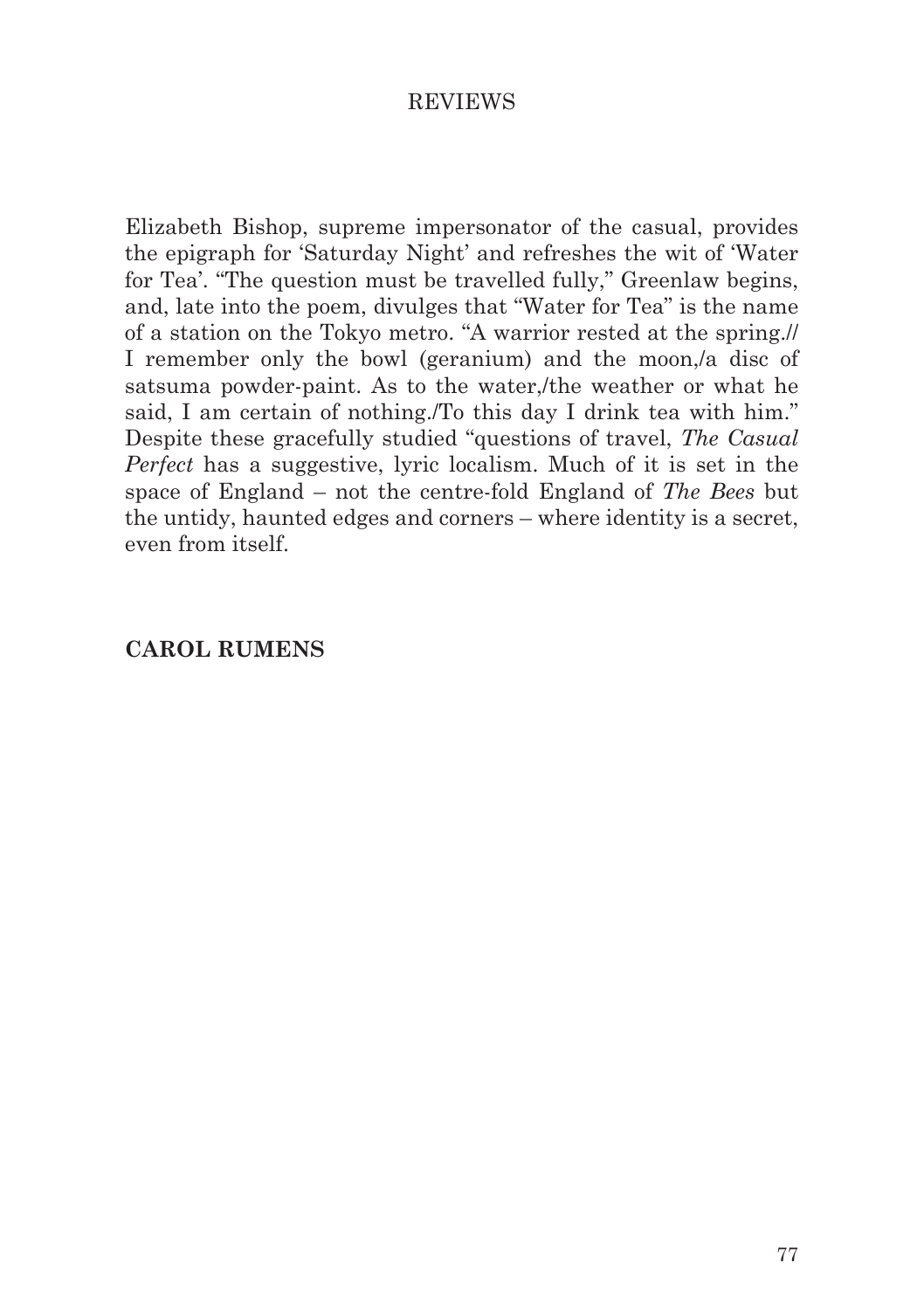Elizabeth Bishop, supreme impersonator of the casual, provides the epigraph for 'Saturday Night' and refreshes the wit of 'Water for Tea'. "The question must be travelled fully," Greenlaw begins, and, late into the poem, divulges that "Water for Tea" is the name of a station on the Tokyo metro. "A warrior rested at the spring.// I remember only the bowl (geranium) and the moon,/a disc of satsuma powder-paint. As to the water,/the weather or what he said, I am certain of nothing./To this day I drink tea with him." Despite these gracefully studied "questions of travel, *The Casual Perfect* has a suggestive, lyric localism. Much of it is set in the space of England – not the centre-fold England of *The Bees* but the untidy, haunted edges and corners – where identity is a secret, even from itself.

**CAROL RUMENS**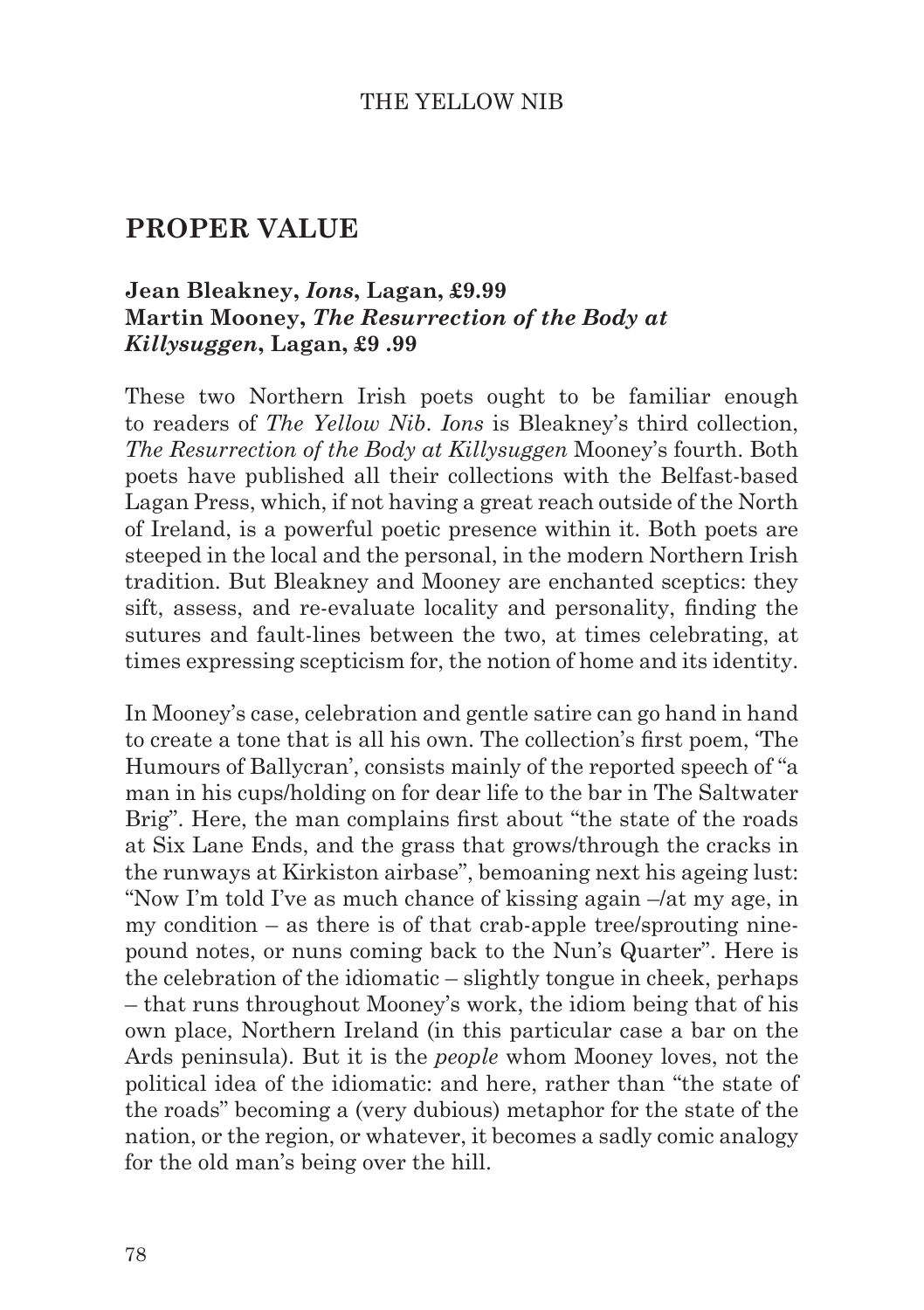## PROPER VALUE

**Jean Bleakney, *Ions*, Lagan, £9.99**
**Martin Mooney, *The Resurrection of the Body at Killysuggen*, Lagan, £9 .99**

These two Northern Irish poets ought to be familiar enough to readers of *The Yellow Nib*. *Ions* is Bleakney's third collection, *The Resurrection of the Body at Killysuggen* Mooney's fourth. Both poets have published all their collections with the Belfast-based Lagan Press, which, if not having a great reach outside of the North of Ireland, is a powerful poetic presence within it. Both poets are steeped in the local and the personal, in the modern Northern Irish tradition. But Bleakney and Mooney are enchanted sceptics: they sift, assess, and re-evaluate locality and personality, finding the sutures and fault-lines between the two, at times celebrating, at times expressing scepticism for, the notion of home and its identity.

In Mooney's case, celebration and gentle satire can go hand in hand to create a tone that is all his own. The collection's first poem, 'The Humours of Ballycran', consists mainly of the reported speech of "a man in his cups/holding on for dear life to the bar in The Saltwater Brig". Here, the man complains first about "the state of the roads at Six Lane Ends, and the grass that grows/through the cracks in the runways at Kirkiston airbase", bemoaning next his ageing lust: "Now I'm told I've as much chance of kissing again –/at my age, in my condition – as there is of that crab-apple tree/sprouting nine-pound notes, or nuns coming back to the Nun's Quarter". Here is the celebration of the idiomatic – slightly tongue in cheek, perhaps – that runs throughout Mooney's work, the idiom being that of his own place, Northern Ireland (in this particular case a bar on the Ards peninsula). But it is the *people* whom Mooney loves, not the political idea of the idiomatic: and here, rather than "the state of the roads" becoming a (very dubious) metaphor for the state of the nation, or the region, or whatever, it becomes a sadly comic analogy for the old man's being over the hill.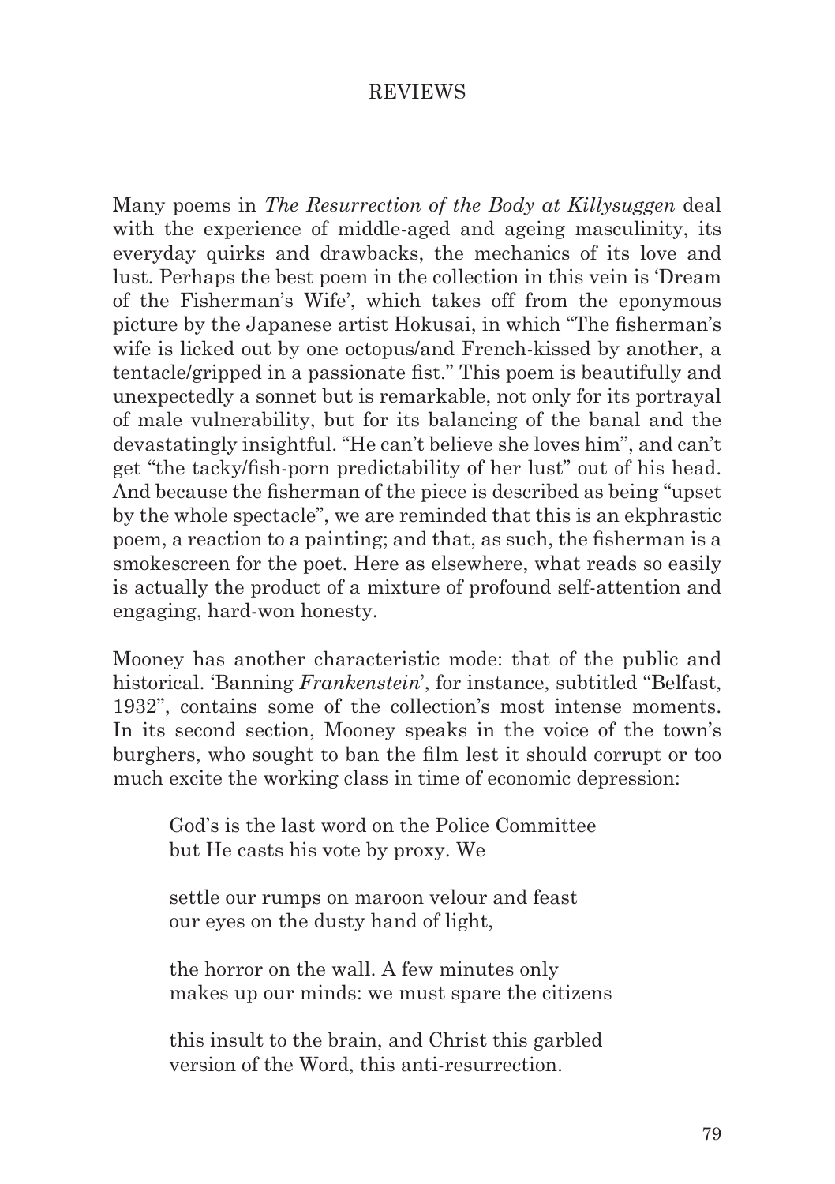Many poems in *The Resurrection of the Body at Killysuggen* deal with the experience of middle-aged and ageing masculinity, its everyday quirks and drawbacks, the mechanics of its love and lust. Perhaps the best poem in the collection in this vein is 'Dream of the Fisherman's Wife', which takes off from the eponymous picture by the Japanese artist Hokusai, in which "The fisherman's wife is licked out by one octopus/and French-kissed by another, a tentacle/gripped in a passionate fist." This poem is beautifully and unexpectedly a sonnet but is remarkable, not only for its portrayal of male vulnerability, but for its balancing of the banal and the devastatingly insightful. "He can't believe she loves him", and can't get "the tacky/fish-porn predictability of her lust" out of his head. And because the fisherman of the piece is described as being "upset by the whole spectacle", we are reminded that this is an ekphrastic poem, a reaction to a painting; and that, as such, the fisherman is a smokescreen for the poet. Here as elsewhere, what reads so easily is actually the product of a mixture of profound self-attention and engaging, hard-won honesty.

Mooney has another characteristic mode: that of the public and historical. 'Banning *Frankenstein*', for instance, subtitled "Belfast, 1932", contains some of the collection's most intense moments. In its second section, Mooney speaks in the voice of the town's burghers, who sought to ban the film lest it should corrupt or too much excite the working class in time of economic depression:

> God's is the last word on the Police Committee
> but He casts his vote by proxy. We
>
> settle our rumps on maroon velour and feast
> our eyes on the dusty hand of light,
>
> the horror on the wall. A few minutes only
> makes up our minds: we must spare the citizens
>
> this insult to the brain, and Christ this garbled
> version of the Word, this anti-resurrection.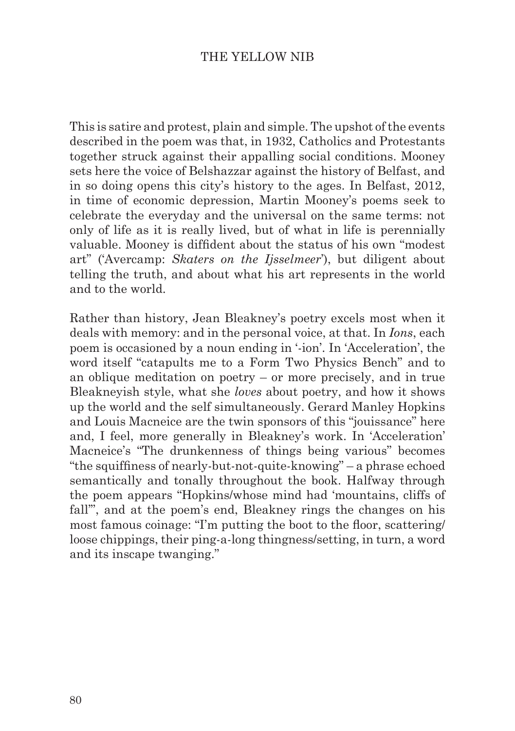This is satire and protest, plain and simple. The upshot of the events described in the poem was that, in 1932, Catholics and Protestants together struck against their appalling social conditions. Mooney sets here the voice of Belshazzar against the history of Belfast, and in so doing opens this city's history to the ages. In Belfast, 2012, in time of economic depression, Martin Mooney's poems seek to celebrate the everyday and the universal on the same terms: not only of life as it is really lived, but of what in life is perennially valuable. Mooney is diffident about the status of his own "modest art" ('Avercamp: *Skaters on the Ijsselmeer*'), but diligent about telling the truth, and about what his art represents in the world and to the world.

Rather than history, Jean Bleakney's poetry excels most when it deals with memory: and in the personal voice, at that. In *Ions*, each poem is occasioned by a noun ending in '-ion'. In 'Acceleration', the word itself "catapults me to a Form Two Physics Bench" and to an oblique meditation on poetry – or more precisely, and in true Bleakneyish style, what she *loves* about poetry, and how it shows up the world and the self simultaneously. Gerard Manley Hopkins and Louis Macneice are the twin sponsors of this "jouissance" here and, I feel, more generally in Bleakney's work. In 'Acceleration' Macneice's "The drunkenness of things being various" becomes "the squiffiness of nearly-but-not-quite-knowing" – a phrase echoed semantically and tonally throughout the book. Halfway through the poem appears "Hopkins/whose mind had 'mountains, cliffs of fall'", and at the poem's end, Bleakney rings the changes on his most famous coinage: "I'm putting the boot to the floor, scattering/ loose chippings, their ping-a-long thingness/setting, in turn, a word and its inscape twanging."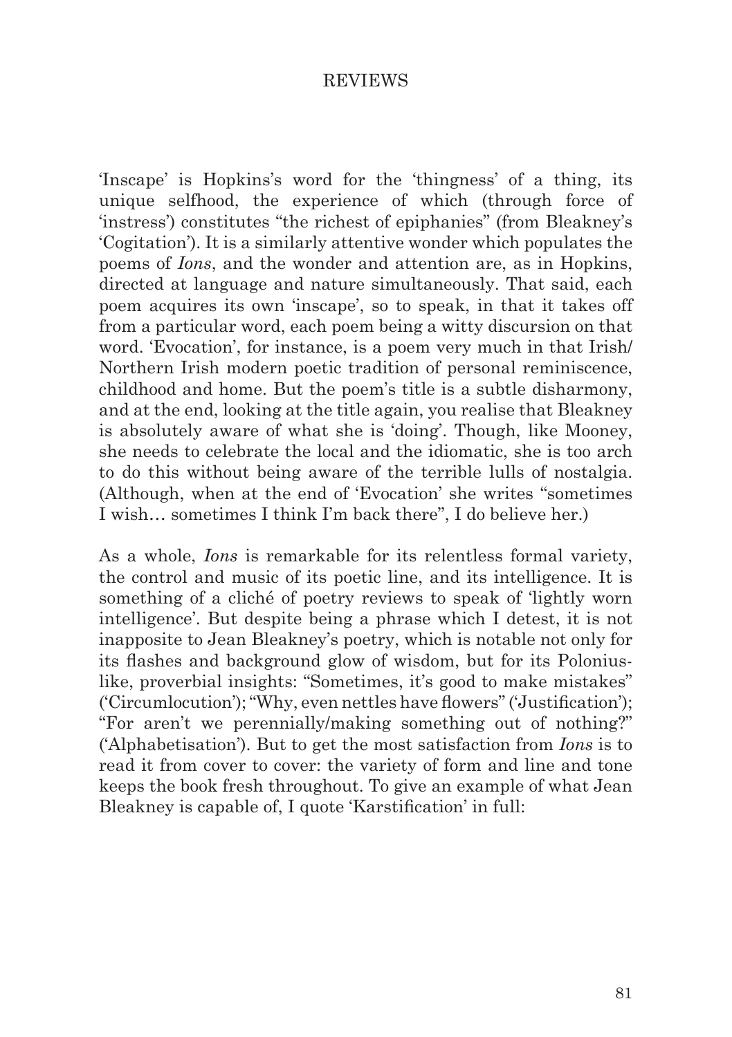'Inscape' is Hopkins's word for the 'thingness' of a thing, its unique selfhood, the experience of which (through force of 'instress') constitutes "the richest of epiphanies" (from Bleakney's 'Cogitation'). It is a similarly attentive wonder which populates the poems of *Ions*, and the wonder and attention are, as in Hopkins, directed at language and nature simultaneously. That said, each poem acquires its own 'inscape', so to speak, in that it takes off from a particular word, each poem being a witty discursion on that word. 'Evocation', for instance, is a poem very much in that Irish/ Northern Irish modern poetic tradition of personal reminiscence, childhood and home. But the poem's title is a subtle disharmony, and at the end, looking at the title again, you realise that Bleakney is absolutely aware of what she is 'doing'. Though, like Mooney, she needs to celebrate the local and the idiomatic, she is too arch to do this without being aware of the terrible lulls of nostalgia. (Although, when at the end of 'Evocation' she writes "sometimes I wish… sometimes I think I'm back there", I do believe her.)

As a whole, *Ions* is remarkable for its relentless formal variety, the control and music of its poetic line, and its intelligence. It is something of a cliché of poetry reviews to speak of 'lightly worn intelligence'. But despite being a phrase which I detest, it is not inapposite to Jean Bleakney's poetry, which is notable not only for its flashes and background glow of wisdom, but for its Polonius-like, proverbial insights: "Sometimes, it's good to make mistakes" ('Circumlocution'); "Why, even nettles have flowers" ('Justification'); "For aren't we perennially/making something out of nothing?" ('Alphabetisation'). But to get the most satisfaction from *Ions* is to read it from cover to cover: the variety of form and line and tone keeps the book fresh throughout. To give an example of what Jean Bleakney is capable of, I quote 'Karstification' in full: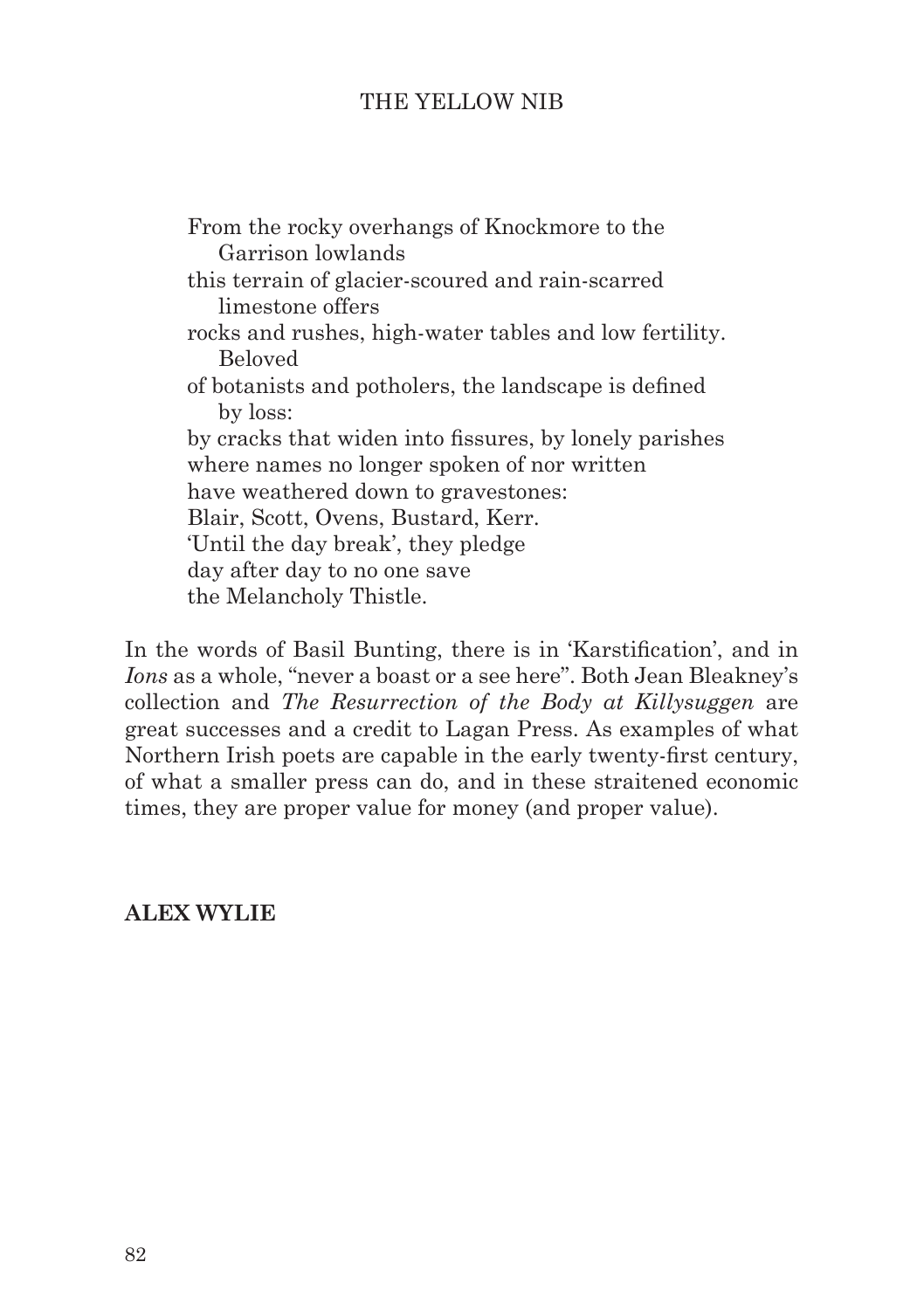From the rocky overhangs of Knockmore to the  
    Garrison lowlands  
this terrain of glacier-scoured and rain-scarred  
    limestone offers  
rocks and rushes, high-water tables and low fertility.  
    Beloved  
of botanists and potholers, the landscape is defined  
    by loss:  
by cracks that widen into fissures, by lonely parishes  
where names no longer spoken of nor written  
have weathered down to gravestones:  
Blair, Scott, Ovens, Bustard, Kerr.  
'Until the day break', they pledge  
day after day to no one save  
the Melancholy Thistle.

In the words of Basil Bunting, there is in 'Karstification', and in *Ions* as a whole, "never a boast or a see here". Both Jean Bleakney's collection and *The Resurrection of the Body at Killysuggen* are great successes and a credit to Lagan Press. As examples of what Northern Irish poets are capable in the early twenty-first century, of what a smaller press can do, and in these straitened economic times, they are proper value for money (and proper value).

**ALEX WYLIE**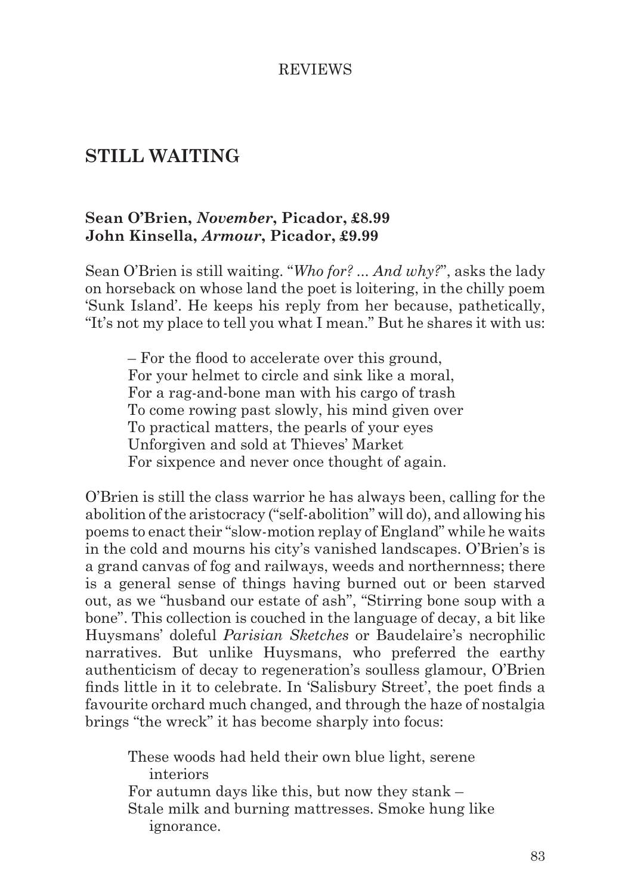## STILL WAITING

**Sean O'Brien, *November*, Picador, £8.99**
**John Kinsella, *Armour*, Picador, £9.99**

Sean O'Brien is still waiting. "*Who for? ... And why?*", asks the lady on horseback on whose land the poet is loitering, in the chilly poem 'Sunk Island'. He keeps his reply from her because, pathetically, "It's not my place to tell you what I mean." But he shares it with us:

> – For the flood to accelerate over this ground,
> For your helmet to circle and sink like a moral,
> For a rag-and-bone man with his cargo of trash
> To come rowing past slowly, his mind given over
> To practical matters, the pearls of your eyes
> Unforgiven and sold at Thieves' Market
> For sixpence and never once thought of again.

O'Brien is still the class warrior he has always been, calling for the abolition of the aristocracy ("self-abolition" will do), and allowing his poems to enact their "slow-motion replay of England" while he waits in the cold and mourns his city's vanished landscapes. O'Brien's is a grand canvas of fog and railways, weeds and northernness; there is a general sense of things having burned out or been starved out, as we "husband our estate of ash", "Stirring bone soup with a bone". This collection is couched in the language of decay, a bit like Huysmans' doleful *Parisian Sketches* or Baudelaire's necrophilic narratives. But unlike Huysmans, who preferred the earthy authenticism of decay to regeneration's soulless glamour, O'Brien finds little in it to celebrate. In 'Salisbury Street', the poet finds a favourite orchard much changed, and through the haze of nostalgia brings "the wreck" it has become sharply into focus:

> These woods had held their own blue light, serene interiors
> For autumn days like this, but now they stank –
> Stale milk and burning mattresses. Smoke hung like ignorance.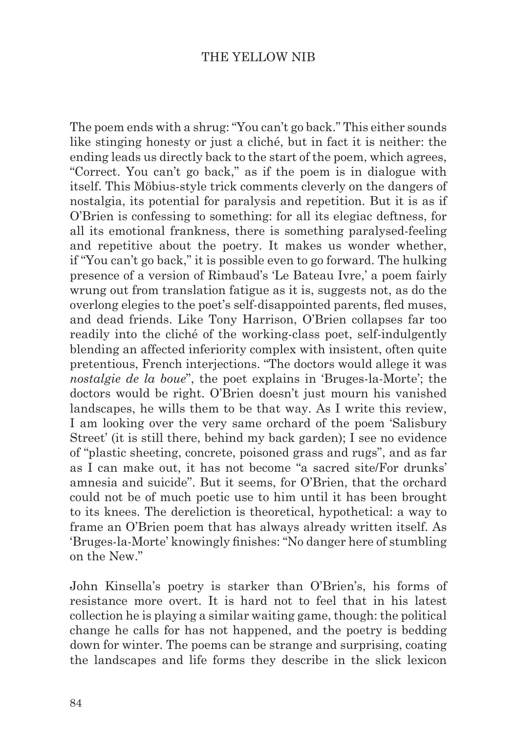The poem ends with a shrug: "You can't go back." This either sounds like stinging honesty or just a cliché, but in fact it is neither: the ending leads us directly back to the start of the poem, which agrees, "Correct. You can't go back," as if the poem is in dialogue with itself. This Möbius-style trick comments cleverly on the dangers of nostalgia, its potential for paralysis and repetition. But it is as if O'Brien is confessing to something: for all its elegiac deftness, for all its emotional frankness, there is something paralysed-feeling and repetitive about the poetry. It makes us wonder whether, if "You can't go back," it is possible even to go forward. The hulking presence of a version of Rimbaud's 'Le Bateau Ivre,' a poem fairly wrung out from translation fatigue as it is, suggests not, as do the overlong elegies to the poet's self-disappointed parents, fled muses, and dead friends. Like Tony Harrison, O'Brien collapses far too readily into the cliché of the working-class poet, self-indulgently blending an affected inferiority complex with insistent, often quite pretentious, French interjections. "The doctors would allege it was *nostalgie de la boue*", the poet explains in 'Bruges-la-Morte'; the doctors would be right. O'Brien doesn't just mourn his vanished landscapes, he wills them to be that way. As I write this review, I am looking over the very same orchard of the poem 'Salisbury Street' (it is still there, behind my back garden); I see no evidence of "plastic sheeting, concrete, poisoned grass and rugs", and as far as I can make out, it has not become "a sacred site/For drunks' amnesia and suicide". But it seems, for O'Brien, that the orchard could not be of much poetic use to him until it has been brought to its knees. The dereliction is theoretical, hypothetical: a way to frame an O'Brien poem that has always already written itself. As 'Bruges-la-Morte' knowingly finishes: "No danger here of stumbling on the New."

John Kinsella's poetry is starker than O'Brien's, his forms of resistance more overt. It is hard not to feel that in his latest collection he is playing a similar waiting game, though: the political change he calls for has not happened, and the poetry is bedding down for winter. The poems can be strange and surprising, coating the landscapes and life forms they describe in the slick lexicon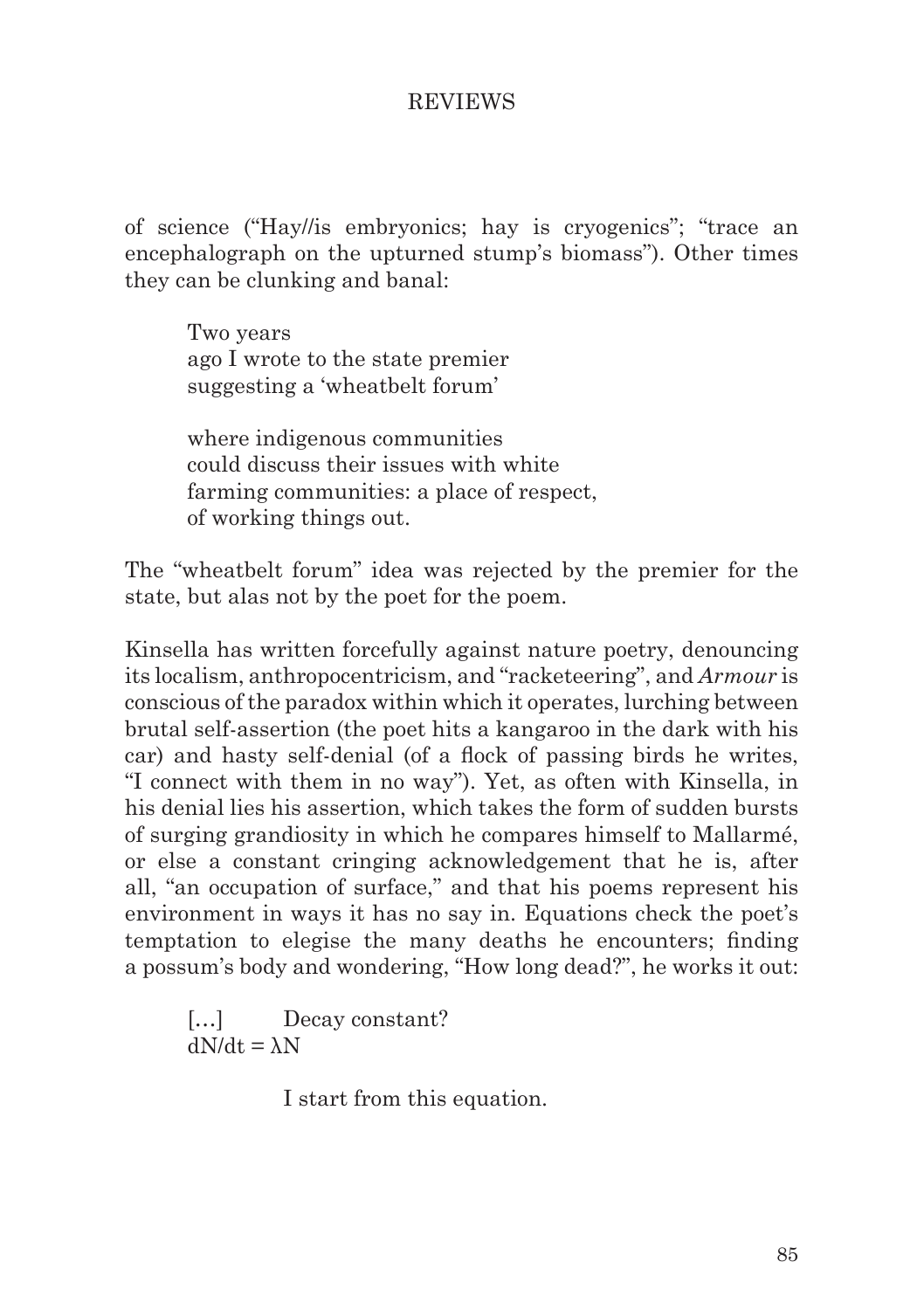of science ("Hay//is embryonics; hay is cryogenics"; "trace an encephalograph on the upturned stump's biomass"). Other times they can be clunking and banal:

> Two years  
> ago I wrote to the state premier  
> suggesting a 'wheatbelt forum'
>
> where indigenous communities  
> could discuss their issues with white  
> farming communities: a place of respect,  
> of working things out.

The "wheatbelt forum" idea was rejected by the premier for the state, but alas not by the poet for the poem.

Kinsella has written forcefully against nature poetry, denouncing its localism, anthropocentricism, and "racketeering", and *Armour* is conscious of the paradox within which it operates, lurching between brutal self-assertion (the poet hits a kangaroo in the dark with his car) and hasty self-denial (of a flock of passing birds he writes, "I connect with them in no way"). Yet, as often with Kinsella, in his denial lies his assertion, which takes the form of sudden bursts of surging grandiosity in which he compares himself to Mallarmé, or else a constant cringing acknowledgement that he is, after all, "an occupation of surface," and that his poems represent his environment in ways it has no say in. Equations check the poet's temptation to elegise the many deaths he encounters; finding a possum's body and wondering, "How long dead?", he works it out:

> […]        Decay constant?  
> $dN/dt = \lambda N$
>
>             I start from this equation.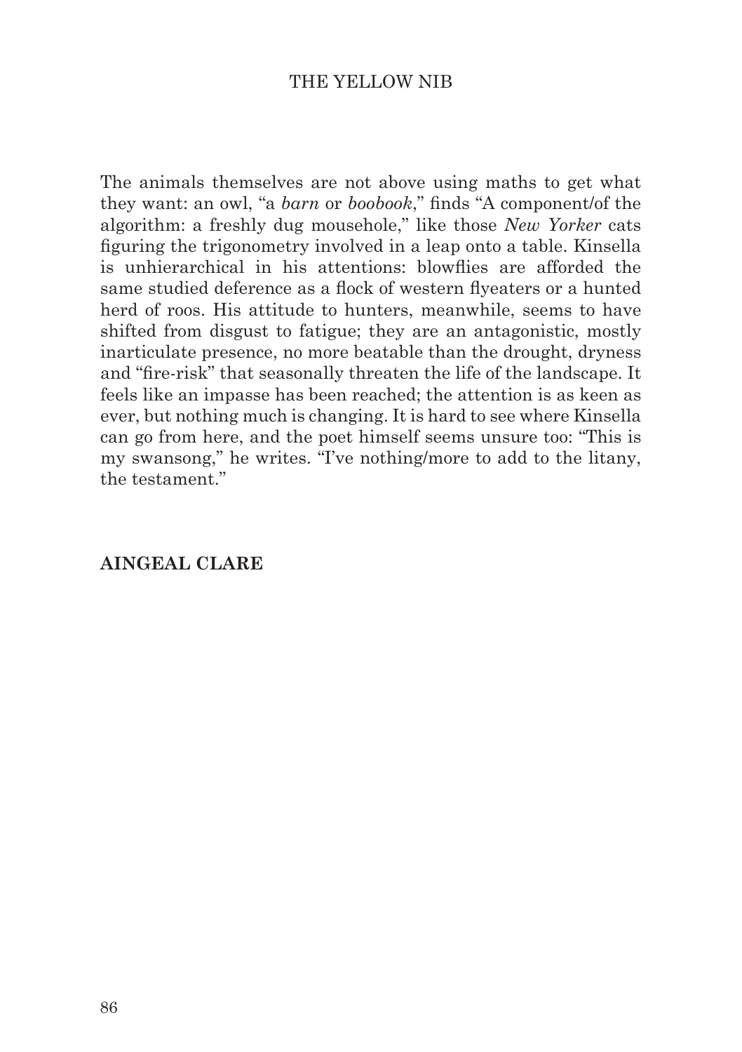The animals themselves are not above using maths to get what they want: an owl, "a *barn* or *boobook*," finds "A component/of the algorithm: a freshly dug mousehole," like those *New Yorker* cats figuring the trigonometry involved in a leap onto a table. Kinsella is unhierarchical in his attentions: blowflies are afforded the same studied deference as a flock of western flyeaters or a hunted herd of roos. His attitude to hunters, meanwhile, seems to have shifted from disgust to fatigue; they are an antagonistic, mostly inarticulate presence, no more beatable than the drought, dryness and "fire-risk" that seasonally threaten the life of the landscape. It feels like an impasse has been reached; the attention is as keen as ever, but nothing much is changing. It is hard to see where Kinsella can go from here, and the poet himself seems unsure too: "This is my swansong," he writes. "I've nothing/more to add to the litany, the testament."

**AINGEAL CLARE**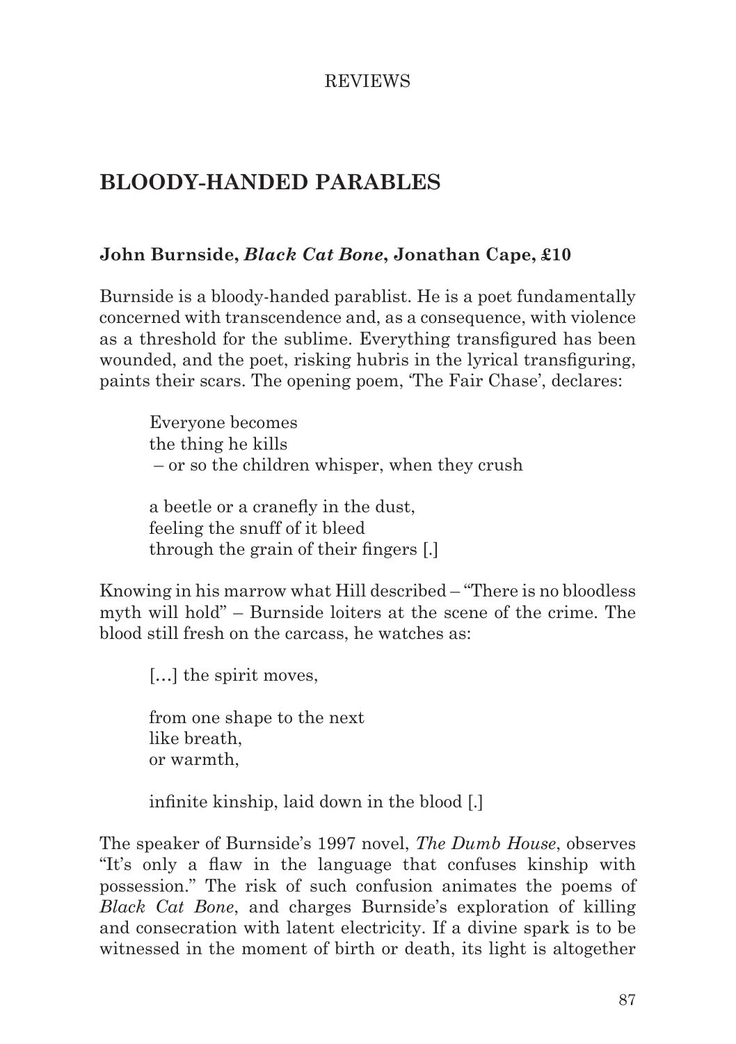## BLOODY-HANDED PARABLES

**John Burnside, *Black Cat Bone*, Jonathan Cape, £10**

Burnside is a bloody-handed parablist. He is a poet fundamentally concerned with transcendence and, as a consequence, with violence as a threshold for the sublime. Everything transfigured has been wounded, and the poet, risking hubris in the lyrical transfiguring, paints their scars. The opening poem, 'The Fair Chase', declares:

> Everyone becomes
> the thing he kills
> – or so the children whisper, when they crush
>
> a beetle or a cranefly in the dust,
> feeling the snuff of it bleed
> through the grain of their fingers [.]

Knowing in his marrow what Hill described – "There is no bloodless myth will hold" – Burnside loiters at the scene of the crime. The blood still fresh on the carcass, he watches as:

> […] the spirit moves,
>
> from one shape to the next
> like breath,
> or warmth,
>
> infinite kinship, laid down in the blood [.]

The speaker of Burnside's 1997 novel, *The Dumb House*, observes "It's only a flaw in the language that confuses kinship with possession." The risk of such confusion animates the poems of *Black Cat Bone*, and charges Burnside's exploration of killing and consecration with latent electricity. If a divine spark is to be witnessed in the moment of birth or death, its light is altogether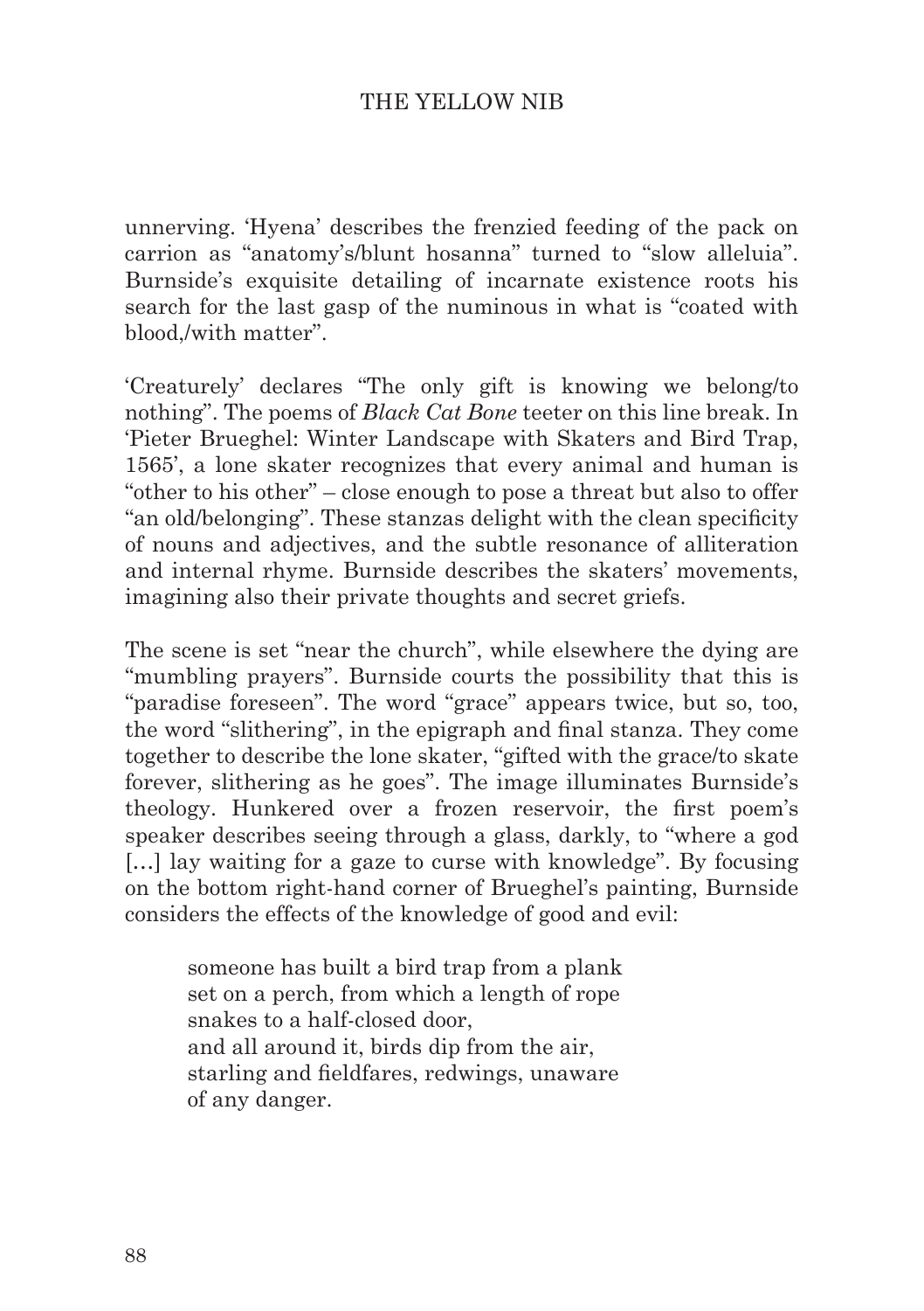unnerving. 'Hyena' describes the frenzied feeding of the pack on carrion as "anatomy's/blunt hosanna" turned to "slow alleluia". Burnside's exquisite detailing of incarnate existence roots his search for the last gasp of the numinous in what is "coated with blood,/with matter".

'Creaturely' declares "The only gift is knowing we belong/to nothing". The poems of *Black Cat Bone* teeter on this line break. In 'Pieter Brueghel: Winter Landscape with Skaters and Bird Trap, 1565', a lone skater recognizes that every animal and human is "other to his other" – close enough to pose a threat but also to offer "an old/belonging". These stanzas delight with the clean specificity of nouns and adjectives, and the subtle resonance of alliteration and internal rhyme. Burnside describes the skaters' movements, imagining also their private thoughts and secret griefs.

The scene is set "near the church", while elsewhere the dying are "mumbling prayers". Burnside courts the possibility that this is "paradise foreseen". The word "grace" appears twice, but so, too, the word "slithering", in the epigraph and final stanza. They come together to describe the lone skater, "gifted with the grace/to skate forever, slithering as he goes". The image illuminates Burnside's theology. Hunkered over a frozen reservoir, the first poem's speaker describes seeing through a glass, darkly, to "where a god [...] lay waiting for a gaze to curse with knowledge". By focusing on the bottom right-hand corner of Brueghel's painting, Burnside considers the effects of the knowledge of good and evil:

> someone has built a bird trap from a plank
> set on a perch, from which a length of rope
> snakes to a half-closed door,
> and all around it, birds dip from the air,
> starling and fieldfares, redwings, unaware
> of any danger.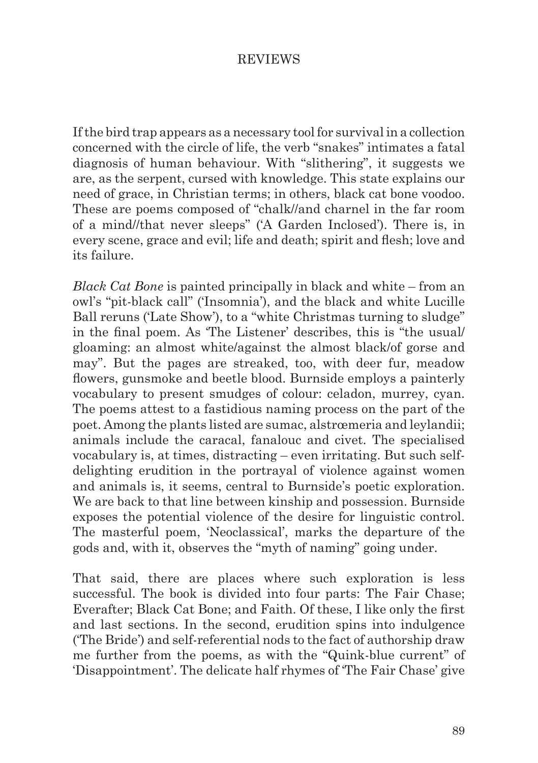If the bird trap appears as a necessary tool for survival in a collection concerned with the circle of life, the verb "snakes" intimates a fatal diagnosis of human behaviour. With "slithering", it suggests we are, as the serpent, cursed with knowledge. This state explains our need of grace, in Christian terms; in others, black cat bone voodoo. These are poems composed of "chalk//and charnel in the far room of a mind//that never sleeps" ('A Garden Inclosed'). There is, in every scene, grace and evil; life and death; spirit and flesh; love and its failure.

*Black Cat Bone* is painted principally in black and white – from an owl's "pit-black call" ('Insomnia'), and the black and white Lucille Ball reruns ('Late Show'), to a "white Christmas turning to sludge" in the final poem. As 'The Listener' describes, this is "the usual/ gloaming: an almost white/against the almost black/of gorse and may". But the pages are streaked, too, with deer fur, meadow flowers, gunsmoke and beetle blood. Burnside employs a painterly vocabulary to present smudges of colour: celadon, murrey, cyan. The poems attest to a fastidious naming process on the part of the poet. Among the plants listed are sumac, alstrœmeria and leylandii; animals include the caracal, fanalouc and civet. The specialised vocabulary is, at times, distracting – even irritating. But such self-delighting erudition in the portrayal of violence against women and animals is, it seems, central to Burnside's poetic exploration. We are back to that line between kinship and possession. Burnside exposes the potential violence of the desire for linguistic control. The masterful poem, 'Neoclassical', marks the departure of the gods and, with it, observes the "myth of naming" going under.

That said, there are places where such exploration is less successful. The book is divided into four parts: The Fair Chase; Everafter; Black Cat Bone; and Faith. Of these, I like only the first and last sections. In the second, erudition spins into indulgence ('The Bride') and self-referential nods to the fact of authorship draw me further from the poems, as with the "Quink-blue current" of 'Disappointment'. The delicate half rhymes of 'The Fair Chase' give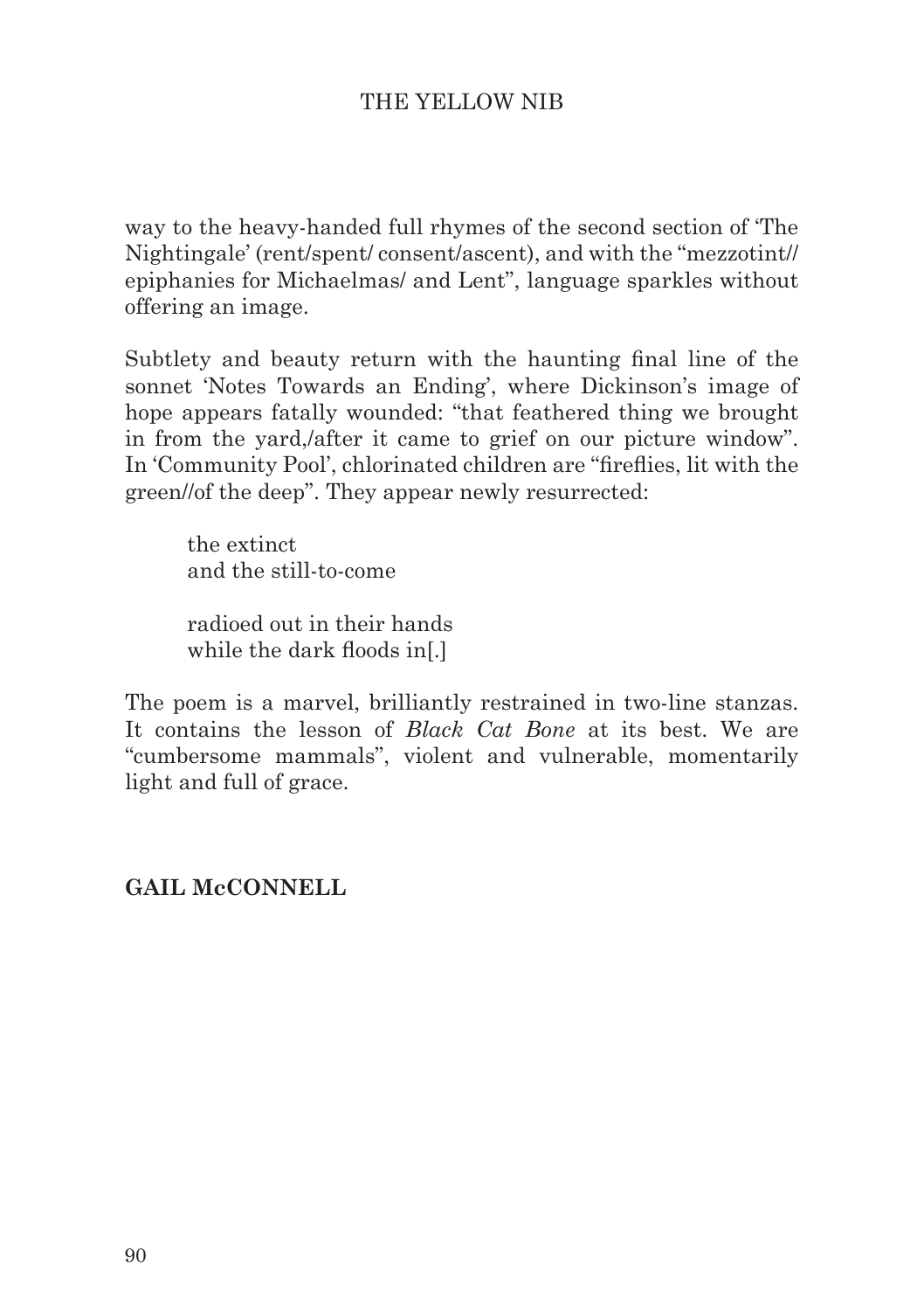way to the heavy-handed full rhymes of the second section of 'The Nightingale' (rent/spent/ consent/ascent), and with the "mezzotint// epiphanies for Michaelmas/ and Lent", language sparkles without offering an image.

Subtlety and beauty return with the haunting final line of the sonnet 'Notes Towards an Ending', where Dickinson's image of hope appears fatally wounded: "that feathered thing we brought in from the yard,/after it came to grief on our picture window". In 'Community Pool', chlorinated children are "fireflies, lit with the green//of the deep". They appear newly resurrected:

> the extinct
> and the still-to-come
>
> radioed out in their hands
> while the dark floods in[.]

The poem is a marvel, brilliantly restrained in two-line stanzas. It contains the lesson of *Black Cat Bone* at its best. We are "cumbersome mammals", violent and vulnerable, momentarily light and full of grace.

**GAIL McCONNELL**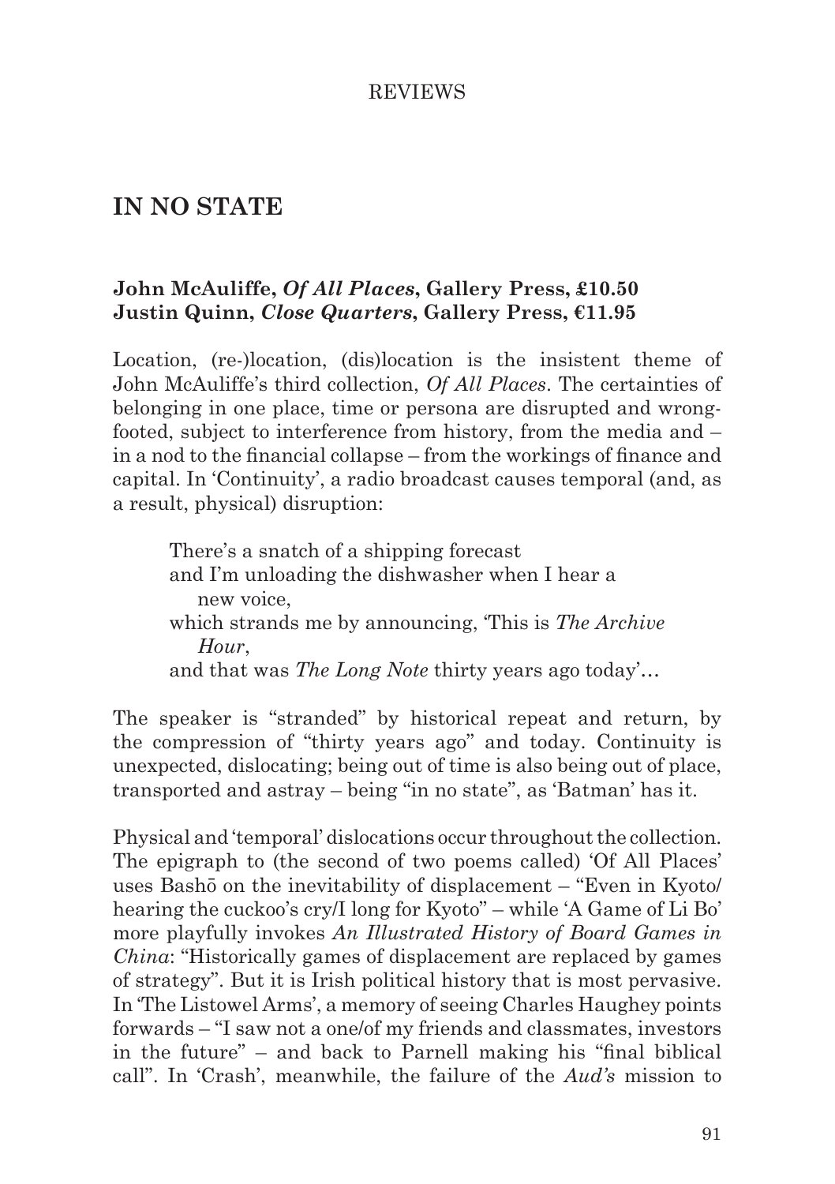## IN NO STATE

**John McAuliffe, *Of All Places*, Gallery Press, £10.50**
**Justin Quinn, *Close Quarters*, Gallery Press, €11.95**

Location, (re-)location, (dis)location is the insistent theme of John McAuliffe's third collection, *Of All Places*. The certainties of belonging in one place, time or persona are disrupted and wrong-footed, subject to interference from history, from the media and – in a nod to the financial collapse – from the workings of finance and capital. In 'Continuity', a radio broadcast causes temporal (and, as a result, physical) disruption:

> There's a snatch of a shipping forecast
> and I'm unloading the dishwasher when I hear a
> new voice,
> which strands me by announcing, 'This is *The Archive Hour*,
> and that was *The Long Note* thirty years ago today'…

The speaker is "stranded" by historical repeat and return, by the compression of "thirty years ago" and today. Continuity is unexpected, dislocating; being out of time is also being out of place, transported and astray – being "in no state", as 'Batman' has it.

Physical and 'temporal' dislocations occur throughout the collection. The epigraph to (the second of two poems called) 'Of All Places' uses Bashō on the inevitability of displacement – "Even in Kyoto/ hearing the cuckoo's cry/I long for Kyoto" – while 'A Game of Li Bo' more playfully invokes *An Illustrated History of Board Games in China*: "Historically games of displacement are replaced by games of strategy". But it is Irish political history that is most pervasive. In 'The Listowel Arms', a memory of seeing Charles Haughey points forwards – "I saw not a one/of my friends and classmates, investors in the future" – and back to Parnell making his "final biblical call". In 'Crash', meanwhile, the failure of the *Aud's* mission to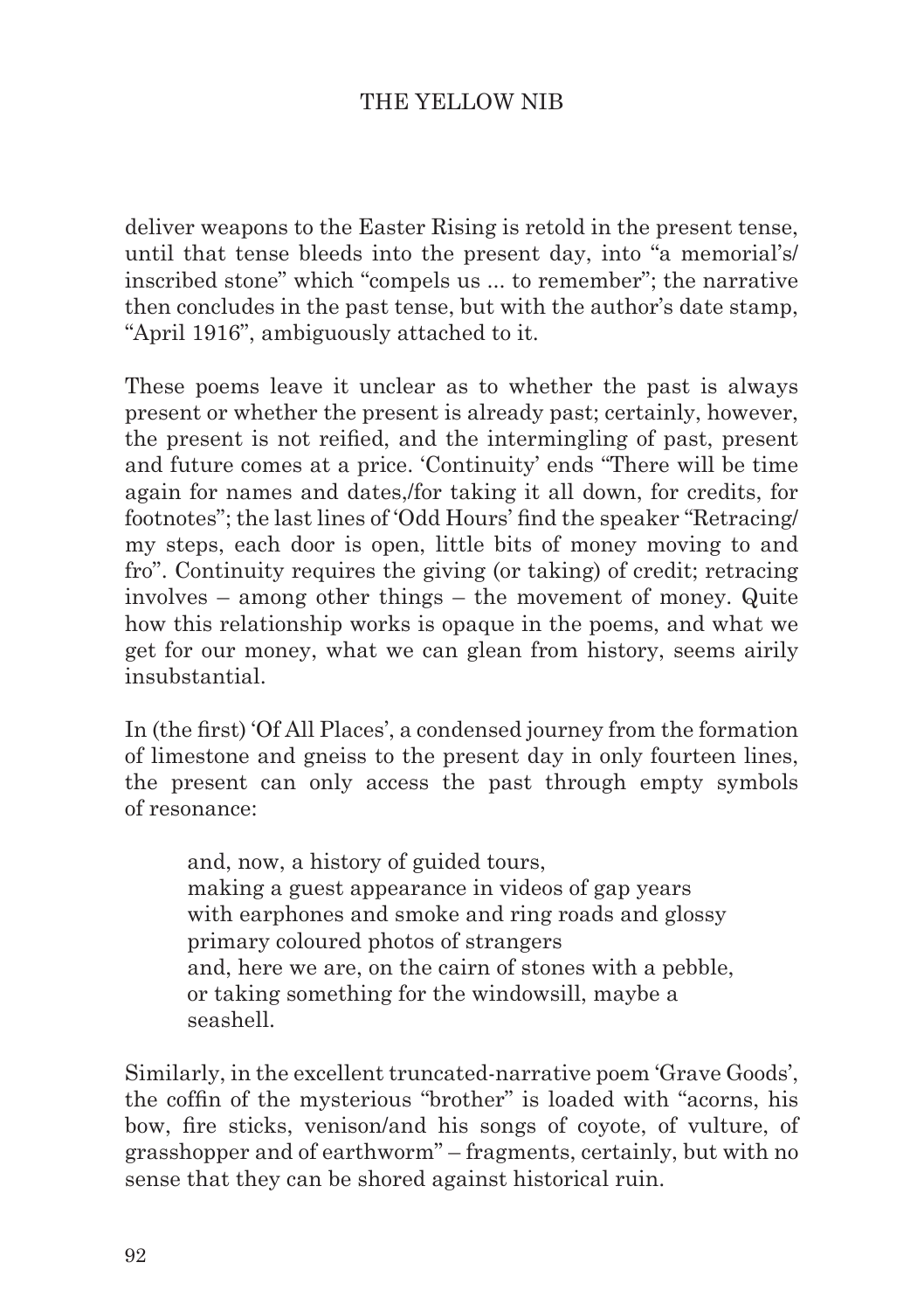deliver weapons to the Easter Rising is retold in the present tense, until that tense bleeds into the present day, into "a memorial's/ inscribed stone" which "compels us ... to remember"; the narrative then concludes in the past tense, but with the author's date stamp, "April 1916", ambiguously attached to it.

These poems leave it unclear as to whether the past is always present or whether the present is already past; certainly, however, the present is not reified, and the intermingling of past, present and future comes at a price. 'Continuity' ends "There will be time again for names and dates,/for taking it all down, for credits, for footnotes"; the last lines of 'Odd Hours' find the speaker "Retracing/ my steps, each door is open, little bits of money moving to and fro". Continuity requires the giving (or taking) of credit; retracing involves – among other things – the movement of money. Quite how this relationship works is opaque in the poems, and what we get for our money, what we can glean from history, seems airily insubstantial.

In (the first) 'Of All Places', a condensed journey from the formation of limestone and gneiss to the present day in only fourteen lines, the present can only access the past through empty symbols of resonance:

> and, now, a history of guided tours,
> making a guest appearance in videos of gap years
> with earphones and smoke and ring roads and glossy
> primary coloured photos of strangers
> and, here we are, on the cairn of stones with a pebble,
> or taking something for the windowsill, maybe a
> seashell.

Similarly, in the excellent truncated-narrative poem 'Grave Goods', the coffin of the mysterious "brother" is loaded with "acorns, his bow, fire sticks, venison/and his songs of coyote, of vulture, of grasshopper and of earthworm" – fragments, certainly, but with no sense that they can be shored against historical ruin.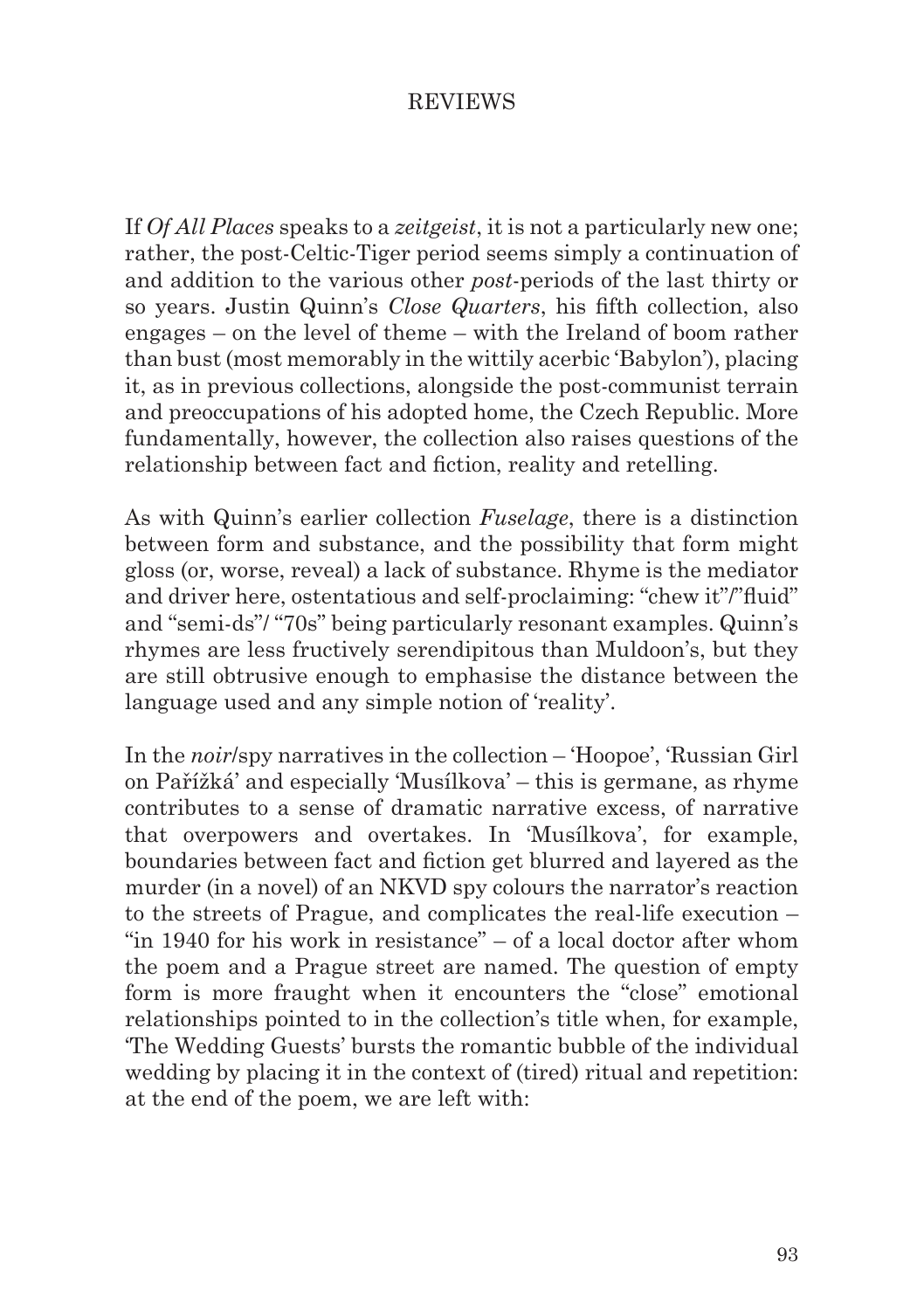If *Of All Places* speaks to a *zeitgeist*, it is not a particularly new one; rather, the post-Celtic-Tiger period seems simply a continuation of and addition to the various other *post*-periods of the last thirty or so years. Justin Quinn's *Close Quarters*, his fifth collection, also engages – on the level of theme – with the Ireland of boom rather than bust (most memorably in the wittily acerbic 'Babylon'), placing it, as in previous collections, alongside the post-communist terrain and preoccupations of his adopted home, the Czech Republic. More fundamentally, however, the collection also raises questions of the relationship between fact and fiction, reality and retelling.

As with Quinn's earlier collection *Fuselage*, there is a distinction between form and substance, and the possibility that form might gloss (or, worse, reveal) a lack of substance. Rhyme is the mediator and driver here, ostentatious and self-proclaiming: "chew it"/"fluid" and "semi-ds"/ "70s" being particularly resonant examples. Quinn's rhymes are less fructively serendipitous than Muldoon's, but they are still obtrusive enough to emphasise the distance between the language used and any simple notion of 'reality'.

In the *noir*/spy narratives in the collection – 'Hoopoe', 'Russian Girl on Pařížká' and especially 'Musílkova' – this is germane, as rhyme contributes to a sense of dramatic narrative excess, of narrative that overpowers and overtakes. In 'Musílkova', for example, boundaries between fact and fiction get blurred and layered as the murder (in a novel) of an NKVD spy colours the narrator's reaction to the streets of Prague, and complicates the real-life execution – "in 1940 for his work in resistance" – of a local doctor after whom the poem and a Prague street are named. The question of empty form is more fraught when it encounters the "close" emotional relationships pointed to in the collection's title when, for example, 'The Wedding Guests' bursts the romantic bubble of the individual wedding by placing it in the context of (tired) ritual and repetition: at the end of the poem, we are left with: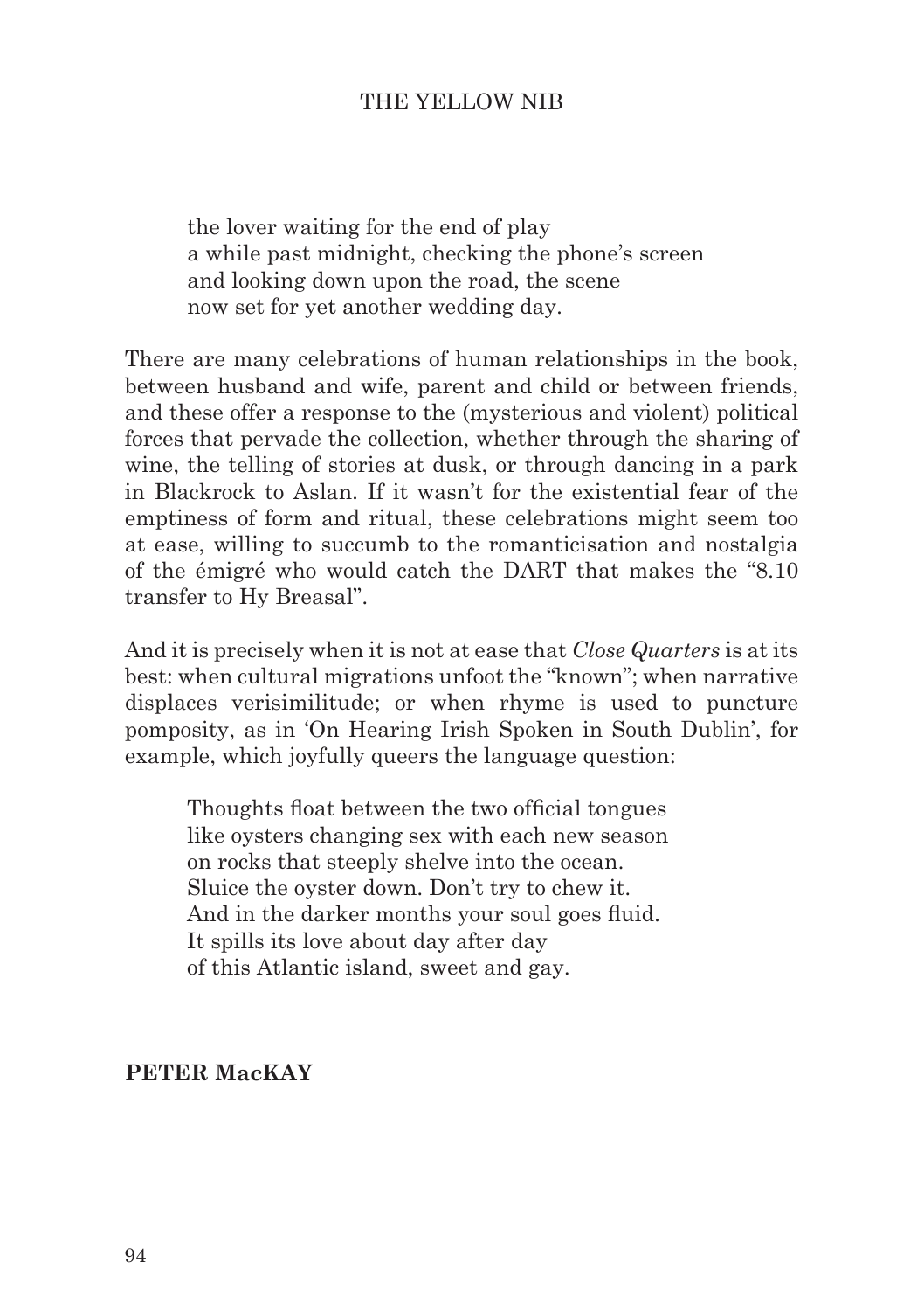> the lover waiting for the end of play
> a while past midnight, checking the phone's screen
> and looking down upon the road, the scene
> now set for yet another wedding day.

There are many celebrations of human relationships in the book, between husband and wife, parent and child or between friends, and these offer a response to the (mysterious and violent) political forces that pervade the collection, whether through the sharing of wine, the telling of stories at dusk, or through dancing in a park in Blackrock to Aslan. If it wasn't for the existential fear of the emptiness of form and ritual, these celebrations might seem too at ease, willing to succumb to the romanticisation and nostalgia of the émigré who would catch the DART that makes the "8.10 transfer to Hy Breasal".

And it is precisely when it is not at ease that *Close Quarters* is at its best: when cultural migrations unfoot the "known"; when narrative displaces verisimilitude; or when rhyme is used to puncture pomposity, as in 'On Hearing Irish Spoken in South Dublin', for example, which joyfully queers the language question:

> Thoughts float between the two official tongues
> like oysters changing sex with each new season
> on rocks that steeply shelve into the ocean.
> Sluice the oyster down. Don't try to chew it.
> And in the darker months your soul goes fluid.
> It spills its love about day after day
> of this Atlantic island, sweet and gay.

**PETER MacKAY**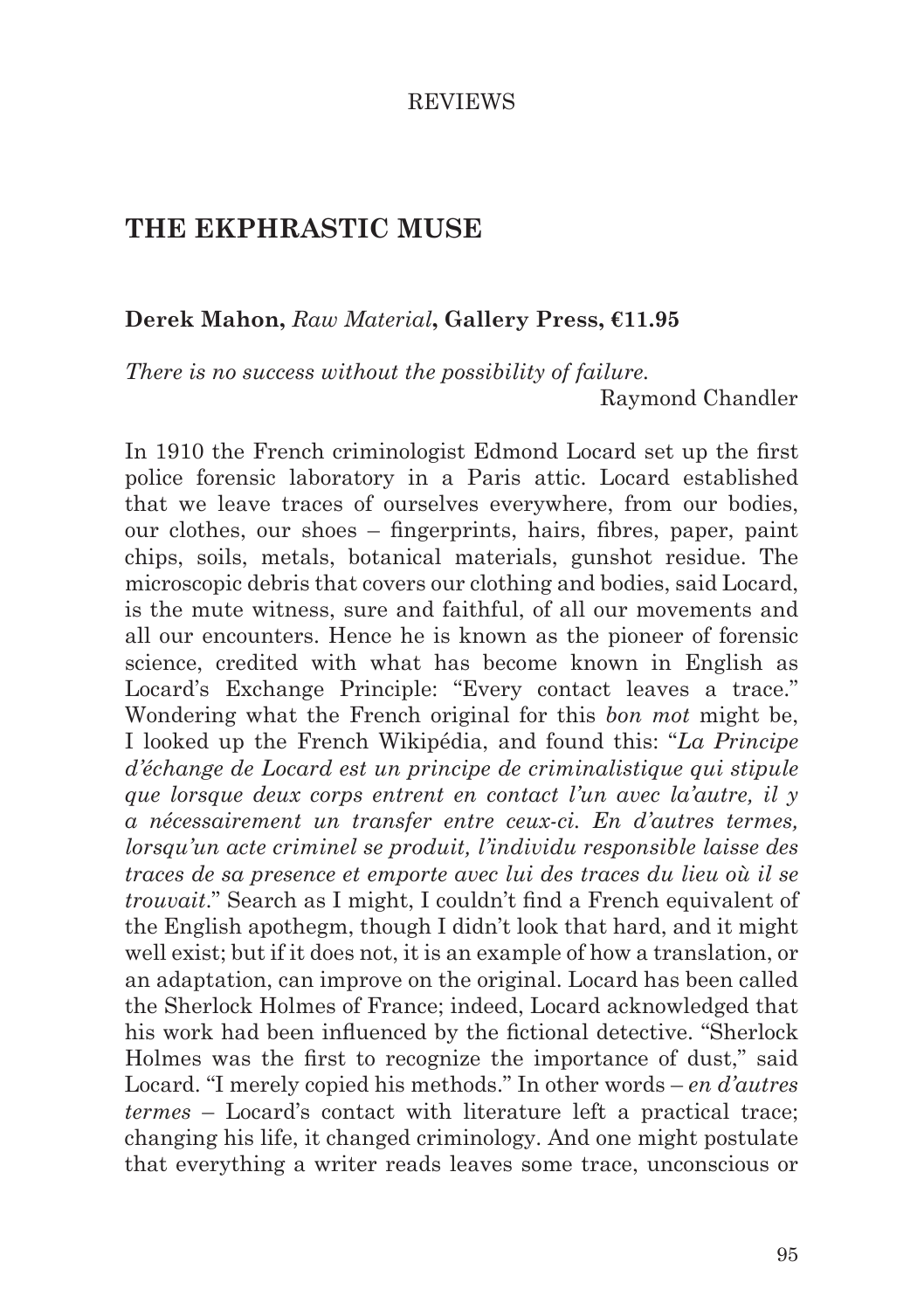REVIEWS

## THE EKPHRASTIC MUSE

**Derek Mahon,** *Raw Material*, **Gallery Press, €11.95**

*There is no success without the possibility of failure.*
Raymond Chandler

In 1910 the French criminologist Edmond Locard set up the first police forensic laboratory in a Paris attic. Locard established that we leave traces of ourselves everywhere, from our bodies, our clothes, our shoes – fingerprints, hairs, fibres, paper, paint chips, soils, metals, botanical materials, gunshot residue. The microscopic debris that covers our clothing and bodies, said Locard, is the mute witness, sure and faithful, of all our movements and all our encounters. Hence he is known as the pioneer of forensic science, credited with what has become known in English as Locard's Exchange Principle: "Every contact leaves a trace." Wondering what the French original for this *bon mot* might be, I looked up the French Wikipédia, and found this: "*La Principe d'échange de Locard est un principe de criminalistique qui stipule que lorsque deux corps entrent en contact l'un avec la'autre, il y a nécessairement un transfer entre ceux-ci. En d'autres termes, lorsqu'un acte criminel se produit, l'individu responsible laisse des traces de sa presence et emporte avec lui des traces du lieu où il se trouvait*." Search as I might, I couldn't find a French equivalent of the English apothegm, though I didn't look that hard, and it might well exist; but if it does not, it is an example of how a translation, or an adaptation, can improve on the original. Locard has been called the Sherlock Holmes of France; indeed, Locard acknowledged that his work had been influenced by the fictional detective. "Sherlock Holmes was the first to recognize the importance of dust," said Locard. "I merely copied his methods." In other words – *en d'autres termes* – Locard's contact with literature left a practical trace; changing his life, it changed criminology. And one might postulate that everything a writer reads leaves some trace, unconscious or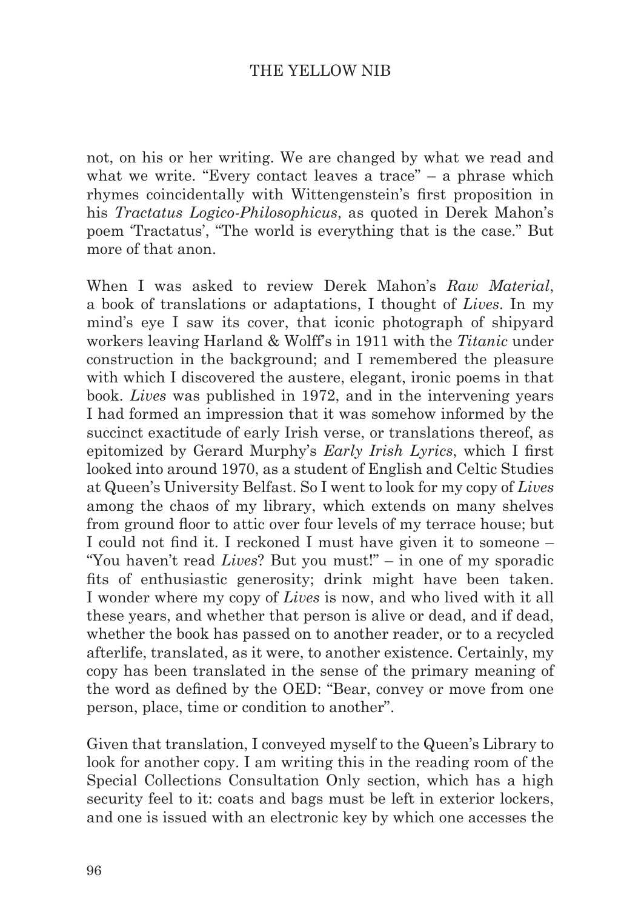not, on his or her writing. We are changed by what we read and what we write. "Every contact leaves a trace" – a phrase which rhymes coincidentally with Wittengenstein's first proposition in his *Tractatus Logico-Philosophicus*, as quoted in Derek Mahon's poem 'Tractatus', "The world is everything that is the case." But more of that anon.

When I was asked to review Derek Mahon's *Raw Material*, a book of translations or adaptations, I thought of *Lives*. In my mind's eye I saw its cover, that iconic photograph of shipyard workers leaving Harland & Wolff's in 1911 with the *Titanic* under construction in the background; and I remembered the pleasure with which I discovered the austere, elegant, ironic poems in that book. *Lives* was published in 1972, and in the intervening years I had formed an impression that it was somehow informed by the succinct exactitude of early Irish verse, or translations thereof, as epitomized by Gerard Murphy's *Early Irish Lyrics*, which I first looked into around 1970, as a student of English and Celtic Studies at Queen's University Belfast. So I went to look for my copy of *Lives* among the chaos of my library, which extends on many shelves from ground floor to attic over four levels of my terrace house; but I could not find it. I reckoned I must have given it to someone – "You haven't read *Lives*? But you must!" – in one of my sporadic fits of enthusiastic generosity; drink might have been taken. I wonder where my copy of *Lives* is now, and who lived with it all these years, and whether that person is alive or dead, and if dead, whether the book has passed on to another reader, or to a recycled afterlife, translated, as it were, to another existence. Certainly, my copy has been translated in the sense of the primary meaning of the word as defined by the OED: "Bear, convey or move from one person, place, time or condition to another".

Given that translation, I conveyed myself to the Queen's Library to look for another copy. I am writing this in the reading room of the Special Collections Consultation Only section, which has a high security feel to it: coats and bags must be left in exterior lockers, and one is issued with an electronic key by which one accesses the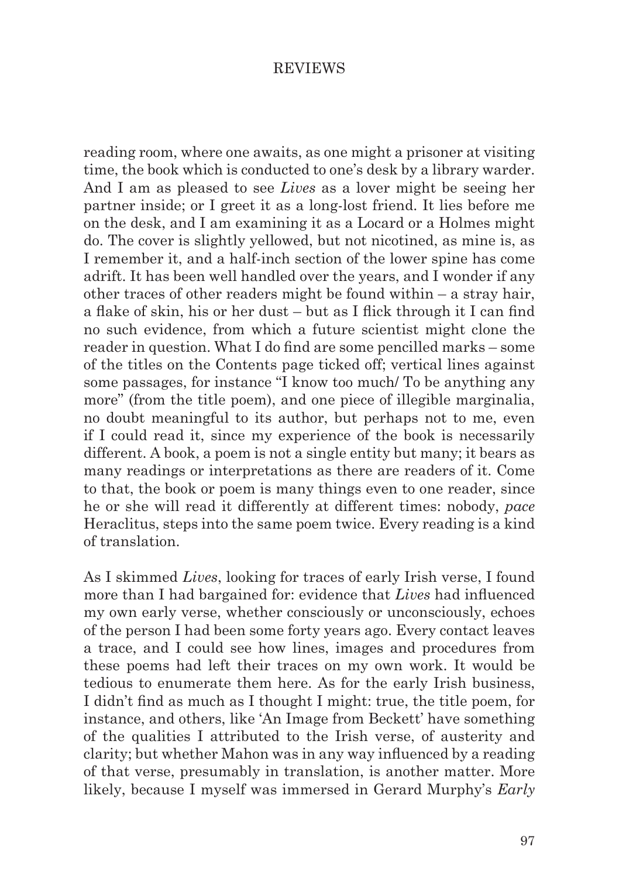reading room, where one awaits, as one might a prisoner at visiting time, the book which is conducted to one's desk by a library warder. And I am as pleased to see *Lives* as a lover might be seeing her partner inside; or I greet it as a long-lost friend. It lies before me on the desk, and I am examining it as a Locard or a Holmes might do. The cover is slightly yellowed, but not nicotined, as mine is, as I remember it, and a half-inch section of the lower spine has come adrift. It has been well handled over the years, and I wonder if any other traces of other readers might be found within – a stray hair, a flake of skin, his or her dust – but as I flick through it I can find no such evidence, from which a future scientist might clone the reader in question. What I do find are some pencilled marks – some of the titles on the Contents page ticked off; vertical lines against some passages, for instance "I know too much/ To be anything any more" (from the title poem), and one piece of illegible marginalia, no doubt meaningful to its author, but perhaps not to me, even if I could read it, since my experience of the book is necessarily different. A book, a poem is not a single entity but many; it bears as many readings or interpretations as there are readers of it. Come to that, the book or poem is many things even to one reader, since he or she will read it differently at different times: nobody, *pace* Heraclitus, steps into the same poem twice. Every reading is a kind of translation.

As I skimmed *Lives*, looking for traces of early Irish verse, I found more than I had bargained for: evidence that *Lives* had influenced my own early verse, whether consciously or unconsciously, echoes of the person I had been some forty years ago. Every contact leaves a trace, and I could see how lines, images and procedures from these poems had left their traces on my own work. It would be tedious to enumerate them here. As for the early Irish business, I didn't find as much as I thought I might: true, the title poem, for instance, and others, like 'An Image from Beckett' have something of the qualities I attributed to the Irish verse, of austerity and clarity; but whether Mahon was in any way influenced by a reading of that verse, presumably in translation, is another matter. More likely, because I myself was immersed in Gerard Murphy's *Early*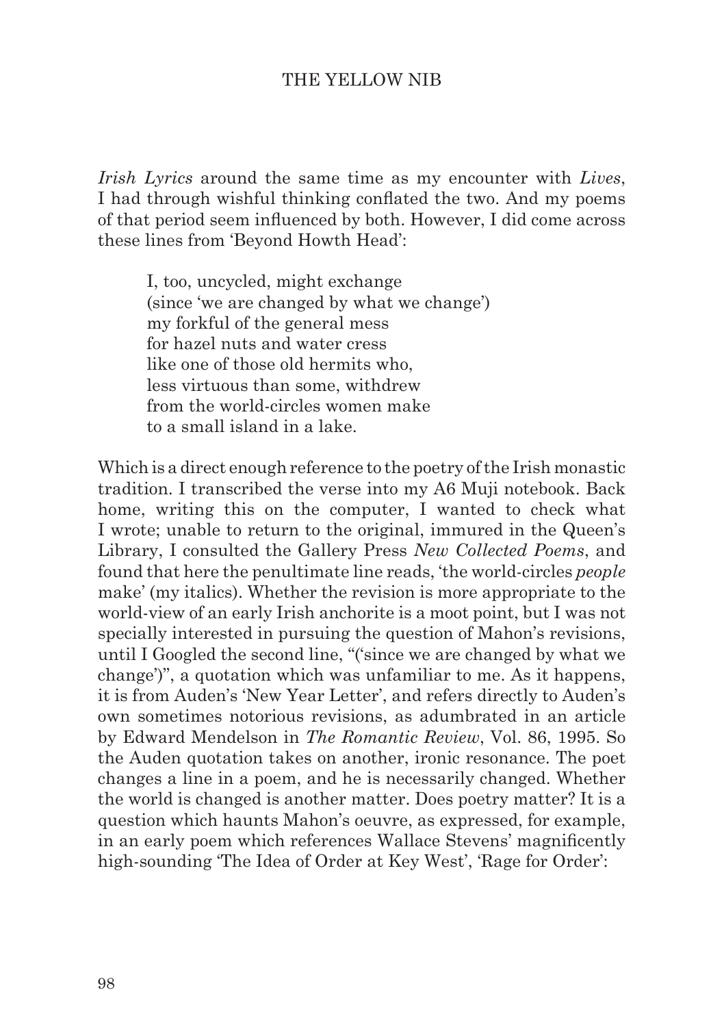*Irish Lyrics* around the same time as my encounter with *Lives*, I had through wishful thinking conflated the two. And my poems of that period seem influenced by both. However, I did come across these lines from 'Beyond Howth Head':

> I, too, uncycled, might exchange
> (since 'we are changed by what we change')
> my forkful of the general mess
> for hazel nuts and water cress
> like one of those old hermits who,
> less virtuous than some, withdrew
> from the world-circles women make
> to a small island in a lake.

Which is a direct enough reference to the poetry of the Irish monastic tradition. I transcribed the verse into my A6 Muji notebook. Back home, writing this on the computer, I wanted to check what I wrote; unable to return to the original, immured in the Queen's Library, I consulted the Gallery Press *New Collected Poems*, and found that here the penultimate line reads, 'the world-circles *people* make' (my italics). Whether the revision is more appropriate to the world-view of an early Irish anchorite is a moot point, but I was not specially interested in pursuing the question of Mahon's revisions, until I Googled the second line, "('since we are changed by what we change')", a quotation which was unfamiliar to me. As it happens, it is from Auden's 'New Year Letter', and refers directly to Auden's own sometimes notorious revisions, as adumbrated in an article by Edward Mendelson in *The Romantic Review*, Vol. 86, 1995. So the Auden quotation takes on another, ironic resonance. The poet changes a line in a poem, and he is necessarily changed. Whether the world is changed is another matter. Does poetry matter? It is a question which haunts Mahon's oeuvre, as expressed, for example, in an early poem which references Wallace Stevens' magnificently high-sounding 'The Idea of Order at Key West', 'Rage for Order':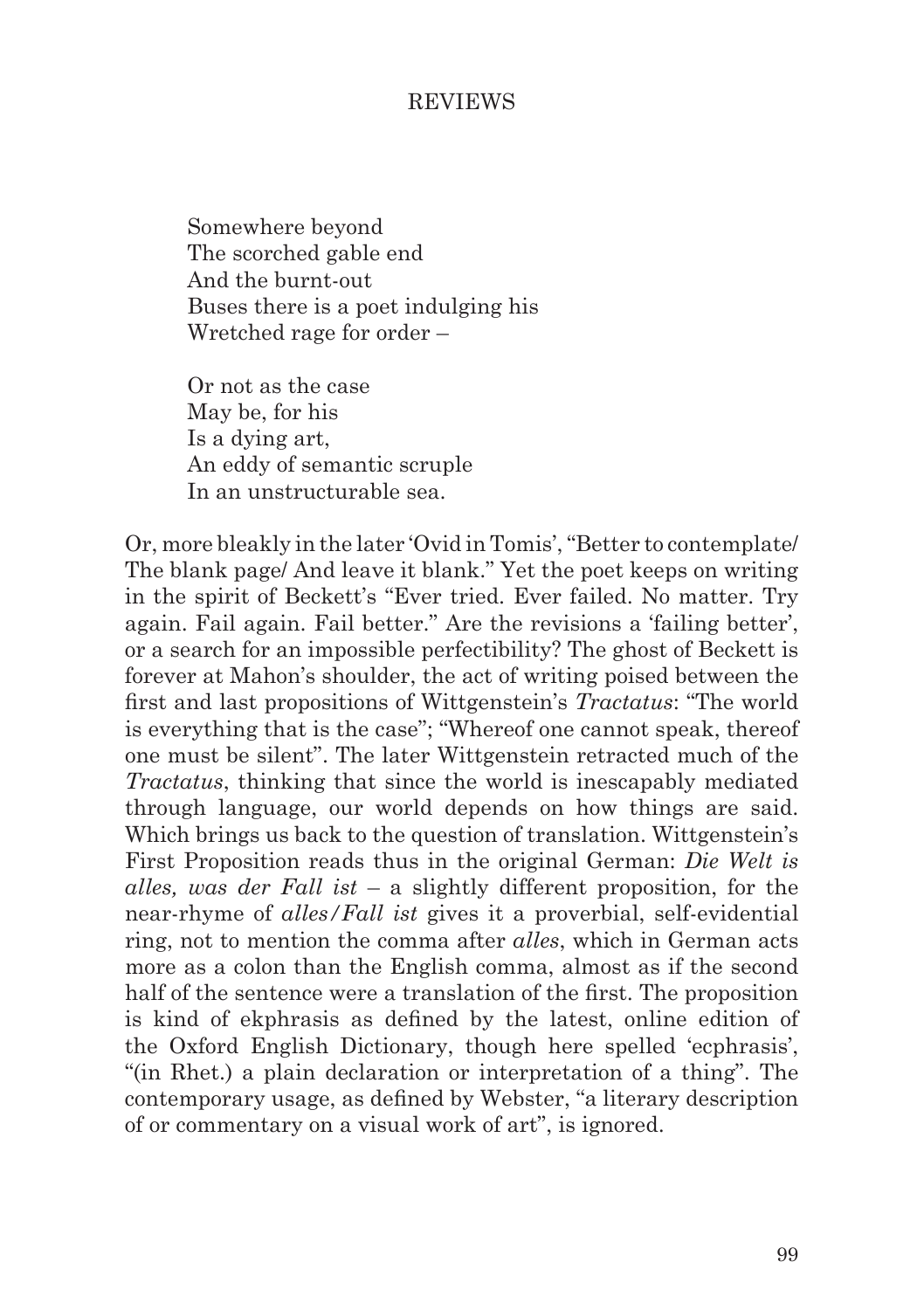Somewhere beyond  
The scorched gable end  
And the burnt-out  
Buses there is a poet indulging his  
Wretched rage for order –

Or not as the case  
May be, for his  
Is a dying art,  
An eddy of semantic scruple  
In an unstructurable sea.

Or, more bleakly in the later 'Ovid in Tomis', "Better to contemplate/ The blank page/ And leave it blank." Yet the poet keeps on writing in the spirit of Beckett's "Ever tried. Ever failed. No matter. Try again. Fail again. Fail better." Are the revisions a 'failing better', or a search for an impossible perfectibility? The ghost of Beckett is forever at Mahon's shoulder, the act of writing poised between the first and last propositions of Wittgenstein's *Tractatus*: "The world is everything that is the case"; "Whereof one cannot speak, thereof one must be silent". The later Wittgenstein retracted much of the *Tractatus*, thinking that since the world is inescapably mediated through language, our world depends on how things are said. Which brings us back to the question of translation. Wittgenstein's First Proposition reads thus in the original German: *Die Welt is alles, was der Fall ist* – a slightly different proposition, for the near-rhyme of *alles/Fall ist* gives it a proverbial, self-evidential ring, not to mention the comma after *alles*, which in German acts more as a colon than the English comma, almost as if the second half of the sentence were a translation of the first. The proposition is kind of ekphrasis as defined by the latest, online edition of the Oxford English Dictionary, though here spelled 'ecphrasis', "(in Rhet.) a plain declaration or interpretation of a thing". The contemporary usage, as defined by Webster, "a literary description of or commentary on a visual work of art", is ignored.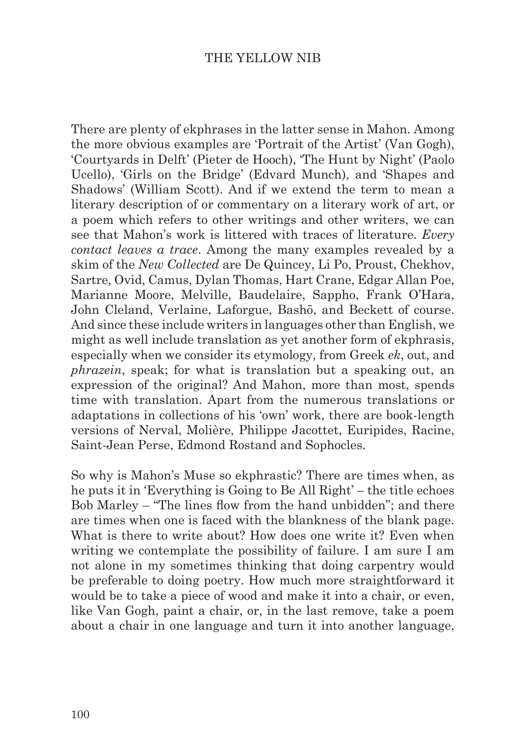There are plenty of ekphrases in the latter sense in Mahon. Among the more obvious examples are 'Portrait of the Artist' (Van Gogh), 'Courtyards in Delft' (Pieter de Hooch), 'The Hunt by Night' (Paolo Ucello), 'Girls on the Bridge' (Edvard Munch), and 'Shapes and Shadows' (William Scott). And if we extend the term to mean a literary description of or commentary on a literary work of art, or a poem which refers to other writings and other writers, we can see that Mahon's work is littered with traces of literature. *Every contact leaves a trace*. Among the many examples revealed by a skim of the *New Collected* are De Quincey, Li Po, Proust, Chekhov, Sartre, Ovid, Camus, Dylan Thomas, Hart Crane, Edgar Allan Poe, Marianne Moore, Melville, Baudelaire, Sappho, Frank O'Hara, John Cleland, Verlaine, Laforgue, Bashō, and Beckett of course. And since these include writers in languages other than English, we might as well include translation as yet another form of ekphrasis, especially when we consider its etymology, from Greek *ek*, out, and *phrazein*, speak; for what is translation but a speaking out, an expression of the original? And Mahon, more than most, spends time with translation. Apart from the numerous translations or adaptations in collections of his 'own' work, there are book-length versions of Nerval, Molière, Philippe Jacottet, Euripides, Racine, Saint-Jean Perse, Edmond Rostand and Sophocles.

So why is Mahon's Muse so ekphrastic? There are times when, as he puts it in 'Everything is Going to Be All Right' – the title echoes Bob Marley – "The lines flow from the hand unbidden"; and there are times when one is faced with the blankness of the blank page. What is there to write about? How does one write it? Even when writing we contemplate the possibility of failure. I am sure I am not alone in my sometimes thinking that doing carpentry would be preferable to doing poetry. How much more straightforward it would be to take a piece of wood and make it into a chair, or even, like Van Gogh, paint a chair, or, in the last remove, take a poem about a chair in one language and turn it into another language,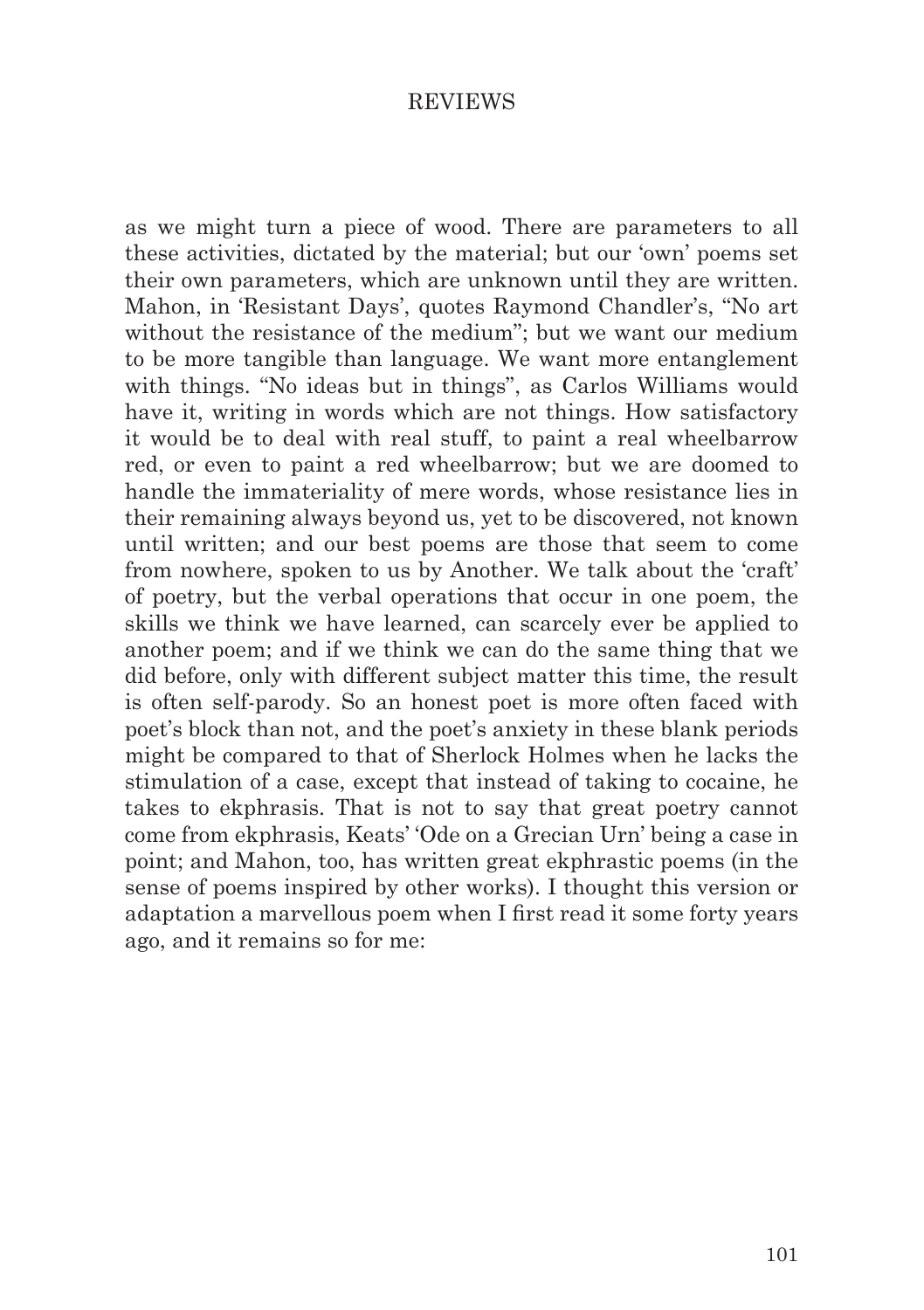as we might turn a piece of wood. There are parameters to all these activities, dictated by the material; but our 'own' poems set their own parameters, which are unknown until they are written. Mahon, in 'Resistant Days', quotes Raymond Chandler's, "No art without the resistance of the medium"; but we want our medium to be more tangible than language. We want more entanglement with things. "No ideas but in things", as Carlos Williams would have it, writing in words which are not things. How satisfactory it would be to deal with real stuff, to paint a real wheelbarrow red, or even to paint a red wheelbarrow; but we are doomed to handle the immateriality of mere words, whose resistance lies in their remaining always beyond us, yet to be discovered, not known until written; and our best poems are those that seem to come from nowhere, spoken to us by Another. We talk about the 'craft' of poetry, but the verbal operations that occur in one poem, the skills we think we have learned, can scarcely ever be applied to another poem; and if we think we can do the same thing that we did before, only with different subject matter this time, the result is often self-parody. So an honest poet is more often faced with poet's block than not, and the poet's anxiety in these blank periods might be compared to that of Sherlock Holmes when he lacks the stimulation of a case, except that instead of taking to cocaine, he takes to ekphrasis. That is not to say that great poetry cannot come from ekphrasis, Keats' 'Ode on a Grecian Urn' being a case in point; and Mahon, too, has written great ekphrastic poems (in the sense of poems inspired by other works). I thought this version or adaptation a marvellous poem when I first read it some forty years ago, and it remains so for me: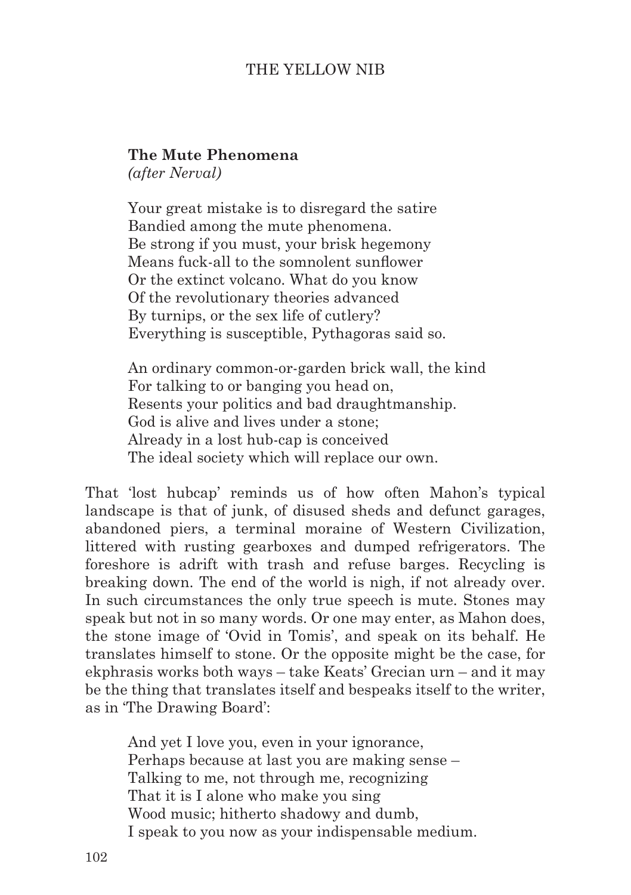**The Mute Phenomena**
*(after Nerval)*

Your great mistake is to disregard the satire
Bandied among the mute phenomena.
Be strong if you must, your brisk hegemony
Means fuck-all to the somnolent sunflower
Or the extinct volcano. What do you know
Of the revolutionary theories advanced
By turnips, or the sex life of cutlery?
Everything is susceptible, Pythagoras said so.

An ordinary common-or-garden brick wall, the kind
For talking to or banging you head on,
Resents your politics and bad draughtmanship.
God is alive and lives under a stone;
Already in a lost hub-cap is conceived
The ideal society which will replace our own.

That 'lost hubcap' reminds us of how often Mahon's typical landscape is that of junk, of disused sheds and defunct garages, abandoned piers, a terminal moraine of Western Civilization, littered with rusting gearboxes and dumped refrigerators. The foreshore is adrift with trash and refuse barges. Recycling is breaking down. The end of the world is nigh, if not already over. In such circumstances the only true speech is mute. Stones may speak but not in so many words. Or one may enter, as Mahon does, the stone image of 'Ovid in Tomis', and speak on its behalf. He translates himself to stone. Or the opposite might be the case, for ekphrasis works both ways – take Keats' Grecian urn – and it may be the thing that translates itself and bespeaks itself to the writer, as in 'The Drawing Board':

And yet I love you, even in your ignorance,
Perhaps because at last you are making sense –
Talking to me, not through me, recognizing
That it is I alone who make you sing
Wood music; hitherto shadowy and dumb,
I speak to you now as your indispensable medium.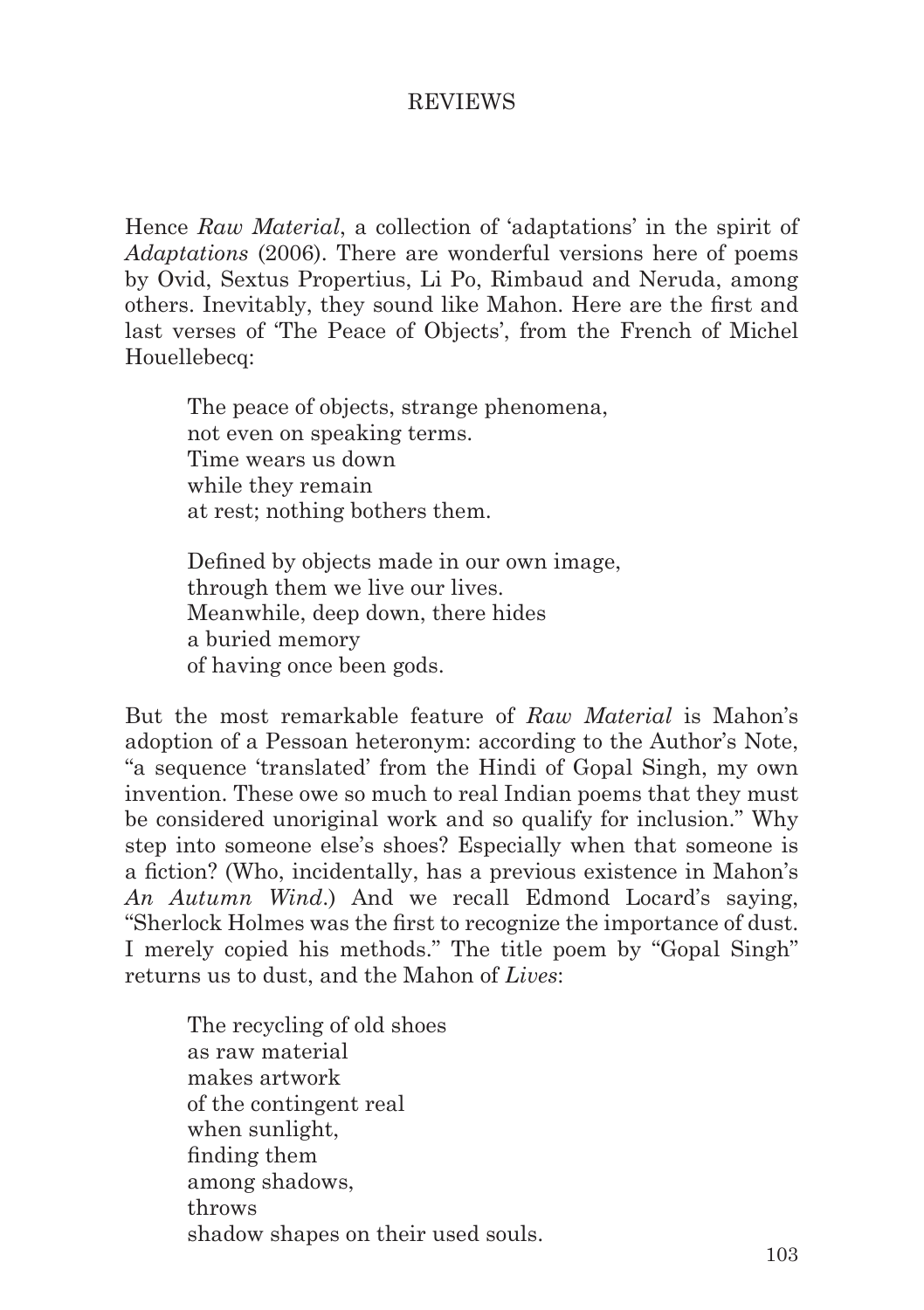Hence *Raw Material*, a collection of 'adaptations' in the spirit of *Adaptations* (2006). There are wonderful versions here of poems by Ovid, Sextus Propertius, Li Po, Rimbaud and Neruda, among others. Inevitably, they sound like Mahon. Here are the first and last verses of 'The Peace of Objects', from the French of Michel Houellebecq:

> The peace of objects, strange phenomena,
> not even on speaking terms.
> Time wears us down
> while they remain
> at rest; nothing bothers them.
>
> Defined by objects made in our own image,
> through them we live our lives.
> Meanwhile, deep down, there hides
> a buried memory
> of having once been gods.

But the most remarkable feature of *Raw Material* is Mahon's adoption of a Pessoan heteronym: according to the Author's Note, "a sequence 'translated' from the Hindi of Gopal Singh, my own invention. These owe so much to real Indian poems that they must be considered unoriginal work and so qualify for inclusion." Why step into someone else's shoes? Especially when that someone is a fiction? (Who, incidentally, has a previous existence in Mahon's *An Autumn Wind*.) And we recall Edmond Locard's saying, "Sherlock Holmes was the first to recognize the importance of dust. I merely copied his methods." The title poem by "Gopal Singh" returns us to dust, and the Mahon of *Lives*:

> The recycling of old shoes
> as raw material
> makes artwork
> of the contingent real
> when sunlight,
> finding them
> among shadows,
> throws
> shadow shapes on their used souls.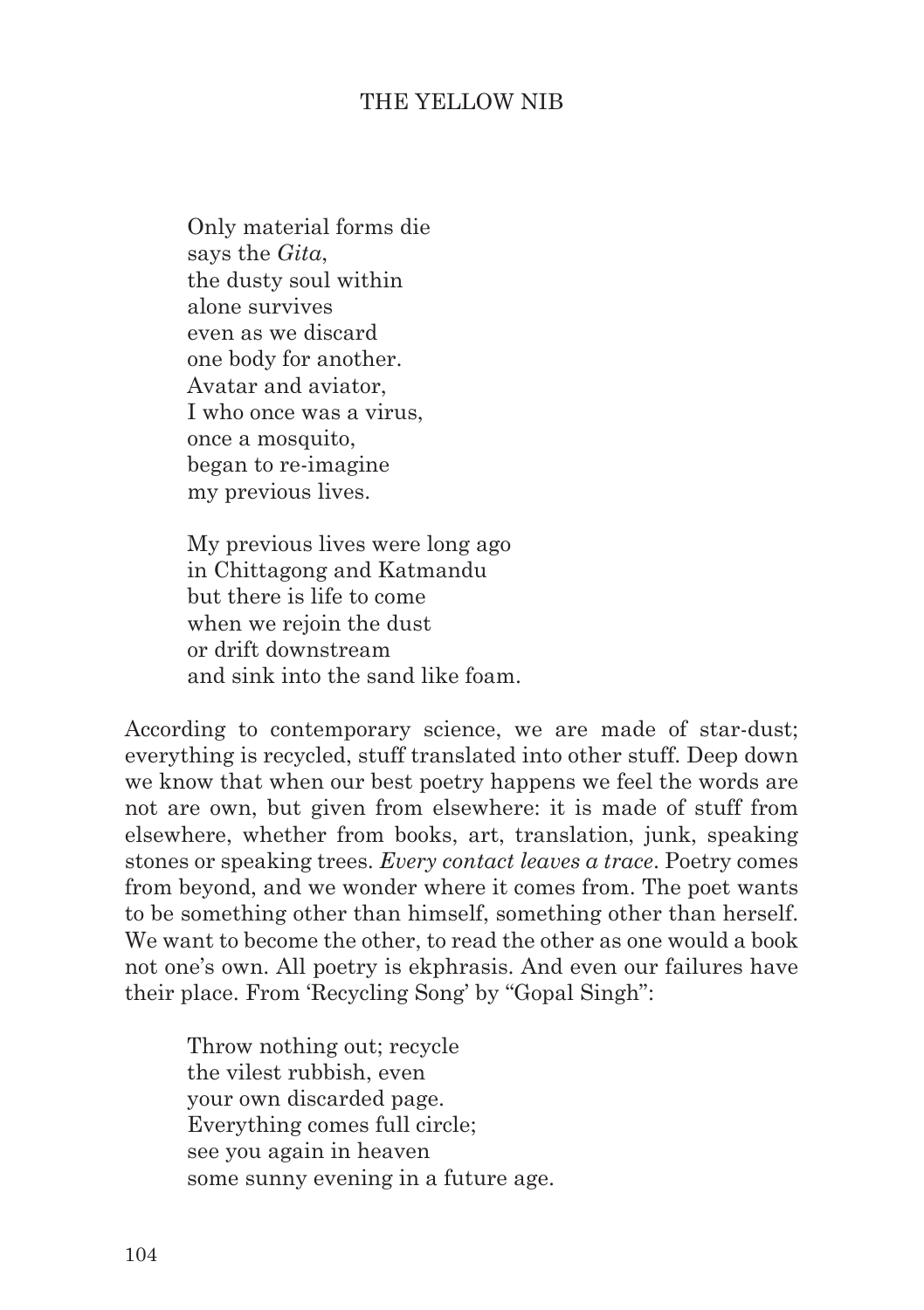Only material forms die  
says the *Gita*,  
the dusty soul within  
alone survives  
even as we discard  
one body for another.  
Avatar and aviator,  
I who once was a virus,  
once a mosquito,  
began to re-imagine  
my previous lives.

My previous lives were long ago  
in Chittagong and Katmandu  
but there is life to come  
when we rejoin the dust  
or drift downstream  
and sink into the sand like foam.

According to contemporary science, we are made of star-dust; everything is recycled, stuff translated into other stuff. Deep down we know that when our best poetry happens we feel the words are not are own, but given from elsewhere: it is made of stuff from elsewhere, whether from books, art, translation, junk, speaking stones or speaking trees. *Every contact leaves a trace*. Poetry comes from beyond, and we wonder where it comes from. The poet wants to be something other than himself, something other than herself. We want to become the other, to read the other as one would a book not one's own. All poetry is ekphrasis. And even our failures have their place. From 'Recycling Song' by "Gopal Singh":

Throw nothing out; recycle  
the vilest rubbish, even  
your own discarded page.  
Everything comes full circle;  
see you again in heaven  
some sunny evening in a future age.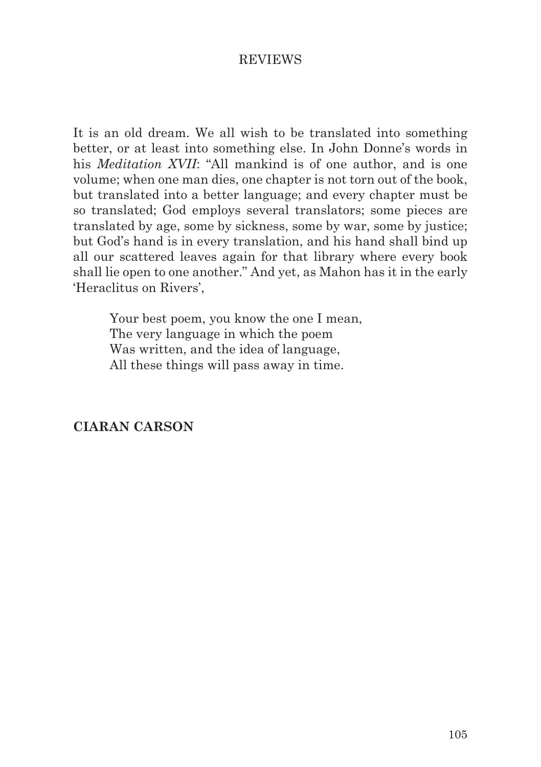It is an old dream. We all wish to be translated into something better, or at least into something else. In John Donne's words in his *Meditation XVII*: "All mankind is of one author, and is one volume; when one man dies, one chapter is not torn out of the book, but translated into a better language; and every chapter must be so translated; God employs several translators; some pieces are translated by age, some by sickness, some by war, some by justice; but God's hand is in every translation, and his hand shall bind up all our scattered leaves again for that library where every book shall lie open to one another." And yet, as Mahon has it in the early 'Heraclitus on Rivers',

> Your best poem, you know the one I mean,  
> The very language in which the poem  
> Was written, and the idea of language,  
> All these things will pass away in time.

**CIARAN CARSON**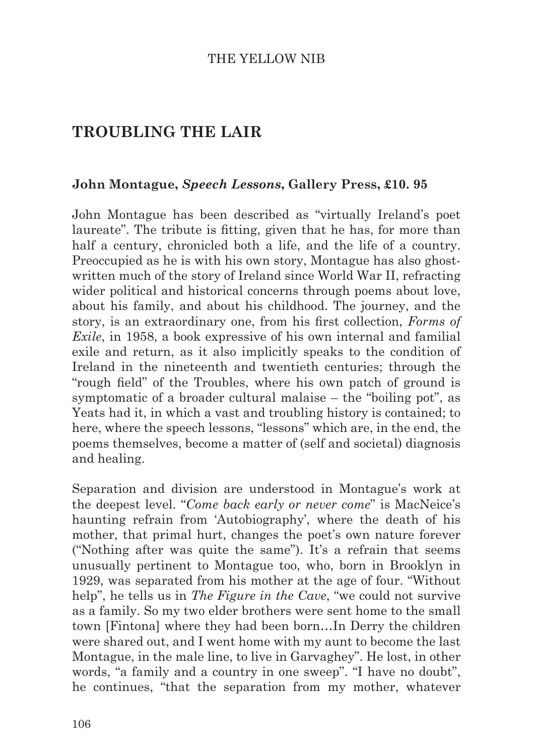## TROUBLING THE LAIR

**John Montague, *Speech Lessons*, Gallery Press, £10. 95**

John Montague has been described as "virtually Ireland's poet laureate". The tribute is fitting, given that he has, for more than half a century, chronicled both a life, and the life of a country. Preoccupied as he is with his own story, Montague has also ghost-written much of the story of Ireland since World War II, refracting wider political and historical concerns through poems about love, about his family, and about his childhood. The journey, and the story, is an extraordinary one, from his first collection, *Forms of Exile*, in 1958, a book expressive of his own internal and familial exile and return, as it also implicitly speaks to the condition of Ireland in the nineteenth and twentieth centuries; through the "rough field" of the Troubles, where his own patch of ground is symptomatic of a broader cultural malaise – the "boiling pot", as Yeats had it, in which a vast and troubling history is contained; to here, where the speech lessons, "lessons" which are, in the end, the poems themselves, become a matter of (self and societal) diagnosis and healing.

Separation and division are understood in Montague's work at the deepest level. "*Come back early or never come*" is MacNeice's haunting refrain from 'Autobiography', where the death of his mother, that primal hurt, changes the poet's own nature forever ("Nothing after was quite the same"). It's a refrain that seems unusually pertinent to Montague too, who, born in Brooklyn in 1929, was separated from his mother at the age of four. "Without help", he tells us in *The Figure in the Cave*, "we could not survive as a family. So my two elder brothers were sent home to the small town [Fintona] where they had been born…In Derry the children were shared out, and I went home with my aunt to become the last Montague, in the male line, to live in Garvaghey". He lost, in other words, "a family and a country in one sweep". "I have no doubt", he continues, "that the separation from my mother, whatever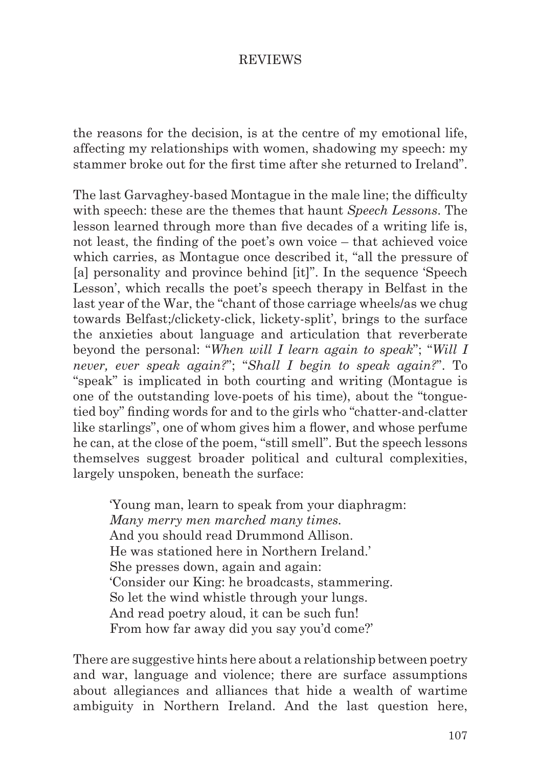the reasons for the decision, is at the centre of my emotional life, affecting my relationships with women, shadowing my speech: my stammer broke out for the first time after she returned to Ireland".

The last Garvaghey-based Montague in the male line; the difficulty with speech: these are the themes that haunt *Speech Lessons*. The lesson learned through more than five decades of a writing life is, not least, the finding of the poet's own voice – that achieved voice which carries, as Montague once described it, "all the pressure of [a] personality and province behind [it]". In the sequence 'Speech Lesson', which recalls the poet's speech therapy in Belfast in the last year of the War, the "chant of those carriage wheels/as we chug towards Belfast;/clickety-click, lickety-split', brings to the surface the anxieties about language and articulation that reverberate beyond the personal: "*When will I learn again to speak*"; "*Will I never, ever speak again?*"; "*Shall I begin to speak again?*". To "speak" is implicated in both courting and writing (Montague is one of the outstanding love-poets of his time), about the "tongue-tied boy" finding words for and to the girls who "chatter-and-clatter like starlings", one of whom gives him a flower, and whose perfume he can, at the close of the poem, "still smell". But the speech lessons themselves suggest broader political and cultural complexities, largely unspoken, beneath the surface:

> 'Young man, learn to speak from your diaphragm:
> *Many merry men marched many times.*
> And you should read Drummond Allison.
> He was stationed here in Northern Ireland.'
> She presses down, again and again:
> 'Consider our King: he broadcasts, stammering.
> So let the wind whistle through your lungs.
> And read poetry aloud, it can be such fun!
> From how far away did you say you'd come?'

There are suggestive hints here about a relationship between poetry and war, language and violence; there are surface assumptions about allegiances and alliances that hide a wealth of wartime ambiguity in Northern Ireland. And the last question here,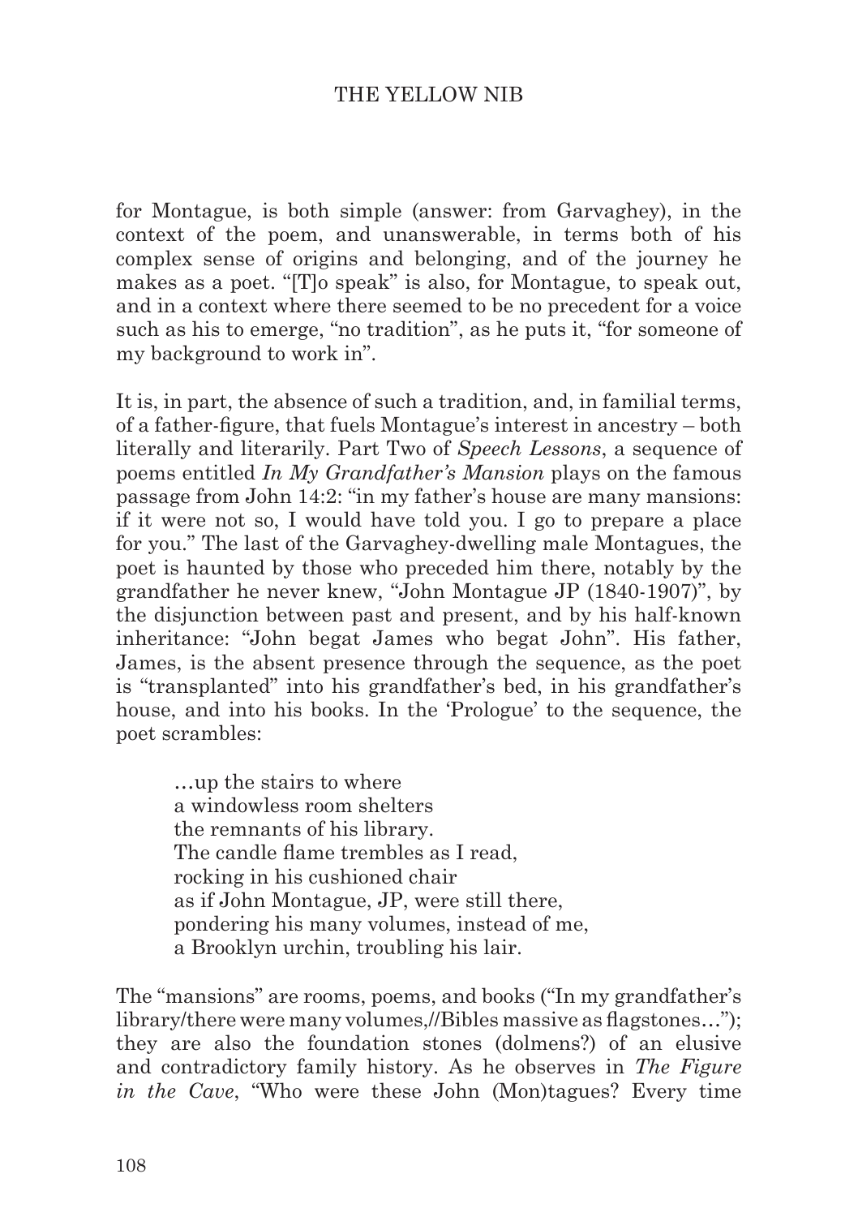for Montague, is both simple (answer: from Garvaghey), in the context of the poem, and unanswerable, in terms both of his complex sense of origins and belonging, and of the journey he makes as a poet. "[T]o speak" is also, for Montague, to speak out, and in a context where there seemed to be no precedent for a voice such as his to emerge, "no tradition", as he puts it, "for someone of my background to work in".

It is, in part, the absence of such a tradition, and, in familial terms, of a father-figure, that fuels Montague's interest in ancestry – both literally and literarily. Part Two of *Speech Lessons*, a sequence of poems entitled *In My Grandfather's Mansion* plays on the famous passage from John 14:2: "in my father's house are many mansions: if it were not so, I would have told you. I go to prepare a place for you." The last of the Garvaghey-dwelling male Montagues, the poet is haunted by those who preceded him there, notably by the grandfather he never knew, "John Montague JP (1840-1907)", by the disjunction between past and present, and by his half-known inheritance: "John begat James who begat John". His father, James, is the absent presence through the sequence, as the poet is "transplanted" into his grandfather's bed, in his grandfather's house, and into his books. In the 'Prologue' to the sequence, the poet scrambles:

> …up the stairs to where
> a windowless room shelters
> the remnants of his library.
> The candle flame trembles as I read,
> rocking in his cushioned chair
> as if John Montague, JP, were still there,
> pondering his many volumes, instead of me,
> a Brooklyn urchin, troubling his lair.

The "mansions" are rooms, poems, and books ("In my grandfather's library/there were many volumes,//Bibles massive as flagstones…"); they are also the foundation stones (dolmens?) of an elusive and contradictory family history. As he observes in *The Figure in the Cave*, "Who were these John (Mon)tagues? Every time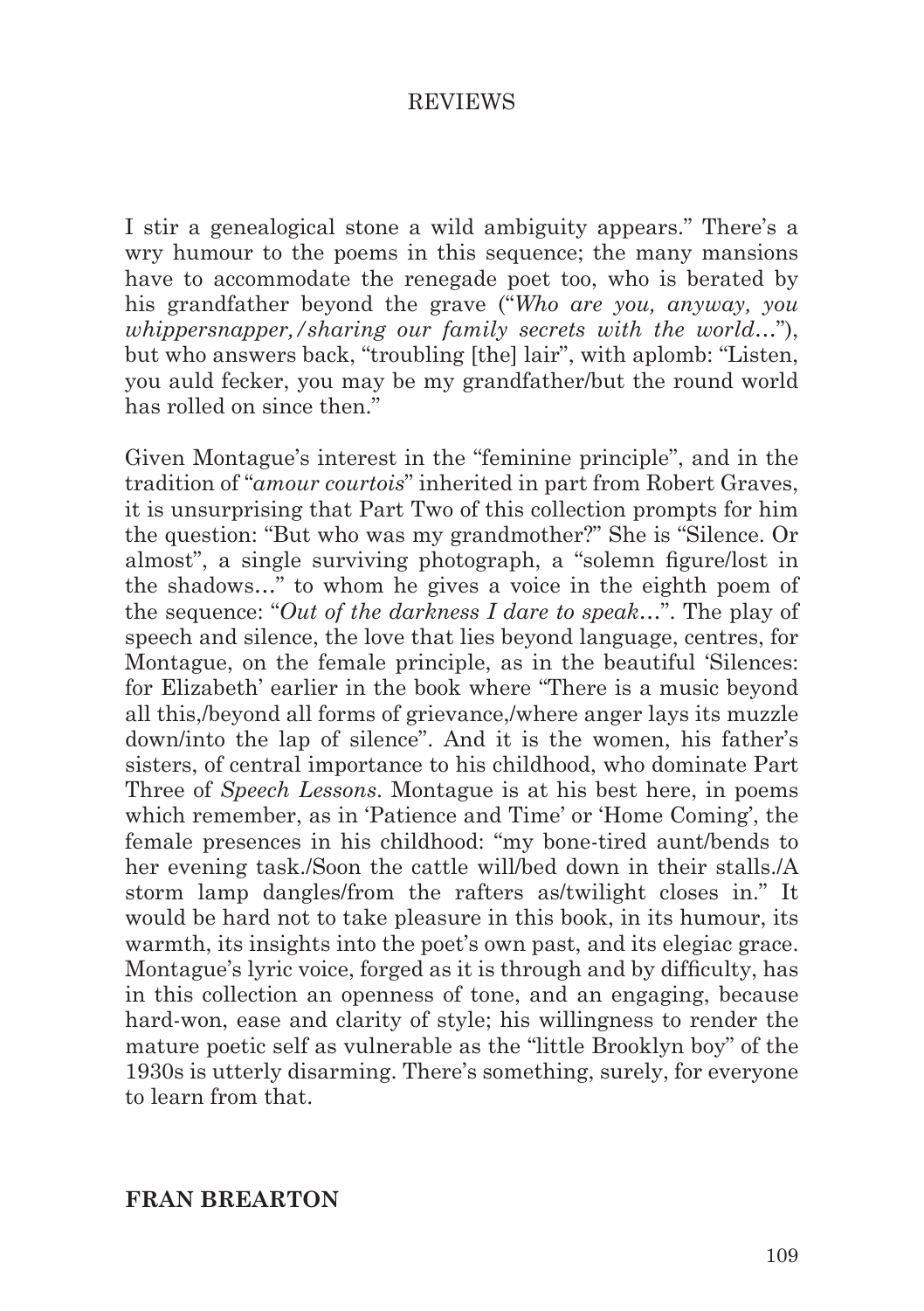I stir a genealogical stone a wild ambiguity appears." There's a wry humour to the poems in this sequence; the many mansions have to accommodate the renegade poet too, who is berated by his grandfather beyond the grave ("*Who are you, anyway, you whippersnapper,/sharing our family secrets with the world*…"), but who answers back, "troubling [the] lair", with aplomb: "Listen, you auld fecker, you may be my grandfather/but the round world has rolled on since then."

Given Montague's interest in the "feminine principle", and in the tradition of "*amour courtois*" inherited in part from Robert Graves, it is unsurprising that Part Two of this collection prompts for him the question: "But who was my grandmother?" She is "Silence. Or almost", a single surviving photograph, a "solemn figure/lost in the shadows…" to whom he gives a voice in the eighth poem of the sequence: "*Out of the darkness I dare to speak*…". The play of speech and silence, the love that lies beyond language, centres, for Montague, on the female principle, as in the beautiful 'Silences: for Elizabeth' earlier in the book where "There is a music beyond all this,/beyond all forms of grievance,/where anger lays its muzzle down/into the lap of silence". And it is the women, his father's sisters, of central importance to his childhood, who dominate Part Three of *Speech Lessons*. Montague is at his best here, in poems which remember, as in 'Patience and Time' or 'Home Coming', the female presences in his childhood: "my bone-tired aunt/bends to her evening task./Soon the cattle will/bed down in their stalls./A storm lamp dangles/from the rafters as/twilight closes in." It would be hard not to take pleasure in this book, in its humour, its warmth, its insights into the poet's own past, and its elegiac grace. Montague's lyric voice, forged as it is through and by difficulty, has in this collection an openness of tone, and an engaging, because hard-won, ease and clarity of style; his willingness to render the mature poetic self as vulnerable as the "little Brooklyn boy" of the 1930s is utterly disarming. There's something, surely, for everyone to learn from that.

**FRAN BREARTON**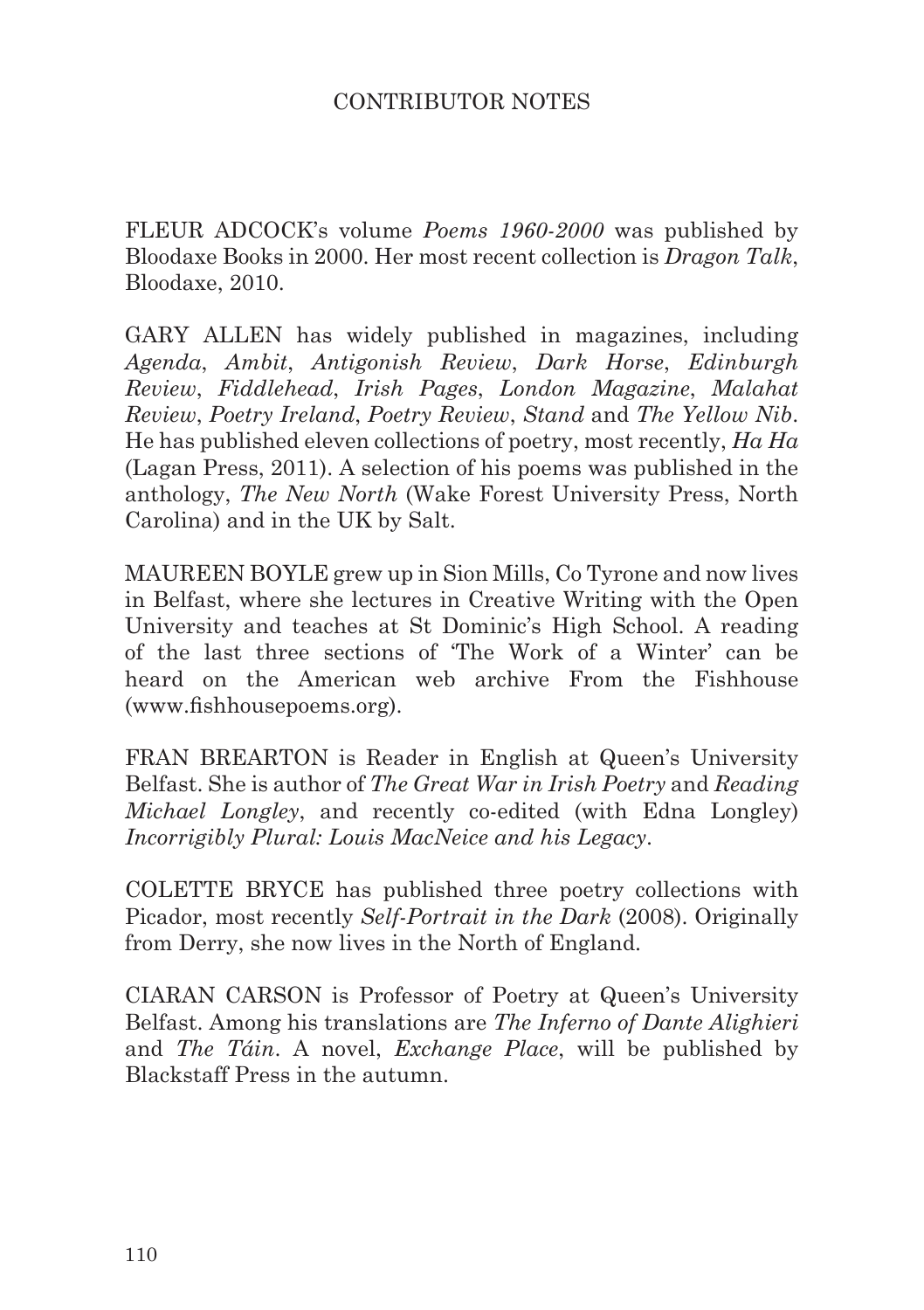# CONTRIBUTOR NOTES

FLEUR ADCOCK's volume *Poems 1960-2000* was published by Bloodaxe Books in 2000. Her most recent collection is *Dragon Talk*, Bloodaxe, 2010.

GARY ALLEN has widely published in magazines, including *Agenda*, *Ambit*, *Antigonish Review*, *Dark Horse*, *Edinburgh Review*, *Fiddlehead*, *Irish Pages*, *London Magazine*, *Malahat Review*, *Poetry Ireland*, *Poetry Review*, *Stand* and *The Yellow Nib*. He has published eleven collections of poetry, most recently, *Ha Ha* (Lagan Press, 2011). A selection of his poems was published in the anthology, *The New North* (Wake Forest University Press, North Carolina) and in the UK by Salt.

MAUREEN BOYLE grew up in Sion Mills, Co Tyrone and now lives in Belfast, where she lectures in Creative Writing with the Open University and teaches at St Dominic's High School. A reading of the last three sections of 'The Work of a Winter' can be heard on the American web archive From the Fishhouse (www.fishhousepoems.org).

FRAN BREARTON is Reader in English at Queen's University Belfast. She is author of *The Great War in Irish Poetry* and *Reading Michael Longley*, and recently co-edited (with Edna Longley) *Incorrigibly Plural: Louis MacNeice and his Legacy*.

COLETTE BRYCE has published three poetry collections with Picador, most recently *Self-Portrait in the Dark* (2008). Originally from Derry, she now lives in the North of England.

CIARAN CARSON is Professor of Poetry at Queen's University Belfast. Among his translations are *The Inferno of Dante Alighieri* and *The Táin*. A novel, *Exchange Place*, will be published by Blackstaff Press in the autumn.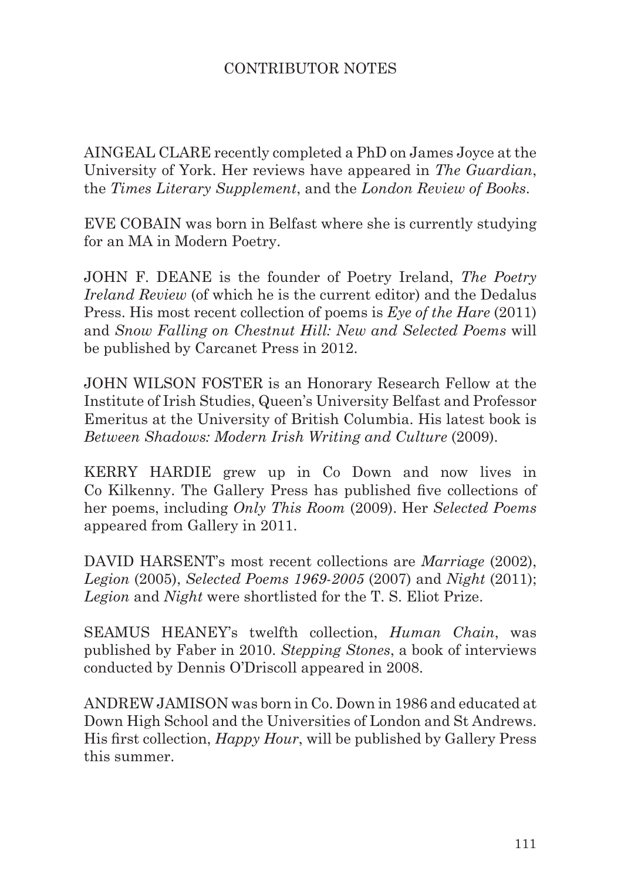# CONTRIBUTOR NOTES

AINGEAL CLARE recently completed a PhD on James Joyce at the University of York. Her reviews have appeared in *The Guardian*, the *Times Literary Supplement*, and the *London Review of Books*.

EVE COBAIN was born in Belfast where she is currently studying for an MA in Modern Poetry.

JOHN F. DEANE is the founder of Poetry Ireland, *The Poetry Ireland Review* (of which he is the current editor) and the Dedalus Press. His most recent collection of poems is *Eye of the Hare* (2011) and *Snow Falling on Chestnut Hill: New and Selected Poems* will be published by Carcanet Press in 2012.

JOHN WILSON FOSTER is an Honorary Research Fellow at the Institute of Irish Studies, Queen's University Belfast and Professor Emeritus at the University of British Columbia. His latest book is *Between Shadows: Modern Irish Writing and Culture* (2009).

KERRY HARDIE grew up in Co Down and now lives in Co Kilkenny. The Gallery Press has published five collections of her poems, including *Only This Room* (2009). Her *Selected Poems* appeared from Gallery in 2011.

DAVID HARSENT's most recent collections are *Marriage* (2002), *Legion* (2005), *Selected Poems 1969-2005* (2007) and *Night* (2011); *Legion* and *Night* were shortlisted for the T. S. Eliot Prize.

SEAMUS HEANEY's twelfth collection, *Human Chain*, was published by Faber in 2010. *Stepping Stones*, a book of interviews conducted by Dennis O'Driscoll appeared in 2008.

ANDREW JAMISON was born in Co. Down in 1986 and educated at Down High School and the Universities of London and St Andrews. His first collection, *Happy Hour*, will be published by Gallery Press this summer.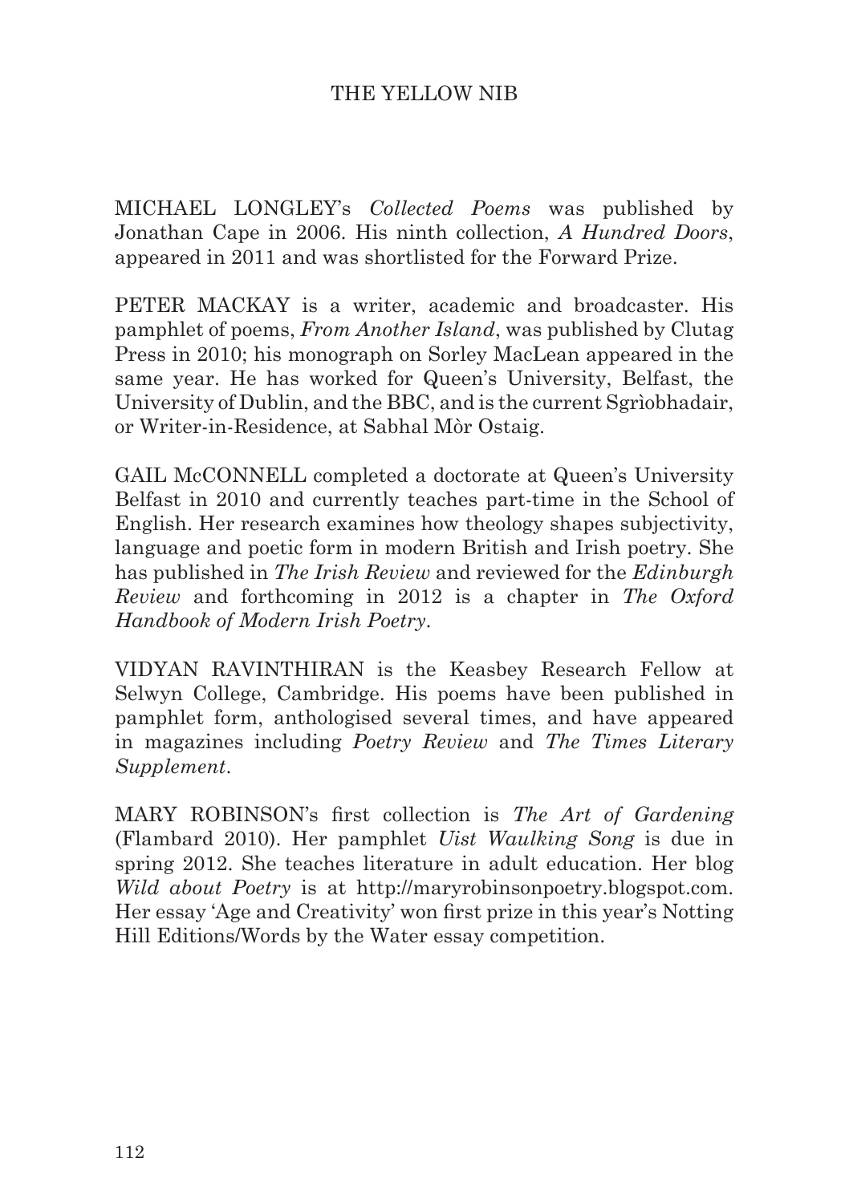MICHAEL LONGLEY's *Collected Poems* was published by Jonathan Cape in 2006. His ninth collection, *A Hundred Doors*, appeared in 2011 and was shortlisted for the Forward Prize.

PETER MACKAY is a writer, academic and broadcaster. His pamphlet of poems, *From Another Island*, was published by Clutag Press in 2010; his monograph on Sorley MacLean appeared in the same year. He has worked for Queen's University, Belfast, the University of Dublin, and the BBC, and is the current Sgrìobhadair, or Writer-in-Residence, at Sabhal Mòr Ostaig.

GAIL McCONNELL completed a doctorate at Queen's University Belfast in 2010 and currently teaches part-time in the School of English. Her research examines how theology shapes subjectivity, language and poetic form in modern British and Irish poetry. She has published in *The Irish Review* and reviewed for the *Edinburgh Review* and forthcoming in 2012 is a chapter in *The Oxford Handbook of Modern Irish Poetry*.

VIDYAN RAVINTHIRAN is the Keasbey Research Fellow at Selwyn College, Cambridge. His poems have been published in pamphlet form, anthologised several times, and have appeared in magazines including *Poetry Review* and *The Times Literary Supplement*.

MARY ROBINSON's first collection is *The Art of Gardening* (Flambard 2010). Her pamphlet *Uist Waulking Song* is due in spring 2012. She teaches literature in adult education. Her blog *Wild about Poetry* is at http://maryrobinsonpoetry.blogspot.com. Her essay 'Age and Creativity' won first prize in this year's Notting Hill Editions/Words by the Water essay competition.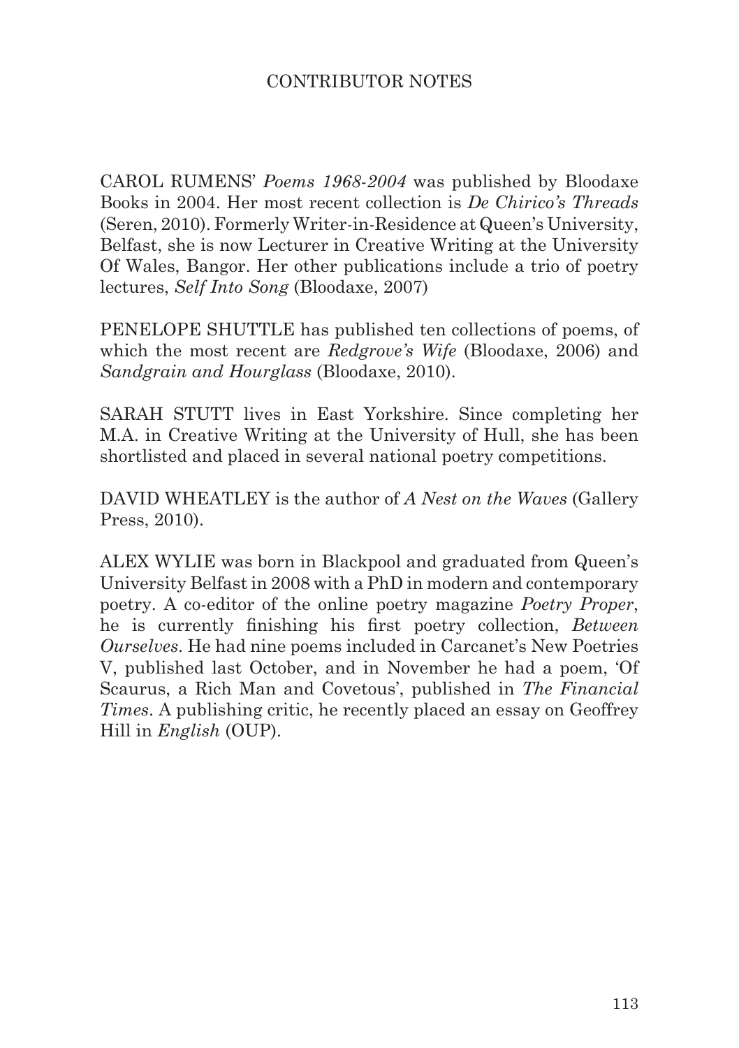# CONTRIBUTOR NOTES

CAROL RUMENS' *Poems 1968-2004* was published by Bloodaxe Books in 2004. Her most recent collection is *De Chirico's Threads* (Seren, 2010). Formerly Writer-in-Residence at Queen's University, Belfast, she is now Lecturer in Creative Writing at the University Of Wales, Bangor. Her other publications include a trio of poetry lectures, *Self Into Song* (Bloodaxe, 2007)

PENELOPE SHUTTLE has published ten collections of poems, of which the most recent are *Redgrove's Wife* (Bloodaxe, 2006) and *Sandgrain and Hourglass* (Bloodaxe, 2010).

SARAH STUTT lives in East Yorkshire. Since completing her M.A. in Creative Writing at the University of Hull, she has been shortlisted and placed in several national poetry competitions.

DAVID WHEATLEY is the author of *A Nest on the Waves* (Gallery Press, 2010).

ALEX WYLIE was born in Blackpool and graduated from Queen's University Belfast in 2008 with a PhD in modern and contemporary poetry. A co-editor of the online poetry magazine *Poetry Proper*, he is currently finishing his first poetry collection, *Between Ourselves*. He had nine poems included in Carcanet's New Poetries V, published last October, and in November he had a poem, 'Of Scaurus, a Rich Man and Covetous', published in *The Financial Times*. A publishing critic, he recently placed an essay on Geoffrey Hill in *English* (OUP).